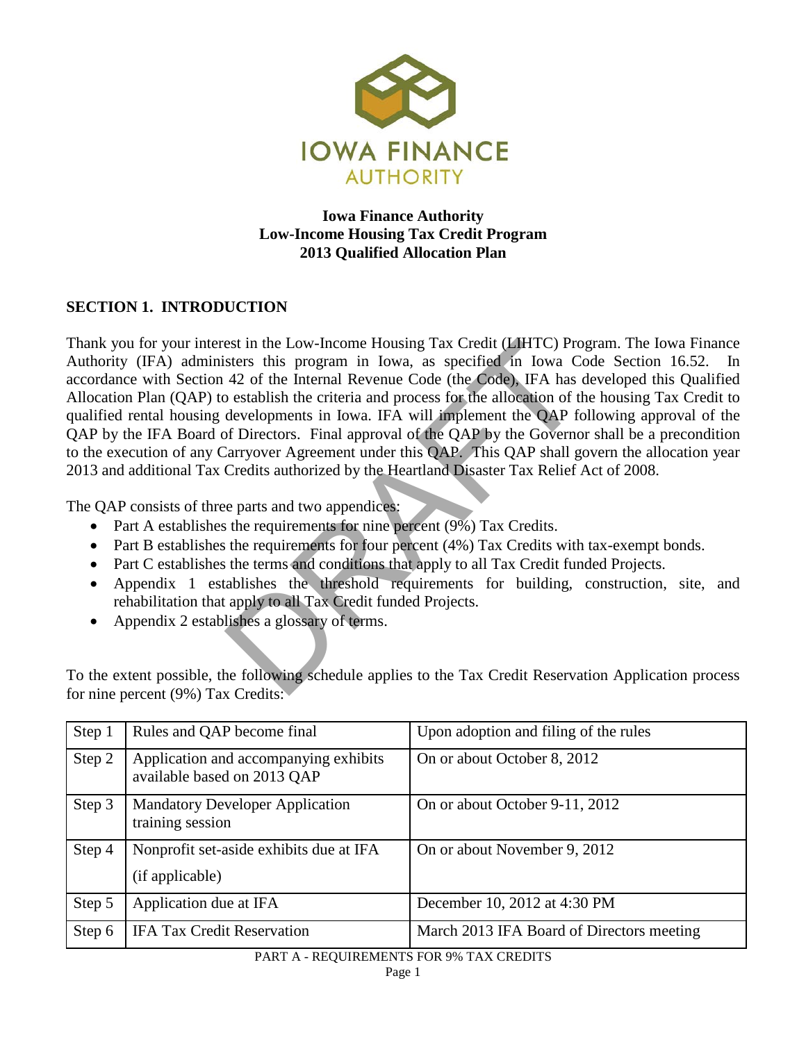IOWA FINANCE AUTHORITY

**Iowa Finance Authority**
**Low-Income Housing Tax Credit Program**
**2013 Qualified Allocation Plan**

## SECTION 1. INTRODUCTION

Thank you for your interest in the Low-Income Housing Tax Credit (LIHTC) Program. The Iowa Finance Authority (IFA) administers this program in Iowa, as specified in Iowa Code Section 16.52. In accordance with Section 42 of the Internal Revenue Code (the Code), IFA has developed this Qualified Allocation Plan (QAP) to establish the criteria and process for the allocation of the housing Tax Credit to qualified rental housing developments in Iowa. IFA will implement the QAP following approval of the QAP by the IFA Board of Directors. Final approval of the QAP by the Governor shall be a precondition to the execution of any Carryover Agreement under this QAP. This QAP shall govern the allocation year 2013 and additional Tax Credits authorized by the Heartland Disaster Tax Relief Act of 2008.

The QAP consists of three parts and two appendices:

- Part A establishes the requirements for nine percent (9%) Tax Credits.
- Part B establishes the requirements for four percent (4%) Tax Credits with tax-exempt bonds.
- Part C establishes the terms and conditions that apply to all Tax Credit funded Projects.
- Appendix 1 establishes the threshold requirements for building, construction, site, and rehabilitation that apply to all Tax Credit funded Projects.
- Appendix 2 establishes a glossary of terms.

To the extent possible, the following schedule applies to the Tax Credit Reservation Application process for nine percent (9%) Tax Credits:

| | | |
|---|---|---|
| Step 1 | Rules and QAP become final | Upon adoption and filing of the rules |
| Step 2 | Application and accompanying exhibits available based on 2013 QAP | On or about October 8, 2012 |
| Step 3 | Mandatory Developer Application training session | On or about October 9-11, 2012 |
| Step 4 | Nonprofit set-aside exhibits due at IFA (if applicable) | On or about November 9, 2012 |
| Step 5 | Application due at IFA | December 10, 2012 at 4:30 PM |
| Step 6 | IFA Tax Credit Reservation | March 2013 IFA Board of Directors meeting |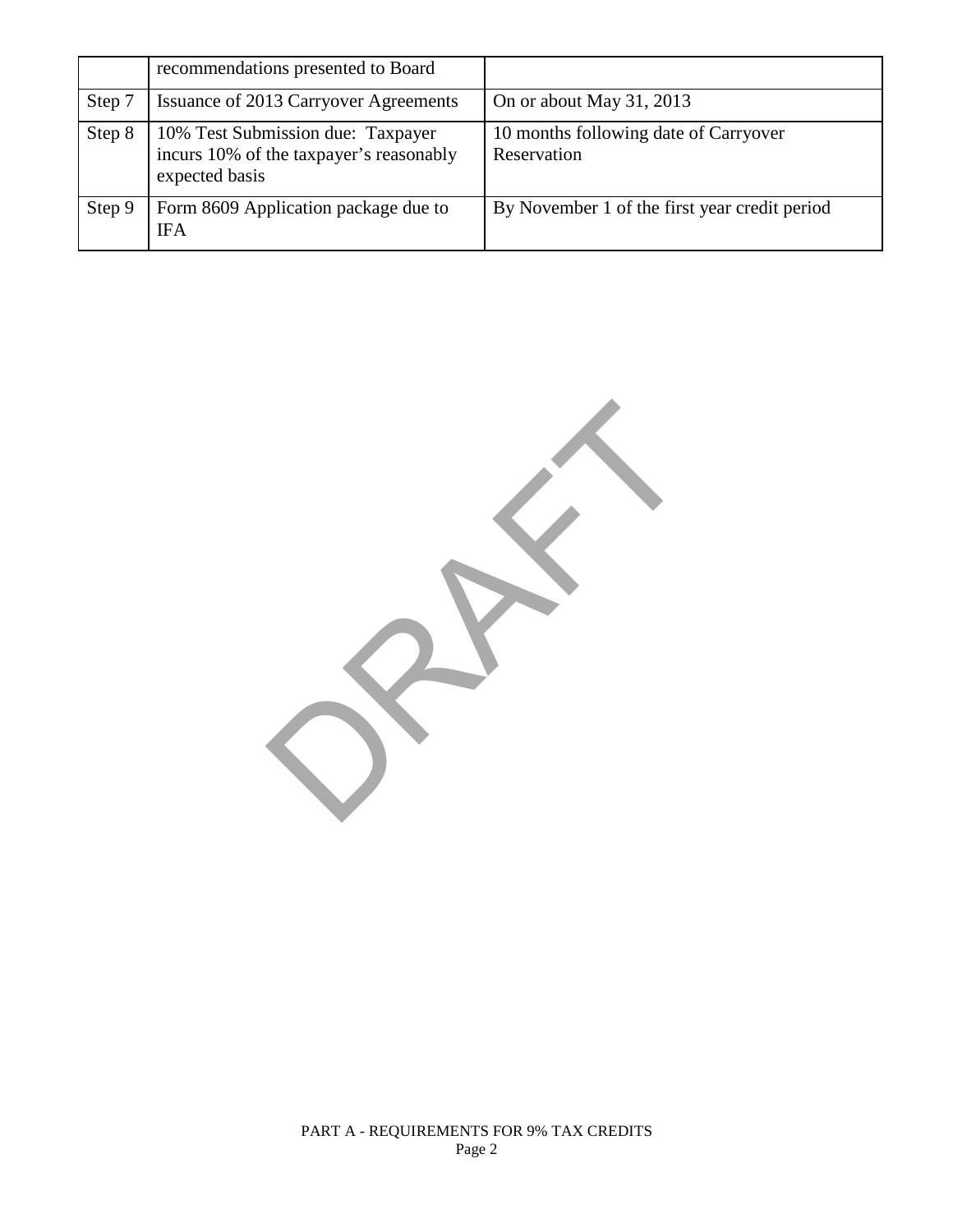| | | |
|---|---|---|
| | recommendations presented to Board | |
| Step 7 | Issuance of 2013 Carryover Agreements | On or about May 31, 2013 |
| Step 8 | 10% Test Submission due: Taxpayer incurs 10% of the taxpayer's reasonably expected basis | 10 months following date of Carryover Reservation |
| Step 9 | Form 8609 Application package due to IFA | By November 1 of the first year credit period |

DRAFT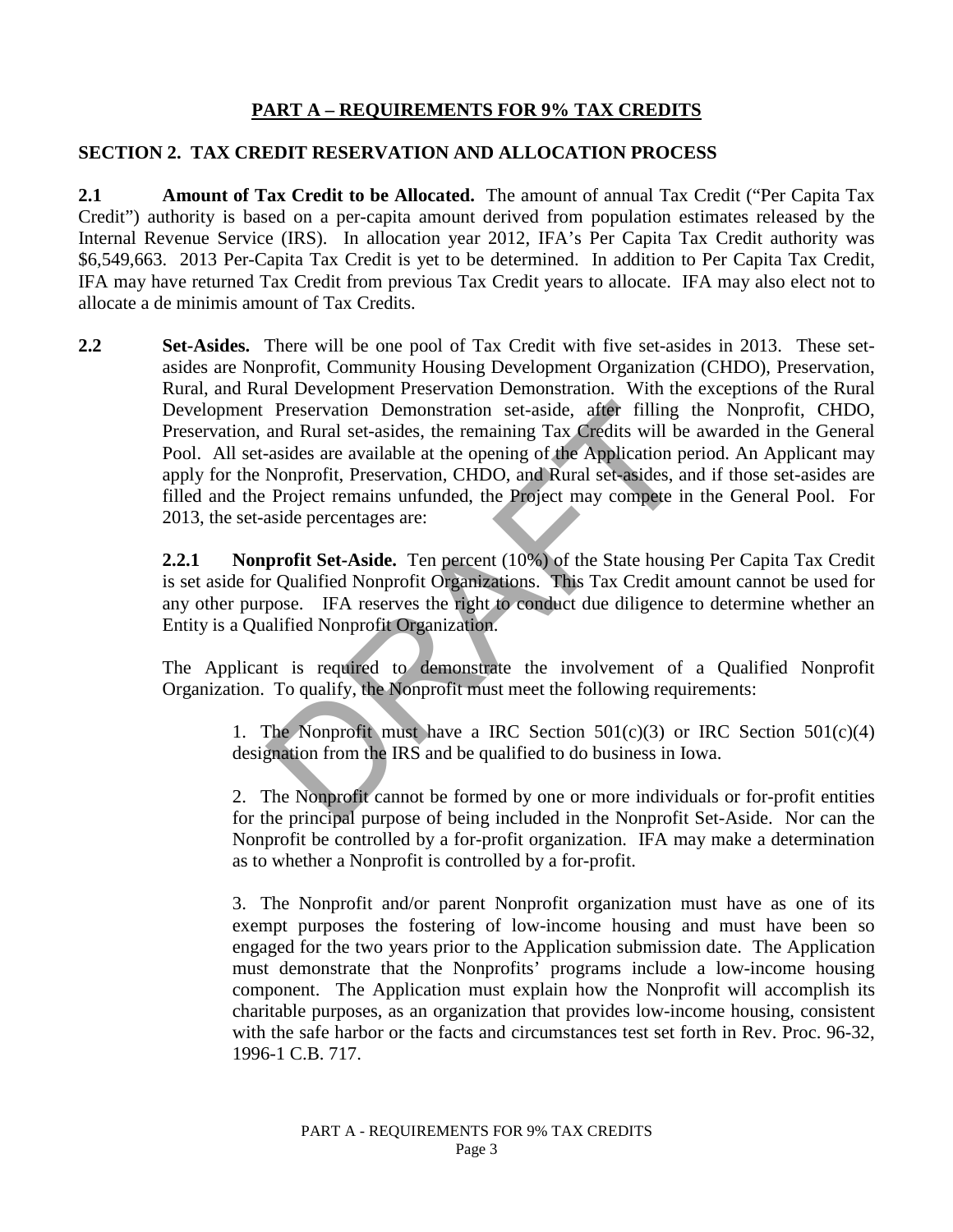## PART A – REQUIREMENTS FOR 9% TAX CREDITS

### SECTION 2. TAX CREDIT RESERVATION AND ALLOCATION PROCESS

**2.1 Amount of Tax Credit to be Allocated.** The amount of annual Tax Credit ("Per Capita Tax Credit") authority is based on a per-capita amount derived from population estimates released by the Internal Revenue Service (IRS). In allocation year 2012, IFA's Per Capita Tax Credit authority was $6,549,663. 2013 Per-Capita Tax Credit is yet to be determined. In addition to Per Capita Tax Credit, IFA may have returned Tax Credit from previous Tax Credit years to allocate. IFA may also elect not to allocate a de minimis amount of Tax Credits.

**2.2 Set-Asides.** There will be one pool of Tax Credit with five set-asides in 2013. These set-asides are Nonprofit, Community Housing Development Organization (CHDO), Preservation, Rural, and Rural Development Preservation Demonstration. With the exceptions of the Rural Development Preservation Demonstration set-aside, after filling the Nonprofit, CHDO, Preservation, and Rural set-asides, the remaining Tax Credits will be awarded in the General Pool. All set-asides are available at the opening of the Application period. An Applicant may apply for the Nonprofit, Preservation, CHDO, and Rural set-asides, and if those set-asides are filled and the Project remains unfunded, the Project may compete in the General Pool. For 2013, the set-aside percentages are:

**2.2.1 Nonprofit Set-Aside.** Ten percent (10%) of the State housing Per Capita Tax Credit is set aside for Qualified Nonprofit Organizations. This Tax Credit amount cannot be used for any other purpose. IFA reserves the right to conduct due diligence to determine whether an Entity is a Qualified Nonprofit Organization.

The Applicant is required to demonstrate the involvement of a Qualified Nonprofit Organization. To qualify, the Nonprofit must meet the following requirements:

1. The Nonprofit must have a IRC Section 501(c)(3) or IRC Section 501(c)(4) designation from the IRS and be qualified to do business in Iowa.

2. The Nonprofit cannot be formed by one or more individuals or for-profit entities for the principal purpose of being included in the Nonprofit Set-Aside. Nor can the Nonprofit be controlled by a for-profit organization. IFA may make a determination as to whether a Nonprofit is controlled by a for-profit.

3. The Nonprofit and/or parent Nonprofit organization must have as one of its exempt purposes the fostering of low-income housing and must have been so engaged for the two years prior to the Application submission date. The Application must demonstrate that the Nonprofits' programs include a low-income housing component. The Application must explain how the Nonprofit will accomplish its charitable purposes, as an organization that provides low-income housing, consistent with the safe harbor or the facts and circumstances test set forth in Rev. Proc. 96-32, 1996-1 C.B. 717.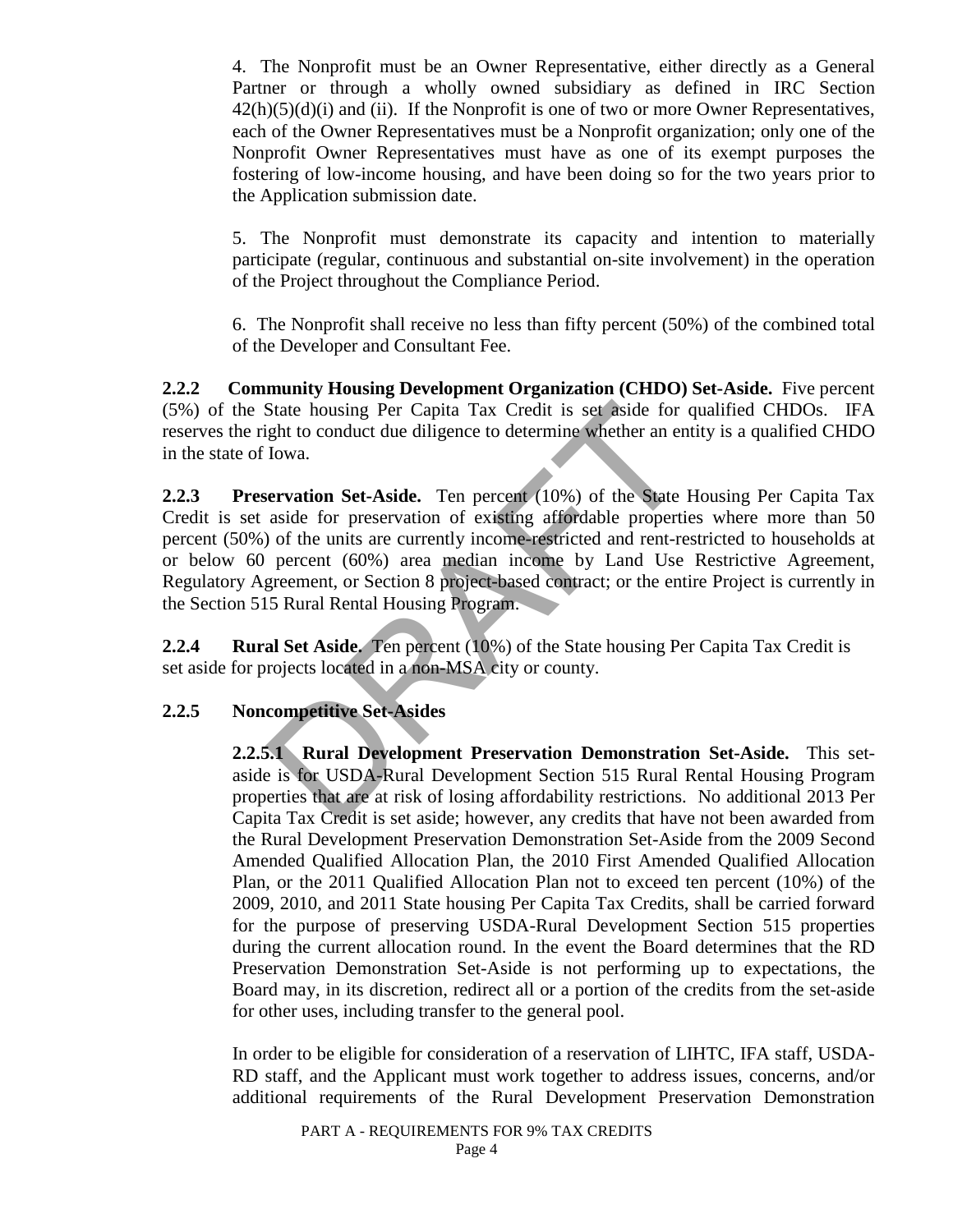4. The Nonprofit must be an Owner Representative, either directly as a General Partner or through a wholly owned subsidiary as defined in IRC Section 42(h)(5)(d)(i) and (ii). If the Nonprofit is one of two or more Owner Representatives, each of the Owner Representatives must be a Nonprofit organization; only one of the Nonprofit Owner Representatives must have as one of its exempt purposes the fostering of low-income housing, and have been doing so for the two years prior to the Application submission date.

5. The Nonprofit must demonstrate its capacity and intention to materially participate (regular, continuous and substantial on-site involvement) in the operation of the Project throughout the Compliance Period.

6. The Nonprofit shall receive no less than fifty percent (50%) of the combined total of the Developer and Consultant Fee.

**2.2.2 Community Housing Development Organization (CHDO) Set-Aside.** Five percent (5%) of the State housing Per Capita Tax Credit is set aside for qualified CHDOs. IFA reserves the right to conduct due diligence to determine whether an entity is a qualified CHDO in the state of Iowa.

**2.2.3 Preservation Set-Aside.** Ten percent (10%) of the State Housing Per Capita Tax Credit is set aside for preservation of existing affordable properties where more than 50 percent (50%) of the units are currently income-restricted and rent-restricted to households at or below 60 percent (60%) area median income by Land Use Restrictive Agreement, Regulatory Agreement, or Section 8 project-based contract; or the entire Project is currently in the Section 515 Rural Rental Housing Program.

**2.2.4 Rural Set Aside.** Ten percent (10%) of the State housing Per Capita Tax Credit is set aside for projects located in a non-MSA city or county.

**2.2.5 Noncompetitive Set-Asides**

**2.2.5.1 Rural Development Preservation Demonstration Set-Aside.** This set-aside is for USDA-Rural Development Section 515 Rural Rental Housing Program properties that are at risk of losing affordability restrictions. No additional 2013 Per Capita Tax Credit is set aside; however, any credits that have not been awarded from the Rural Development Preservation Demonstration Set-Aside from the 2009 Second Amended Qualified Allocation Plan, the 2010 First Amended Qualified Allocation Plan, or the 2011 Qualified Allocation Plan not to exceed ten percent (10%) of the 2009, 2010, and 2011 State housing Per Capita Tax Credits, shall be carried forward for the purpose of preserving USDA-Rural Development Section 515 properties during the current allocation round. In the event the Board determines that the RD Preservation Demonstration Set-Aside is not performing up to expectations, the Board may, in its discretion, redirect all or a portion of the credits from the set-aside for other uses, including transfer to the general pool.

In order to be eligible for consideration of a reservation of LIHTC, IFA staff, USDA-RD staff, and the Applicant must work together to address issues, concerns, and/or additional requirements of the Rural Development Preservation Demonstration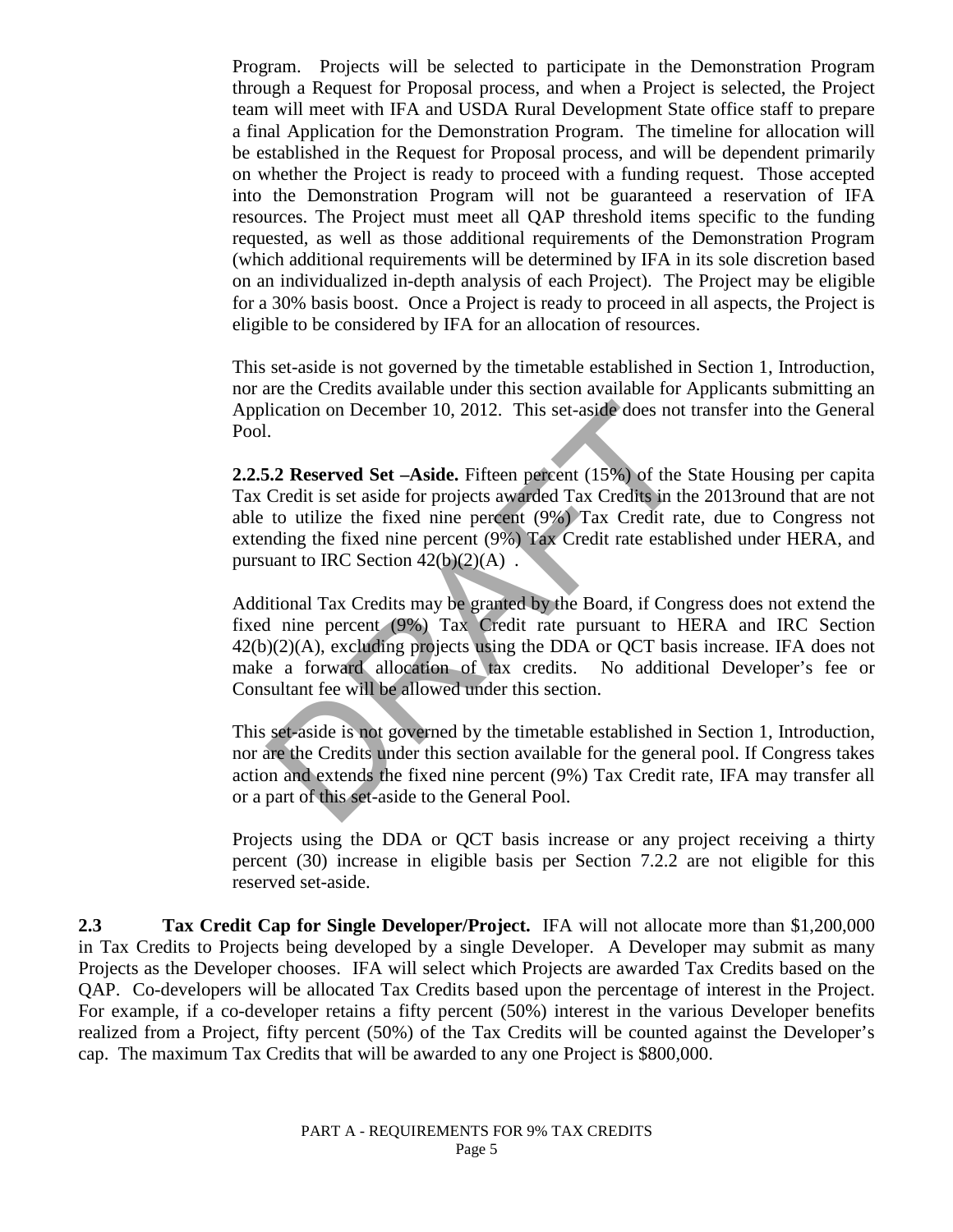Program. Projects will be selected to participate in the Demonstration Program through a Request for Proposal process, and when a Project is selected, the Project team will meet with IFA and USDA Rural Development State office staff to prepare a final Application for the Demonstration Program. The timeline for allocation will be established in the Request for Proposal process, and will be dependent primarily on whether the Project is ready to proceed with a funding request. Those accepted into the Demonstration Program will not be guaranteed a reservation of IFA resources. The Project must meet all QAP threshold items specific to the funding requested, as well as those additional requirements of the Demonstration Program (which additional requirements will be determined by IFA in its sole discretion based on an individualized in-depth analysis of each Project). The Project may be eligible for a 30% basis boost. Once a Project is ready to proceed in all aspects, the Project is eligible to be considered by IFA for an allocation of resources.

This set-aside is not governed by the timetable established in Section 1, Introduction, nor are the Credits available under this section available for Applicants submitting an Application on December 10, 2012. This set-aside does not transfer into the General Pool.

**2.2.5.2 Reserved Set –Aside.** Fifteen percent (15%) of the State Housing per capita Tax Credit is set aside for projects awarded Tax Credits in the 2013round that are not able to utilize the fixed nine percent (9%) Tax Credit rate, due to Congress not extending the fixed nine percent (9%) Tax Credit rate established under HERA, and pursuant to IRC Section 42(b)(2)(A) .

Additional Tax Credits may be granted by the Board, if Congress does not extend the fixed nine percent (9%) Tax Credit rate pursuant to HERA and IRC Section 42(b)(2)(A), excluding projects using the DDA or QCT basis increase. IFA does not make a forward allocation of tax credits. No additional Developer's fee or Consultant fee will be allowed under this section.

This set-aside is not governed by the timetable established in Section 1, Introduction, nor are the Credits under this section available for the general pool. If Congress takes action and extends the fixed nine percent (9%) Tax Credit rate, IFA may transfer all or a part of this set-aside to the General Pool.

Projects using the DDA or QCT basis increase or any project receiving a thirty percent (30) increase in eligible basis per Section 7.2.2 are not eligible for this reserved set-aside.

**2.3 Tax Credit Cap for Single Developer/Project.** IFA will not allocate more than $1,200,000 in Tax Credits to Projects being developed by a single Developer. A Developer may submit as many Projects as the Developer chooses. IFA will select which Projects are awarded Tax Credits based on the QAP. Co-developers will be allocated Tax Credits based upon the percentage of interest in the Project. For example, if a co-developer retains a fifty percent (50%) interest in the various Developer benefits realized from a Project, fifty percent (50%) of the Tax Credits will be counted against the Developer's cap. The maximum Tax Credits that will be awarded to any one Project is $800,000.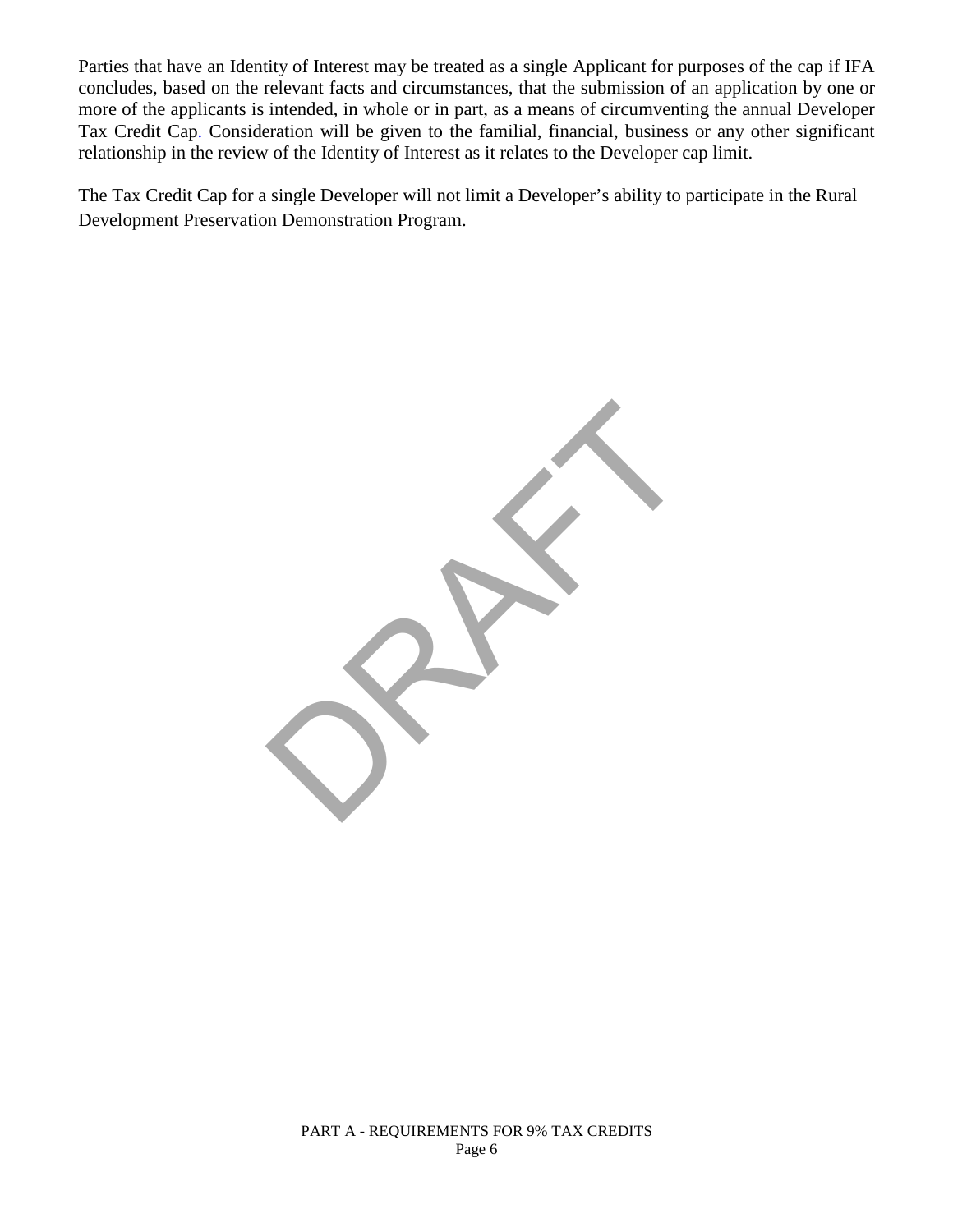Parties that have an Identity of Interest may be treated as a single Applicant for purposes of the cap if IFA concludes, based on the relevant facts and circumstances, that the submission of an application by one or more of the applicants is intended, in whole or in part, as a means of circumventing the annual Developer Tax Credit Cap. Consideration will be given to the familial, financial, business or any other significant relationship in the review of the Identity of Interest as it relates to the Developer cap limit.

The Tax Credit Cap for a single Developer will not limit a Developer's ability to participate in the Rural Development Preservation Demonstration Program.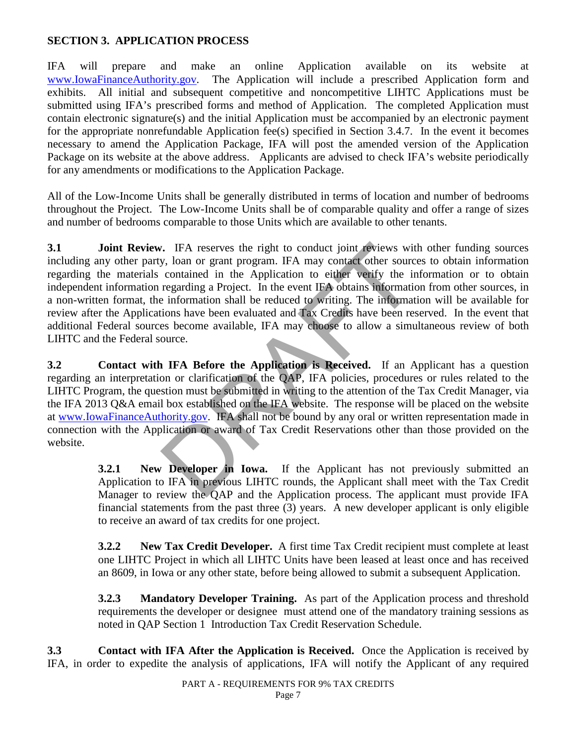## SECTION 3. APPLICATION PROCESS

IFA will prepare and make an online Application available on its website at www.IowaFinanceAuthority.gov. The Application will include a prescribed Application form and exhibits. All initial and subsequent competitive and noncompetitive LIHTC Applications must be submitted using IFA's prescribed forms and method of Application. The completed Application must contain electronic signature(s) and the initial Application must be accompanied by an electronic payment for the appropriate nonrefundable Application fee(s) specified in Section 3.4.7. In the event it becomes necessary to amend the Application Package, IFA will post the amended version of the Application Package on its website at the above address. Applicants are advised to check IFA's website periodically for any amendments or modifications to the Application Package.

All of the Low-Income Units shall be generally distributed in terms of location and number of bedrooms throughout the Project. The Low-Income Units shall be of comparable quality and offer a range of sizes and number of bedrooms comparable to those Units which are available to other tenants.

**3.1 Joint Review.** IFA reserves the right to conduct joint reviews with other funding sources including any other party, loan or grant program. IFA may contact other sources to obtain information regarding the materials contained in the Application to either verify the information or to obtain independent information regarding a Project. In the event IFA obtains information from other sources, in a non-written format, the information shall be reduced to writing. The information will be available for review after the Applications have been evaluated and Tax Credits have been reserved. In the event that additional Federal sources become available, IFA may choose to allow a simultaneous review of both LIHTC and the Federal source.

**3.2 Contact with IFA Before the Application is Received.** If an Applicant has a question regarding an interpretation or clarification of the QAP, IFA policies, procedures or rules related to the LIHTC Program, the question must be submitted in writing to the attention of the Tax Credit Manager, via the IFA 2013 Q&A email box established on the IFA website. The response will be placed on the website at www.IowaFinanceAuthority.gov. IFA shall not be bound by any oral or written representation made in connection with the Application or award of Tax Credit Reservations other than those provided on the website.

> **3.2.1 New Developer in Iowa.** If the Applicant has not previously submitted an Application to IFA in previous LIHTC rounds, the Applicant shall meet with the Tax Credit Manager to review the QAP and the Application process. The applicant must provide IFA financial statements from the past three (3) years. A new developer applicant is only eligible to receive an award of tax credits for one project.
>
> **3.2.2 New Tax Credit Developer.** A first time Tax Credit recipient must complete at least one LIHTC Project in which all LIHTC Units have been leased at least once and has received an 8609, in Iowa or any other state, before being allowed to submit a subsequent Application.
>
> **3.2.3 Mandatory Developer Training.** As part of the Application process and threshold requirements the developer or designee must attend one of the mandatory training sessions as noted in QAP Section 1 Introduction Tax Credit Reservation Schedule.

**3.3 Contact with IFA After the Application is Received.** Once the Application is received by IFA, in order to expedite the analysis of applications, IFA will notify the Applicant of any required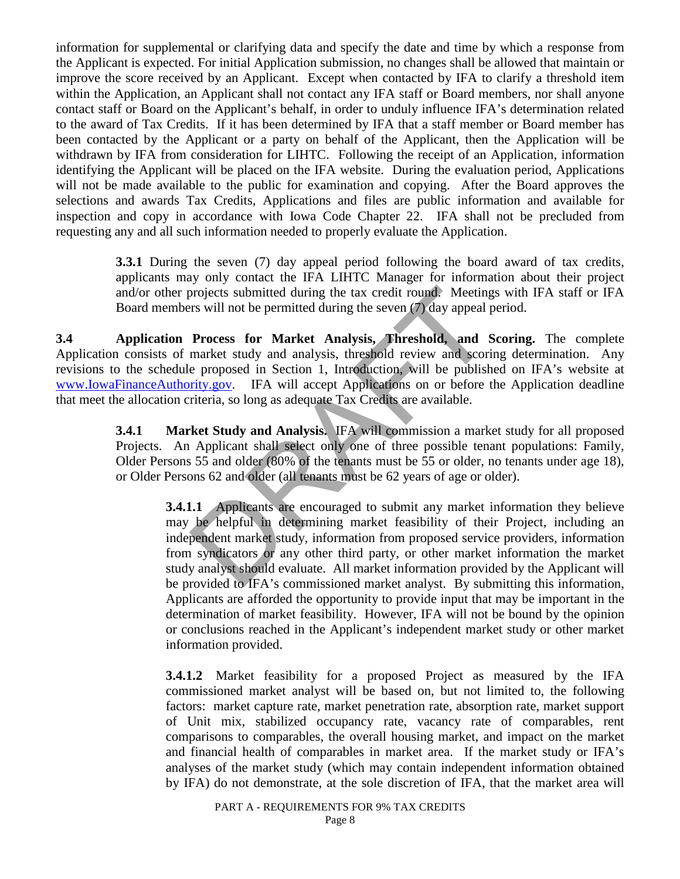information for supplemental or clarifying data and specify the date and time by which a response from the Applicant is expected. For initial Application submission, no changes shall be allowed that maintain or improve the score received by an Applicant. Except when contacted by IFA to clarify a threshold item within the Application, an Applicant shall not contact any IFA staff or Board members, nor shall anyone contact staff or Board on the Applicant's behalf, in order to unduly influence IFA's determination related to the award of Tax Credits. If it has been determined by IFA that a staff member or Board member has been contacted by the Applicant or a party on behalf of the Applicant, then the Application will be withdrawn by IFA from consideration for LIHTC. Following the receipt of an Application, information identifying the Applicant will be placed on the IFA website. During the evaluation period, Applications will not be made available to the public for examination and copying. After the Board approves the selections and awards Tax Credits, Applications and files are public information and available for inspection and copy in accordance with Iowa Code Chapter 22. IFA shall not be precluded from requesting any and all such information needed to properly evaluate the Application.

**3.3.1** During the seven (7) day appeal period following the board award of tax credits, applicants may only contact the IFA LIHTC Manager for information about their project and/or other projects submitted during the tax credit round. Meetings with IFA staff or IFA Board members will not be permitted during the seven (7) day appeal period.

**3.4 Application Process for Market Analysis, Threshold, and Scoring.** The complete Application consists of market study and analysis, threshold review and scoring determination. Any revisions to the schedule proposed in Section 1, Introduction, will be published on IFA's website at www.IowaFinanceAuthority.gov. IFA will accept Applications on or before the Application deadline that meet the allocation criteria, so long as adequate Tax Credits are available.

**3.4.1 Market Study and Analysis.** IFA will commission a market study for all proposed Projects. An Applicant shall select only one of three possible tenant populations: Family, Older Persons 55 and older (80% of the tenants must be 55 or older, no tenants under age 18), or Older Persons 62 and older (all tenants must be 62 years of age or older).

**3.4.1.1** Applicants are encouraged to submit any market information they believe may be helpful in determining market feasibility of their Project, including an independent market study, information from proposed service providers, information from syndicators or any other third party, or other market information the market study analyst should evaluate. All market information provided by the Applicant will be provided to IFA's commissioned market analyst. By submitting this information, Applicants are afforded the opportunity to provide input that may be important in the determination of market feasibility. However, IFA will not be bound by the opinion or conclusions reached in the Applicant's independent market study or other market information provided.

**3.4.1.2** Market feasibility for a proposed Project as measured by the IFA commissioned market analyst will be based on, but not limited to, the following factors: market capture rate, market penetration rate, absorption rate, market support of Unit mix, stabilized occupancy rate, vacancy rate of comparables, rent comparisons to comparables, the overall housing market, and impact on the market and financial health of comparables in market area. If the market study or IFA's analyses of the market study (which may contain independent information obtained by IFA) do not demonstrate, at the sole discretion of IFA, that the market area will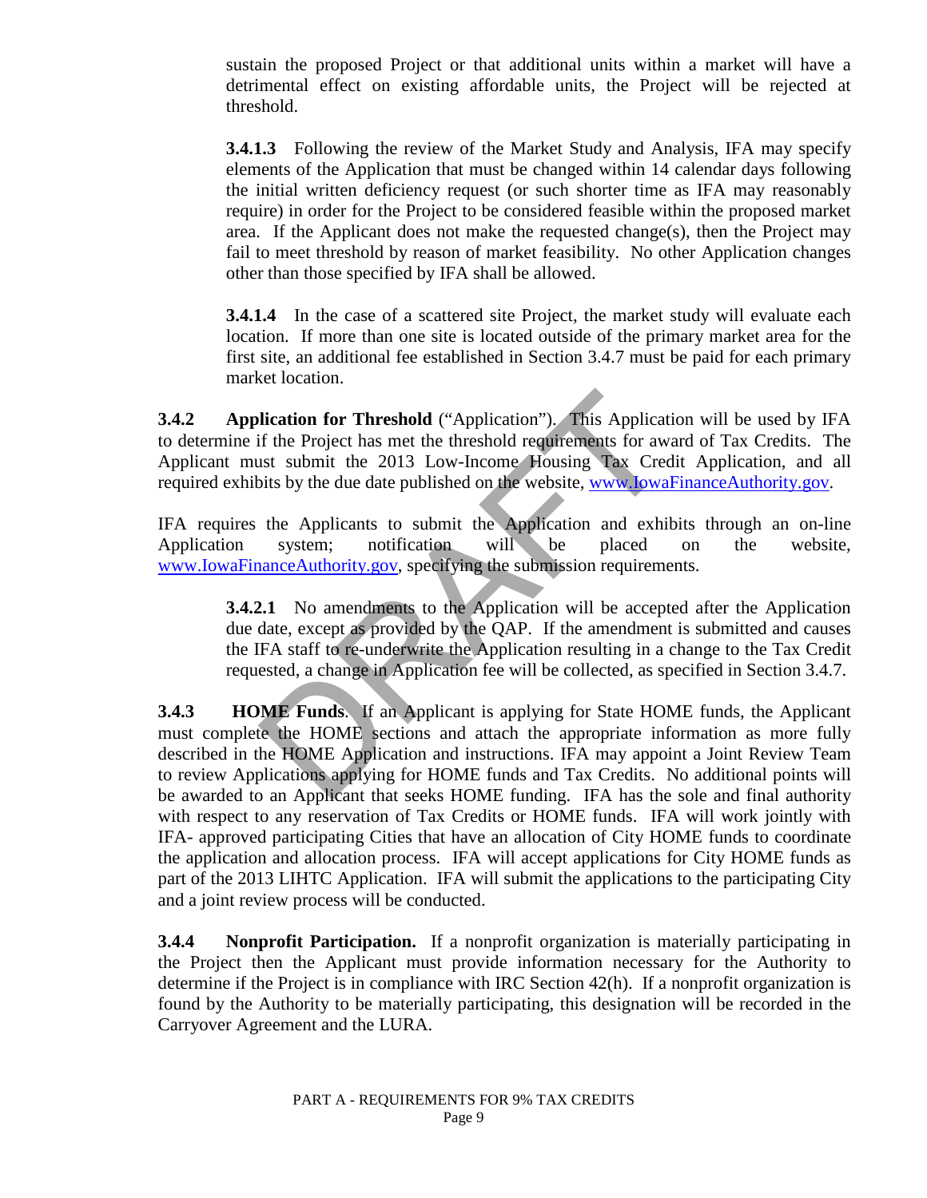sustain the proposed Project or that additional units within a market will have a detrimental effect on existing affordable units, the Project will be rejected at threshold.

**3.4.1.3** Following the review of the Market Study and Analysis, IFA may specify elements of the Application that must be changed within 14 calendar days following the initial written deficiency request (or such shorter time as IFA may reasonably require) in order for the Project to be considered feasible within the proposed market area. If the Applicant does not make the requested change(s), then the Project may fail to meet threshold by reason of market feasibility. No other Application changes other than those specified by IFA shall be allowed.

**3.4.1.4** In the case of a scattered site Project, the market study will evaluate each location. If more than one site is located outside of the primary market area for the first site, an additional fee established in Section 3.4.7 must be paid for each primary market location.

**3.4.2 Application for Threshold** ("Application"). This Application will be used by IFA to determine if the Project has met the threshold requirements for award of Tax Credits. The Applicant must submit the 2013 Low-Income Housing Tax Credit Application, and all required exhibits by the due date published on the website, www.IowaFinanceAuthority.gov.

IFA requires the Applicants to submit the Application and exhibits through an on-line Application system; notification will be placed on the website, www.IowaFinanceAuthority.gov, specifying the submission requirements.

**3.4.2.1** No amendments to the Application will be accepted after the Application due date, except as provided by the QAP. If the amendment is submitted and causes the IFA staff to re-underwrite the Application resulting in a change to the Tax Credit requested, a change in Application fee will be collected, as specified in Section 3.4.7.

**3.4.3 HOME Funds**. If an Applicant is applying for State HOME funds, the Applicant must complete the HOME sections and attach the appropriate information as more fully described in the HOME Application and instructions. IFA may appoint a Joint Review Team to review Applications applying for HOME funds and Tax Credits. No additional points will be awarded to an Applicant that seeks HOME funding. IFA has the sole and final authority with respect to any reservation of Tax Credits or HOME funds. IFA will work jointly with IFA- approved participating Cities that have an allocation of City HOME funds to coordinate the application and allocation process. IFA will accept applications for City HOME funds as part of the 2013 LIHTC Application. IFA will submit the applications to the participating City and a joint review process will be conducted.

**3.4.4 Nonprofit Participation.** If a nonprofit organization is materially participating in the Project then the Applicant must provide information necessary for the Authority to determine if the Project is in compliance with IRC Section 42(h). If a nonprofit organization is found by the Authority to be materially participating, this designation will be recorded in the Carryover Agreement and the LURA.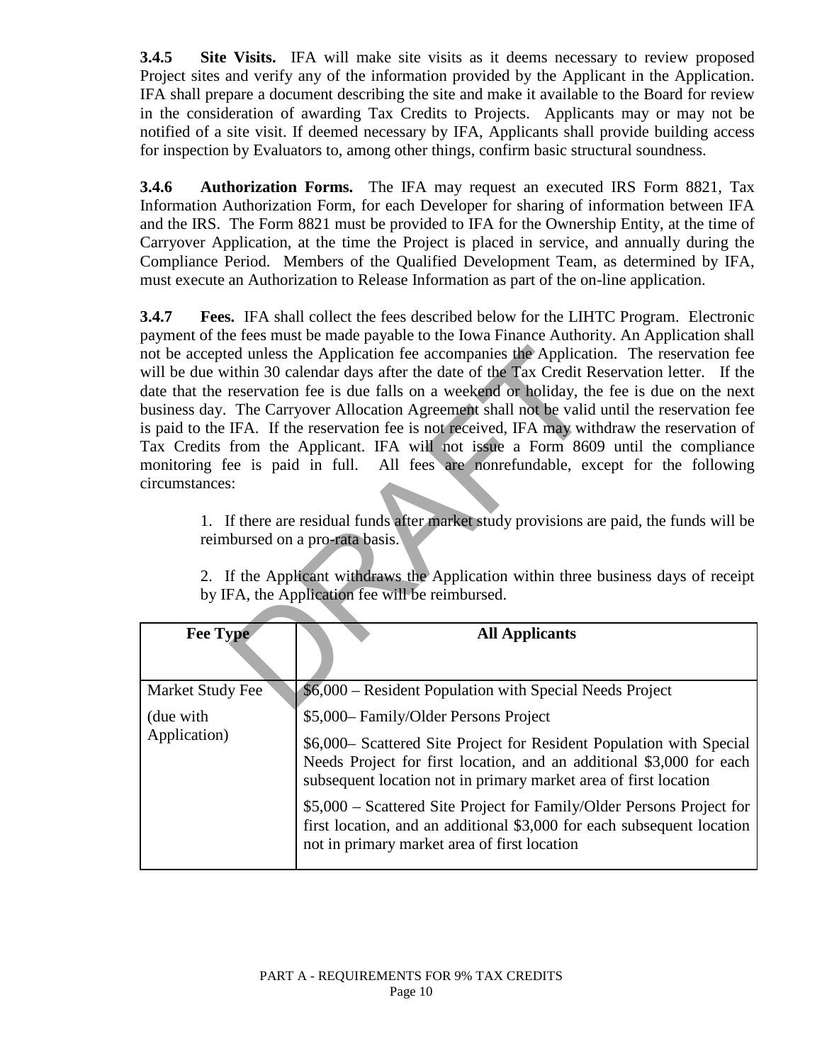**3.4.5 Site Visits.** IFA will make site visits as it deems necessary to review proposed Project sites and verify any of the information provided by the Applicant in the Application. IFA shall prepare a document describing the site and make it available to the Board for review in the consideration of awarding Tax Credits to Projects. Applicants may or may not be notified of a site visit. If deemed necessary by IFA, Applicants shall provide building access for inspection by Evaluators to, among other things, confirm basic structural soundness.

**3.4.6 Authorization Forms.** The IFA may request an executed IRS Form 8821, Tax Information Authorization Form, for each Developer for sharing of information between IFA and the IRS. The Form 8821 must be provided to IFA for the Ownership Entity, at the time of Carryover Application, at the time the Project is placed in service, and annually during the Compliance Period. Members of the Qualified Development Team, as determined by IFA, must execute an Authorization to Release Information as part of the on-line application.

**3.4.7 Fees.** IFA shall collect the fees described below for the LIHTC Program. Electronic payment of the fees must be made payable to the Iowa Finance Authority. An Application shall not be accepted unless the Application fee accompanies the Application. The reservation fee will be due within 30 calendar days after the date of the Tax Credit Reservation letter. If the date that the reservation fee is due falls on a weekend or holiday, the fee is due on the next business day. The Carryover Allocation Agreement shall not be valid until the reservation fee is paid to the IFA. If the reservation fee is not received, IFA may withdraw the reservation of Tax Credits from the Applicant. IFA will not issue a Form 8609 until the compliance monitoring fee is paid in full. All fees are nonrefundable, except for the following circumstances:

1. If there are residual funds after market study provisions are paid, the funds will be reimbursed on a pro-rata basis.

2. If the Applicant withdraws the Application within three business days of receipt by IFA, the Application fee will be reimbursed.

| Fee Type | All Applicants |
|---|---|
| Market Study Fee (due with Application) | \$6,000 – Resident Population with Special Needs Project<br>\$5,000– Family/Older Persons Project<br>\$6,000– Scattered Site Project for Resident Population with Special Needs Project for first location, and an additional \$3,000 for each subsequent location not in primary market area of first location<br>\$5,000 – Scattered Site Project for Family/Older Persons Project for first location, and an additional \$3,000 for each subsequent location not in primary market area of first location |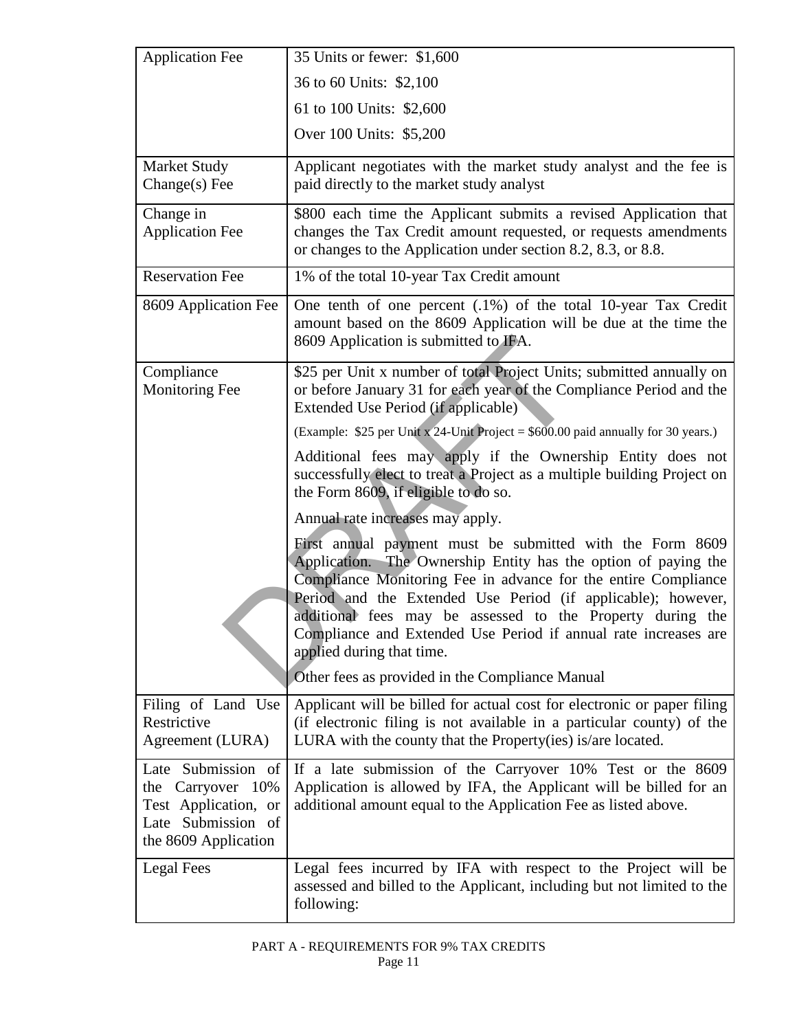| | |
|---|---|
| Application Fee | 35 Units or fewer: $1,600<br>36 to 60 Units: $2,100<br>61 to 100 Units: $2,600<br>Over 100 Units: $5,200 |
| Market Study Change(s) Fee | Applicant negotiates with the market study analyst and the fee is paid directly to the market study analyst |
| Change in Application Fee | $800 each time the Applicant submits a revised Application that changes the Tax Credit amount requested, or requests amendments or changes to the Application under section 8.2, 8.3, or 8.8. |
| Reservation Fee | 1% of the total 10-year Tax Credit amount |
| 8609 Application Fee | One tenth of one percent (.1%) of the total 10-year Tax Credit amount based on the 8609 Application will be due at the time the 8609 Application is submitted to IFA. |
| Compliance Monitoring Fee | $25 per Unit x number of total Project Units; submitted annually on or before January 31 for each year of the Compliance Period and the Extended Use Period (if applicable)<br>(Example: $25 per Unit x 24-Unit Project = $600.00 paid annually for 30 years.)<br>Additional fees may apply if the Ownership Entity does not successfully elect to treat a Project as a multiple building Project on the Form 8609, if eligible to do so.<br>Annual rate increases may apply.<br>First annual payment must be submitted with the Form 8609 Application. The Ownership Entity has the option of paying the Compliance Monitoring Fee in advance for the entire Compliance Period and the Extended Use Period (if applicable); however, additional fees may be assessed to the Property during the Compliance and Extended Use Period if annual rate increases are applied during that time.<br>Other fees as provided in the Compliance Manual |
| Filing of Land Use Restrictive Agreement (LURA) | Applicant will be billed for actual cost for electronic or paper filing (if electronic filing is not available in a particular county) of the LURA with the county that the Property(ies) is/are located. |
| Late Submission of the Carryover 10% Test Application, or Late Submission of the 8609 Application | If a late submission of the Carryover 10% Test or the 8609 Application is allowed by IFA, the Applicant will be billed for an additional amount equal to the Application Fee as listed above. |
| Legal Fees | Legal fees incurred by IFA with respect to the Project will be assessed and billed to the Applicant, including but not limited to the following: |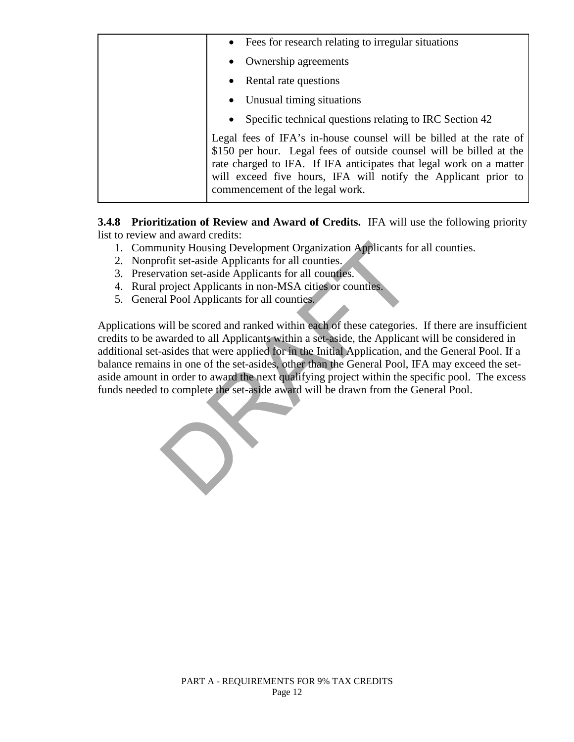| | |
|---|---|
| | • Fees for research relating to irregular situations<br>• Ownership agreements<br>• Rental rate questions<br>• Unusual timing situations<br>• Specific technical questions relating to IRC Section 42<br><br>Legal fees of IFA's in-house counsel will be billed at the rate of \$150 per hour. Legal fees of outside counsel will be billed at the rate charged to IFA. If IFA anticipates that legal work on a matter will exceed five hours, IFA will notify the Applicant prior to commencement of the legal work. |

**3.4.8 Prioritization of Review and Award of Credits.** IFA will use the following priority list to review and award credits:

1. Community Housing Development Organization Applicants for all counties.
2. Nonprofit set-aside Applicants for all counties.
3. Preservation set-aside Applicants for all counties.
4. Rural project Applicants in non-MSA cities or counties.
5. General Pool Applicants for all counties.

Applications will be scored and ranked within each of these categories. If there are insufficient credits to be awarded to all Applicants within a set-aside, the Applicant will be considered in additional set-asides that were applied for in the Initial Application, and the General Pool. If a balance remains in one of the set-asides, other than the General Pool, IFA may exceed the set-aside amount in order to award the next qualifying project within the specific pool. The excess funds needed to complete the set-aside award will be drawn from the General Pool.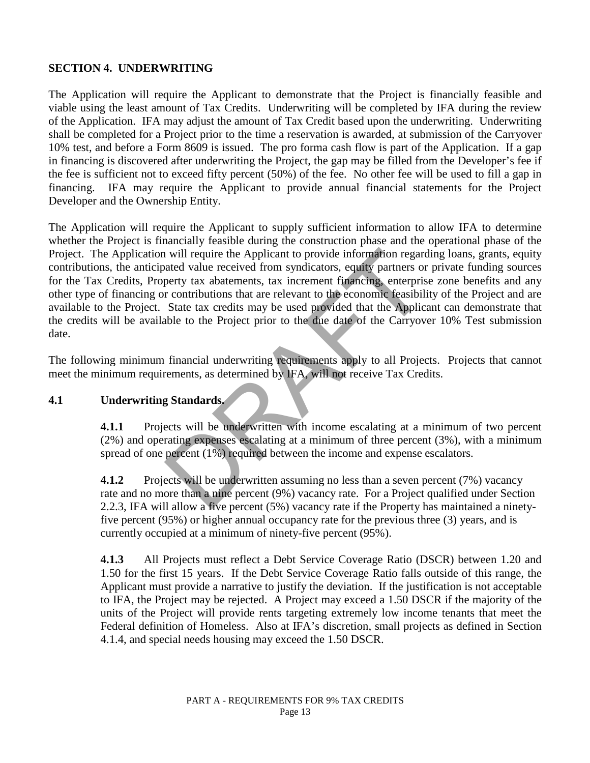## SECTION 4. UNDERWRITING

The Application will require the Applicant to demonstrate that the Project is financially feasible and viable using the least amount of Tax Credits. Underwriting will be completed by IFA during the review of the Application. IFA may adjust the amount of Tax Credit based upon the underwriting. Underwriting shall be completed for a Project prior to the time a reservation is awarded, at submission of the Carryover 10% test, and before a Form 8609 is issued. The pro forma cash flow is part of the Application. If a gap in financing is discovered after underwriting the Project, the gap may be filled from the Developer's fee if the fee is sufficient not to exceed fifty percent (50%) of the fee. No other fee will be used to fill a gap in financing. IFA may require the Applicant to provide annual financial statements for the Project Developer and the Ownership Entity.

The Application will require the Applicant to supply sufficient information to allow IFA to determine whether the Project is financially feasible during the construction phase and the operational phase of the Project. The Application will require the Applicant to provide information regarding loans, grants, equity contributions, the anticipated value received from syndicators, equity partners or private funding sources for the Tax Credits, Property tax abatements, tax increment financing, enterprise zone benefits and any other type of financing or contributions that are relevant to the economic feasibility of the Project and are available to the Project. State tax credits may be used provided that the Applicant can demonstrate that the credits will be available to the Project prior to the due date of the Carryover 10% Test submission date.

The following minimum financial underwriting requirements apply to all Projects. Projects that cannot meet the minimum requirements, as determined by IFA, will not receive Tax Credits.

### 4.1 Underwriting Standards.

**4.1.1** Projects will be underwritten with income escalating at a minimum of two percent (2%) and operating expenses escalating at a minimum of three percent (3%), with a minimum spread of one percent (1%) required between the income and expense escalators.

**4.1.2** Projects will be underwritten assuming no less than a seven percent (7%) vacancy rate and no more than a nine percent (9%) vacancy rate. For a Project qualified under Section 2.2.3, IFA will allow a five percent (5%) vacancy rate if the Property has maintained a ninety-five percent (95%) or higher annual occupancy rate for the previous three (3) years, and is currently occupied at a minimum of ninety-five percent (95%).

**4.1.3** All Projects must reflect a Debt Service Coverage Ratio (DSCR) between 1.20 and 1.50 for the first 15 years. If the Debt Service Coverage Ratio falls outside of this range, the Applicant must provide a narrative to justify the deviation. If the justification is not acceptable to IFA, the Project may be rejected. A Project may exceed a 1.50 DSCR if the majority of the units of the Project will provide rents targeting extremely low income tenants that meet the Federal definition of Homeless. Also at IFA's discretion, small projects as defined in Section 4.1.4, and special needs housing may exceed the 1.50 DSCR.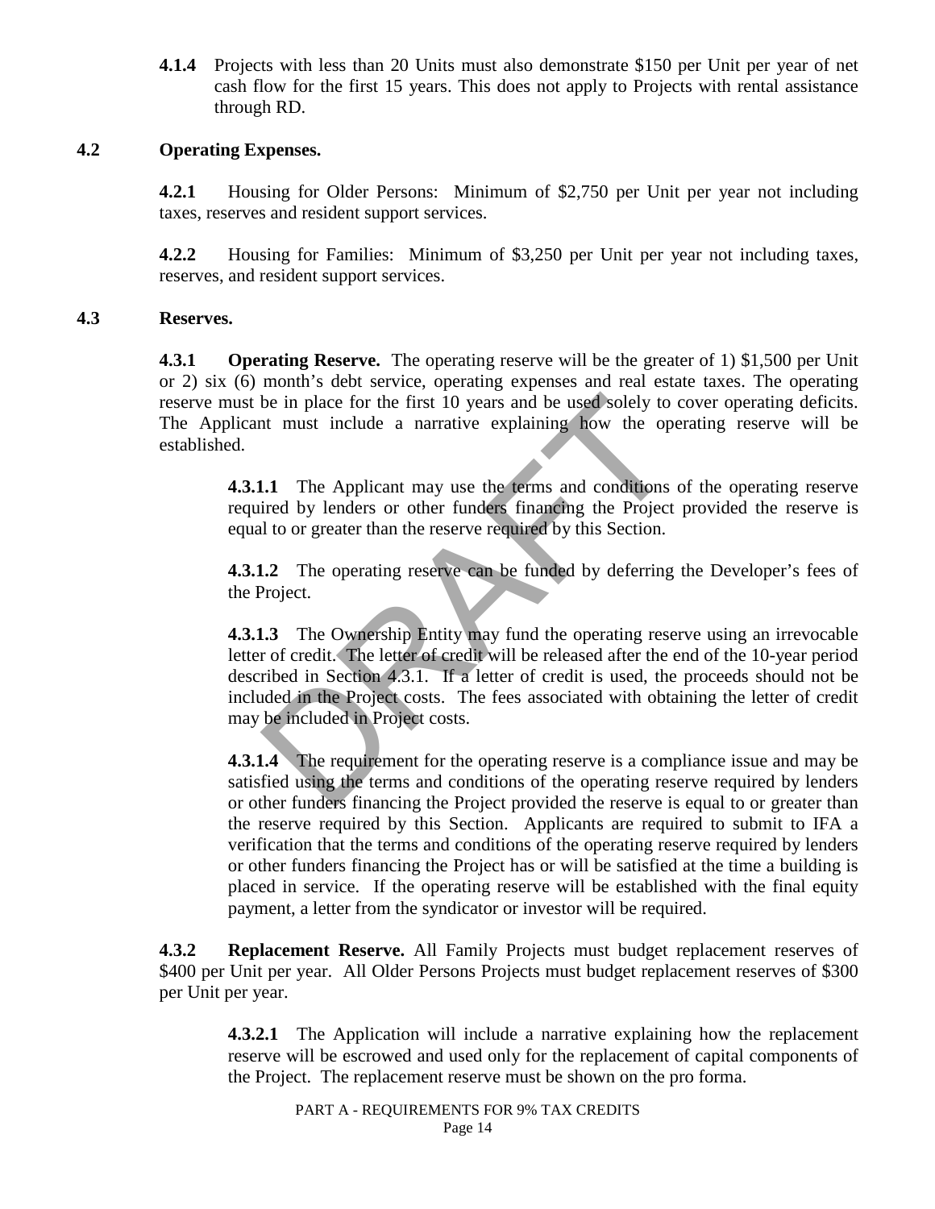**4.1.4** Projects with less than 20 Units must also demonstrate $150 per Unit per year of net cash flow for the first 15 years. This does not apply to Projects with rental assistance through RD.

## 4.2 Operating Expenses.

**4.2.1** Housing for Older Persons: Minimum of $2,750 per Unit per year not including taxes, reserves and resident support services.

**4.2.2** Housing for Families: Minimum of $3,250 per Unit per year not including taxes, reserves, and resident support services.

## 4.3 Reserves.

**4.3.1 Operating Reserve.** The operating reserve will be the greater of 1) $1,500 per Unit or 2) six (6) month's debt service, operating expenses and real estate taxes. The operating reserve must be in place for the first 10 years and be used solely to cover operating deficits. The Applicant must include a narrative explaining how the operating reserve will be established.

**4.3.1.1** The Applicant may use the terms and conditions of the operating reserve required by lenders or other funders financing the Project provided the reserve is equal to or greater than the reserve required by this Section.

**4.3.1.2** The operating reserve can be funded by deferring the Developer's fees of the Project.

**4.3.1.3** The Ownership Entity may fund the operating reserve using an irrevocable letter of credit. The letter of credit will be released after the end of the 10-year period described in Section 4.3.1. If a letter of credit is used, the proceeds should not be included in the Project costs. The fees associated with obtaining the letter of credit may be included in Project costs.

**4.3.1.4** The requirement for the operating reserve is a compliance issue and may be satisfied using the terms and conditions of the operating reserve required by lenders or other funders financing the Project provided the reserve is equal to or greater than the reserve required by this Section. Applicants are required to submit to IFA a verification that the terms and conditions of the operating reserve required by lenders or other funders financing the Project has or will be satisfied at the time a building is placed in service. If the operating reserve will be established with the final equity payment, a letter from the syndicator or investor will be required.

**4.3.2 Replacement Reserve.** All Family Projects must budget replacement reserves of $400 per Unit per year. All Older Persons Projects must budget replacement reserves of $300 per Unit per year.

**4.3.2.1** The Application will include a narrative explaining how the replacement reserve will be escrowed and used only for the replacement of capital components of the Project. The replacement reserve must be shown on the pro forma.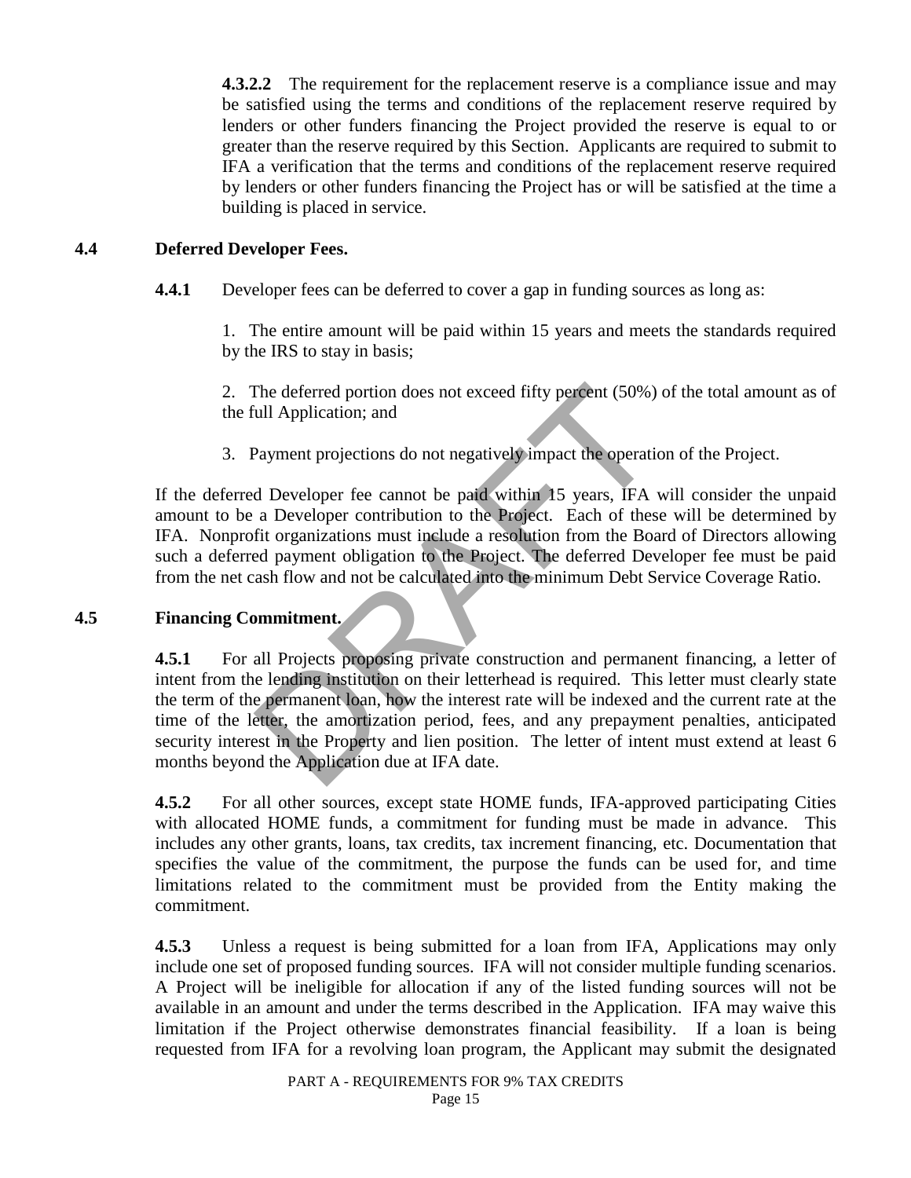**4.3.2.2** The requirement for the replacement reserve is a compliance issue and may be satisfied using the terms and conditions of the replacement reserve required by lenders or other funders financing the Project provided the reserve is equal to or greater than the reserve required by this Section. Applicants are required to submit to IFA a verification that the terms and conditions of the replacement reserve required by lenders or other funders financing the Project has or will be satisfied at the time a building is placed in service.

## 4.4 Deferred Developer Fees.

**4.4.1** Developer fees can be deferred to cover a gap in funding sources as long as:

1. The entire amount will be paid within 15 years and meets the standards required by the IRS to stay in basis;

2. The deferred portion does not exceed fifty percent (50%) of the total amount as of the full Application; and

3. Payment projections do not negatively impact the operation of the Project.

If the deferred Developer fee cannot be paid within 15 years, IFA will consider the unpaid amount to be a Developer contribution to the Project. Each of these will be determined by IFA. Nonprofit organizations must include a resolution from the Board of Directors allowing such a deferred payment obligation to the Project. The deferred Developer fee must be paid from the net cash flow and not be calculated into the minimum Debt Service Coverage Ratio.

## 4.5 Financing Commitment.

**4.5.1** For all Projects proposing private construction and permanent financing, a letter of intent from the lending institution on their letterhead is required. This letter must clearly state the term of the permanent loan, how the interest rate will be indexed and the current rate at the time of the letter, the amortization period, fees, and any prepayment penalties, anticipated security interest in the Property and lien position. The letter of intent must extend at least 6 months beyond the Application due at IFA date.

**4.5.2** For all other sources, except state HOME funds, IFA-approved participating Cities with allocated HOME funds, a commitment for funding must be made in advance. This includes any other grants, loans, tax credits, tax increment financing, etc. Documentation that specifies the value of the commitment, the purpose the funds can be used for, and time limitations related to the commitment must be provided from the Entity making the commitment.

**4.5.3** Unless a request is being submitted for a loan from IFA, Applications may only include one set of proposed funding sources. IFA will not consider multiple funding scenarios. A Project will be ineligible for allocation if any of the listed funding sources will not be available in an amount and under the terms described in the Application. IFA may waive this limitation if the Project otherwise demonstrates financial feasibility. If a loan is being requested from IFA for a revolving loan program, the Applicant may submit the designated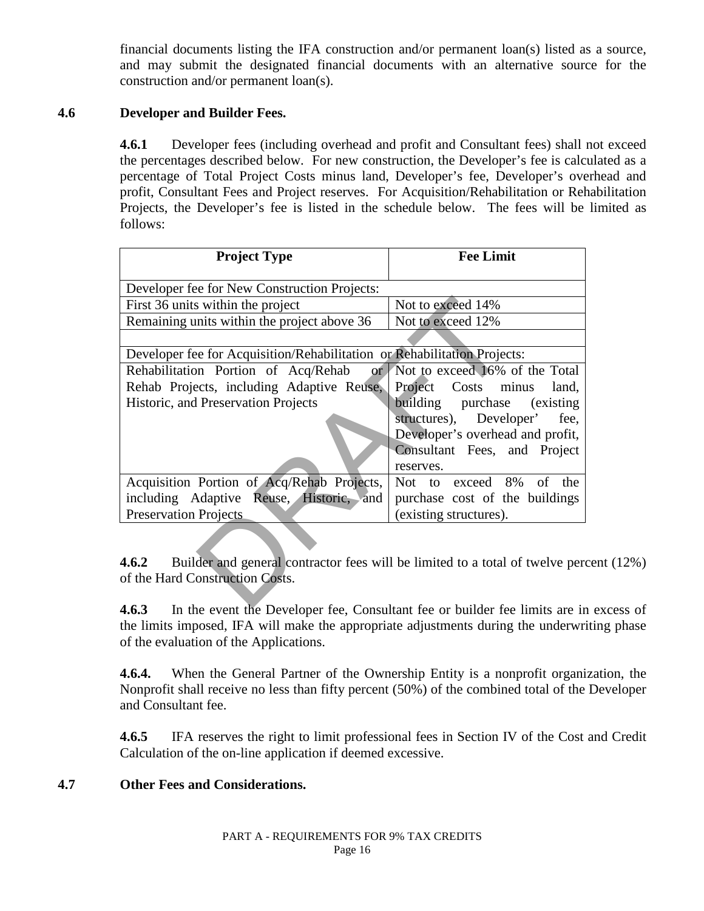financial documents listing the IFA construction and/or permanent loan(s) listed as a source, and may submit the designated financial documents with an alternative source for the construction and/or permanent loan(s).

### 4.6 Developer and Builder Fees.

**4.6.1** Developer fees (including overhead and profit and Consultant fees) shall not exceed the percentages described below. For new construction, the Developer's fee is calculated as a percentage of Total Project Costs minus land, Developer's fee, Developer's overhead and profit, Consultant Fees and Project reserves. For Acquisition/Rehabilitation or Rehabilitation Projects, the Developer's fee is listed in the schedule below. The fees will be limited as follows:

| Project Type | Fee Limit |
|---|---|
| Developer fee for New Construction Projects: | |
| First 36 units within the project | Not to exceed 14% |
| Remaining units within the project above 36 | Not to exceed 12% |
| | |
| Developer fee for Acquisition/Rehabilitation or Rehabilitation Projects: | |
| Rehabilitation Portion of Acq/Rehab or Rehab Projects, including Adaptive Reuse, Historic, and Preservation Projects | Not to exceed 16% of the Total Project Costs minus land, building purchase (existing structures), Developer' fee, Developer's overhead and profit, Consultant Fees, and Project reserves. |
| Acquisition Portion of Acq/Rehab Projects, including Adaptive Reuse, Historic, and Preservation Projects | Not to exceed 8% of the purchase cost of the buildings (existing structures). |

**4.6.2** Builder and general contractor fees will be limited to a total of twelve percent (12%) of the Hard Construction Costs.

**4.6.3** In the event the Developer fee, Consultant fee or builder fee limits are in excess of the limits imposed, IFA will make the appropriate adjustments during the underwriting phase of the evaluation of the Applications.

**4.6.4.** When the General Partner of the Ownership Entity is a nonprofit organization, the Nonprofit shall receive no less than fifty percent (50%) of the combined total of the Developer and Consultant fee.

**4.6.5** IFA reserves the right to limit professional fees in Section IV of the Cost and Credit Calculation of the on-line application if deemed excessive.

### 4.7 Other Fees and Considerations.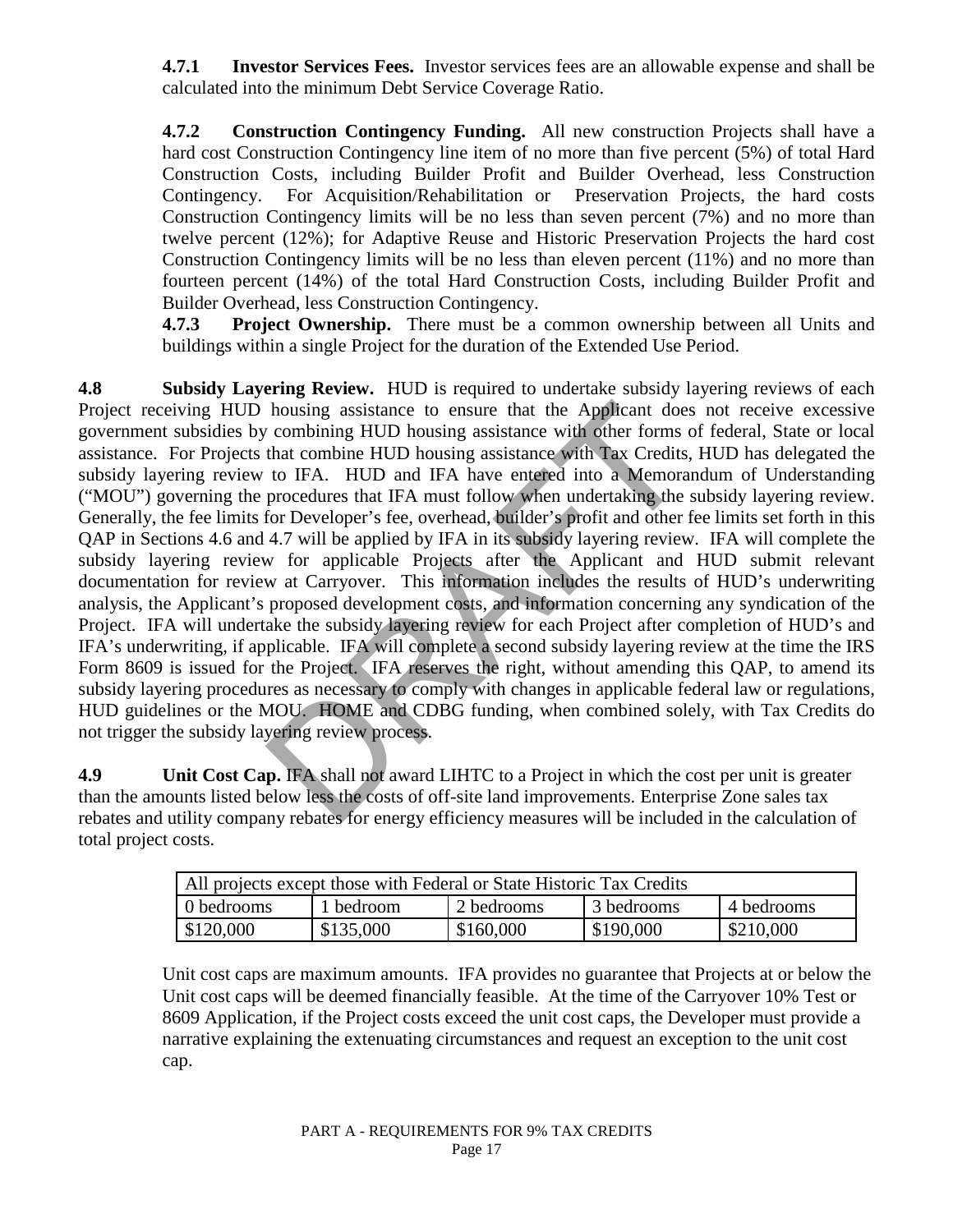**4.7.1 Investor Services Fees.** Investor services fees are an allowable expense and shall be calculated into the minimum Debt Service Coverage Ratio.

**4.7.2 Construction Contingency Funding.** All new construction Projects shall have a hard cost Construction Contingency line item of no more than five percent (5%) of total Hard Construction Costs, including Builder Profit and Builder Overhead, less Construction Contingency. For Acquisition/Rehabilitation or Preservation Projects, the hard costs Construction Contingency limits will be no less than seven percent (7%) and no more than twelve percent (12%); for Adaptive Reuse and Historic Preservation Projects the hard cost Construction Contingency limits will be no less than eleven percent (11%) and no more than fourteen percent (14%) of the total Hard Construction Costs, including Builder Profit and Builder Overhead, less Construction Contingency.

**4.7.3 Project Ownership.** There must be a common ownership between all Units and buildings within a single Project for the duration of the Extended Use Period.

**4.8 Subsidy Layering Review.** HUD is required to undertake subsidy layering reviews of each Project receiving HUD housing assistance to ensure that the Applicant does not receive excessive government subsidies by combining HUD housing assistance with other forms of federal, State or local assistance. For Projects that combine HUD housing assistance with Tax Credits, HUD has delegated the subsidy layering review to IFA. HUD and IFA have entered into a Memorandum of Understanding ("MOU") governing the procedures that IFA must follow when undertaking the subsidy layering review. Generally, the fee limits for Developer's fee, overhead, builder's profit and other fee limits set forth in this QAP in Sections 4.6 and 4.7 will be applied by IFA in its subsidy layering review. IFA will complete the subsidy layering review for applicable Projects after the Applicant and HUD submit relevant documentation for review at Carryover. This information includes the results of HUD's underwriting analysis, the Applicant's proposed development costs, and information concerning any syndication of the Project. IFA will undertake the subsidy layering review for each Project after completion of HUD's and IFA's underwriting, if applicable. IFA will complete a second subsidy layering review at the time the IRS Form 8609 is issued for the Project. IFA reserves the right, without amending this QAP, to amend its subsidy layering procedures as necessary to comply with changes in applicable federal law or regulations, HUD guidelines or the MOU. HOME and CDBG funding, when combined solely, with Tax Credits do not trigger the subsidy layering review process.

**4.9 Unit Cost Cap.** IFA shall not award LIHTC to a Project in which the cost per unit is greater than the amounts listed below less the costs of off-site land improvements. Enterprise Zone sales tax rebates and utility company rebates for energy efficiency measures will be included in the calculation of total project costs.

| All projects except those with Federal or State Historic Tax Credits | | | | |
|---|---|---|---|---|
| 0 bedrooms | 1 bedroom | 2 bedrooms | 3 bedrooms | 4 bedrooms |
| \$120,000 | \$135,000 | \$160,000 | \$190,000 | \$210,000 |

Unit cost caps are maximum amounts. IFA provides no guarantee that Projects at or below the Unit cost caps will be deemed financially feasible. At the time of the Carryover 10% Test or 8609 Application, if the Project costs exceed the unit cost caps, the Developer must provide a narrative explaining the extenuating circumstances and request an exception to the unit cost cap.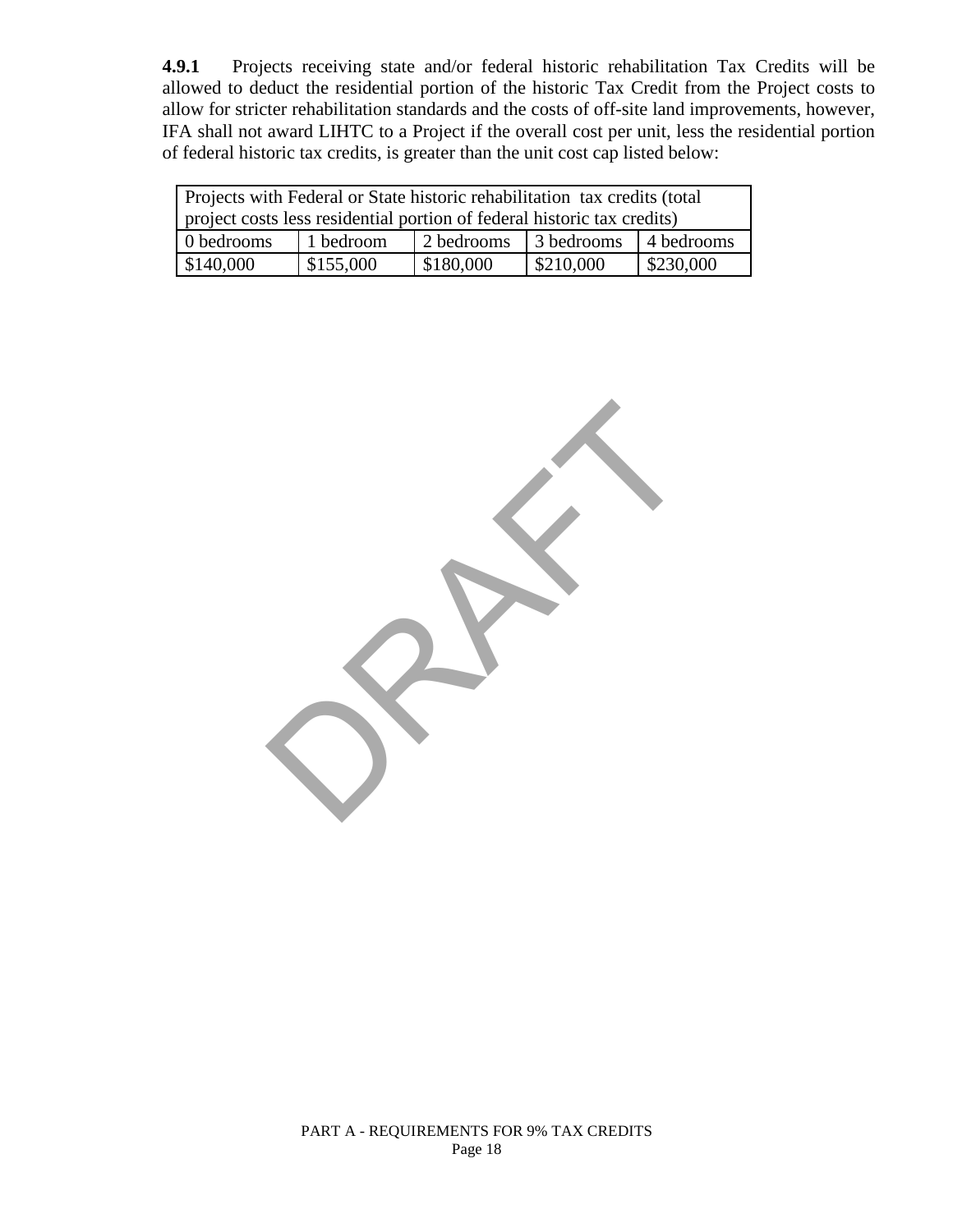**4.9.1** Projects receiving state and/or federal historic rehabilitation Tax Credits will be allowed to deduct the residential portion of the historic Tax Credit from the Project costs to allow for stricter rehabilitation standards and the costs of off-site land improvements, however, IFA shall not award LIHTC to a Project if the overall cost per unit, less the residential portion of federal historic tax credits, is greater than the unit cost cap listed below:

| Projects with Federal or State historic rehabilitation tax credits (total project costs less residential portion of federal historic tax credits) | | | | |
|---|---|---|---|---|
| 0 bedrooms | 1 bedroom | 2 bedrooms | 3 bedrooms | 4 bedrooms |
| $140,000 | $155,000 | $180,000 | $210,000 | $230,000 |

DRAFT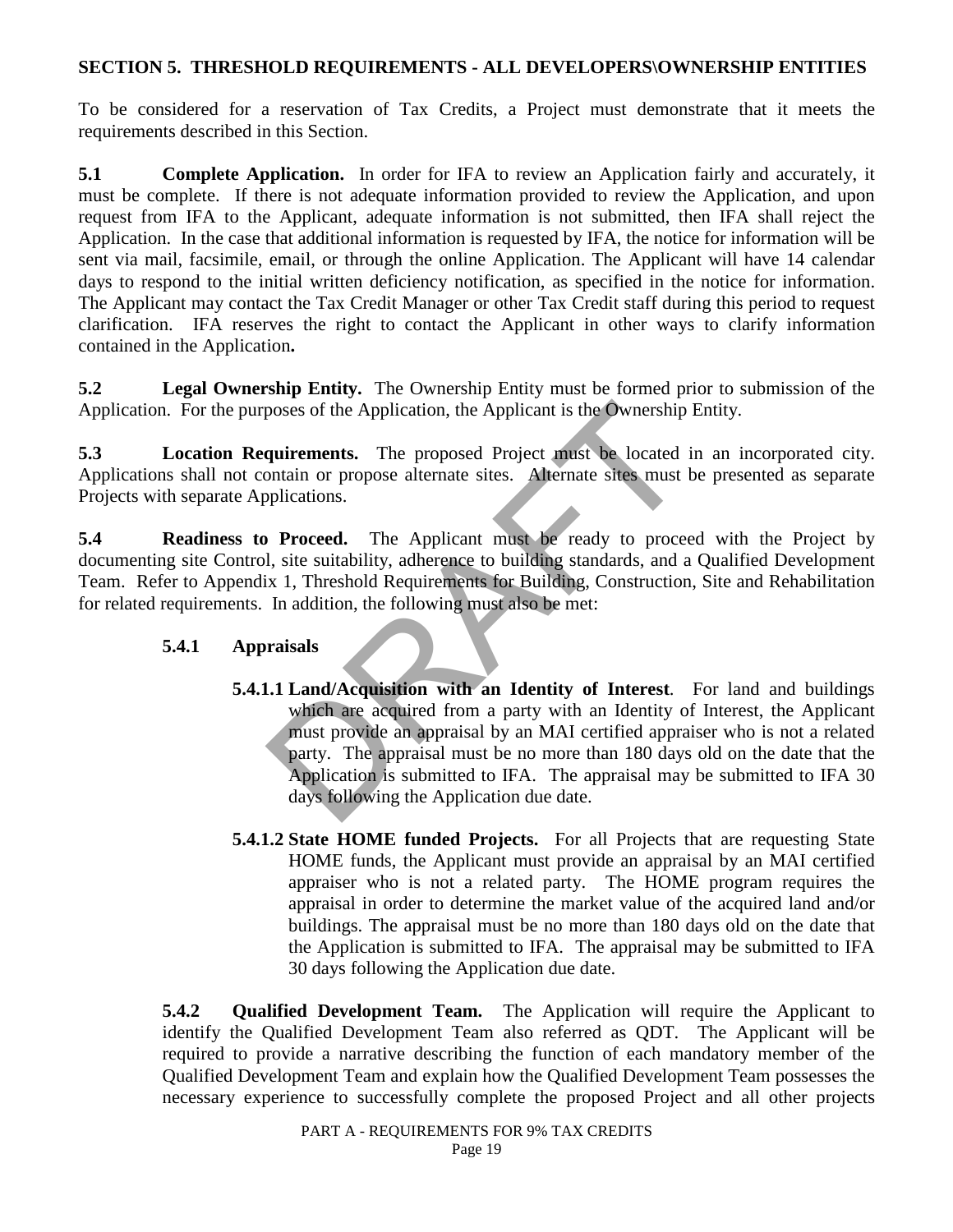## SECTION 5. THRESHOLD REQUIREMENTS - ALL DEVELOPERS\OWNERSHIP ENTITIES

To be considered for a reservation of Tax Credits, a Project must demonstrate that it meets the requirements described in this Section.

**5.1 Complete Application.** In order for IFA to review an Application fairly and accurately, it must be complete. If there is not adequate information provided to review the Application, and upon request from IFA to the Applicant, adequate information is not submitted, then IFA shall reject the Application. In the case that additional information is requested by IFA, the notice for information will be sent via mail, facsimile, email, or through the online Application. The Applicant will have 14 calendar days to respond to the initial written deficiency notification, as specified in the notice for information. The Applicant may contact the Tax Credit Manager or other Tax Credit staff during this period to request clarification. IFA reserves the right to contact the Applicant in other ways to clarify information contained in the Application**.**

**5.2 Legal Ownership Entity.** The Ownership Entity must be formed prior to submission of the Application. For the purposes of the Application, the Applicant is the Ownership Entity.

**5.3 Location Requirements.** The proposed Project must be located in an incorporated city. Applications shall not contain or propose alternate sites. Alternate sites must be presented as separate Projects with separate Applications.

**5.4 Readiness to Proceed.** The Applicant must be ready to proceed with the Project by documenting site Control, site suitability, adherence to building standards, and a Qualified Development Team. Refer to Appendix 1, Threshold Requirements for Building, Construction, Site and Rehabilitation for related requirements. In addition, the following must also be met:

**5.4.1 Appraisals**

**5.4.1.1 Land/Acquisition with an Identity of Interest**. For land and buildings which are acquired from a party with an Identity of Interest, the Applicant must provide an appraisal by an MAI certified appraiser who is not a related party. The appraisal must be no more than 180 days old on the date that the Application is submitted to IFA. The appraisal may be submitted to IFA 30 days following the Application due date.

**5.4.1.2 State HOME funded Projects.** For all Projects that are requesting State HOME funds, the Applicant must provide an appraisal by an MAI certified appraiser who is not a related party. The HOME program requires the appraisal in order to determine the market value of the acquired land and/or buildings. The appraisal must be no more than 180 days old on the date that the Application is submitted to IFA. The appraisal may be submitted to IFA 30 days following the Application due date.

**5.4.2 Qualified Development Team.** The Application will require the Applicant to identify the Qualified Development Team also referred as QDT. The Applicant will be required to provide a narrative describing the function of each mandatory member of the Qualified Development Team and explain how the Qualified Development Team possesses the necessary experience to successfully complete the proposed Project and all other projects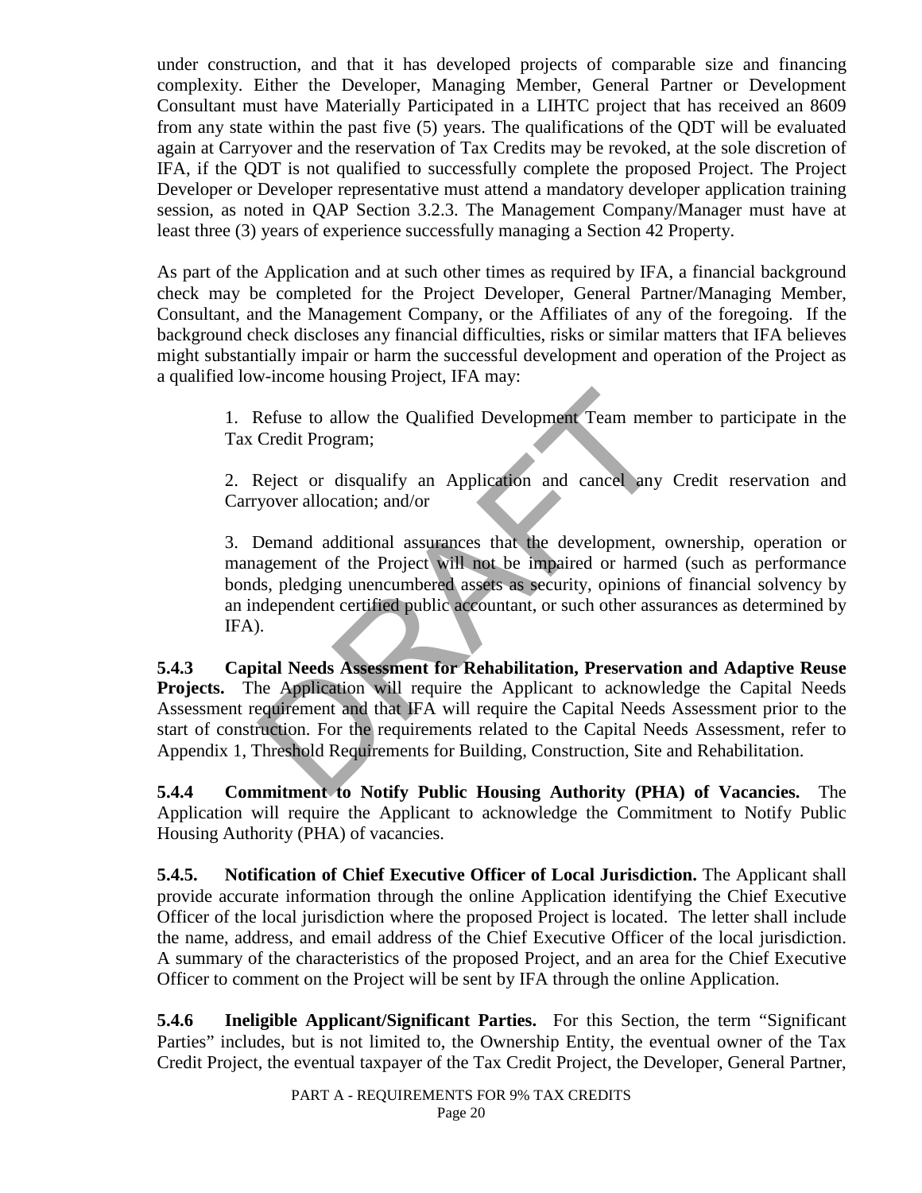under construction, and that it has developed projects of comparable size and financing complexity. Either the Developer, Managing Member, General Partner or Development Consultant must have Materially Participated in a LIHTC project that has received an 8609 from any state within the past five (5) years. The qualifications of the QDT will be evaluated again at Carryover and the reservation of Tax Credits may be revoked, at the sole discretion of IFA, if the QDT is not qualified to successfully complete the proposed Project. The Project Developer or Developer representative must attend a mandatory developer application training session, as noted in QAP Section 3.2.3. The Management Company/Manager must have at least three (3) years of experience successfully managing a Section 42 Property.

As part of the Application and at such other times as required by IFA, a financial background check may be completed for the Project Developer, General Partner/Managing Member, Consultant, and the Management Company, or the Affiliates of any of the foregoing. If the background check discloses any financial difficulties, risks or similar matters that IFA believes might substantially impair or harm the successful development and operation of the Project as a qualified low-income housing Project, IFA may:

1. Refuse to allow the Qualified Development Team member to participate in the Tax Credit Program;

2. Reject or disqualify an Application and cancel any Credit reservation and Carryover allocation; and/or

3. Demand additional assurances that the development, ownership, operation or management of the Project will not be impaired or harmed (such as performance bonds, pledging unencumbered assets as security, opinions of financial solvency by an independent certified public accountant, or such other assurances as determined by IFA).

**5.4.3 Capital Needs Assessment for Rehabilitation, Preservation and Adaptive Reuse Projects.** The Application will require the Applicant to acknowledge the Capital Needs Assessment requirement and that IFA will require the Capital Needs Assessment prior to the start of construction. For the requirements related to the Capital Needs Assessment, refer to Appendix 1, Threshold Requirements for Building, Construction, Site and Rehabilitation.

**5.4.4 Commitment to Notify Public Housing Authority (PHA) of Vacancies.** The Application will require the Applicant to acknowledge the Commitment to Notify Public Housing Authority (PHA) of vacancies.

**5.4.5. Notification of Chief Executive Officer of Local Jurisdiction.** The Applicant shall provide accurate information through the online Application identifying the Chief Executive Officer of the local jurisdiction where the proposed Project is located. The letter shall include the name, address, and email address of the Chief Executive Officer of the local jurisdiction. A summary of the characteristics of the proposed Project, and an area for the Chief Executive Officer to comment on the Project will be sent by IFA through the online Application.

**5.4.6 Ineligible Applicant/Significant Parties.** For this Section, the term "Significant Parties" includes, but is not limited to, the Ownership Entity, the eventual owner of the Tax Credit Project, the eventual taxpayer of the Tax Credit Project, the Developer, General Partner,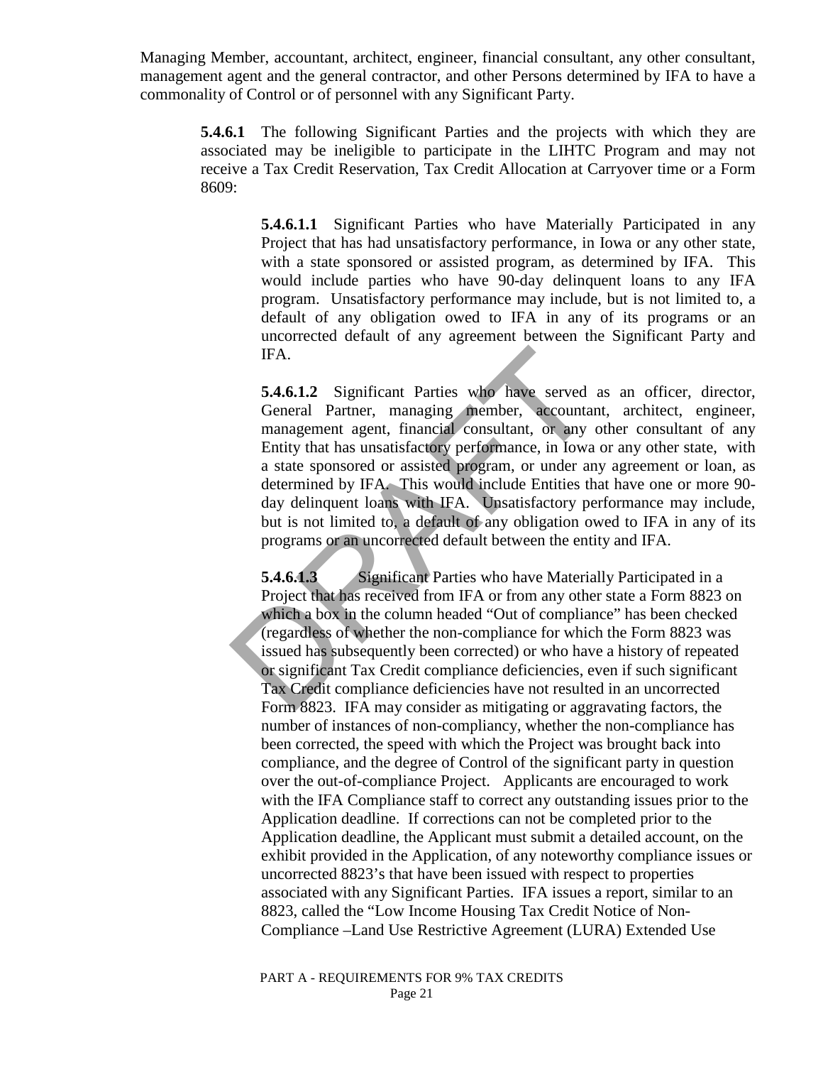Managing Member, accountant, architect, engineer, financial consultant, any other consultant, management agent and the general contractor, and other Persons determined by IFA to have a commonality of Control or of personnel with any Significant Party.

**5.4.6.1** The following Significant Parties and the projects with which they are associated may be ineligible to participate in the LIHTC Program and may not receive a Tax Credit Reservation, Tax Credit Allocation at Carryover time or a Form 8609:

**5.4.6.1.1** Significant Parties who have Materially Participated in any Project that has had unsatisfactory performance, in Iowa or any other state, with a state sponsored or assisted program, as determined by IFA. This would include parties who have 90-day delinquent loans to any IFA program. Unsatisfactory performance may include, but is not limited to, a default of any obligation owed to IFA in any of its programs or an uncorrected default of any agreement between the Significant Party and IFA.

**5.4.6.1.2** Significant Parties who have served as an officer, director, General Partner, managing member, accountant, architect, engineer, management agent, financial consultant, or any other consultant of any Entity that has unsatisfactory performance, in Iowa or any other state, with a state sponsored or assisted program, or under any agreement or loan, as determined by IFA. This would include Entities that have one or more 90-day delinquent loans with IFA. Unsatisfactory performance may include, but is not limited to, a default of any obligation owed to IFA in any of its programs or an uncorrected default between the entity and IFA.

**5.4.6.1.3** Significant Parties who have Materially Participated in a Project that has received from IFA or from any other state a Form 8823 on which a box in the column headed "Out of compliance" has been checked (regardless of whether the non-compliance for which the Form 8823 was issued has subsequently been corrected) or who have a history of repeated or significant Tax Credit compliance deficiencies, even if such significant Tax Credit compliance deficiencies have not resulted in an uncorrected Form 8823. IFA may consider as mitigating or aggravating factors, the number of instances of non-compliancy, whether the non-compliance has been corrected, the speed with which the Project was brought back into compliance, and the degree of Control of the significant party in question over the out-of-compliance Project. Applicants are encouraged to work with the IFA Compliance staff to correct any outstanding issues prior to the Application deadline. If corrections can not be completed prior to the Application deadline, the Applicant must submit a detailed account, on the exhibit provided in the Application, of any noteworthy compliance issues or uncorrected 8823's that have been issued with respect to properties associated with any Significant Parties. IFA issues a report, similar to an 8823, called the "Low Income Housing Tax Credit Notice of Non-Compliance –Land Use Restrictive Agreement (LURA) Extended Use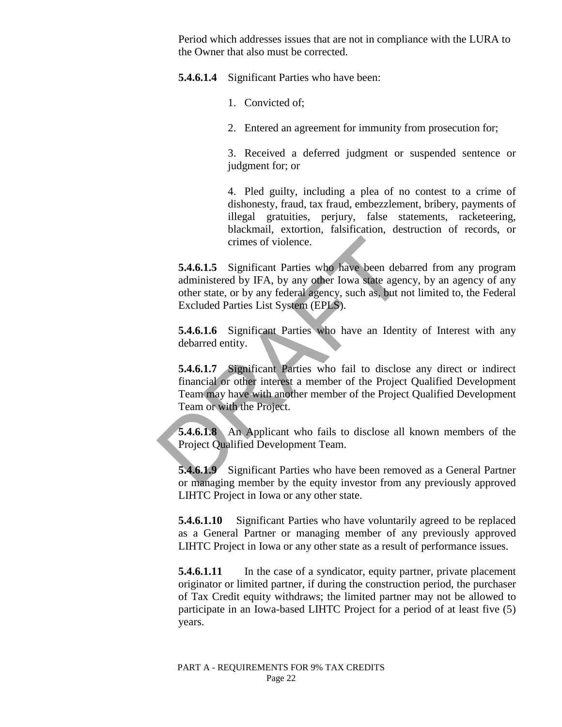Period which addresses issues that are not in compliance with the LURA to the Owner that also must be corrected.

**5.4.6.1.4** Significant Parties who have been:

1. Convicted of;

2. Entered an agreement for immunity from prosecution for;

3. Received a deferred judgment or suspended sentence or judgment for; or

4. Pled guilty, including a plea of no contest to a crime of dishonesty, fraud, tax fraud, embezzlement, bribery, payments of illegal gratuities, perjury, false statements, racketeering, blackmail, extortion, falsification, destruction of records, or crimes of violence.

**5.4.6.1.5** Significant Parties who have been debarred from any program administered by IFA, by any other Iowa state agency, by an agency of any other state, or by any federal agency, such as, but not limited to, the Federal Excluded Parties List System (EPLS).

**5.4.6.1.6** Significant Parties who have an Identity of Interest with any debarred entity.

**5.4.6.1.7** Significant Parties who fail to disclose any direct or indirect financial or other interest a member of the Project Qualified Development Team may have with another member of the Project Qualified Development Team or with the Project.

**5.4.6.1.8** An Applicant who fails to disclose all known members of the Project Qualified Development Team.

**5.4.6.1.9** Significant Parties who have been removed as a General Partner or managing member by the equity investor from any previously approved LIHTC Project in Iowa or any other state.

**5.4.6.1.10** Significant Parties who have voluntarily agreed to be replaced as a General Partner or managing member of any previously approved LIHTC Project in Iowa or any other state as a result of performance issues.

**5.4.6.1.11** In the case of a syndicator, equity partner, private placement originator or limited partner, if during the construction period, the purchaser of Tax Credit equity withdraws; the limited partner may not be allowed to participate in an Iowa-based LIHTC Project for a period of at least five (5) years.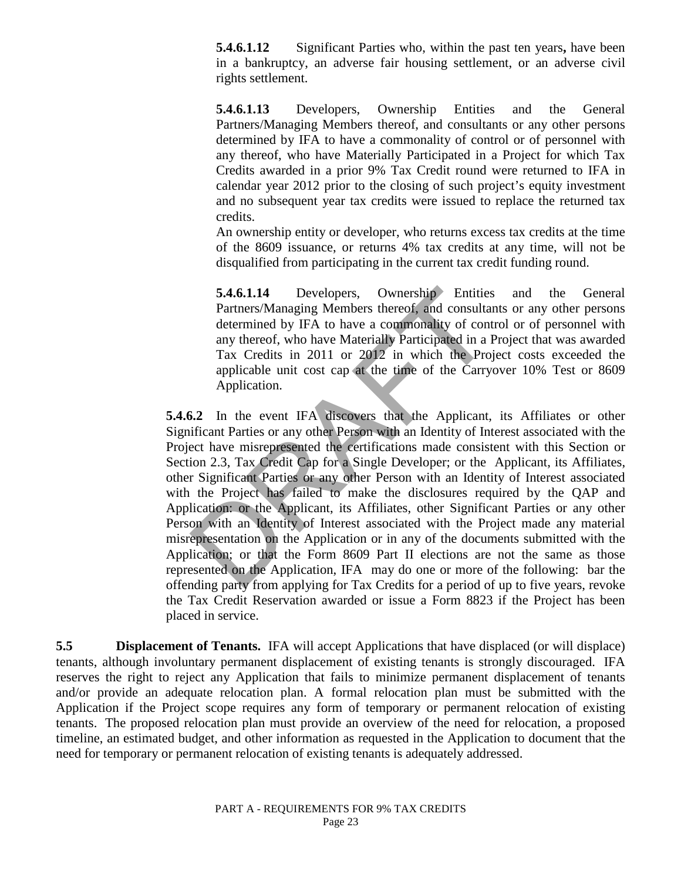**5.4.6.1.12** Significant Parties who, within the past ten years**,** have been in a bankruptcy, an adverse fair housing settlement, or an adverse civil rights settlement.

**5.4.6.1.13** Developers, Ownership Entities and the General Partners/Managing Members thereof, and consultants or any other persons determined by IFA to have a commonality of control or of personnel with any thereof, who have Materially Participated in a Project for which Tax Credits awarded in a prior 9% Tax Credit round were returned to IFA in calendar year 2012 prior to the closing of such project's equity investment and no subsequent year tax credits were issued to replace the returned tax credits.

An ownership entity or developer, who returns excess tax credits at the time of the 8609 issuance, or returns 4% tax credits at any time, will not be disqualified from participating in the current tax credit funding round.

**5.4.6.1.14** Developers, Ownership Entities and the General Partners/Managing Members thereof, and consultants or any other persons determined by IFA to have a commonality of control or of personnel with any thereof, who have Materially Participated in a Project that was awarded Tax Credits in 2011 or 2012 in which the Project costs exceeded the applicable unit cost cap at the time of the Carryover 10% Test or 8609 Application.

**5.4.6.2** In the event IFA discovers that the Applicant, its Affiliates or other Significant Parties or any other Person with an Identity of Interest associated with the Project have misrepresented the certifications made consistent with this Section or Section 2.3, Tax Credit Cap for a Single Developer; or the Applicant, its Affiliates, other Significant Parties or any other Person with an Identity of Interest associated with the Project has failed to make the disclosures required by the QAP and Application: or the Applicant, its Affiliates, other Significant Parties or any other Person with an Identity of Interest associated with the Project made any material misrepresentation on the Application or in any of the documents submitted with the Application; or that the Form 8609 Part II elections are not the same as those represented on the Application, IFA may do one or more of the following: bar the offending party from applying for Tax Credits for a period of up to five years, revoke the Tax Credit Reservation awarded or issue a Form 8823 if the Project has been placed in service.

**5.5 Displacement of Tenants.** IFA will accept Applications that have displaced (or will displace) tenants, although involuntary permanent displacement of existing tenants is strongly discouraged. IFA reserves the right to reject any Application that fails to minimize permanent displacement of tenants and/or provide an adequate relocation plan. A formal relocation plan must be submitted with the Application if the Project scope requires any form of temporary or permanent relocation of existing tenants. The proposed relocation plan must provide an overview of the need for relocation, a proposed timeline, an estimated budget, and other information as requested in the Application to document that the need for temporary or permanent relocation of existing tenants is adequately addressed.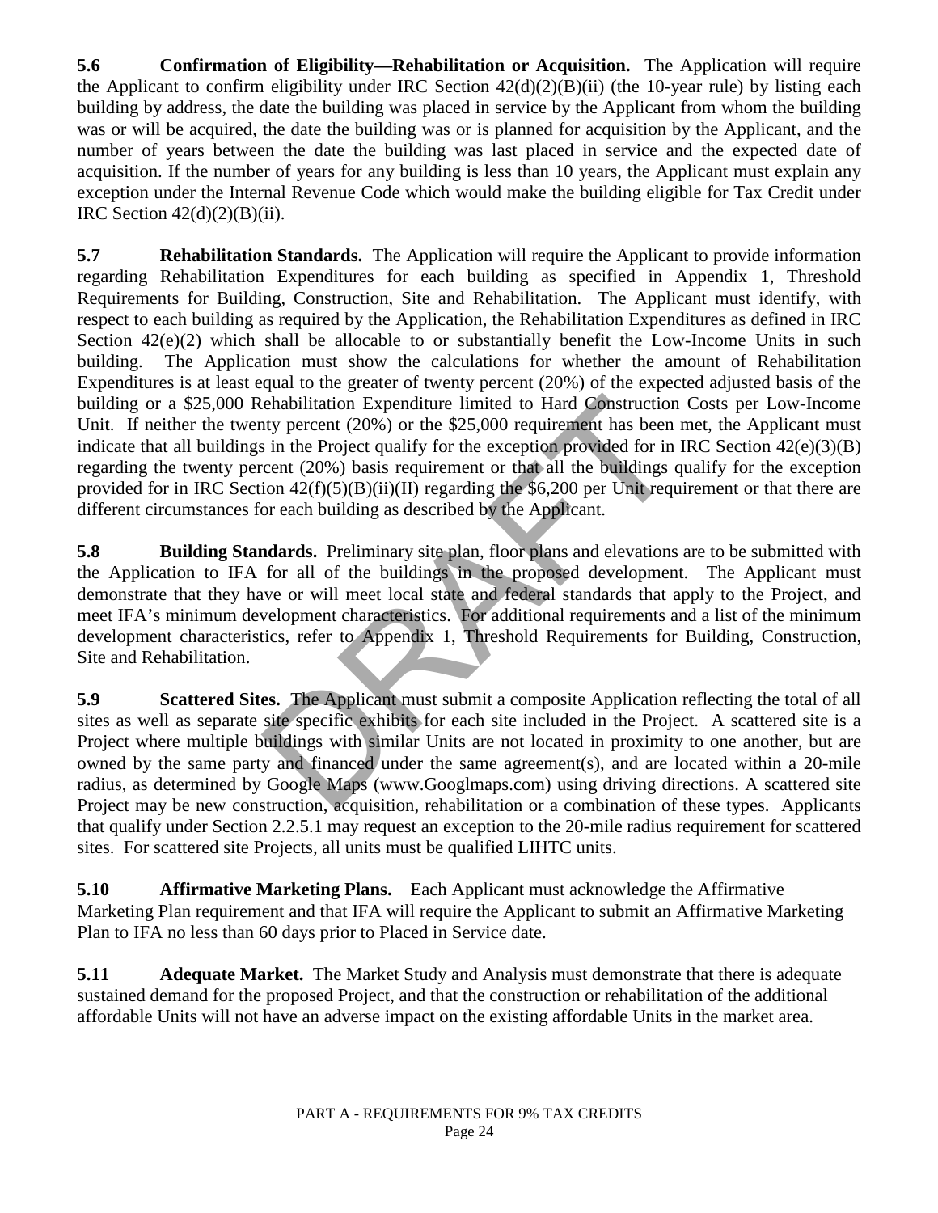**5.6 Confirmation of Eligibility—Rehabilitation or Acquisition.** The Application will require the Applicant to confirm eligibility under IRC Section 42(d)(2)(B)(ii) (the 10-year rule) by listing each building by address, the date the building was placed in service by the Applicant from whom the building was or will be acquired, the date the building was or is planned for acquisition by the Applicant, and the number of years between the date the building was last placed in service and the expected date of acquisition. If the number of years for any building is less than 10 years, the Applicant must explain any exception under the Internal Revenue Code which would make the building eligible for Tax Credit under IRC Section 42(d)(2)(B)(ii).

**5.7 Rehabilitation Standards.** The Application will require the Applicant to provide information regarding Rehabilitation Expenditures for each building as specified in Appendix 1, Threshold Requirements for Building, Construction, Site and Rehabilitation. The Applicant must identify, with respect to each building as required by the Application, the Rehabilitation Expenditures as defined in IRC Section 42(e)(2) which shall be allocable to or substantially benefit the Low-Income Units in such building. The Application must show the calculations for whether the amount of Rehabilitation Expenditures is at least equal to the greater of twenty percent (20%) of the expected adjusted basis of the building or a $25,000 Rehabilitation Expenditure limited to Hard Construction Costs per Low-Income Unit. If neither the twenty percent (20%) or the $25,000 requirement has been met, the Applicant must indicate that all buildings in the Project qualify for the exception provided for in IRC Section 42(e)(3)(B) regarding the twenty percent (20%) basis requirement or that all the buildings qualify for the exception provided for in IRC Section 42(f)(5)(B)(ii)(II) regarding the $6,200 per Unit requirement or that there are different circumstances for each building as described by the Applicant.

**5.8 Building Standards.** Preliminary site plan, floor plans and elevations are to be submitted with the Application to IFA for all of the buildings in the proposed development. The Applicant must demonstrate that they have or will meet local state and federal standards that apply to the Project, and meet IFA's minimum development characteristics. For additional requirements and a list of the minimum development characteristics, refer to Appendix 1, Threshold Requirements for Building, Construction, Site and Rehabilitation.

**5.9 Scattered Sites.** The Applicant must submit a composite Application reflecting the total of all sites as well as separate site specific exhibits for each site included in the Project. A scattered site is a Project where multiple buildings with similar Units are not located in proximity to one another, but are owned by the same party and financed under the same agreement(s), and are located within a 20-mile radius, as determined by Google Maps (www.Googlmaps.com) using driving directions. A scattered site Project may be new construction, acquisition, rehabilitation or a combination of these types. Applicants that qualify under Section 2.2.5.1 may request an exception to the 20-mile radius requirement for scattered sites. For scattered site Projects, all units must be qualified LIHTC units.

**5.10 Affirmative Marketing Plans.** Each Applicant must acknowledge the Affirmative Marketing Plan requirement and that IFA will require the Applicant to submit an Affirmative Marketing Plan to IFA no less than 60 days prior to Placed in Service date.

**5.11 Adequate Market.** The Market Study and Analysis must demonstrate that there is adequate sustained demand for the proposed Project, and that the construction or rehabilitation of the additional affordable Units will not have an adverse impact on the existing affordable Units in the market area.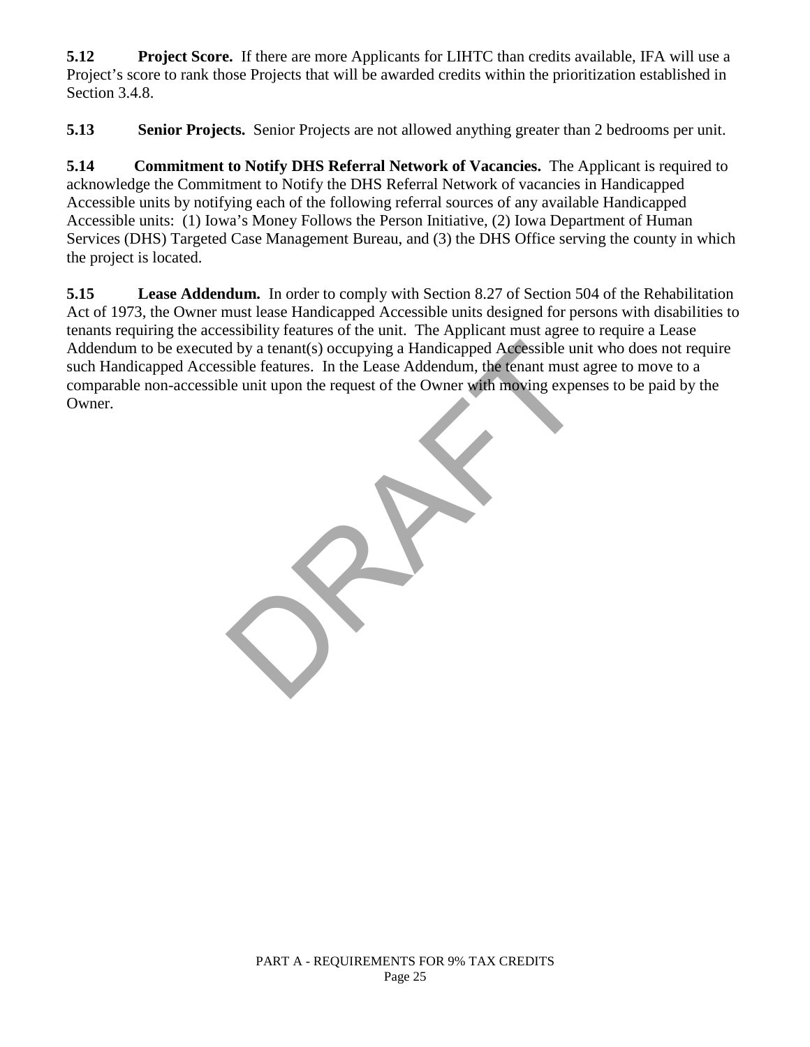**5.12 Project Score.** If there are more Applicants for LIHTC than credits available, IFA will use a Project's score to rank those Projects that will be awarded credits within the prioritization established in Section 3.4.8.

**5.13 Senior Projects.** Senior Projects are not allowed anything greater than 2 bedrooms per unit.

**5.14 Commitment to Notify DHS Referral Network of Vacancies.** The Applicant is required to acknowledge the Commitment to Notify the DHS Referral Network of vacancies in Handicapped Accessible units by notifying each of the following referral sources of any available Handicapped Accessible units: (1) Iowa's Money Follows the Person Initiative, (2) Iowa Department of Human Services (DHS) Targeted Case Management Bureau, and (3) the DHS Office serving the county in which the project is located.

**5.15 Lease Addendum.** In order to comply with Section 8.27 of Section 504 of the Rehabilitation Act of 1973, the Owner must lease Handicapped Accessible units designed for persons with disabilities to tenants requiring the accessibility features of the unit. The Applicant must agree to require a Lease Addendum to be executed by a tenant(s) occupying a Handicapped Accessible unit who does not require such Handicapped Accessible features. In the Lease Addendum, the tenant must agree to move to a comparable non-accessible unit upon the request of the Owner with moving expenses to be paid by the Owner.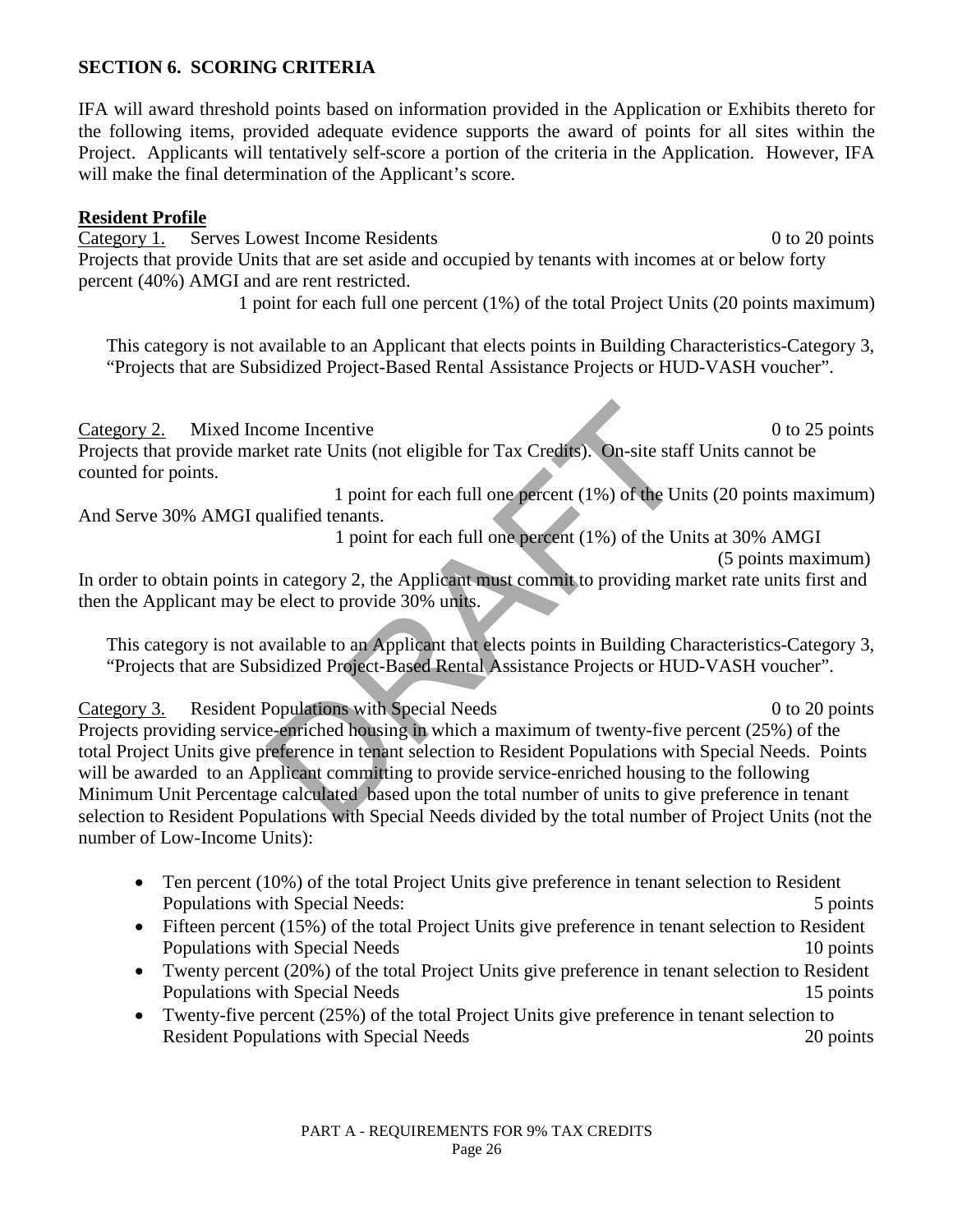## SECTION 6. SCORING CRITERIA

IFA will award threshold points based on information provided in the Application or Exhibits thereto for the following items, provided adequate evidence supports the award of points for all sites within the Project. Applicants will tentatively self-score a portion of the criteria in the Application. However, IFA will make the final determination of the Applicant's score.

### Resident Profile

Category 1. Serves Lowest Income Residents — 0 to 20 points

Projects that provide Units that are set aside and occupied by tenants with incomes at or below forty percent (40%) AMGI and are rent restricted.

1 point for each full one percent (1%) of the total Project Units (20 points maximum)

This category is not available to an Applicant that elects points in Building Characteristics-Category 3, "Projects that are Subsidized Project-Based Rental Assistance Projects or HUD-VASH voucher".

Category 2. Mixed Income Incentive — 0 to 25 points

Projects that provide market rate Units (not eligible for Tax Credits). On-site staff Units cannot be counted for points.

1 point for each full one percent (1%) of the Units (20 points maximum)

And Serve 30% AMGI qualified tenants.

1 point for each full one percent (1%) of the Units at 30% AMGI (5 points maximum)

In order to obtain points in category 2, the Applicant must commit to providing market rate units first and then the Applicant may be elect to provide 30% units.

This category is not available to an Applicant that elects points in Building Characteristics-Category 3, "Projects that are Subsidized Project-Based Rental Assistance Projects or HUD-VASH voucher".

Category 3. Resident Populations with Special Needs — 0 to 20 points

Projects providing service-enriched housing in which a maximum of twenty-five percent (25%) of the total Project Units give preference in tenant selection to Resident Populations with Special Needs. Points will be awarded to an Applicant committing to provide service-enriched housing to the following Minimum Unit Percentage calculated based upon the total number of units to give preference in tenant selection to Resident Populations with Special Needs divided by the total number of Project Units (not the number of Low-Income Units):

- Ten percent (10%) of the total Project Units give preference in tenant selection to Resident Populations with Special Needs: 5 points
- Fifteen percent (15%) of the total Project Units give preference in tenant selection to Resident Populations with Special Needs 10 points
- Twenty percent (20%) of the total Project Units give preference in tenant selection to Resident Populations with Special Needs 15 points
- Twenty-five percent (25%) of the total Project Units give preference in tenant selection to Resident Populations with Special Needs 20 points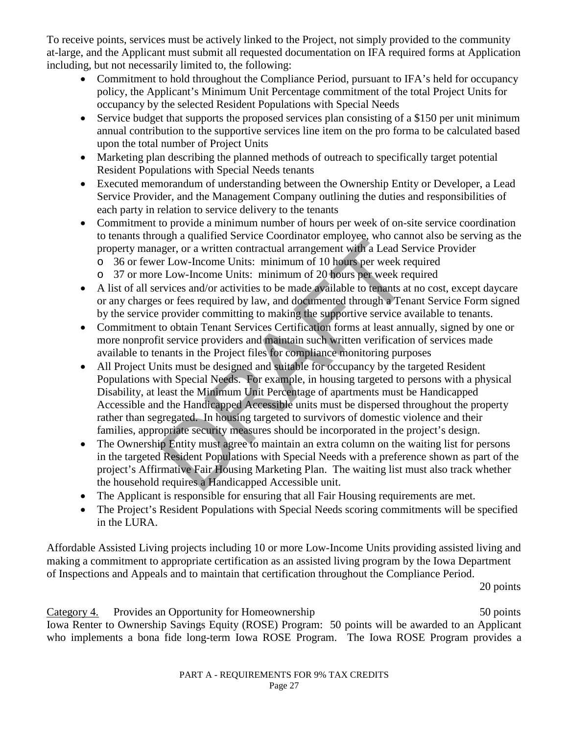To receive points, services must be actively linked to the Project, not simply provided to the community at-large, and the Applicant must submit all requested documentation on IFA required forms at Application including, but not necessarily limited to, the following:

- Commitment to hold throughout the Compliance Period, pursuant to IFA's held for occupancy policy, the Applicant's Minimum Unit Percentage commitment of the total Project Units for occupancy by the selected Resident Populations with Special Needs
- Service budget that supports the proposed services plan consisting of a $150 per unit minimum annual contribution to the supportive services line item on the pro forma to be calculated based upon the total number of Project Units
- Marketing plan describing the planned methods of outreach to specifically target potential Resident Populations with Special Needs tenants
- Executed memorandum of understanding between the Ownership Entity or Developer, a Lead Service Provider, and the Management Company outlining the duties and responsibilities of each party in relation to service delivery to the tenants
- Commitment to provide a minimum number of hours per week of on-site service coordination to tenants through a qualified Service Coordinator employee, who cannot also be serving as the property manager, or a written contractual arrangement with a Lead Service Provider
  - 36 or fewer Low-Income Units: minimum of 10 hours per week required
  - 37 or more Low-Income Units: minimum of 20 hours per week required
- A list of all services and/or activities to be made available to tenants at no cost, except daycare or any charges or fees required by law, and documented through a Tenant Service Form signed by the service provider committing to making the supportive service available to tenants.
- Commitment to obtain Tenant Services Certification forms at least annually, signed by one or more nonprofit service providers and maintain such written verification of services made available to tenants in the Project files for compliance monitoring purposes
- All Project Units must be designed and suitable for occupancy by the targeted Resident Populations with Special Needs. For example, in housing targeted to persons with a physical Disability, at least the Minimum Unit Percentage of apartments must be Handicapped Accessible and the Handicapped Accessible units must be dispersed throughout the property rather than segregated. In housing targeted to survivors of domestic violence and their families, appropriate security measures should be incorporated in the project's design.
- The Ownership Entity must agree to maintain an extra column on the waiting list for persons in the targeted Resident Populations with Special Needs with a preference shown as part of the project's Affirmative Fair Housing Marketing Plan. The waiting list must also track whether the household requires a Handicapped Accessible unit.
- The Applicant is responsible for ensuring that all Fair Housing requirements are met.
- The Project's Resident Populations with Special Needs scoring commitments will be specified in the LURA.

Affordable Assisted Living projects including 10 or more Low-Income Units providing assisted living and making a commitment to appropriate certification as an assisted living program by the Iowa Department of Inspections and Appeals and to maintain that certification throughout the Compliance Period.

20 points

Category 4. Provides an Opportunity for Homeownership 50 points

Iowa Renter to Ownership Savings Equity (ROSE) Program: 50 points will be awarded to an Applicant who implements a bona fide long-term Iowa ROSE Program. The Iowa ROSE Program provides a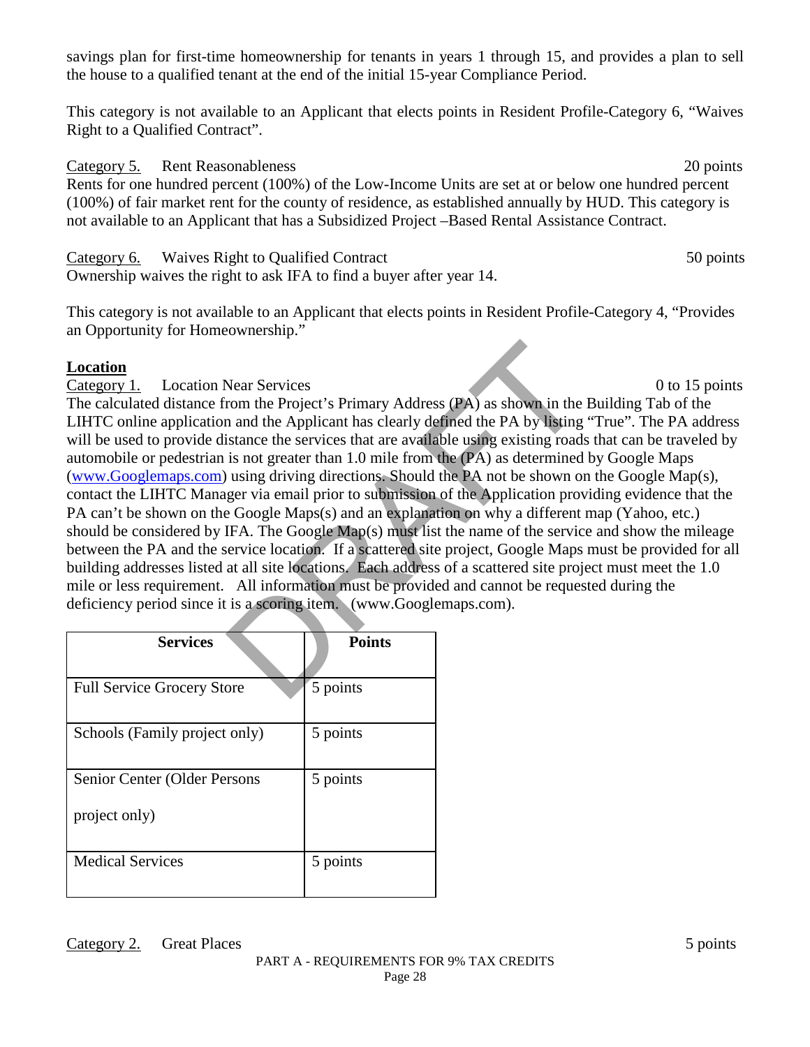savings plan for first-time homeownership for tenants in years 1 through 15, and provides a plan to sell the house to a qualified tenant at the end of the initial 15-year Compliance Period.

This category is not available to an Applicant that elects points in Resident Profile-Category 6, "Waives Right to a Qualified Contract".

Category 5. Rent Reasonableness 20 points

Rents for one hundred percent (100%) of the Low-Income Units are set at or below one hundred percent (100%) of fair market rent for the county of residence, as established annually by HUD. This category is not available to an Applicant that has a Subsidized Project –Based Rental Assistance Contract.

Category 6. Waives Right to Qualified Contract 50 points

Ownership waives the right to ask IFA to find a buyer after year 14.

This category is not available to an Applicant that elects points in Resident Profile-Category 4, "Provides an Opportunity for Homeownership."

**Location**

Category 1. Location Near Services 0 to 15 points

The calculated distance from the Project's Primary Address (PA) as shown in the Building Tab of the LIHTC online application and the Applicant has clearly defined the PA by listing "True". The PA address will be used to provide distance the services that are available using existing roads that can be traveled by automobile or pedestrian is not greater than 1.0 mile from the (PA) as determined by Google Maps (www.Googlemaps.com) using driving directions. Should the PA not be shown on the Google Map(s), contact the LIHTC Manager via email prior to submission of the Application providing evidence that the PA can't be shown on the Google Maps(s) and an explanation on why a different map (Yahoo, etc.) should be considered by IFA. The Google Map(s) must list the name of the service and show the mileage between the PA and the service location. If a scattered site project, Google Maps must be provided for all building addresses listed at all site locations. Each address of a scattered site project must meet the 1.0 mile or less requirement. All information must be provided and cannot be requested during the deficiency period since it is a scoring item. (www.Googlemaps.com).

| Services | Points |
|---|---|
| Full Service Grocery Store | 5 points |
| Schools (Family project only) | 5 points |
| Senior Center (Older Persons project only) | 5 points |
| Medical Services | 5 points |

Category 2. Great Places 5 points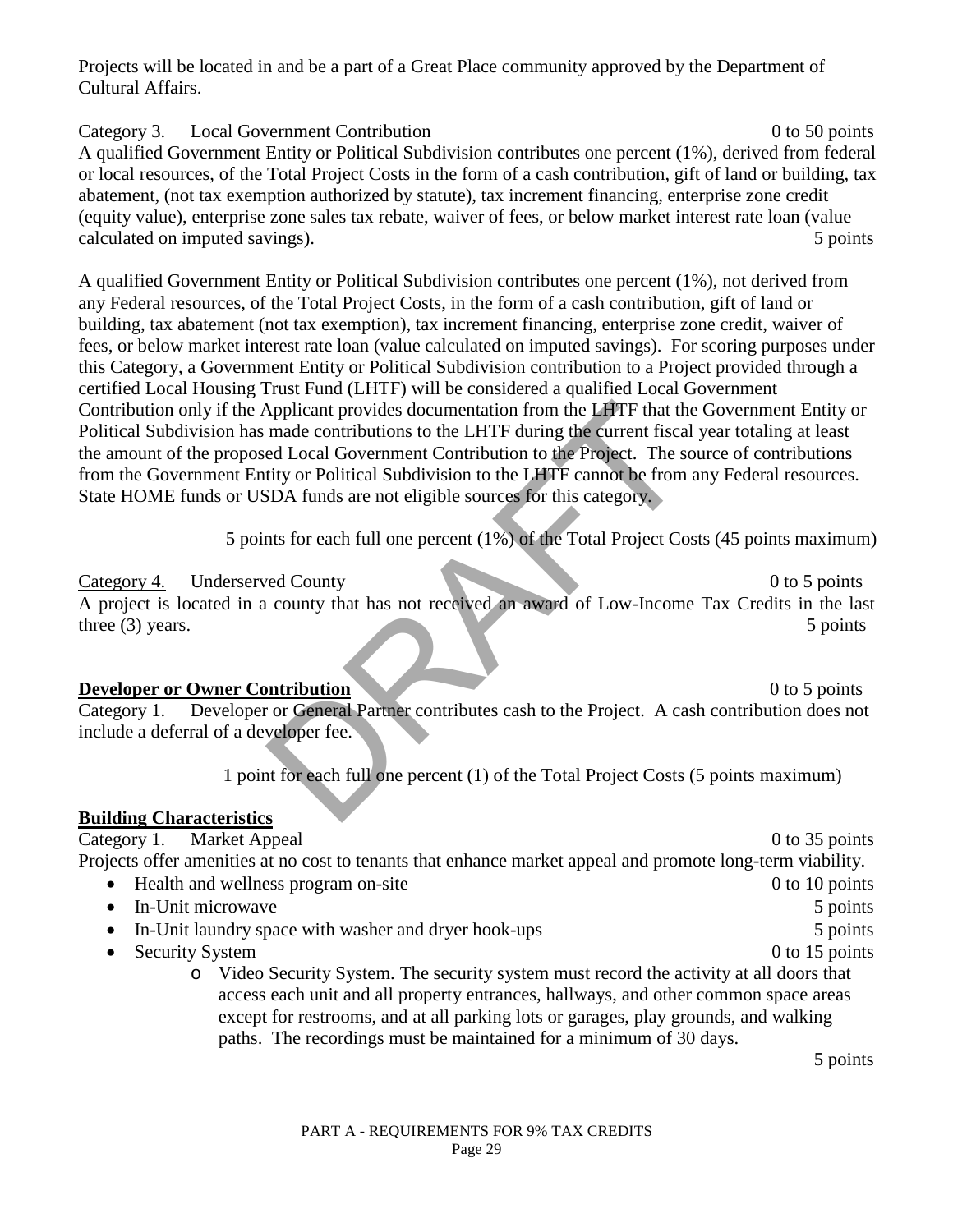Projects will be located in and be a part of a Great Place community approved by the Department of Cultural Affairs.

Category 3. Local Government Contribution 0 to 50 points

A qualified Government Entity or Political Subdivision contributes one percent (1%), derived from federal or local resources, of the Total Project Costs in the form of a cash contribution, gift of land or building, tax abatement, (not tax exemption authorized by statute), tax increment financing, enterprise zone credit (equity value), enterprise zone sales tax rebate, waiver of fees, or below market interest rate loan (value calculated on imputed savings). 5 points

A qualified Government Entity or Political Subdivision contributes one percent (1%), not derived from any Federal resources, of the Total Project Costs, in the form of a cash contribution, gift of land or building, tax abatement (not tax exemption), tax increment financing, enterprise zone credit, waiver of fees, or below market interest rate loan (value calculated on imputed savings). For scoring purposes under this Category, a Government Entity or Political Subdivision contribution to a Project provided through a certified Local Housing Trust Fund (LHTF) will be considered a qualified Local Government Contribution only if the Applicant provides documentation from the LHTF that the Government Entity or Political Subdivision has made contributions to the LHTF during the current fiscal year totaling at least the amount of the proposed Local Government Contribution to the Project. The source of contributions from the Government Entity or Political Subdivision to the LHTF cannot be from any Federal resources. State HOME funds or USDA funds are not eligible sources for this category.

5 points for each full one percent (1%) of the Total Project Costs (45 points maximum)

Category 4. Underserved County 0 to 5 points

A project is located in a county that has not received an award of Low-Income Tax Credits in the last three (3) years. 5 points

**Developer or Owner Contribution** 0 to 5 points

Category 1. Developer or General Partner contributes cash to the Project. A cash contribution does not include a deferral of a developer fee.

1 point for each full one percent (1) of the Total Project Costs (5 points maximum)

**Building Characteristics**

Category 1. Market Appeal 0 to 35 points

Projects offer amenities at no cost to tenants that enhance market appeal and promote long-term viability.

- Health and wellness program on-site 0 to 10 points
- In-Unit microwave 5 points
- In-Unit laundry space with washer and dryer hook-ups 5 points
- Security System 0 to 15 points
  - Video Security System. The security system must record the activity at all doors that access each unit and all property entrances, hallways, and other common space areas except for restrooms, and at all parking lots or garages, play grounds, and walking paths. The recordings must be maintained for a minimum of 30 days.

    5 points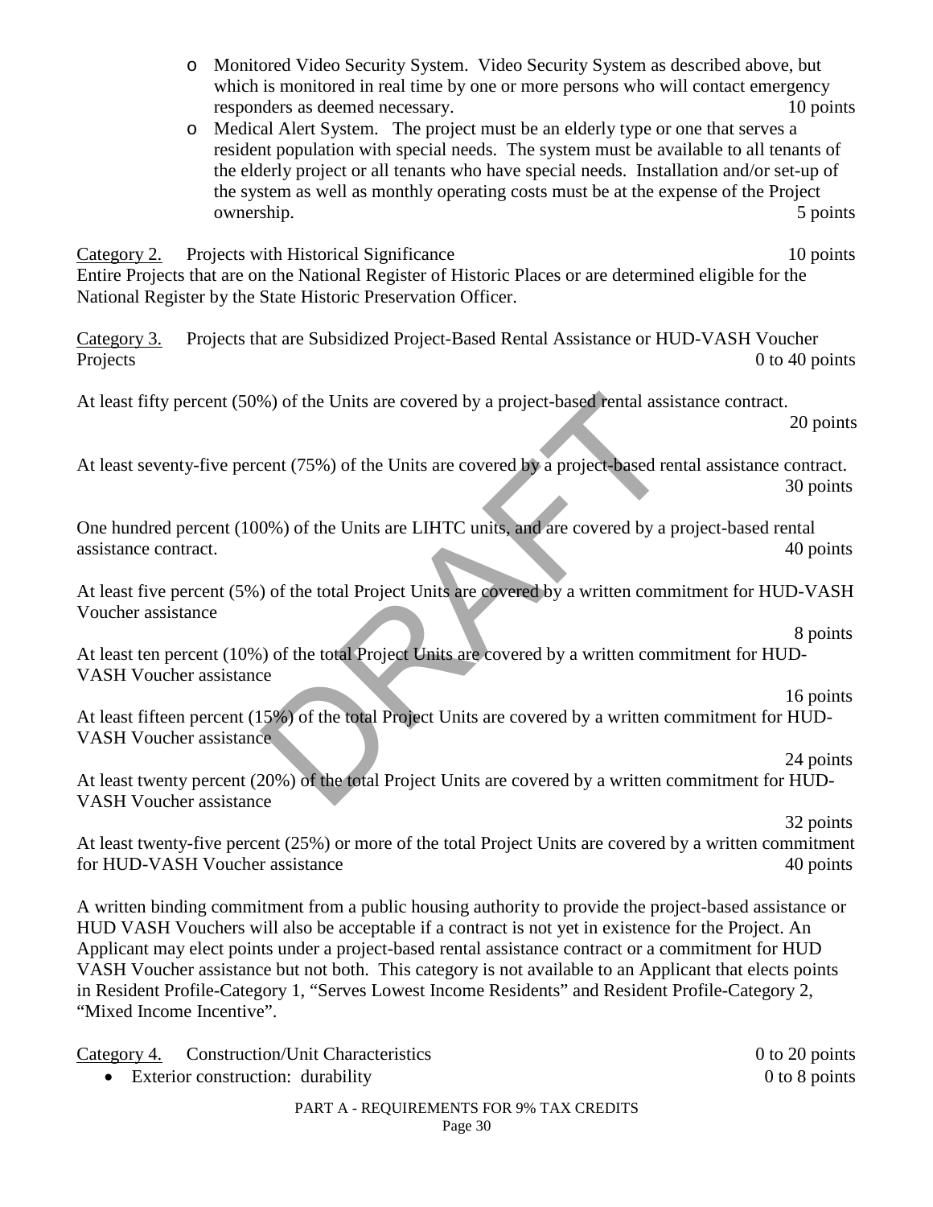- Monitored Video Security System. Video Security System as described above, but which is monitored in real time by one or more persons who will contact emergency responders as deemed necessary. 10 points
- Medical Alert System. The project must be an elderly type or one that serves a resident population with special needs. The system must be available to all tenants of the elderly project or all tenants who have special needs. Installation and/or set-up of the system as well as monthly operating costs must be at the expense of the Project ownership. 5 points

Category 2. Projects with Historical Significance 10 points

Entire Projects that are on the National Register of Historic Places or are determined eligible for the National Register by the State Historic Preservation Officer.

Category 3. Projects that are Subsidized Project-Based Rental Assistance or HUD-VASH Voucher Projects 0 to 40 points

At least fifty percent (50%) of the Units are covered by a project-based rental assistance contract. 20 points

At least seventy-five percent (75%) of the Units are covered by a project-based rental assistance contract. 30 points

One hundred percent (100%) of the Units are LIHTC units, and are covered by a project-based rental assistance contract. 40 points

At least five percent (5%) of the total Project Units are covered by a written commitment for HUD-VASH Voucher assistance 8 points

At least ten percent (10%) of the total Project Units are covered by a written commitment for HUD-VASH Voucher assistance 16 points

At least fifteen percent (15%) of the total Project Units are covered by a written commitment for HUD-VASH Voucher assistance 24 points

At least twenty percent (20%) of the total Project Units are covered by a written commitment for HUD-VASH Voucher assistance 32 points

At least twenty-five percent (25%) or more of the total Project Units are covered by a written commitment for HUD-VASH Voucher assistance 40 points

A written binding commitment from a public housing authority to provide the project-based assistance or HUD VASH Vouchers will also be acceptable if a contract is not yet in existence for the Project. An Applicant may elect points under a project-based rental assistance contract or a commitment for HUD VASH Voucher assistance but not both. This category is not available to an Applicant that elects points in Resident Profile-Category 1, "Serves Lowest Income Residents" and Resident Profile-Category 2, "Mixed Income Incentive".

Category 4. Construction/Unit Characteristics 0 to 20 points

- Exterior construction: durability 0 to 8 points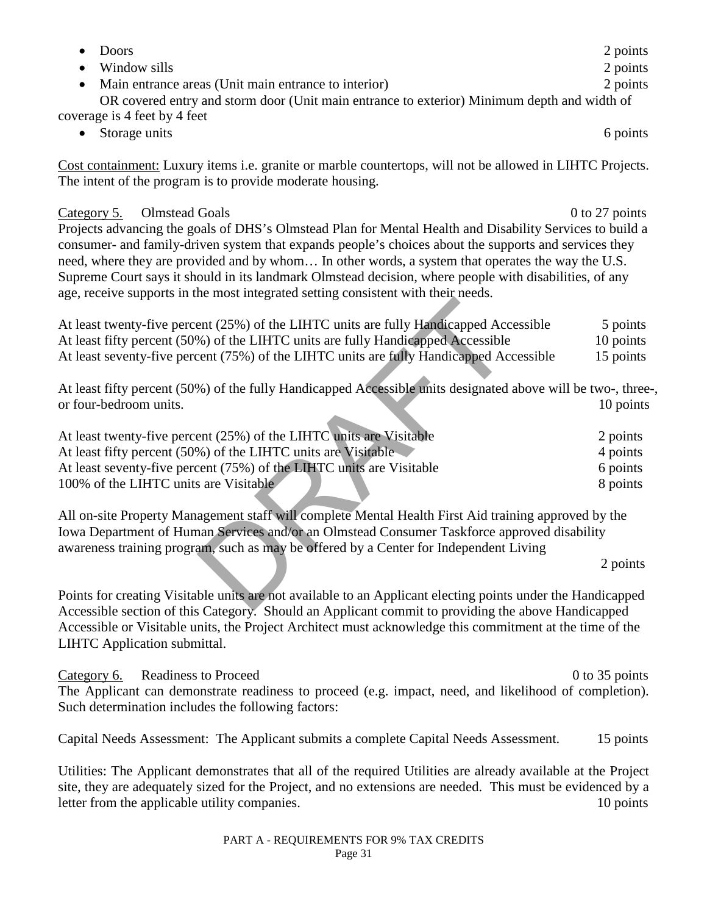- Doors 2 points
- Window sills 2 points
- Main entrance areas (Unit main entrance to interior) 2 points

  OR covered entry and storm door (Unit main entrance to exterior) Minimum depth and width of coverage is 4 feet by 4 feet
- Storage units 6 points

Cost containment: Luxury items i.e. granite or marble countertops, will not be allowed in LIHTC Projects. The intent of the program is to provide moderate housing.

Category 5. Olmstead Goals 0 to 27 points

Projects advancing the goals of DHS's Olmstead Plan for Mental Health and Disability Services to build a consumer- and family-driven system that expands people's choices about the supports and services they need, where they are provided and by whom… In other words, a system that operates the way the U.S. Supreme Court says it should in its landmark Olmstead decision, where people with disabilities, of any age, receive supports in the most integrated setting consistent with their needs.

At least twenty-five percent (25%) of the LIHTC units are fully Handicapped Accessible 5 points
At least fifty percent (50%) of the LIHTC units are fully Handicapped Accessible 10 points
At least seventy-five percent (75%) of the LIHTC units are fully Handicapped Accessible 15 points

At least fifty percent (50%) of the fully Handicapped Accessible units designated above will be two-, three-, or four-bedroom units. 10 points

At least twenty-five percent (25%) of the LIHTC units are Visitable 2 points
At least fifty percent (50%) of the LIHTC units are Visitable 4 points
At least seventy-five percent (75%) of the LIHTC units are Visitable 6 points
100% of the LIHTC units are Visitable 8 points

All on-site Property Management staff will complete Mental Health First Aid training approved by the Iowa Department of Human Services and/or an Olmstead Consumer Taskforce approved disability awareness training program, such as may be offered by a Center for Independent Living 2 points

Points for creating Visitable units are not available to an Applicant electing points under the Handicapped Accessible section of this Category. Should an Applicant commit to providing the above Handicapped Accessible or Visitable units, the Project Architect must acknowledge this commitment at the time of the LIHTC Application submittal.

Category 6. Readiness to Proceed 0 to 35 points

The Applicant can demonstrate readiness to proceed (e.g. impact, need, and likelihood of completion). Such determination includes the following factors:

Capital Needs Assessment: The Applicant submits a complete Capital Needs Assessment. 15 points

Utilities: The Applicant demonstrates that all of the required Utilities are already available at the Project site, they are adequately sized for the Project, and no extensions are needed. This must be evidenced by a letter from the applicable utility companies. 10 points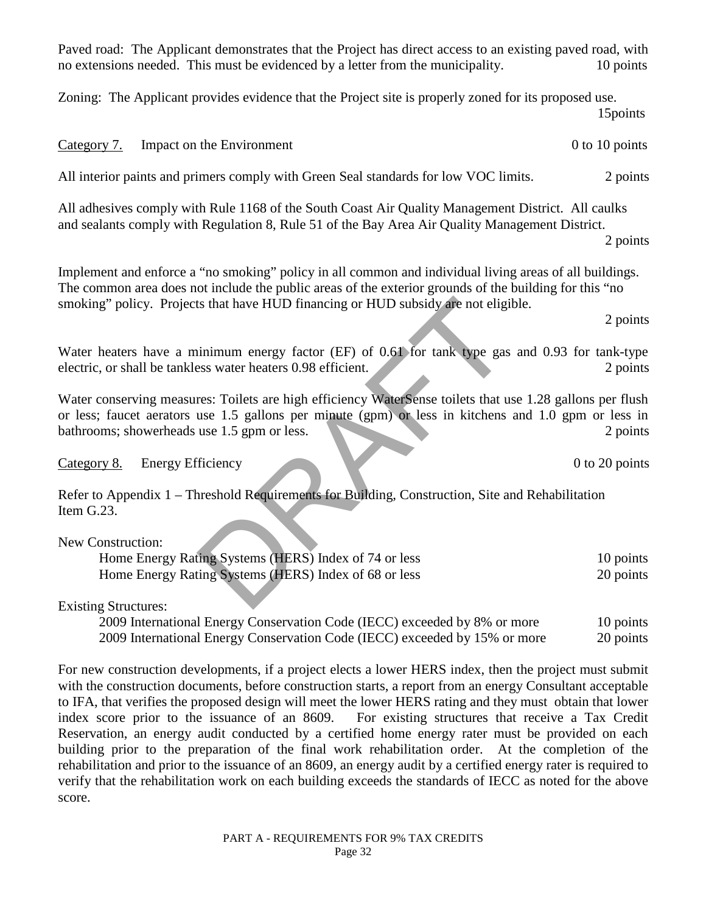Paved road: The Applicant demonstrates that the Project has direct access to an existing paved road, with no extensions needed. This must be evidenced by a letter from the municipality. 10 points

Zoning: The Applicant provides evidence that the Project site is properly zoned for its proposed use. 15points

Category 7. Impact on the Environment 0 to 10 points

All interior paints and primers comply with Green Seal standards for low VOC limits. 2 points

All adhesives comply with Rule 1168 of the South Coast Air Quality Management District. All caulks and sealants comply with Regulation 8, Rule 51 of the Bay Area Air Quality Management District. 2 points

Implement and enforce a "no smoking" policy in all common and individual living areas of all buildings. The common area does not include the public areas of the exterior grounds of the building for this "no smoking" policy. Projects that have HUD financing or HUD subsidy are not eligible. 2 points

Water heaters have a minimum energy factor (EF) of 0.61 for tank type gas and 0.93 for tank-type electric, or shall be tankless water heaters 0.98 efficient. 2 points

Water conserving measures: Toilets are high efficiency WaterSense toilets that use 1.28 gallons per flush or less; faucet aerators use 1.5 gallons per minute (gpm) or less in kitchens and 1.0 gpm or less in bathrooms; showerheads use 1.5 gpm or less. 2 points

Category 8. Energy Efficiency 0 to 20 points

Refer to Appendix 1 – Threshold Requirements for Building, Construction, Site and Rehabilitation Item G.23.

New Construction:

Home Energy Rating Systems (HERS) Index of 74 or less 10 points
Home Energy Rating Systems (HERS) Index of 68 or less 20 points

Existing Structures:

2009 International Energy Conservation Code (IECC) exceeded by 8% or more 10 points
2009 International Energy Conservation Code (IECC) exceeded by 15% or more 20 points

For new construction developments, if a project elects a lower HERS index, then the project must submit with the construction documents, before construction starts, a report from an energy Consultant acceptable to IFA, that verifies the proposed design will meet the lower HERS rating and they must obtain that lower index score prior to the issuance of an 8609. For existing structures that receive a Tax Credit Reservation, an energy audit conducted by a certified home energy rater must be provided on each building prior to the preparation of the final work rehabilitation order. At the completion of the rehabilitation and prior to the issuance of an 8609, an energy audit by a certified energy rater is required to verify that the rehabilitation work on each building exceeds the standards of IECC as noted for the above score.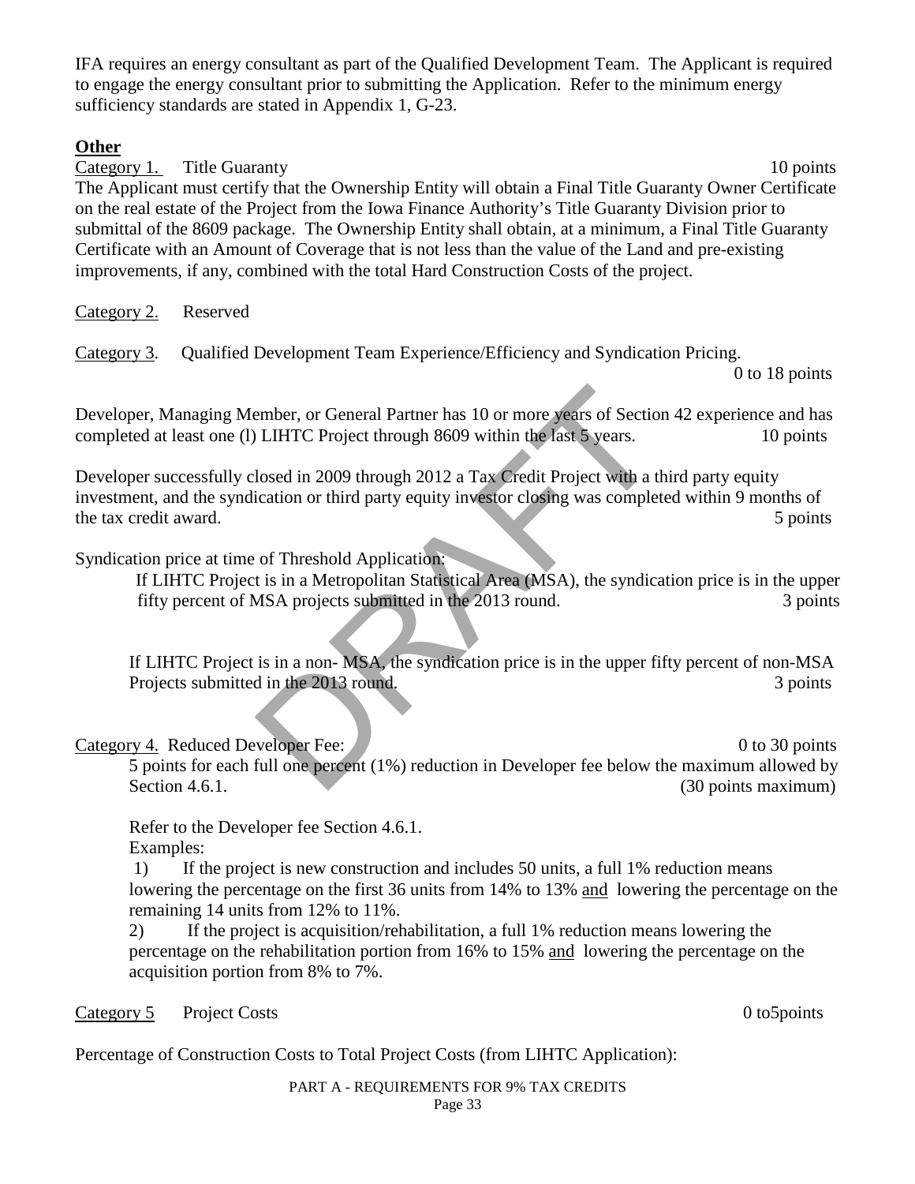IFA requires an energy consultant as part of the Qualified Development Team. The Applicant is required to engage the energy consultant prior to submitting the Application. Refer to the minimum energy sufficiency standards are stated in Appendix 1, G-23.

**Other**

Category 1. Title Guaranty 10 points

The Applicant must certify that the Ownership Entity will obtain a Final Title Guaranty Owner Certificate on the real estate of the Project from the Iowa Finance Authority's Title Guaranty Division prior to submittal of the 8609 package. The Ownership Entity shall obtain, at a minimum, a Final Title Guaranty Certificate with an Amount of Coverage that is not less than the value of the Land and pre-existing improvements, if any, combined with the total Hard Construction Costs of the project.

Category 2. Reserved

Category 3. Qualified Development Team Experience/Efficiency and Syndication Pricing. 0 to 18 points

Developer, Managing Member, or General Partner has 10 or more years of Section 42 experience and has completed at least one (l) LIHTC Project through 8609 within the last 5 years. 10 points

Developer successfully closed in 2009 through 2012 a Tax Credit Project with a third party equity investment, and the syndication or third party equity investor closing was completed within 9 months of the tax credit award. 5 points

Syndication price at time of Threshold Application:

If LIHTC Project is in a Metropolitan Statistical Area (MSA), the syndication price is in the upper fifty percent of MSA projects submitted in the 2013 round. 3 points

If LIHTC Project is in a non- MSA, the syndication price is in the upper fifty percent of non-MSA Projects submitted in the 2013 round. 3 points

Category 4. Reduced Developer Fee: 0 to 30 points

5 points for each full one percent (1%) reduction in Developer fee below the maximum allowed by Section 4.6.1. (30 points maximum)

Refer to the Developer fee Section 4.6.1.

Examples:

1) If the project is new construction and includes 50 units, a full 1% reduction means lowering the percentage on the first 36 units from 14% to 13% and lowering the percentage on the remaining 14 units from 12% to 11%.

2) If the project is acquisition/rehabilitation, a full 1% reduction means lowering the percentage on the rehabilitation portion from 16% to 15% and lowering the percentage on the acquisition portion from 8% to 7%.

Category 5 Project Costs 0 to5points

Percentage of Construction Costs to Total Project Costs (from LIHTC Application):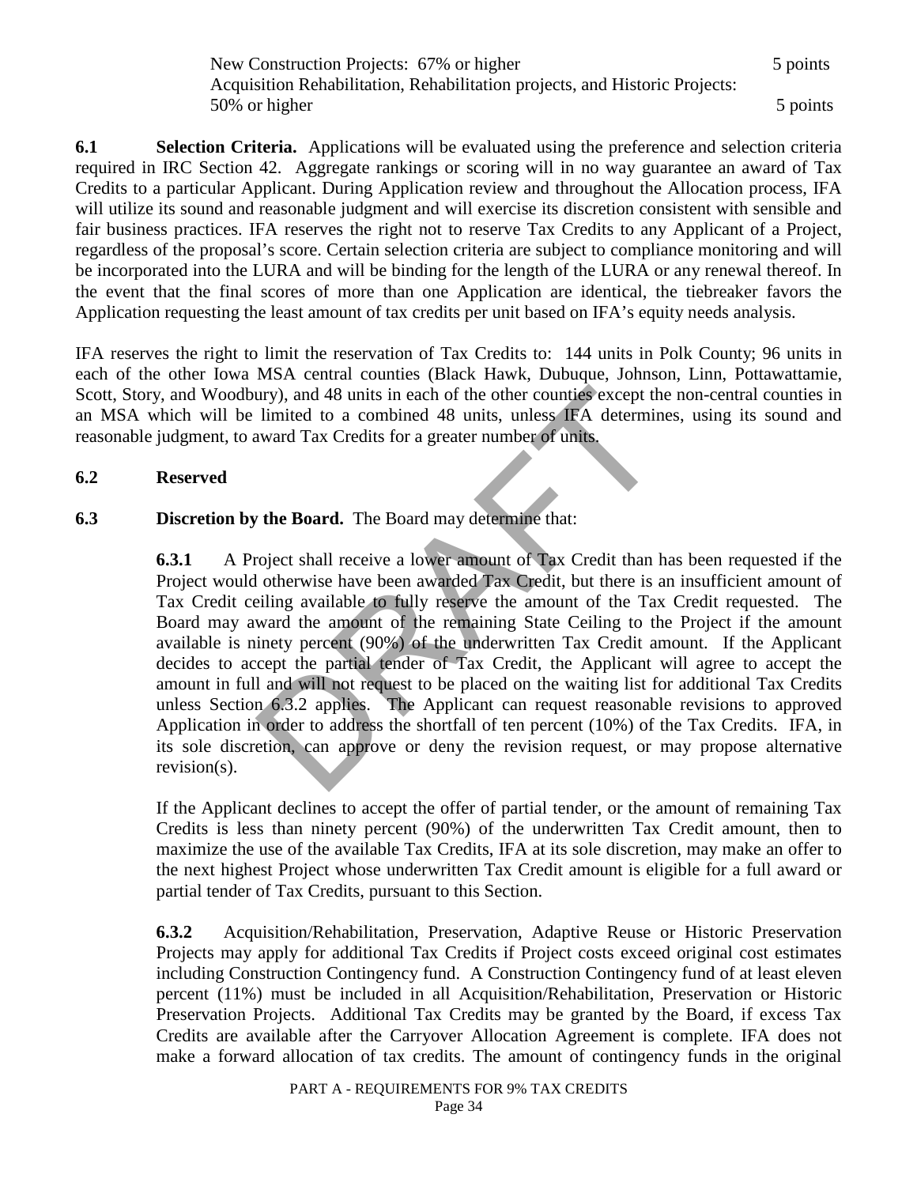New Construction Projects: 67% or higher 5 points

Acquisition Rehabilitation, Rehabilitation projects, and Historic Projects: 50% or higher 5 points

**6.1 Selection Criteria.** Applications will be evaluated using the preference and selection criteria required in IRC Section 42. Aggregate rankings or scoring will in no way guarantee an award of Tax Credits to a particular Applicant. During Application review and throughout the Allocation process, IFA will utilize its sound and reasonable judgment and will exercise its discretion consistent with sensible and fair business practices. IFA reserves the right not to reserve Tax Credits to any Applicant of a Project, regardless of the proposal's score. Certain selection criteria are subject to compliance monitoring and will be incorporated into the LURA and will be binding for the length of the LURA or any renewal thereof. In the event that the final scores of more than one Application are identical, the tiebreaker favors the Application requesting the least amount of tax credits per unit based on IFA's equity needs analysis.

IFA reserves the right to limit the reservation of Tax Credits to: 144 units in Polk County; 96 units in each of the other Iowa MSA central counties (Black Hawk, Dubuque, Johnson, Linn, Pottawattamie, Scott, Story, and Woodbury), and 48 units in each of the other counties except the non-central counties in an MSA which will be limited to a combined 48 units, unless IFA determines, using its sound and reasonable judgment, to award Tax Credits for a greater number of units.

**6.2 Reserved**

**6.3 Discretion by the Board.** The Board may determine that:

**6.3.1** A Project shall receive a lower amount of Tax Credit than has been requested if the Project would otherwise have been awarded Tax Credit, but there is an insufficient amount of Tax Credit ceiling available to fully reserve the amount of the Tax Credit requested. The Board may award the amount of the remaining State Ceiling to the Project if the amount available is ninety percent (90%) of the underwritten Tax Credit amount. If the Applicant decides to accept the partial tender of Tax Credit, the Applicant will agree to accept the amount in full and will not request to be placed on the waiting list for additional Tax Credits unless Section 6.3.2 applies. The Applicant can request reasonable revisions to approved Application in order to address the shortfall of ten percent (10%) of the Tax Credits. IFA, in its sole discretion, can approve or deny the revision request, or may propose alternative revision(s).

If the Applicant declines to accept the offer of partial tender, or the amount of remaining Tax Credits is less than ninety percent (90%) of the underwritten Tax Credit amount, then to maximize the use of the available Tax Credits, IFA at its sole discretion, may make an offer to the next highest Project whose underwritten Tax Credit amount is eligible for a full award or partial tender of Tax Credits, pursuant to this Section.

**6.3.2** Acquisition/Rehabilitation, Preservation, Adaptive Reuse or Historic Preservation Projects may apply for additional Tax Credits if Project costs exceed original cost estimates including Construction Contingency fund. A Construction Contingency fund of at least eleven percent (11%) must be included in all Acquisition/Rehabilitation, Preservation or Historic Preservation Projects. Additional Tax Credits may be granted by the Board, if excess Tax Credits are available after the Carryover Allocation Agreement is complete. IFA does not make a forward allocation of tax credits. The amount of contingency funds in the original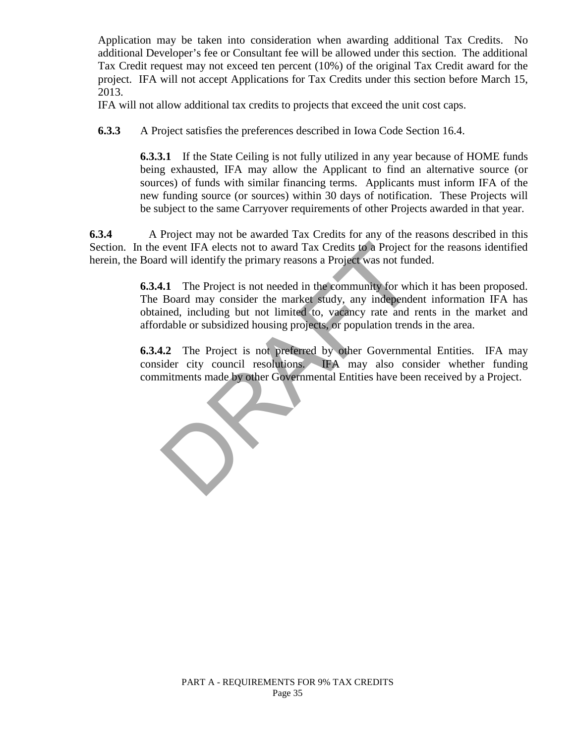Application may be taken into consideration when awarding additional Tax Credits. No additional Developer's fee or Consultant fee will be allowed under this section. The additional Tax Credit request may not exceed ten percent (10%) of the original Tax Credit award for the project. IFA will not accept Applications for Tax Credits under this section before March 15, 2013.

IFA will not allow additional tax credits to projects that exceed the unit cost caps.

**6.3.3** A Project satisfies the preferences described in Iowa Code Section 16.4.

**6.3.3.1** If the State Ceiling is not fully utilized in any year because of HOME funds being exhausted, IFA may allow the Applicant to find an alternative source (or sources) of funds with similar financing terms. Applicants must inform IFA of the new funding source (or sources) within 30 days of notification. These Projects will be subject to the same Carryover requirements of other Projects awarded in that year.

**6.3.4** A Project may not be awarded Tax Credits for any of the reasons described in this Section. In the event IFA elects not to award Tax Credits to a Project for the reasons identified herein, the Board will identify the primary reasons a Project was not funded.

**6.3.4.1** The Project is not needed in the community for which it has been proposed. The Board may consider the market study, any independent information IFA has obtained, including but not limited to, vacancy rate and rents in the market and affordable or subsidized housing projects, or population trends in the area.

**6.3.4.2** The Project is not preferred by other Governmental Entities. IFA may consider city council resolutions. IFA may also consider whether funding commitments made by other Governmental Entities have been received by a Project.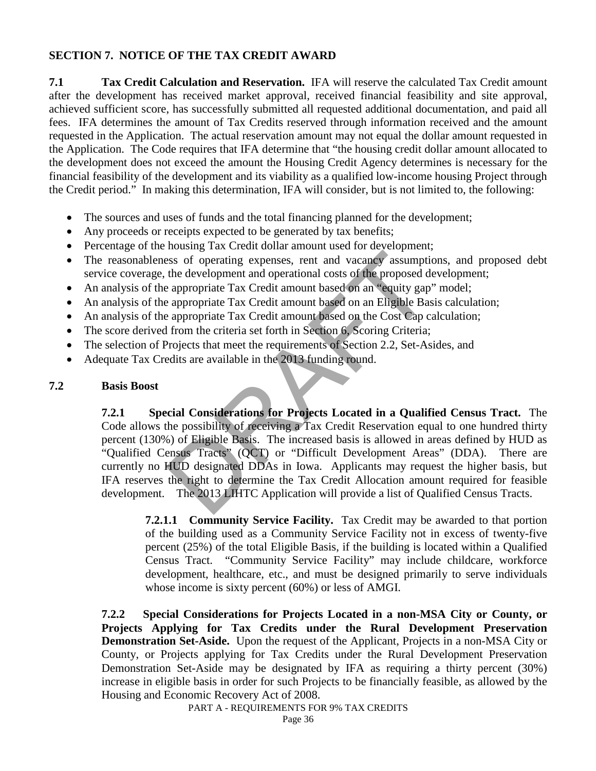## SECTION 7. NOTICE OF THE TAX CREDIT AWARD

**7.1 Tax Credit Calculation and Reservation.** IFA will reserve the calculated Tax Credit amount after the development has received market approval, received financial feasibility and site approval, achieved sufficient score, has successfully submitted all requested additional documentation, and paid all fees. IFA determines the amount of Tax Credits reserved through information received and the amount requested in the Application. The actual reservation amount may not equal the dollar amount requested in the Application. The Code requires that IFA determine that "the housing credit dollar amount allocated to the development does not exceed the amount the Housing Credit Agency determines is necessary for the financial feasibility of the development and its viability as a qualified low-income housing Project through the Credit period." In making this determination, IFA will consider, but is not limited to, the following:

- The sources and uses of funds and the total financing planned for the development;
- Any proceeds or receipts expected to be generated by tax benefits;
- Percentage of the housing Tax Credit dollar amount used for development;
- The reasonableness of operating expenses, rent and vacancy assumptions, and proposed debt service coverage, the development and operational costs of the proposed development;
- An analysis of the appropriate Tax Credit amount based on an "equity gap" model;
- An analysis of the appropriate Tax Credit amount based on an Eligible Basis calculation;
- An analysis of the appropriate Tax Credit amount based on the Cost Cap calculation;
- The score derived from the criteria set forth in Section 6, Scoring Criteria;
- The selection of Projects that meet the requirements of Section 2.2, Set-Asides, and
- Adequate Tax Credits are available in the 2013 funding round.

### 7.2 Basis Boost

**7.2.1 Special Considerations for Projects Located in a Qualified Census Tract.** The Code allows the possibility of receiving a Tax Credit Reservation equal to one hundred thirty percent (130%) of Eligible Basis. The increased basis is allowed in areas defined by HUD as "Qualified Census Tracts" (QCT) or "Difficult Development Areas" (DDA). There are currently no HUD designated DDAs in Iowa. Applicants may request the higher basis, but IFA reserves the right to determine the Tax Credit Allocation amount required for feasible development. The 2013 LIHTC Application will provide a list of Qualified Census Tracts.

**7.2.1.1 Community Service Facility.** Tax Credit may be awarded to that portion of the building used as a Community Service Facility not in excess of twenty-five percent (25%) of the total Eligible Basis, if the building is located within a Qualified Census Tract. "Community Service Facility" may include childcare, workforce development, healthcare, etc., and must be designed primarily to serve individuals whose income is sixty percent (60%) or less of AMGI.

**7.2.2 Special Considerations for Projects Located in a non-MSA City or County, or Projects Applying for Tax Credits under the Rural Development Preservation Demonstration Set-Aside.** Upon the request of the Applicant, Projects in a non-MSA City or County, or Projects applying for Tax Credits under the Rural Development Preservation Demonstration Set-Aside may be designated by IFA as requiring a thirty percent (30%) increase in eligible basis in order for such Projects to be financially feasible, as allowed by the Housing and Economic Recovery Act of 2008.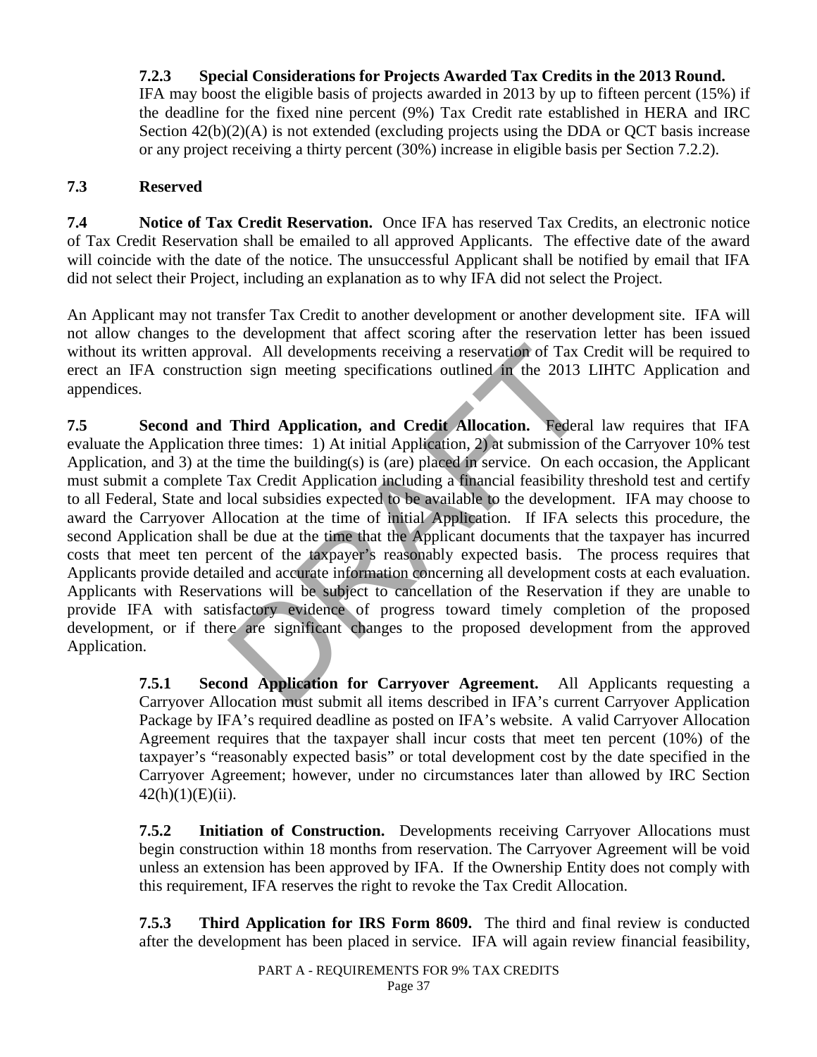**7.2.3 Special Considerations for Projects Awarded Tax Credits in the 2013 Round.** IFA may boost the eligible basis of projects awarded in 2013 by up to fifteen percent (15%) if the deadline for the fixed nine percent (9%) Tax Credit rate established in HERA and IRC Section 42(b)(2)(A) is not extended (excluding projects using the DDA or QCT basis increase or any project receiving a thirty percent (30%) increase in eligible basis per Section 7.2.2).

### 7.3 Reserved

**7.4 Notice of Tax Credit Reservation.** Once IFA has reserved Tax Credits, an electronic notice of Tax Credit Reservation shall be emailed to all approved Applicants. The effective date of the award will coincide with the date of the notice. The unsuccessful Applicant shall be notified by email that IFA did not select their Project, including an explanation as to why IFA did not select the Project.

An Applicant may not transfer Tax Credit to another development or another development site. IFA will not allow changes to the development that affect scoring after the reservation letter has been issued without its written approval. All developments receiving a reservation of Tax Credit will be required to erect an IFA construction sign meeting specifications outlined in the 2013 LIHTC Application and appendices.

**7.5 Second and Third Application, and Credit Allocation.** Federal law requires that IFA evaluate the Application three times: 1) At initial Application, 2) at submission of the Carryover 10% test Application, and 3) at the time the building(s) is (are) placed in service. On each occasion, the Applicant must submit a complete Tax Credit Application including a financial feasibility threshold test and certify to all Federal, State and local subsidies expected to be available to the development. IFA may choose to award the Carryover Allocation at the time of initial Application. If IFA selects this procedure, the second Application shall be due at the time that the Applicant documents that the taxpayer has incurred costs that meet ten percent of the taxpayer's reasonably expected basis. The process requires that Applicants provide detailed and accurate information concerning all development costs at each evaluation. Applicants with Reservations will be subject to cancellation of the Reservation if they are unable to provide IFA with satisfactory evidence of progress toward timely completion of the proposed development, or if there are significant changes to the proposed development from the approved Application.

**7.5.1 Second Application for Carryover Agreement.** All Applicants requesting a Carryover Allocation must submit all items described in IFA's current Carryover Application Package by IFA's required deadline as posted on IFA's website. A valid Carryover Allocation Agreement requires that the taxpayer shall incur costs that meet ten percent (10%) of the taxpayer's "reasonably expected basis" or total development cost by the date specified in the Carryover Agreement; however, under no circumstances later than allowed by IRC Section 42(h)(1)(E)(ii).

**7.5.2 Initiation of Construction.** Developments receiving Carryover Allocations must begin construction within 18 months from reservation. The Carryover Agreement will be void unless an extension has been approved by IFA. If the Ownership Entity does not comply with this requirement, IFA reserves the right to revoke the Tax Credit Allocation.

**7.5.3 Third Application for IRS Form 8609.** The third and final review is conducted after the development has been placed in service. IFA will again review financial feasibility,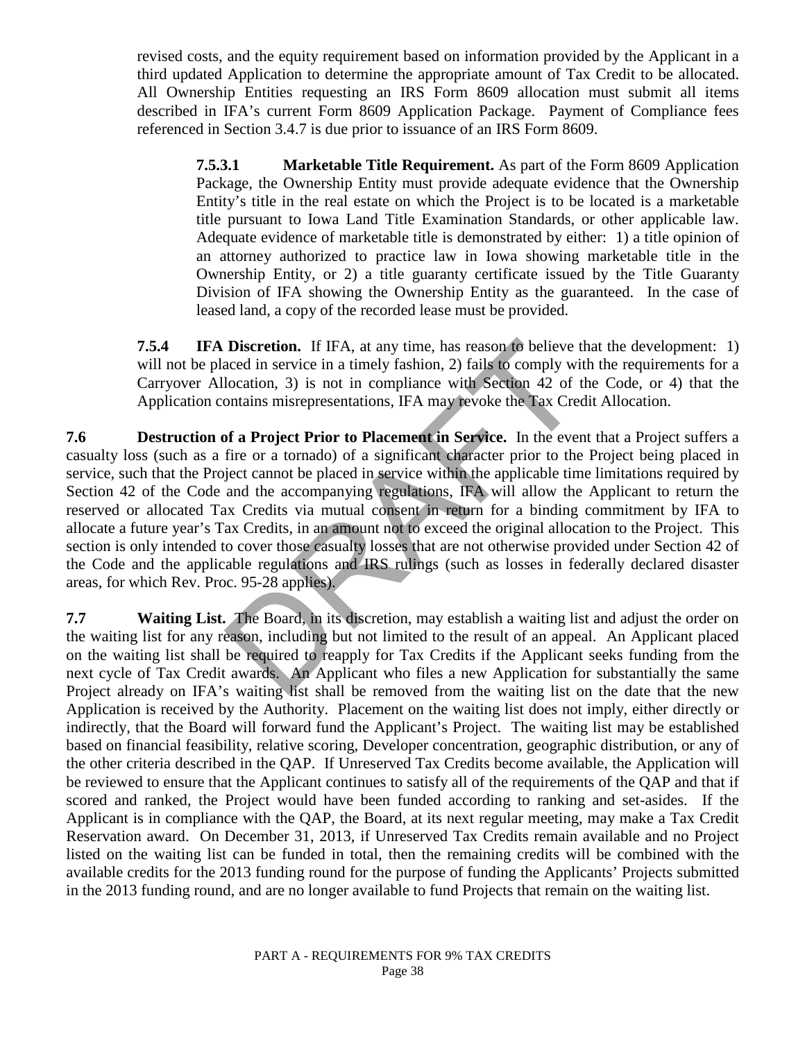revised costs, and the equity requirement based on information provided by the Applicant in a third updated Application to determine the appropriate amount of Tax Credit to be allocated. All Ownership Entities requesting an IRS Form 8609 allocation must submit all items described in IFA's current Form 8609 Application Package. Payment of Compliance fees referenced in Section 3.4.7 is due prior to issuance of an IRS Form 8609.

**7.5.3.1 Marketable Title Requirement.** As part of the Form 8609 Application Package, the Ownership Entity must provide adequate evidence that the Ownership Entity's title in the real estate on which the Project is to be located is a marketable title pursuant to Iowa Land Title Examination Standards, or other applicable law. Adequate evidence of marketable title is demonstrated by either: 1) a title opinion of an attorney authorized to practice law in Iowa showing marketable title in the Ownership Entity, or 2) a title guaranty certificate issued by the Title Guaranty Division of IFA showing the Ownership Entity as the guaranteed. In the case of leased land, a copy of the recorded lease must be provided.

**7.5.4 IFA Discretion.** If IFA, at any time, has reason to believe that the development: 1) will not be placed in service in a timely fashion, 2) fails to comply with the requirements for a Carryover Allocation, 3) is not in compliance with Section 42 of the Code, or 4) that the Application contains misrepresentations, IFA may revoke the Tax Credit Allocation.

**7.6 Destruction of a Project Prior to Placement in Service.** In the event that a Project suffers a casualty loss (such as a fire or a tornado) of a significant character prior to the Project being placed in service, such that the Project cannot be placed in service within the applicable time limitations required by Section 42 of the Code and the accompanying regulations, IFA will allow the Applicant to return the reserved or allocated Tax Credits via mutual consent in return for a binding commitment by IFA to allocate a future year's Tax Credits, in an amount not to exceed the original allocation to the Project. This section is only intended to cover those casualty losses that are not otherwise provided under Section 42 of the Code and the applicable regulations and IRS rulings (such as losses in federally declared disaster areas, for which Rev. Proc. 95-28 applies).

**7.7 Waiting List.** The Board, in its discretion, may establish a waiting list and adjust the order on the waiting list for any reason, including but not limited to the result of an appeal. An Applicant placed on the waiting list shall be required to reapply for Tax Credits if the Applicant seeks funding from the next cycle of Tax Credit awards. An Applicant who files a new Application for substantially the same Project already on IFA's waiting list shall be removed from the waiting list on the date that the new Application is received by the Authority. Placement on the waiting list does not imply, either directly or indirectly, that the Board will forward fund the Applicant's Project. The waiting list may be established based on financial feasibility, relative scoring, Developer concentration, geographic distribution, or any of the other criteria described in the QAP. If Unreserved Tax Credits become available, the Application will be reviewed to ensure that the Applicant continues to satisfy all of the requirements of the QAP and that if scored and ranked, the Project would have been funded according to ranking and set-asides. If the Applicant is in compliance with the QAP, the Board, at its next regular meeting, may make a Tax Credit Reservation award. On December 31, 2013, if Unreserved Tax Credits remain available and no Project listed on the waiting list can be funded in total, then the remaining credits will be combined with the available credits for the 2013 funding round for the purpose of funding the Applicants' Projects submitted in the 2013 funding round, and are no longer available to fund Projects that remain on the waiting list.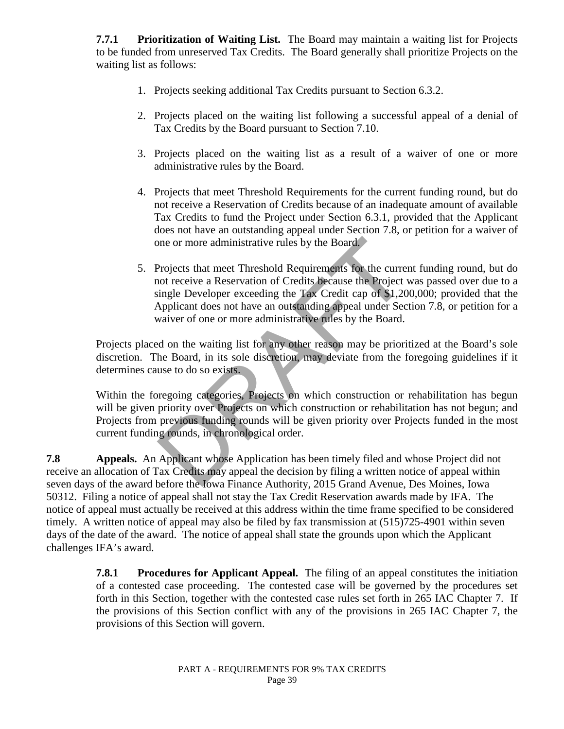**7.7.1 Prioritization of Waiting List.** The Board may maintain a waiting list for Projects to be funded from unreserved Tax Credits. The Board generally shall prioritize Projects on the waiting list as follows:

1. Projects seeking additional Tax Credits pursuant to Section 6.3.2.

2. Projects placed on the waiting list following a successful appeal of a denial of Tax Credits by the Board pursuant to Section 7.10.

3. Projects placed on the waiting list as a result of a waiver of one or more administrative rules by the Board.

4. Projects that meet Threshold Requirements for the current funding round, but do not receive a Reservation of Credits because of an inadequate amount of available Tax Credits to fund the Project under Section 6.3.1, provided that the Applicant does not have an outstanding appeal under Section 7.8, or petition for a waiver of one or more administrative rules by the Board.

5. Projects that meet Threshold Requirements for the current funding round, but do not receive a Reservation of Credits because the Project was passed over due to a single Developer exceeding the Tax Credit cap of $1,200,000; provided that the Applicant does not have an outstanding appeal under Section 7.8, or petition for a waiver of one or more administrative rules by the Board.

Projects placed on the waiting list for any other reason may be prioritized at the Board's sole discretion. The Board, in its sole discretion, may deviate from the foregoing guidelines if it determines cause to do so exists.

Within the foregoing categories, Projects on which construction or rehabilitation has begun will be given priority over Projects on which construction or rehabilitation has not begun; and Projects from previous funding rounds will be given priority over Projects funded in the most current funding rounds, in chronological order.

**7.8 Appeals.** An Applicant whose Application has been timely filed and whose Project did not receive an allocation of Tax Credits may appeal the decision by filing a written notice of appeal within seven days of the award before the Iowa Finance Authority, 2015 Grand Avenue, Des Moines, Iowa 50312. Filing a notice of appeal shall not stay the Tax Credit Reservation awards made by IFA. The notice of appeal must actually be received at this address within the time frame specified to be considered timely. A written notice of appeal may also be filed by fax transmission at (515)725-4901 within seven days of the date of the award. The notice of appeal shall state the grounds upon which the Applicant challenges IFA's award.

**7.8.1 Procedures for Applicant Appeal.** The filing of an appeal constitutes the initiation of a contested case proceeding. The contested case will be governed by the procedures set forth in this Section, together with the contested case rules set forth in 265 IAC Chapter 7. If the provisions of this Section conflict with any of the provisions in 265 IAC Chapter 7, the provisions of this Section will govern.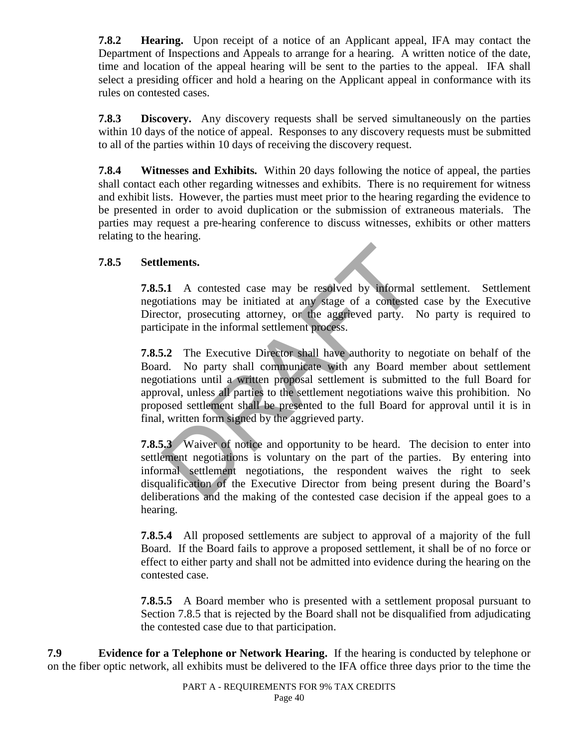**7.8.2 Hearing.** Upon receipt of a notice of an Applicant appeal, IFA may contact the Department of Inspections and Appeals to arrange for a hearing. A written notice of the date, time and location of the appeal hearing will be sent to the parties to the appeal. IFA shall select a presiding officer and hold a hearing on the Applicant appeal in conformance with its rules on contested cases.

**7.8.3 Discovery.** Any discovery requests shall be served simultaneously on the parties within 10 days of the notice of appeal. Responses to any discovery requests must be submitted to all of the parties within 10 days of receiving the discovery request.

**7.8.4 Witnesses and Exhibits.** Within 20 days following the notice of appeal, the parties shall contact each other regarding witnesses and exhibits. There is no requirement for witness and exhibit lists. However, the parties must meet prior to the hearing regarding the evidence to be presented in order to avoid duplication or the submission of extraneous materials. The parties may request a pre-hearing conference to discuss witnesses, exhibits or other matters relating to the hearing.

**7.8.5 Settlements.**

**7.8.5.1** A contested case may be resolved by informal settlement. Settlement negotiations may be initiated at any stage of a contested case by the Executive Director, prosecuting attorney, or the aggrieved party. No party is required to participate in the informal settlement process.

**7.8.5.2** The Executive Director shall have authority to negotiate on behalf of the Board. No party shall communicate with any Board member about settlement negotiations until a written proposal settlement is submitted to the full Board for approval, unless all parties to the settlement negotiations waive this prohibition. No proposed settlement shall be presented to the full Board for approval until it is in final, written form signed by the aggrieved party.

**7.8.5.3** Waiver of notice and opportunity to be heard. The decision to enter into settlement negotiations is voluntary on the part of the parties. By entering into informal settlement negotiations, the respondent waives the right to seek disqualification of the Executive Director from being present during the Board's deliberations and the making of the contested case decision if the appeal goes to a hearing.

**7.8.5.4** All proposed settlements are subject to approval of a majority of the full Board. If the Board fails to approve a proposed settlement, it shall be of no force or effect to either party and shall not be admitted into evidence during the hearing on the contested case.

**7.8.5.5** A Board member who is presented with a settlement proposal pursuant to Section 7.8.5 that is rejected by the Board shall not be disqualified from adjudicating the contested case due to that participation.

**7.9 Evidence for a Telephone or Network Hearing.** If the hearing is conducted by telephone or on the fiber optic network, all exhibits must be delivered to the IFA office three days prior to the time the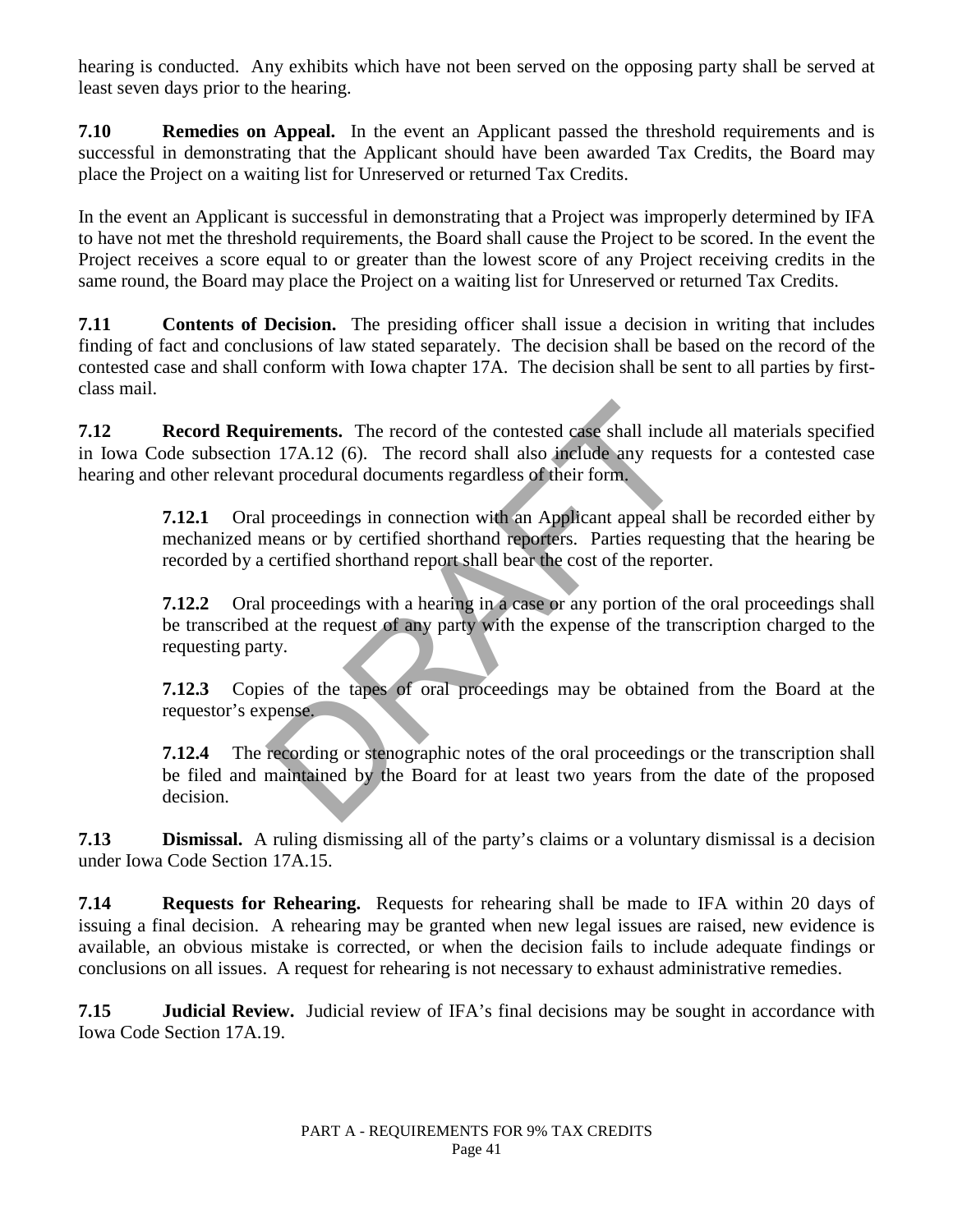hearing is conducted. Any exhibits which have not been served on the opposing party shall be served at least seven days prior to the hearing.

**7.10 Remedies on Appeal.** In the event an Applicant passed the threshold requirements and is successful in demonstrating that the Applicant should have been awarded Tax Credits, the Board may place the Project on a waiting list for Unreserved or returned Tax Credits.

In the event an Applicant is successful in demonstrating that a Project was improperly determined by IFA to have not met the threshold requirements, the Board shall cause the Project to be scored. In the event the Project receives a score equal to or greater than the lowest score of any Project receiving credits in the same round, the Board may place the Project on a waiting list for Unreserved or returned Tax Credits.

**7.11 Contents of Decision.** The presiding officer shall issue a decision in writing that includes finding of fact and conclusions of law stated separately. The decision shall be based on the record of the contested case and shall conform with Iowa chapter 17A. The decision shall be sent to all parties by first-class mail.

**7.12 Record Requirements.** The record of the contested case shall include all materials specified in Iowa Code subsection 17A.12 (6). The record shall also include any requests for a contested case hearing and other relevant procedural documents regardless of their form.

> **7.12.1** Oral proceedings in connection with an Applicant appeal shall be recorded either by mechanized means or by certified shorthand reporters. Parties requesting that the hearing be recorded by a certified shorthand report shall bear the cost of the reporter.
>
> **7.12.2** Oral proceedings with a hearing in a case or any portion of the oral proceedings shall be transcribed at the request of any party with the expense of the transcription charged to the requesting party.
>
> **7.12.3** Copies of the tapes of oral proceedings may be obtained from the Board at the requestor's expense.
>
> **7.12.4** The recording or stenographic notes of the oral proceedings or the transcription shall be filed and maintained by the Board for at least two years from the date of the proposed decision.

**7.13 Dismissal.** A ruling dismissing all of the party's claims or a voluntary dismissal is a decision under Iowa Code Section 17A.15.

**7.14 Requests for Rehearing.** Requests for rehearing shall be made to IFA within 20 days of issuing a final decision. A rehearing may be granted when new legal issues are raised, new evidence is available, an obvious mistake is corrected, or when the decision fails to include adequate findings or conclusions on all issues. A request for rehearing is not necessary to exhaust administrative remedies.

**7.15 Judicial Review.** Judicial review of IFA's final decisions may be sought in accordance with Iowa Code Section 17A.19.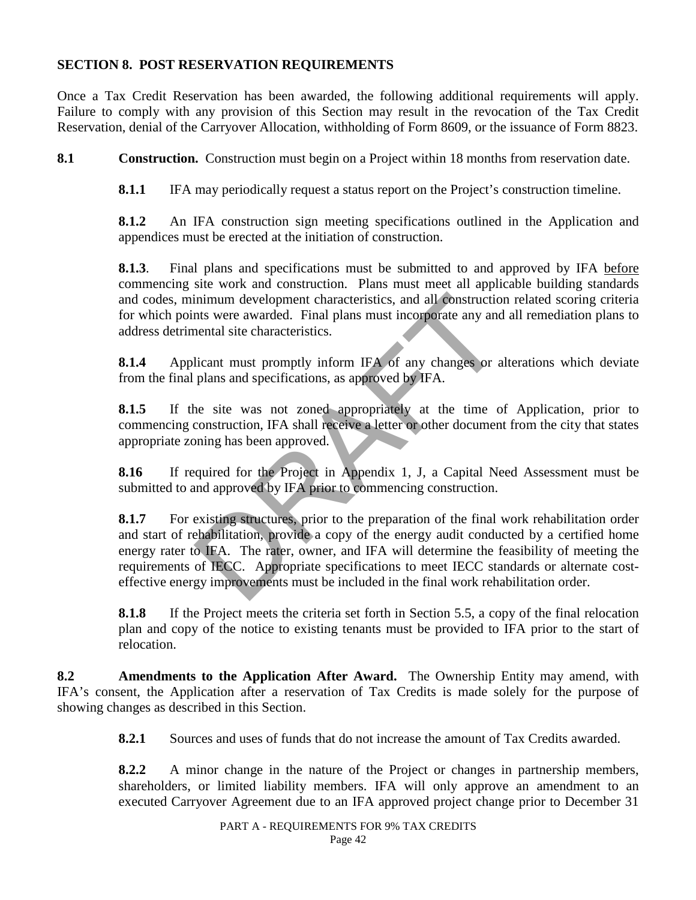## SECTION 8. POST RESERVATION REQUIREMENTS

Once a Tax Credit Reservation has been awarded, the following additional requirements will apply. Failure to comply with any provision of this Section may result in the revocation of the Tax Credit Reservation, denial of the Carryover Allocation, withholding of Form 8609, or the issuance of Form 8823.

**8.1 Construction.** Construction must begin on a Project within 18 months from reservation date.

**8.1.1** IFA may periodically request a status report on the Project's construction timeline.

**8.1.2** An IFA construction sign meeting specifications outlined in the Application and appendices must be erected at the initiation of construction.

**8.1.3**. Final plans and specifications must be submitted to and approved by IFA before commencing site work and construction. Plans must meet all applicable building standards and codes, minimum development characteristics, and all construction related scoring criteria for which points were awarded. Final plans must incorporate any and all remediation plans to address detrimental site characteristics.

**8.1.4** Applicant must promptly inform IFA of any changes or alterations which deviate from the final plans and specifications, as approved by IFA.

**8.1.5** If the site was not zoned appropriately at the time of Application, prior to commencing construction, IFA shall receive a letter or other document from the city that states appropriate zoning has been approved.

**8.16** If required for the Project in Appendix 1, J, a Capital Need Assessment must be submitted to and approved by IFA prior to commencing construction.

**8.1.7** For existing structures, prior to the preparation of the final work rehabilitation order and start of rehabilitation, provide a copy of the energy audit conducted by a certified home energy rater to IFA. The rater, owner, and IFA will determine the feasibility of meeting the requirements of IECC. Appropriate specifications to meet IECC standards or alternate cost-effective energy improvements must be included in the final work rehabilitation order.

**8.1.8** If the Project meets the criteria set forth in Section 5.5, a copy of the final relocation plan and copy of the notice to existing tenants must be provided to IFA prior to the start of relocation.

**8.2 Amendments to the Application After Award.** The Ownership Entity may amend, with IFA's consent, the Application after a reservation of Tax Credits is made solely for the purpose of showing changes as described in this Section.

**8.2.1** Sources and uses of funds that do not increase the amount of Tax Credits awarded.

**8.2.2** A minor change in the nature of the Project or changes in partnership members, shareholders, or limited liability members. IFA will only approve an amendment to an executed Carryover Agreement due to an IFA approved project change prior to December 31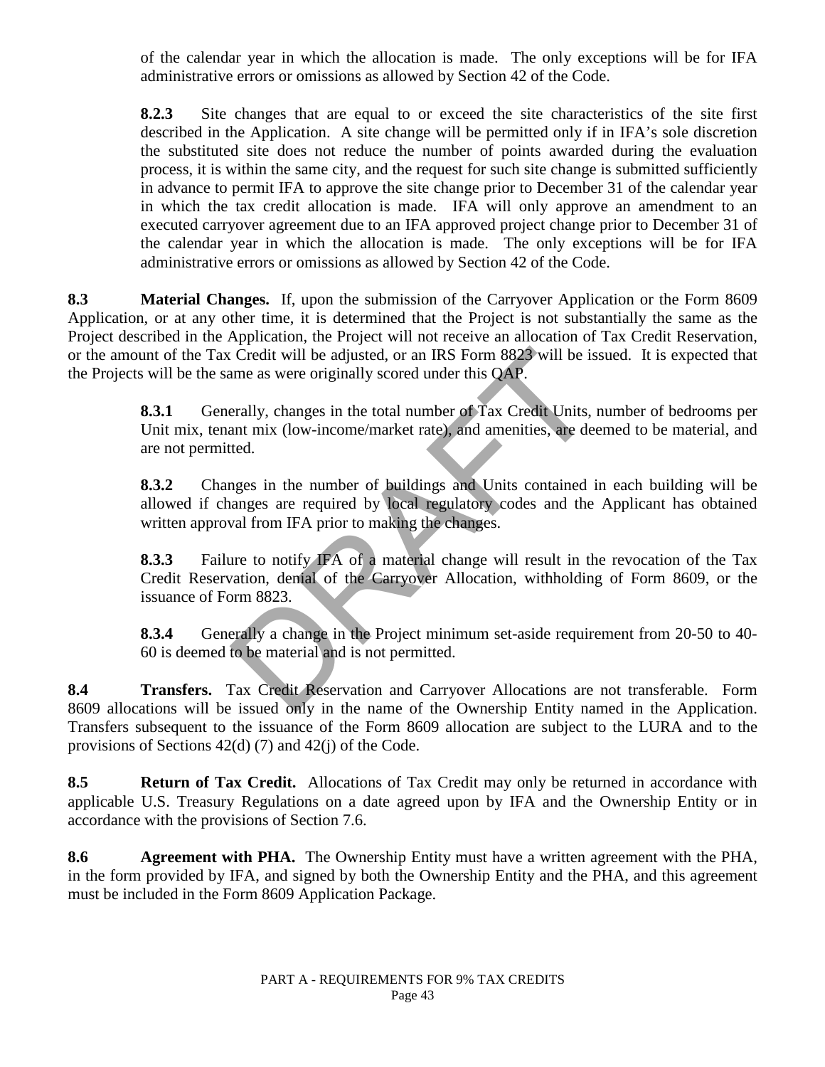of the calendar year in which the allocation is made. The only exceptions will be for IFA administrative errors or omissions as allowed by Section 42 of the Code.

**8.2.3** Site changes that are equal to or exceed the site characteristics of the site first described in the Application. A site change will be permitted only if in IFA's sole discretion the substituted site does not reduce the number of points awarded during the evaluation process, it is within the same city, and the request for such site change is submitted sufficiently in advance to permit IFA to approve the site change prior to December 31 of the calendar year in which the tax credit allocation is made. IFA will only approve an amendment to an executed carryover agreement due to an IFA approved project change prior to December 31 of the calendar year in which the allocation is made. The only exceptions will be for IFA administrative errors or omissions as allowed by Section 42 of the Code.

**8.3 Material Changes.** If, upon the submission of the Carryover Application or the Form 8609 Application, or at any other time, it is determined that the Project is not substantially the same as the Project described in the Application, the Project will not receive an allocation of Tax Credit Reservation, or the amount of the Tax Credit will be adjusted, or an IRS Form 8823 will be issued. It is expected that the Projects will be the same as were originally scored under this QAP.

**8.3.1** Generally, changes in the total number of Tax Credit Units, number of bedrooms per Unit mix, tenant mix (low-income/market rate), and amenities, are deemed to be material, and are not permitted.

**8.3.2** Changes in the number of buildings and Units contained in each building will be allowed if changes are required by local regulatory codes and the Applicant has obtained written approval from IFA prior to making the changes.

**8.3.3** Failure to notify IFA of a material change will result in the revocation of the Tax Credit Reservation, denial of the Carryover Allocation, withholding of Form 8609, or the issuance of Form 8823.

**8.3.4** Generally a change in the Project minimum set-aside requirement from 20-50 to 40-60 is deemed to be material and is not permitted.

**8.4 Transfers.** Tax Credit Reservation and Carryover Allocations are not transferable. Form 8609 allocations will be issued only in the name of the Ownership Entity named in the Application. Transfers subsequent to the issuance of the Form 8609 allocation are subject to the LURA and to the provisions of Sections 42(d) (7) and 42(j) of the Code.

**8.5 Return of Tax Credit.** Allocations of Tax Credit may only be returned in accordance with applicable U.S. Treasury Regulations on a date agreed upon by IFA and the Ownership Entity or in accordance with the provisions of Section 7.6.

**8.6 Agreement with PHA.** The Ownership Entity must have a written agreement with the PHA, in the form provided by IFA, and signed by both the Ownership Entity and the PHA, and this agreement must be included in the Form 8609 Application Package.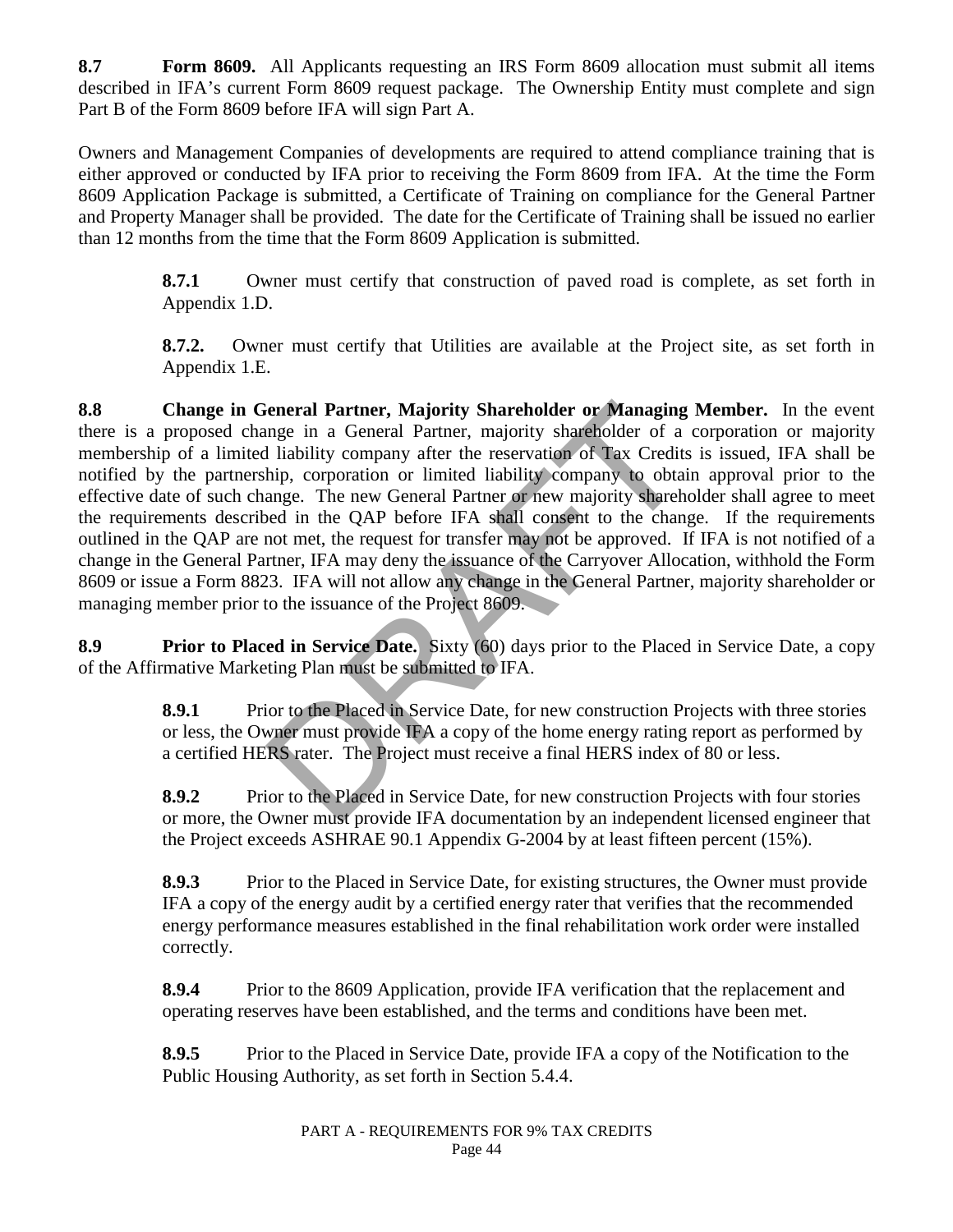**8.7 Form 8609.** All Applicants requesting an IRS Form 8609 allocation must submit all items described in IFA's current Form 8609 request package. The Ownership Entity must complete and sign Part B of the Form 8609 before IFA will sign Part A.

Owners and Management Companies of developments are required to attend compliance training that is either approved or conducted by IFA prior to receiving the Form 8609 from IFA. At the time the Form 8609 Application Package is submitted, a Certificate of Training on compliance for the General Partner and Property Manager shall be provided. The date for the Certificate of Training shall be issued no earlier than 12 months from the time that the Form 8609 Application is submitted.

> **8.7.1** Owner must certify that construction of paved road is complete, as set forth in Appendix 1.D.
>
> **8.7.2.** Owner must certify that Utilities are available at the Project site, as set forth in Appendix 1.E.

**8.8 Change in General Partner, Majority Shareholder or Managing Member.** In the event there is a proposed change in a General Partner, majority shareholder of a corporation or majority membership of a limited liability company after the reservation of Tax Credits is issued, IFA shall be notified by the partnership, corporation or limited liability company to obtain approval prior to the effective date of such change. The new General Partner or new majority shareholder shall agree to meet the requirements described in the QAP before IFA shall consent to the change. If the requirements outlined in the QAP are not met, the request for transfer may not be approved. If IFA is not notified of a change in the General Partner, IFA may deny the issuance of the Carryover Allocation, withhold the Form 8609 or issue a Form 8823. IFA will not allow any change in the General Partner, majority shareholder or managing member prior to the issuance of the Project 8609.

**8.9 Prior to Placed in Service Date.** Sixty (60) days prior to the Placed in Service Date, a copy of the Affirmative Marketing Plan must be submitted to IFA.

> **8.9.1** Prior to the Placed in Service Date, for new construction Projects with three stories or less, the Owner must provide IFA a copy of the home energy rating report as performed by a certified HERS rater. The Project must receive a final HERS index of 80 or less.
>
> **8.9.2** Prior to the Placed in Service Date, for new construction Projects with four stories or more, the Owner must provide IFA documentation by an independent licensed engineer that the Project exceeds ASHRAE 90.1 Appendix G-2004 by at least fifteen percent (15%).
>
> **8.9.3** Prior to the Placed in Service Date, for existing structures, the Owner must provide IFA a copy of the energy audit by a certified energy rater that verifies that the recommended energy performance measures established in the final rehabilitation work order were installed correctly.
>
> **8.9.4** Prior to the 8609 Application, provide IFA verification that the replacement and operating reserves have been established, and the terms and conditions have been met.
>
> **8.9.5** Prior to the Placed in Service Date, provide IFA a copy of the Notification to the Public Housing Authority, as set forth in Section 5.4.4.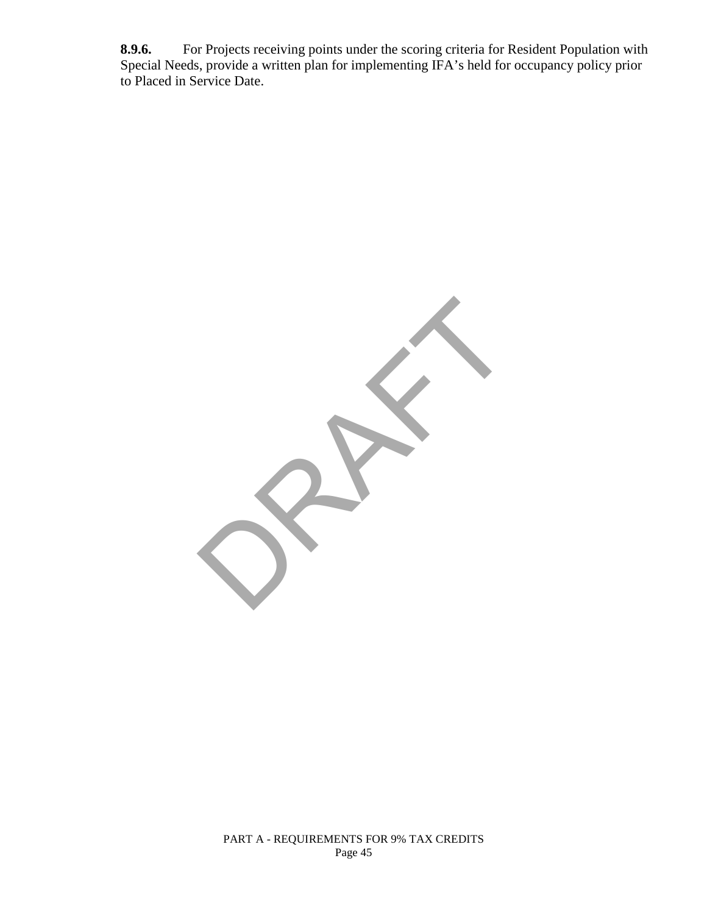**8.9.6.** For Projects receiving points under the scoring criteria for Resident Population with Special Needs, provide a written plan for implementing IFA's held for occupancy policy prior to Placed in Service Date.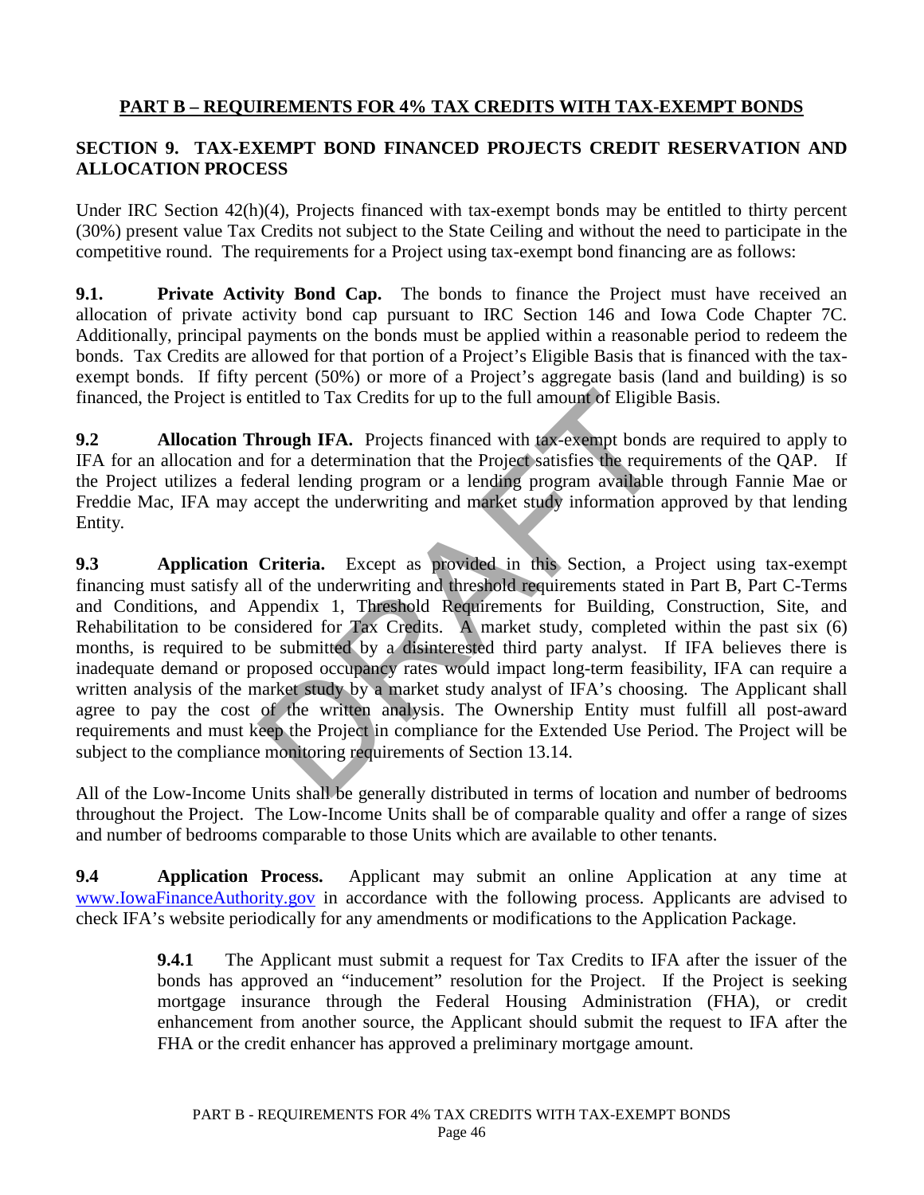## PART B – REQUIREMENTS FOR 4% TAX CREDITS WITH TAX-EXEMPT BONDS

### SECTION 9. TAX-EXEMPT BOND FINANCED PROJECTS CREDIT RESERVATION AND ALLOCATION PROCESS

Under IRC Section 42(h)(4), Projects financed with tax-exempt bonds may be entitled to thirty percent (30%) present value Tax Credits not subject to the State Ceiling and without the need to participate in the competitive round. The requirements for a Project using tax-exempt bond financing are as follows:

**9.1. Private Activity Bond Cap.** The bonds to finance the Project must have received an allocation of private activity bond cap pursuant to IRC Section 146 and Iowa Code Chapter 7C. Additionally, principal payments on the bonds must be applied within a reasonable period to redeem the bonds. Tax Credits are allowed for that portion of a Project's Eligible Basis that is financed with the tax-exempt bonds. If fifty percent (50%) or more of a Project's aggregate basis (land and building) is so financed, the Project is entitled to Tax Credits for up to the full amount of Eligible Basis.

**9.2 Allocation Through IFA.** Projects financed with tax-exempt bonds are required to apply to IFA for an allocation and for a determination that the Project satisfies the requirements of the QAP. If the Project utilizes a federal lending program or a lending program available through Fannie Mae or Freddie Mac, IFA may accept the underwriting and market study information approved by that lending Entity.

**9.3 Application Criteria.** Except as provided in this Section, a Project using tax-exempt financing must satisfy all of the underwriting and threshold requirements stated in Part B, Part C-Terms and Conditions, and Appendix 1, Threshold Requirements for Building, Construction, Site, and Rehabilitation to be considered for Tax Credits. A market study, completed within the past six (6) months, is required to be submitted by a disinterested third party analyst. If IFA believes there is inadequate demand or proposed occupancy rates would impact long-term feasibility, IFA can require a written analysis of the market study by a market study analyst of IFA's choosing. The Applicant shall agree to pay the cost of the written analysis. The Ownership Entity must fulfill all post-award requirements and must keep the Project in compliance for the Extended Use Period. The Project will be subject to the compliance monitoring requirements of Section 13.14.

All of the Low-Income Units shall be generally distributed in terms of location and number of bedrooms throughout the Project. The Low-Income Units shall be of comparable quality and offer a range of sizes and number of bedrooms comparable to those Units which are available to other tenants.

**9.4 Application Process.** Applicant may submit an online Application at any time at www.IowaFinanceAuthority.gov in accordance with the following process. Applicants are advised to check IFA's website periodically for any amendments or modifications to the Application Package.

> **9.4.1** The Applicant must submit a request for Tax Credits to IFA after the issuer of the bonds has approved an "inducement" resolution for the Project. If the Project is seeking mortgage insurance through the Federal Housing Administration (FHA), or credit enhancement from another source, the Applicant should submit the request to IFA after the FHA or the credit enhancer has approved a preliminary mortgage amount.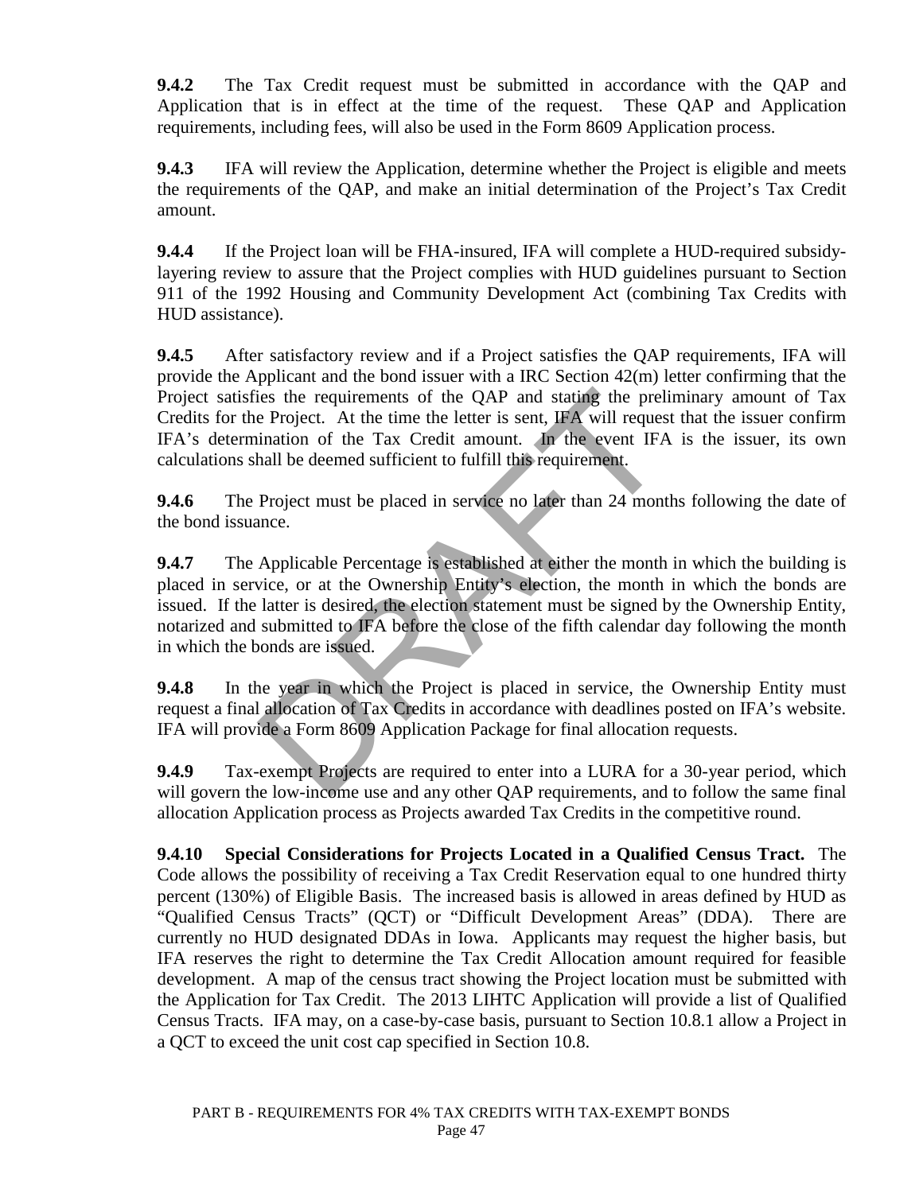**9.4.2** The Tax Credit request must be submitted in accordance with the QAP and Application that is in effect at the time of the request. These QAP and Application requirements, including fees, will also be used in the Form 8609 Application process.

**9.4.3** IFA will review the Application, determine whether the Project is eligible and meets the requirements of the QAP, and make an initial determination of the Project's Tax Credit amount.

**9.4.4** If the Project loan will be FHA-insured, IFA will complete a HUD-required subsidy-layering review to assure that the Project complies with HUD guidelines pursuant to Section 911 of the 1992 Housing and Community Development Act (combining Tax Credits with HUD assistance).

**9.4.5** After satisfactory review and if a Project satisfies the QAP requirements, IFA will provide the Applicant and the bond issuer with a IRC Section 42(m) letter confirming that the Project satisfies the requirements of the QAP and stating the preliminary amount of Tax Credits for the Project. At the time the letter is sent, IFA will request that the issuer confirm IFA's determination of the Tax Credit amount. In the event IFA is the issuer, its own calculations shall be deemed sufficient to fulfill this requirement.

**9.4.6** The Project must be placed in service no later than 24 months following the date of the bond issuance.

**9.4.7** The Applicable Percentage is established at either the month in which the building is placed in service, or at the Ownership Entity's election, the month in which the bonds are issued. If the latter is desired, the election statement must be signed by the Ownership Entity, notarized and submitted to IFA before the close of the fifth calendar day following the month in which the bonds are issued.

**9.4.8** In the year in which the Project is placed in service, the Ownership Entity must request a final allocation of Tax Credits in accordance with deadlines posted on IFA's website. IFA will provide a Form 8609 Application Package for final allocation requests.

**9.4.9** Tax-exempt Projects are required to enter into a LURA for a 30-year period, which will govern the low-income use and any other QAP requirements, and to follow the same final allocation Application process as Projects awarded Tax Credits in the competitive round.

**9.4.10 Special Considerations for Projects Located in a Qualified Census Tract.** The Code allows the possibility of receiving a Tax Credit Reservation equal to one hundred thirty percent (130%) of Eligible Basis. The increased basis is allowed in areas defined by HUD as "Qualified Census Tracts" (QCT) or "Difficult Development Areas" (DDA). There are currently no HUD designated DDAs in Iowa. Applicants may request the higher basis, but IFA reserves the right to determine the Tax Credit Allocation amount required for feasible development. A map of the census tract showing the Project location must be submitted with the Application for Tax Credit. The 2013 LIHTC Application will provide a list of Qualified Census Tracts. IFA may, on a case-by-case basis, pursuant to Section 10.8.1 allow a Project in a QCT to exceed the unit cost cap specified in Section 10.8.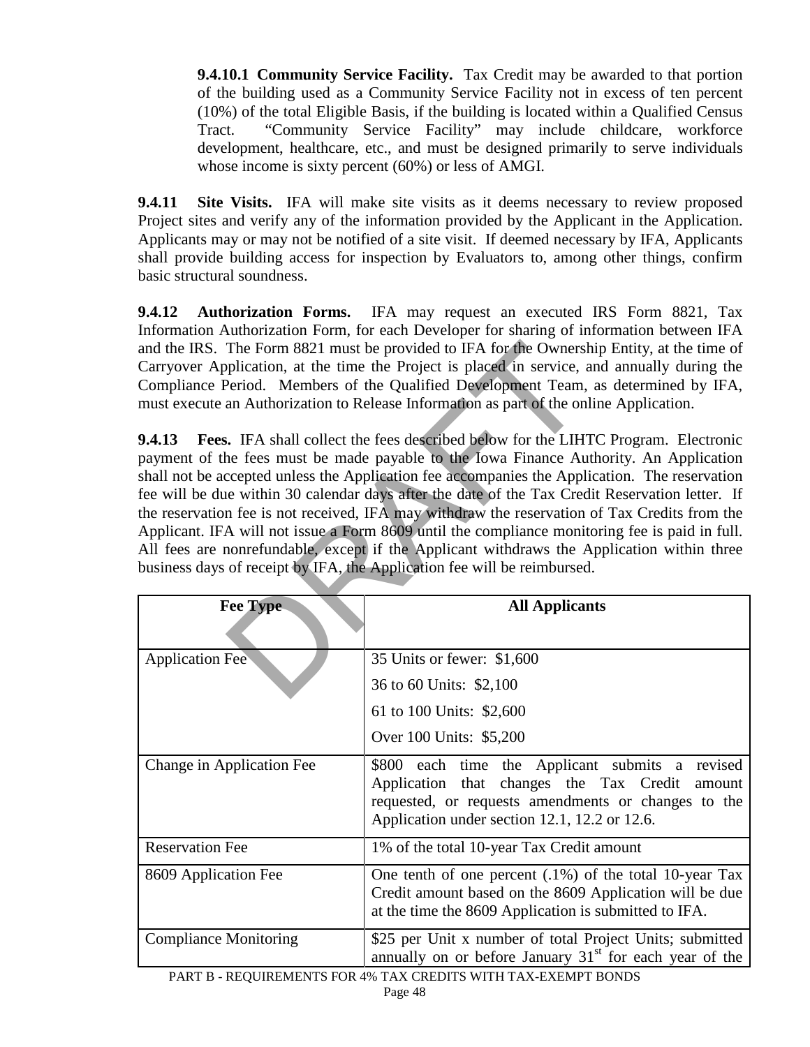**9.4.10.1 Community Service Facility.** Tax Credit may be awarded to that portion of the building used as a Community Service Facility not in excess of ten percent (10%) of the total Eligible Basis, if the building is located within a Qualified Census Tract. "Community Service Facility" may include childcare, workforce development, healthcare, etc., and must be designed primarily to serve individuals whose income is sixty percent (60%) or less of AMGI.

**9.4.11 Site Visits.** IFA will make site visits as it deems necessary to review proposed Project sites and verify any of the information provided by the Applicant in the Application. Applicants may or may not be notified of a site visit. If deemed necessary by IFA, Applicants shall provide building access for inspection by Evaluators to, among other things, confirm basic structural soundness.

**9.4.12 Authorization Forms.** IFA may request an executed IRS Form 8821, Tax Information Authorization Form, for each Developer for sharing of information between IFA and the IRS. The Form 8821 must be provided to IFA for the Ownership Entity, at the time of Carryover Application, at the time the Project is placed in service, and annually during the Compliance Period. Members of the Qualified Development Team, as determined by IFA, must execute an Authorization to Release Information as part of the online Application.

**9.4.13 Fees.** IFA shall collect the fees described below for the LIHTC Program. Electronic payment of the fees must be made payable to the Iowa Finance Authority. An Application shall not be accepted unless the Application fee accompanies the Application. The reservation fee will be due within 30 calendar days after the date of the Tax Credit Reservation letter. If the reservation fee is not received, IFA may withdraw the reservation of Tax Credits from the Applicant. IFA will not issue a Form 8609 until the compliance monitoring fee is paid in full. All fees are nonrefundable, except if the Applicant withdraws the Application within three business days of receipt by IFA, the Application fee will be reimbursed.

| Fee Type | All Applicants |
|---|---|
| Application Fee | 35 Units or fewer: $1,600<br>36 to 60 Units: $2,100<br>61 to 100 Units: $2,600<br>Over 100 Units: $5,200 |
| Change in Application Fee | $800 each time the Applicant submits a revised Application that changes the Tax Credit amount requested, or requests amendments or changes to the Application under section 12.1, 12.2 or 12.6. |
| Reservation Fee | 1% of the total 10-year Tax Credit amount |
| 8609 Application Fee | One tenth of one percent (.1%) of the total 10-year Tax Credit amount based on the 8609 Application will be due at the time the 8609 Application is submitted to IFA. |
| Compliance Monitoring | $25 per Unit x number of total Project Units; submitted annually on or before January 31st for each year of the |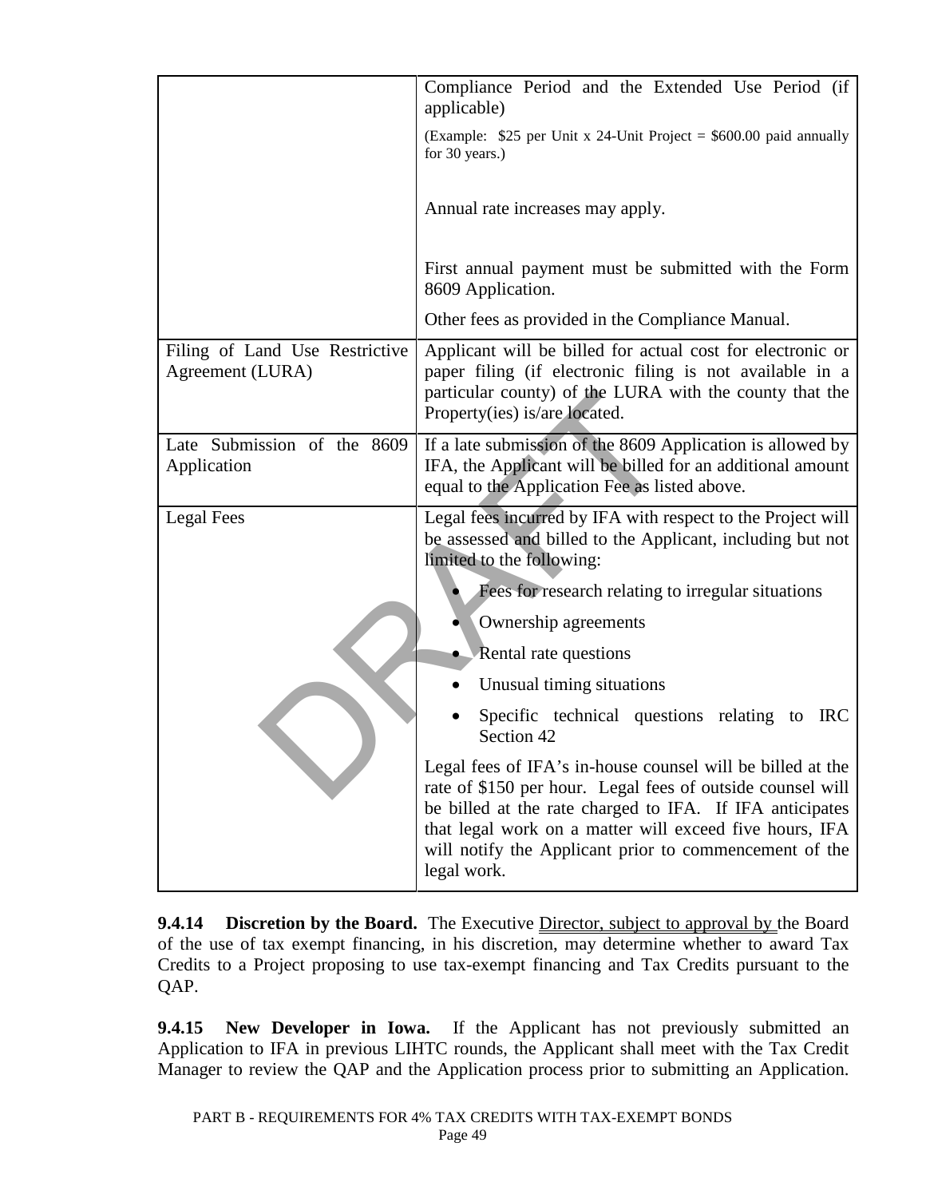| | |
|---|---|
| | Compliance Period and the Extended Use Period (if applicable)<br><br>(Example: $25 per Unit x 24-Unit Project = $600.00 paid annually for 30 years.)<br><br>Annual rate increases may apply.<br><br>First annual payment must be submitted with the Form 8609 Application.<br><br>Other fees as provided in the Compliance Manual. |
| Filing of Land Use Restrictive Agreement (LURA) | Applicant will be billed for actual cost for electronic or paper filing (if electronic filing is not available in a particular county) of the LURA with the county that the Property(ies) is/are located. |
| Late Submission of the 8609 Application | If a late submission of the 8609 Application is allowed by IFA, the Applicant will be billed for an additional amount equal to the Application Fee as listed above. |
| Legal Fees | Legal fees incurred by IFA with respect to the Project will be assessed and billed to the Applicant, including but not limited to the following:<br><br>• Fees for research relating to irregular situations<br>• Ownership agreements<br>• Rental rate questions<br>• Unusual timing situations<br>• Specific technical questions relating to IRC Section 42<br><br>Legal fees of IFA's in-house counsel will be billed at the rate of $150 per hour. Legal fees of outside counsel will be billed at the rate charged to IFA. If IFA anticipates that legal work on a matter will exceed five hours, IFA will notify the Applicant prior to commencement of the legal work. |

**9.4.14 Discretion by the Board.** The Executive Director, subject to approval by the Board of the use of tax exempt financing, in his discretion, may determine whether to award Tax Credits to a Project proposing to use tax-exempt financing and Tax Credits pursuant to the QAP.

**9.4.15 New Developer in Iowa.** If the Applicant has not previously submitted an Application to IFA in previous LIHTC rounds, the Applicant shall meet with the Tax Credit Manager to review the QAP and the Application process prior to submitting an Application.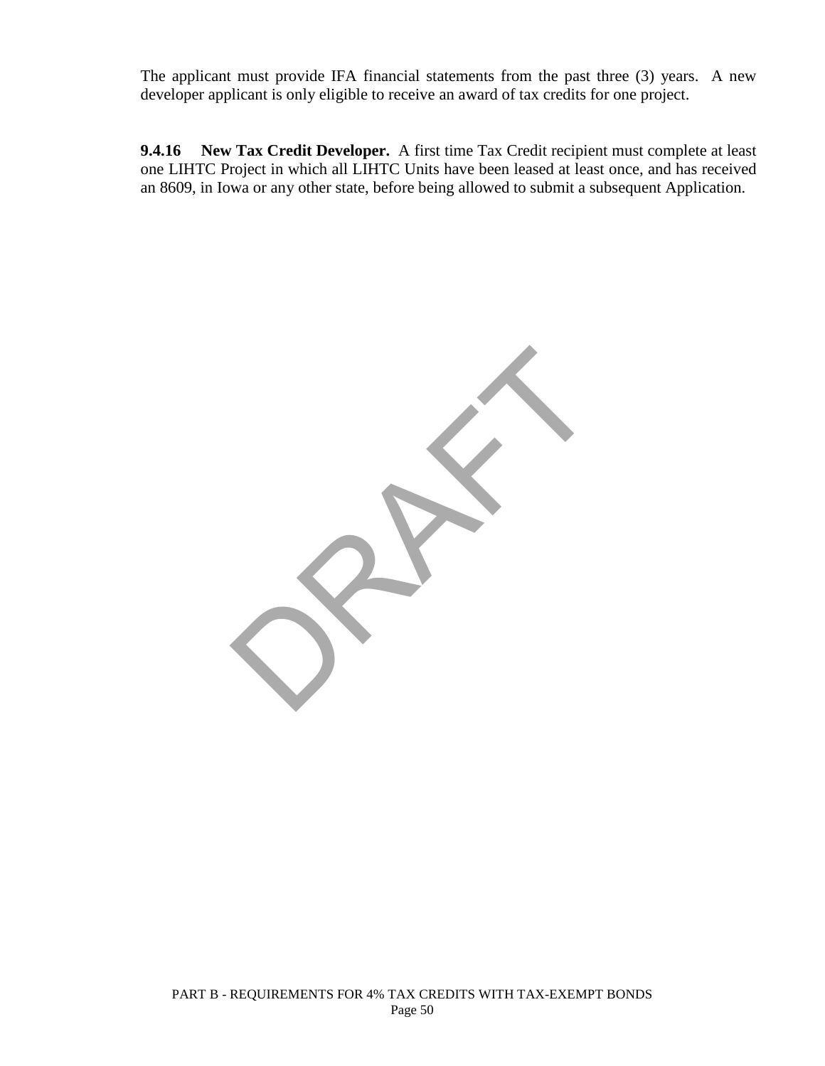The applicant must provide IFA financial statements from the past three (3) years. A new developer applicant is only eligible to receive an award of tax credits for one project.

**9.4.16 New Tax Credit Developer.** A first time Tax Credit recipient must complete at least one LIHTC Project in which all LIHTC Units have been leased at least once, and has received an 8609, in Iowa or any other state, before being allowed to submit a subsequent Application.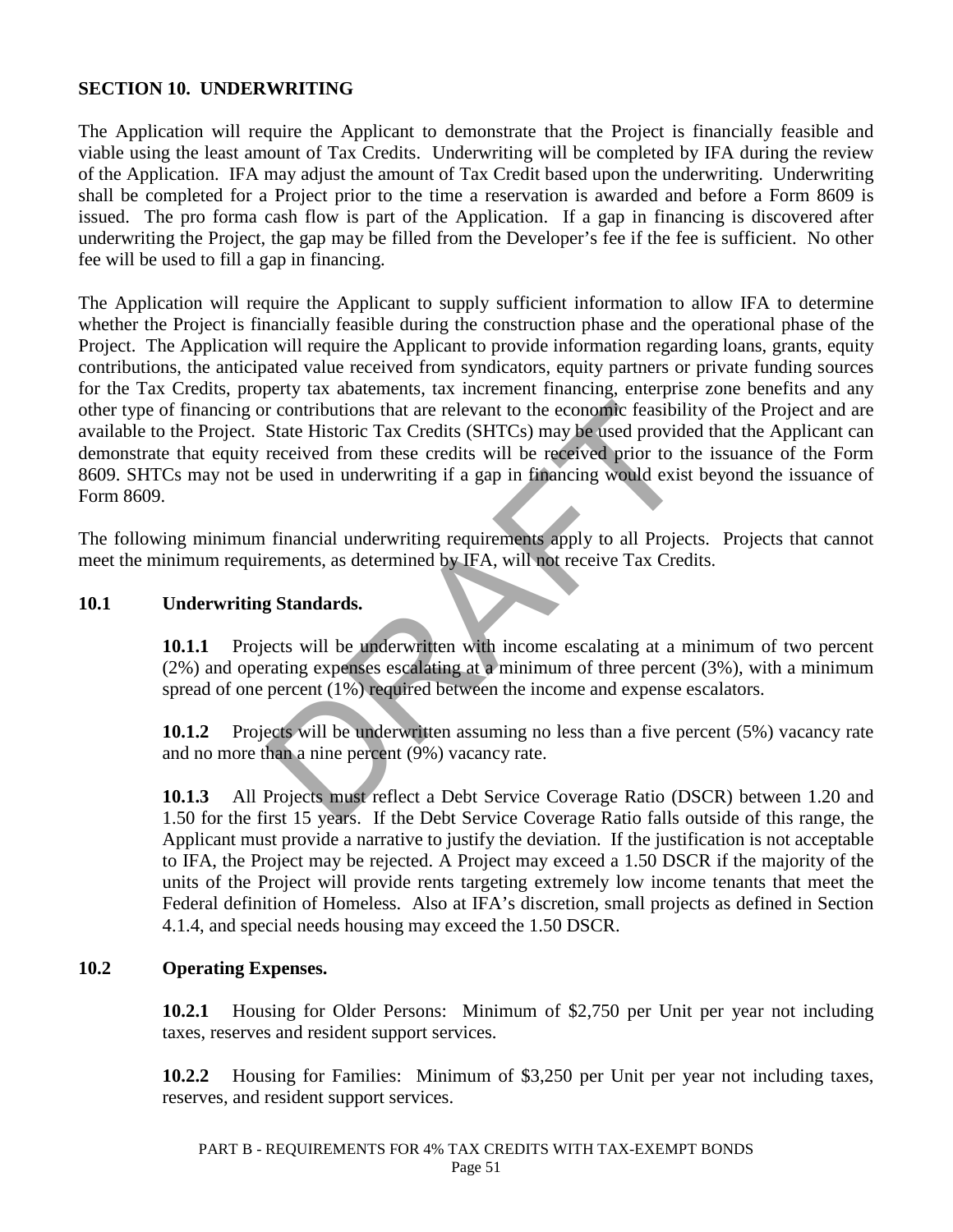## SECTION 10. UNDERWRITING

The Application will require the Applicant to demonstrate that the Project is financially feasible and viable using the least amount of Tax Credits. Underwriting will be completed by IFA during the review of the Application. IFA may adjust the amount of Tax Credit based upon the underwriting. Underwriting shall be completed for a Project prior to the time a reservation is awarded and before a Form 8609 is issued. The pro forma cash flow is part of the Application. If a gap in financing is discovered after underwriting the Project, the gap may be filled from the Developer's fee if the fee is sufficient. No other fee will be used to fill a gap in financing.

The Application will require the Applicant to supply sufficient information to allow IFA to determine whether the Project is financially feasible during the construction phase and the operational phase of the Project. The Application will require the Applicant to provide information regarding loans, grants, equity contributions, the anticipated value received from syndicators, equity partners or private funding sources for the Tax Credits, property tax abatements, tax increment financing, enterprise zone benefits and any other type of financing or contributions that are relevant to the economic feasibility of the Project and are available to the Project. State Historic Tax Credits (SHTCs) may be used provided that the Applicant can demonstrate that equity received from these credits will be received prior to the issuance of the Form 8609. SHTCs may not be used in underwriting if a gap in financing would exist beyond the issuance of Form 8609.

The following minimum financial underwriting requirements apply to all Projects. Projects that cannot meet the minimum requirements, as determined by IFA, will not receive Tax Credits.

### 10.1 Underwriting Standards.

**10.1.1** Projects will be underwritten with income escalating at a minimum of two percent (2%) and operating expenses escalating at a minimum of three percent (3%), with a minimum spread of one percent (1%) required between the income and expense escalators.

**10.1.2** Projects will be underwritten assuming no less than a five percent (5%) vacancy rate and no more than a nine percent (9%) vacancy rate.

**10.1.3** All Projects must reflect a Debt Service Coverage Ratio (DSCR) between 1.20 and 1.50 for the first 15 years. If the Debt Service Coverage Ratio falls outside of this range, the Applicant must provide a narrative to justify the deviation. If the justification is not acceptable to IFA, the Project may be rejected. A Project may exceed a 1.50 DSCR if the majority of the units of the Project will provide rents targeting extremely low income tenants that meet the Federal definition of Homeless. Also at IFA's discretion, small projects as defined in Section 4.1.4, and special needs housing may exceed the 1.50 DSCR.

### 10.2 Operating Expenses.

**10.2.1** Housing for Older Persons: Minimum of $2,750 per Unit per year not including taxes, reserves and resident support services.

**10.2.2** Housing for Families: Minimum of $3,250 per Unit per year not including taxes, reserves, and resident support services.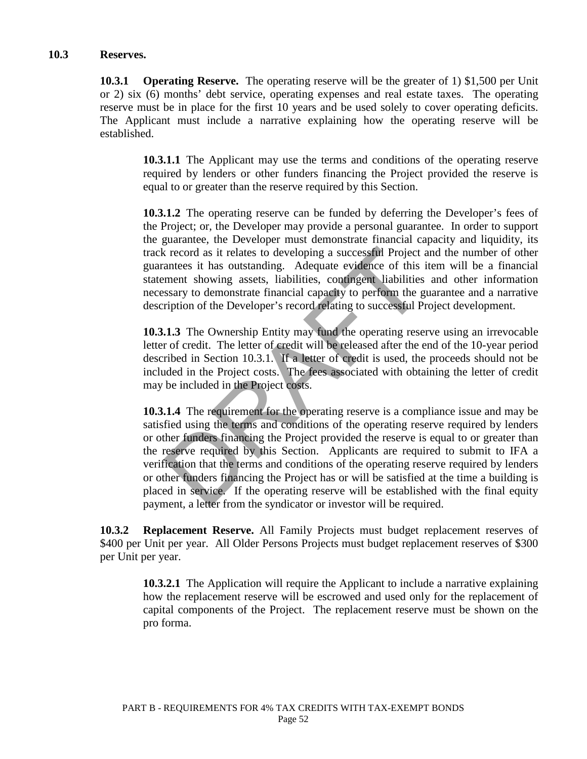**10.3 Reserves.**

**10.3.1 Operating Reserve.** The operating reserve will be the greater of 1) $1,500 per Unit or 2) six (6) months' debt service, operating expenses and real estate taxes. The operating reserve must be in place for the first 10 years and be used solely to cover operating deficits. The Applicant must include a narrative explaining how the operating reserve will be established.

**10.3.1.1** The Applicant may use the terms and conditions of the operating reserve required by lenders or other funders financing the Project provided the reserve is equal to or greater than the reserve required by this Section.

**10.3.1.2** The operating reserve can be funded by deferring the Developer's fees of the Project; or, the Developer may provide a personal guarantee. In order to support the guarantee, the Developer must demonstrate financial capacity and liquidity, its track record as it relates to developing a successful Project and the number of other guarantees it has outstanding. Adequate evidence of this item will be a financial statement showing assets, liabilities, contingent liabilities and other information necessary to demonstrate financial capacity to perform the guarantee and a narrative description of the Developer's record relating to successful Project development.

**10.3.1.3** The Ownership Entity may fund the operating reserve using an irrevocable letter of credit. The letter of credit will be released after the end of the 10-year period described in Section 10.3.1. If a letter of credit is used, the proceeds should not be included in the Project costs. The fees associated with obtaining the letter of credit may be included in the Project costs.

**10.3.1.4** The requirement for the operating reserve is a compliance issue and may be satisfied using the terms and conditions of the operating reserve required by lenders or other funders financing the Project provided the reserve is equal to or greater than the reserve required by this Section. Applicants are required to submit to IFA a verification that the terms and conditions of the operating reserve required by lenders or other funders financing the Project has or will be satisfied at the time a building is placed in service. If the operating reserve will be established with the final equity payment, a letter from the syndicator or investor will be required.

**10.3.2 Replacement Reserve.** All Family Projects must budget replacement reserves of $400 per Unit per year. All Older Persons Projects must budget replacement reserves of $300 per Unit per year.

**10.3.2.1** The Application will require the Applicant to include a narrative explaining how the replacement reserve will be escrowed and used only for the replacement of capital components of the Project. The replacement reserve must be shown on the pro forma.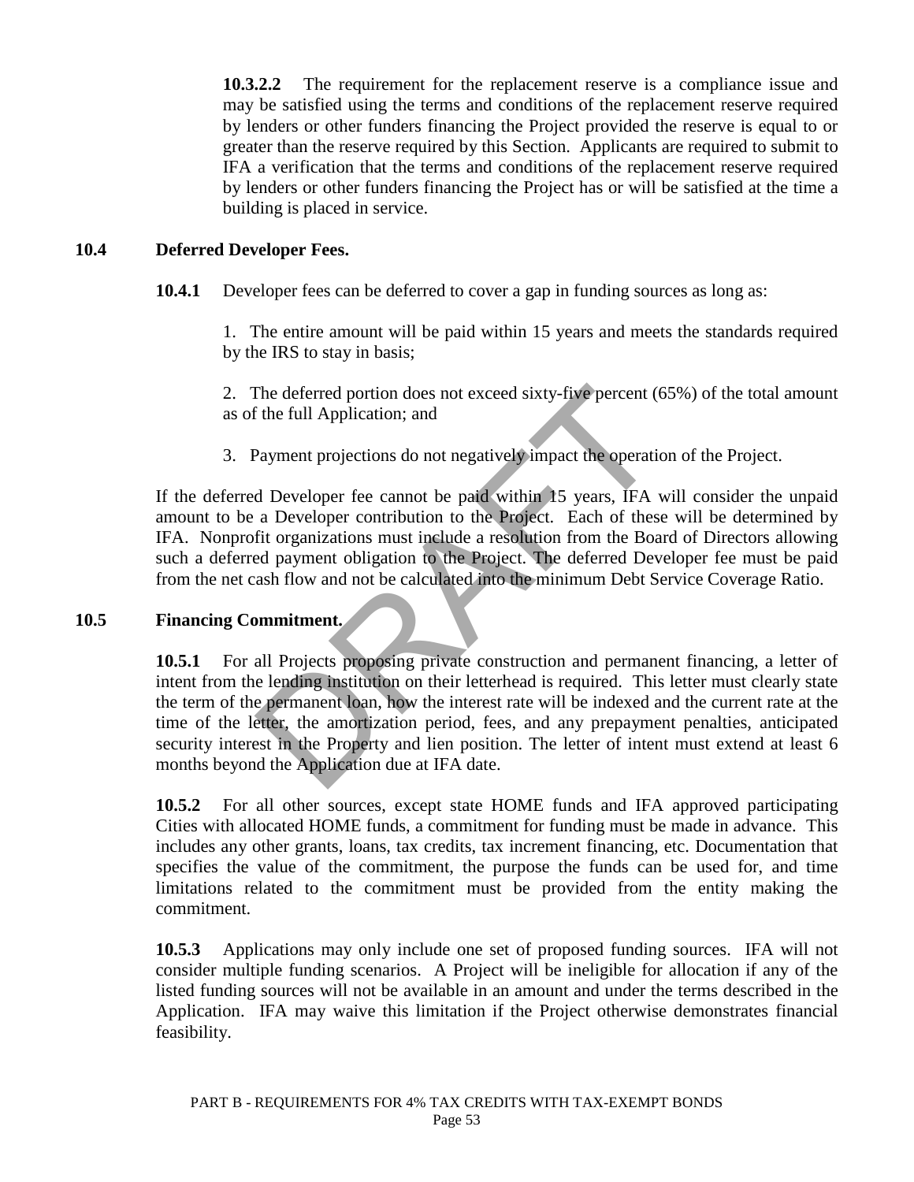**10.3.2.2** The requirement for the replacement reserve is a compliance issue and may be satisfied using the terms and conditions of the replacement reserve required by lenders or other funders financing the Project provided the reserve is equal to or greater than the reserve required by this Section. Applicants are required to submit to IFA a verification that the terms and conditions of the replacement reserve required by lenders or other funders financing the Project has or will be satisfied at the time a building is placed in service.

## 10.4 Deferred Developer Fees.

**10.4.1** Developer fees can be deferred to cover a gap in funding sources as long as:

1. The entire amount will be paid within 15 years and meets the standards required by the IRS to stay in basis;
2. The deferred portion does not exceed sixty-five percent (65%) of the total amount as of the full Application; and
3. Payment projections do not negatively impact the operation of the Project.

If the deferred Developer fee cannot be paid within 15 years, IFA will consider the unpaid amount to be a Developer contribution to the Project. Each of these will be determined by IFA. Nonprofit organizations must include a resolution from the Board of Directors allowing such a deferred payment obligation to the Project. The deferred Developer fee must be paid from the net cash flow and not be calculated into the minimum Debt Service Coverage Ratio.

## 10.5 Financing Commitment.

**10.5.1** For all Projects proposing private construction and permanent financing, a letter of intent from the lending institution on their letterhead is required. This letter must clearly state the term of the permanent loan, how the interest rate will be indexed and the current rate at the time of the letter, the amortization period, fees, and any prepayment penalties, anticipated security interest in the Property and lien position. The letter of intent must extend at least 6 months beyond the Application due at IFA date.

**10.5.2** For all other sources, except state HOME funds and IFA approved participating Cities with allocated HOME funds, a commitment for funding must be made in advance. This includes any other grants, loans, tax credits, tax increment financing, etc. Documentation that specifies the value of the commitment, the purpose the funds can be used for, and time limitations related to the commitment must be provided from the entity making the commitment.

**10.5.3** Applications may only include one set of proposed funding sources. IFA will not consider multiple funding scenarios. A Project will be ineligible for allocation if any of the listed funding sources will not be available in an amount and under the terms described in the Application. IFA may waive this limitation if the Project otherwise demonstrates financial feasibility.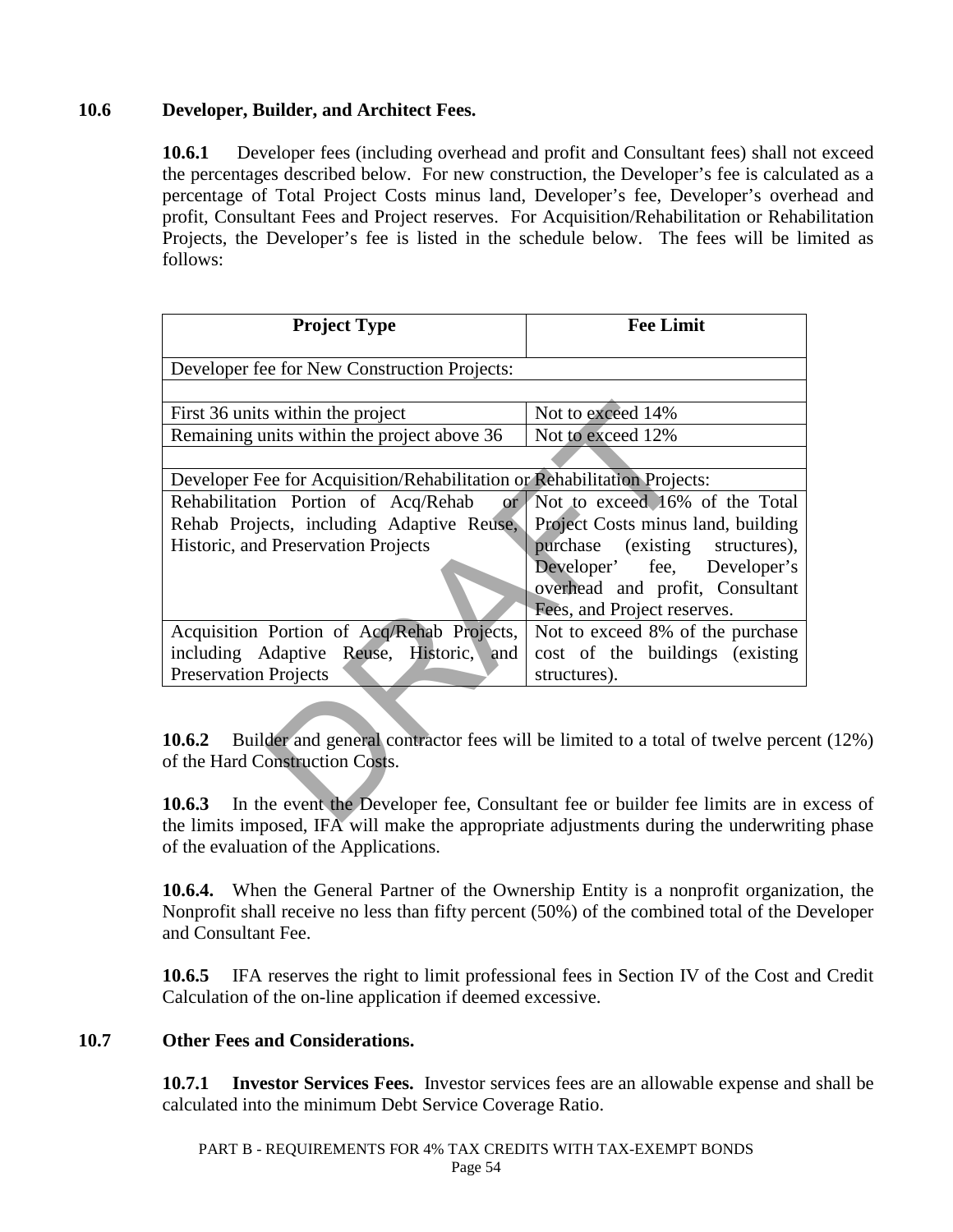### 10.6 Developer, Builder, and Architect Fees.

**10.6.1** Developer fees (including overhead and profit and Consultant fees) shall not exceed the percentages described below. For new construction, the Developer's fee is calculated as a percentage of Total Project Costs minus land, Developer's fee, Developer's overhead and profit, Consultant Fees and Project reserves. For Acquisition/Rehabilitation or Rehabilitation Projects, the Developer's fee is listed in the schedule below. The fees will be limited as follows:

| Project Type | Fee Limit |
|---|---|
| Developer fee for New Construction Projects: | |
| | |
| First 36 units within the project | Not to exceed 14% |
| Remaining units within the project above 36 | Not to exceed 12% |
| | |
| Developer Fee for Acquisition/Rehabilitation or Rehabilitation Projects: | |
| Rehabilitation Portion of Acq/Rehab or Rehab Projects, including Adaptive Reuse, Historic, and Preservation Projects | Not to exceed 16% of the Total Project Costs minus land, building purchase (existing structures), Developer' fee, Developer's overhead and profit, Consultant Fees, and Project reserves. |
| Acquisition Portion of Acq/Rehab Projects, including Adaptive Reuse, Historic, and Preservation Projects | Not to exceed 8% of the purchase cost of the buildings (existing structures). |

**10.6.2** Builder and general contractor fees will be limited to a total of twelve percent (12%) of the Hard Construction Costs.

**10.6.3** In the event the Developer fee, Consultant fee or builder fee limits are in excess of the limits imposed, IFA will make the appropriate adjustments during the underwriting phase of the evaluation of the Applications.

**10.6.4.** When the General Partner of the Ownership Entity is a nonprofit organization, the Nonprofit shall receive no less than fifty percent (50%) of the combined total of the Developer and Consultant Fee.

**10.6.5** IFA reserves the right to limit professional fees in Section IV of the Cost and Credit Calculation of the on-line application if deemed excessive.

### 10.7 Other Fees and Considerations.

**10.7.1 Investor Services Fees.** Investor services fees are an allowable expense and shall be calculated into the minimum Debt Service Coverage Ratio.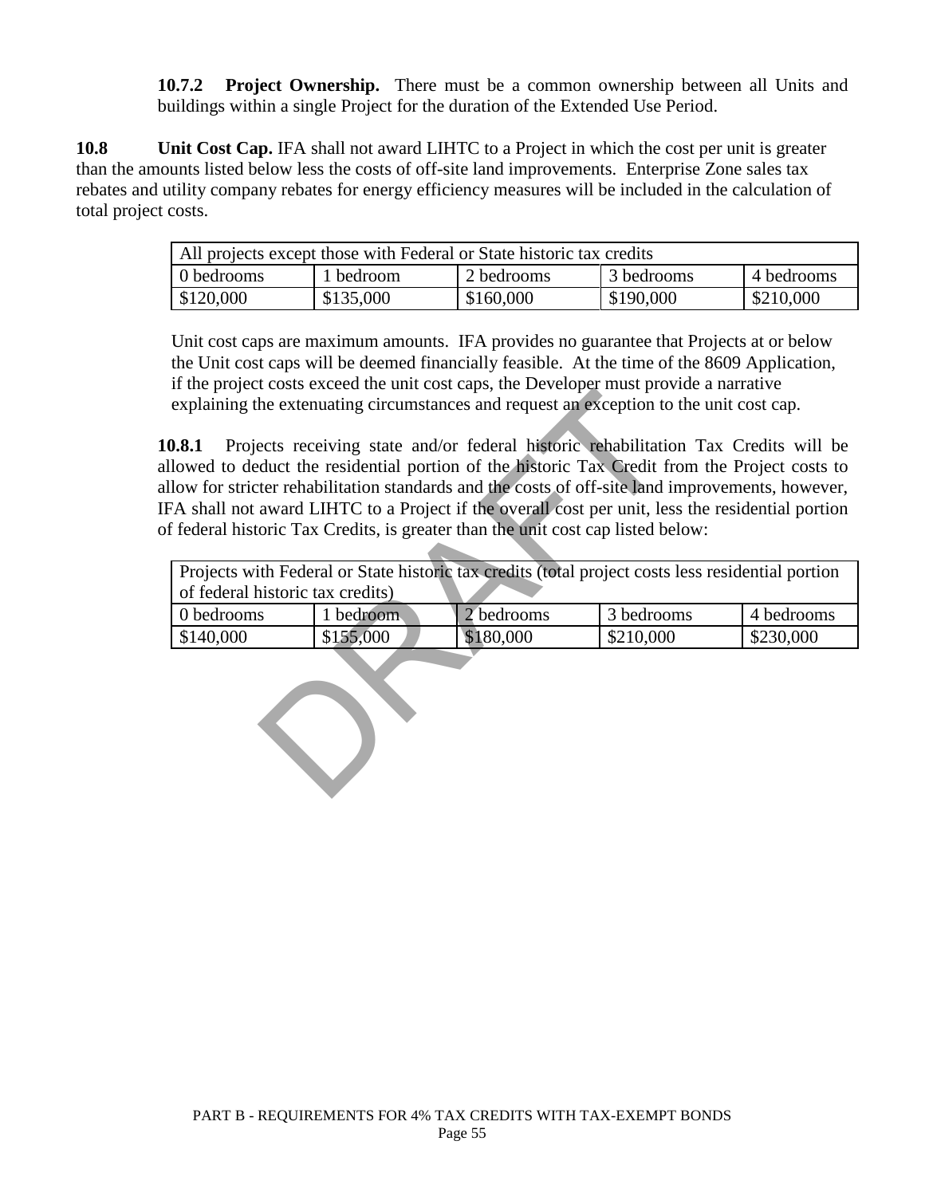**10.7.2 Project Ownership.** There must be a common ownership between all Units and buildings within a single Project for the duration of the Extended Use Period.

**10.8 Unit Cost Cap.** IFA shall not award LIHTC to a Project in which the cost per unit is greater than the amounts listed below less the costs of off-site land improvements. Enterprise Zone sales tax rebates and utility company rebates for energy efficiency measures will be included in the calculation of total project costs.

| All projects except those with Federal or State historic tax credits | | | | |
|---|---|---|---|---|
| 0 bedrooms | 1 bedroom | 2 bedrooms | 3 bedrooms | 4 bedrooms |
| $120,000 | $135,000 | $160,000 | $190,000 | $210,000 |

Unit cost caps are maximum amounts. IFA provides no guarantee that Projects at or below the Unit cost caps will be deemed financially feasible. At the time of the 8609 Application, if the project costs exceed the unit cost caps, the Developer must provide a narrative explaining the extenuating circumstances and request an exception to the unit cost cap.

**10.8.1** Projects receiving state and/or federal historic rehabilitation Tax Credits will be allowed to deduct the residential portion of the historic Tax Credit from the Project costs to allow for stricter rehabilitation standards and the costs of off-site land improvements, however, IFA shall not award LIHTC to a Project if the overall cost per unit, less the residential portion of federal historic Tax Credits, is greater than the unit cost cap listed below:

| Projects with Federal or State historic tax credits (total project costs less residential portion of federal historic tax credits) | | | | |
|---|---|---|---|---|
| 0 bedrooms | 1 bedroom | 2 bedrooms | 3 bedrooms | 4 bedrooms |
| $140,000 | $155,000 | $180,000 | $210,000 | $230,000 |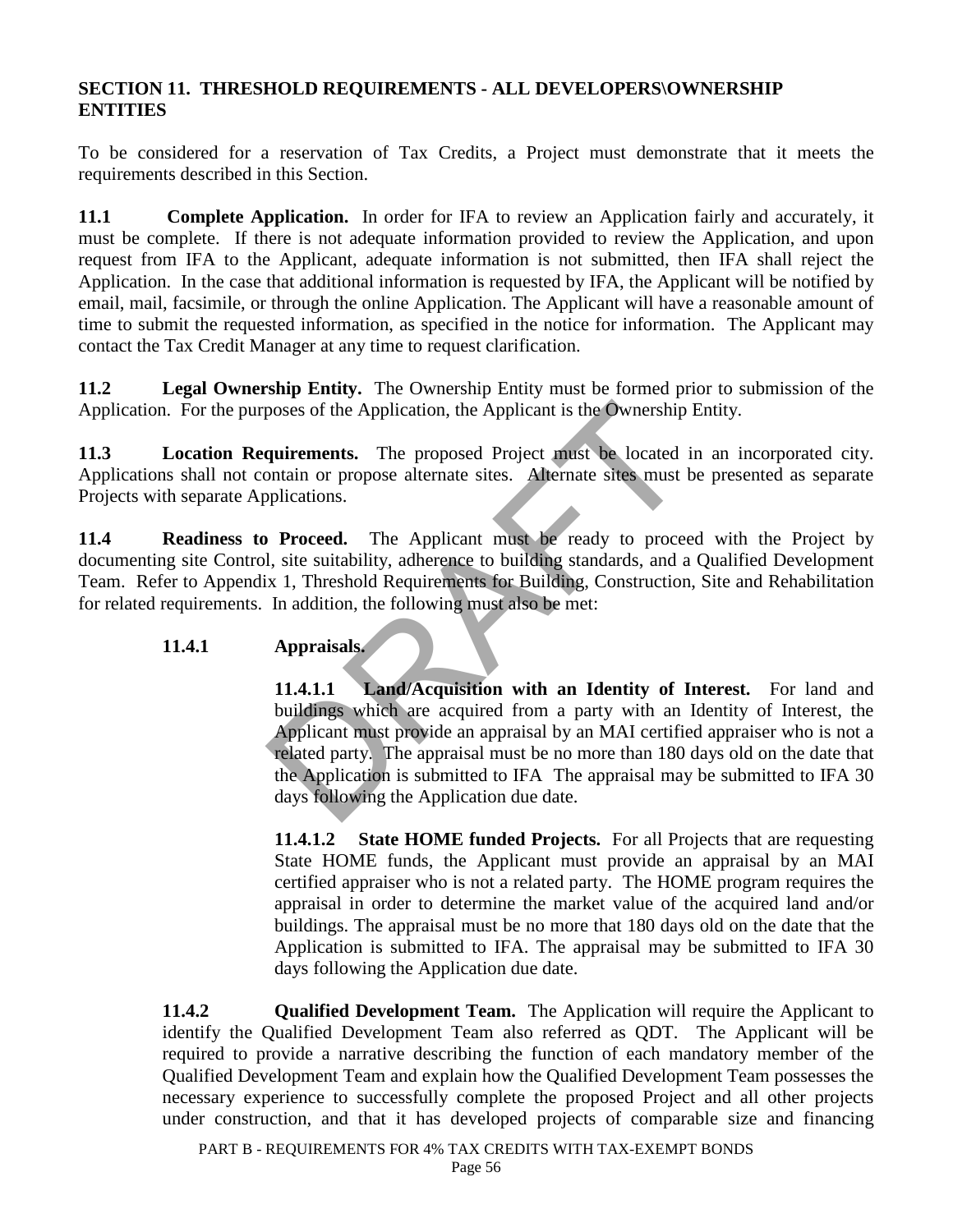## SECTION 11. THRESHOLD REQUIREMENTS - ALL DEVELOPERS\OWNERSHIP ENTITIES

To be considered for a reservation of Tax Credits, a Project must demonstrate that it meets the requirements described in this Section.

**11.1 Complete Application.** In order for IFA to review an Application fairly and accurately, it must be complete. If there is not adequate information provided to review the Application, and upon request from IFA to the Applicant, adequate information is not submitted, then IFA shall reject the Application. In the case that additional information is requested by IFA, the Applicant will be notified by email, mail, facsimile, or through the online Application. The Applicant will have a reasonable amount of time to submit the requested information, as specified in the notice for information. The Applicant may contact the Tax Credit Manager at any time to request clarification.

**11.2 Legal Ownership Entity.** The Ownership Entity must be formed prior to submission of the Application. For the purposes of the Application, the Applicant is the Ownership Entity.

**11.3 Location Requirements.** The proposed Project must be located in an incorporated city. Applications shall not contain or propose alternate sites. Alternate sites must be presented as separate Projects with separate Applications.

**11.4 Readiness to Proceed.** The Applicant must be ready to proceed with the Project by documenting site Control, site suitability, adherence to building standards, and a Qualified Development Team. Refer to Appendix 1, Threshold Requirements for Building, Construction, Site and Rehabilitation for related requirements. In addition, the following must also be met:

**11.4.1 Appraisals.**

**11.4.1.1 Land/Acquisition with an Identity of Interest.** For land and buildings which are acquired from a party with an Identity of Interest, the Applicant must provide an appraisal by an MAI certified appraiser who is not a related party. The appraisal must be no more than 180 days old on the date that the Application is submitted to IFA The appraisal may be submitted to IFA 30 days following the Application due date.

**11.4.1.2 State HOME funded Projects.** For all Projects that are requesting State HOME funds, the Applicant must provide an appraisal by an MAI certified appraiser who is not a related party. The HOME program requires the appraisal in order to determine the market value of the acquired land and/or buildings. The appraisal must be no more that 180 days old on the date that the Application is submitted to IFA. The appraisal may be submitted to IFA 30 days following the Application due date.

**11.4.2 Qualified Development Team.** The Application will require the Applicant to identify the Qualified Development Team also referred as QDT. The Applicant will be required to provide a narrative describing the function of each mandatory member of the Qualified Development Team and explain how the Qualified Development Team possesses the necessary experience to successfully complete the proposed Project and all other projects under construction, and that it has developed projects of comparable size and financing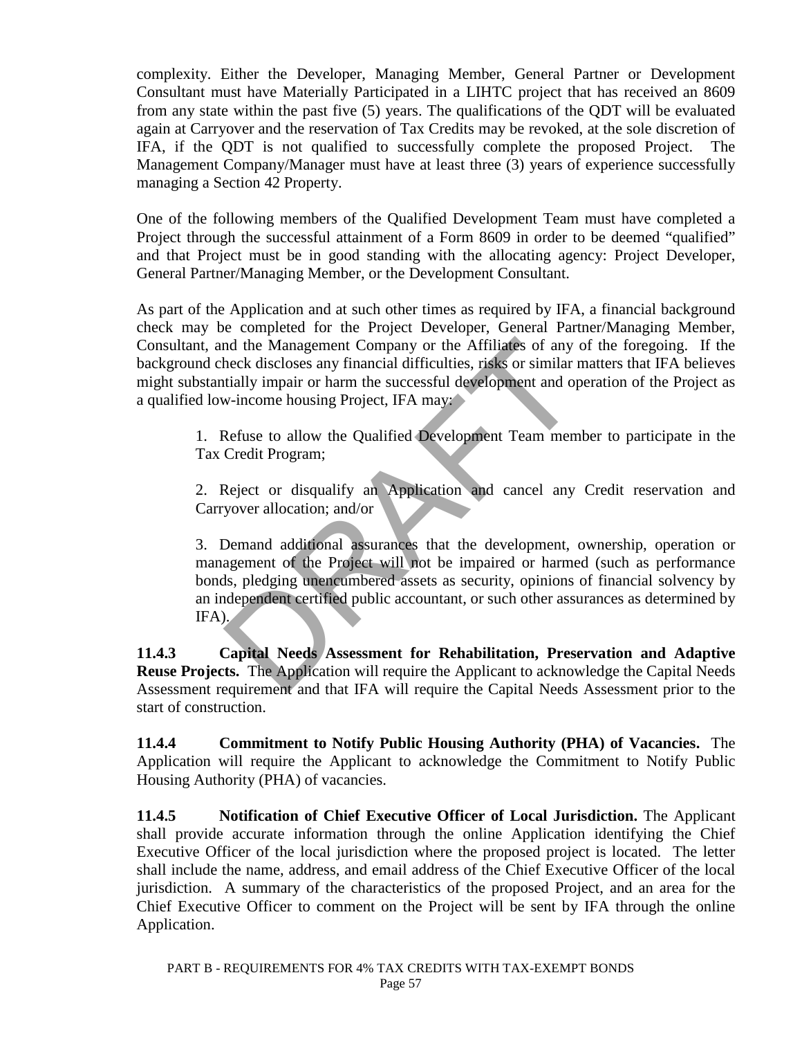complexity. Either the Developer, Managing Member, General Partner or Development Consultant must have Materially Participated in a LIHTC project that has received an 8609 from any state within the past five (5) years. The qualifications of the QDT will be evaluated again at Carryover and the reservation of Tax Credits may be revoked, at the sole discretion of IFA, if the QDT is not qualified to successfully complete the proposed Project. The Management Company/Manager must have at least three (3) years of experience successfully managing a Section 42 Property.

One of the following members of the Qualified Development Team must have completed a Project through the successful attainment of a Form 8609 in order to be deemed "qualified" and that Project must be in good standing with the allocating agency: Project Developer, General Partner/Managing Member, or the Development Consultant.

As part of the Application and at such other times as required by IFA, a financial background check may be completed for the Project Developer, General Partner/Managing Member, Consultant, and the Management Company or the Affiliates of any of the foregoing. If the background check discloses any financial difficulties, risks or similar matters that IFA believes might substantially impair or harm the successful development and operation of the Project as a qualified low-income housing Project, IFA may:

1. Refuse to allow the Qualified Development Team member to participate in the Tax Credit Program;

2. Reject or disqualify an Application and cancel any Credit reservation and Carryover allocation; and/or

3. Demand additional assurances that the development, ownership, operation or management of the Project will not be impaired or harmed (such as performance bonds, pledging unencumbered assets as security, opinions of financial solvency by an independent certified public accountant, or such other assurances as determined by IFA).

**11.4.3 Capital Needs Assessment for Rehabilitation, Preservation and Adaptive Reuse Projects.** The Application will require the Applicant to acknowledge the Capital Needs Assessment requirement and that IFA will require the Capital Needs Assessment prior to the start of construction.

**11.4.4 Commitment to Notify Public Housing Authority (PHA) of Vacancies.** The Application will require the Applicant to acknowledge the Commitment to Notify Public Housing Authority (PHA) of vacancies.

**11.4.5 Notification of Chief Executive Officer of Local Jurisdiction.** The Applicant shall provide accurate information through the online Application identifying the Chief Executive Officer of the local jurisdiction where the proposed project is located. The letter shall include the name, address, and email address of the Chief Executive Officer of the local jurisdiction. A summary of the characteristics of the proposed Project, and an area for the Chief Executive Officer to comment on the Project will be sent by IFA through the online Application.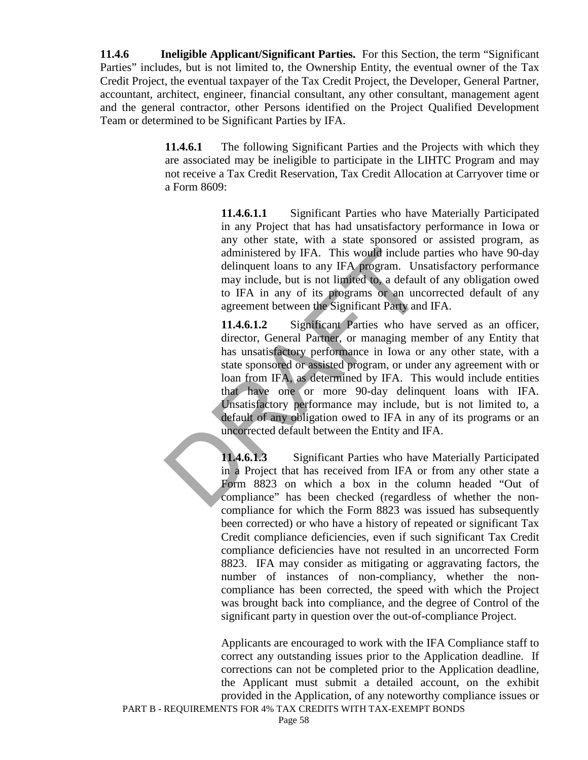**11.4.6 Ineligible Applicant/Significant Parties.** For this Section, the term "Significant Parties" includes, but is not limited to, the Ownership Entity, the eventual owner of the Tax Credit Project, the eventual taxpayer of the Tax Credit Project, the Developer, General Partner, accountant, architect, engineer, financial consultant, any other consultant, management agent and the general contractor, other Persons identified on the Project Qualified Development Team or determined to be Significant Parties by IFA.

**11.4.6.1** The following Significant Parties and the Projects with which they are associated may be ineligible to participate in the LIHTC Program and may not receive a Tax Credit Reservation, Tax Credit Allocation at Carryover time or a Form 8609:

**11.4.6.1.1** Significant Parties who have Materially Participated in any Project that has had unsatisfactory performance in Iowa or any other state, with a state sponsored or assisted program, as administered by IFA. This would include parties who have 90-day delinquent loans to any IFA program. Unsatisfactory performance may include, but is not limited to, a default of any obligation owed to IFA in any of its programs or an uncorrected default of any agreement between the Significant Party and IFA.

**11.4.6.1.2** Significant Parties who have served as an officer, director, General Partner, or managing member of any Entity that has unsatisfactory performance in Iowa or any other state, with a state sponsored or assisted program, or under any agreement with or loan from IFA, as determined by IFA. This would include entities that have one or more 90-day delinquent loans with IFA. Unsatisfactory performance may include, but is not limited to, a default of any obligation owed to IFA in any of its programs or an uncorrected default between the Entity and IFA.

**11.4.6.1.3** Significant Parties who have Materially Participated in a Project that has received from IFA or from any other state a Form 8823 on which a box in the column headed "Out of compliance" has been checked (regardless of whether the non-compliance for which the Form 8823 was issued has subsequently been corrected) or who have a history of repeated or significant Tax Credit compliance deficiencies, even if such significant Tax Credit compliance deficiencies have not resulted in an uncorrected Form 8823. IFA may consider as mitigating or aggravating factors, the number of instances of non-compliancy, whether the non-compliance has been corrected, the speed with which the Project was brought back into compliance, and the degree of Control of the significant party in question over the out-of-compliance Project.

Applicants are encouraged to work with the IFA Compliance staff to correct any outstanding issues prior to the Application deadline. If corrections can not be completed prior to the Application deadline, the Applicant must submit a detailed account, on the exhibit provided in the Application, of any noteworthy compliance issues or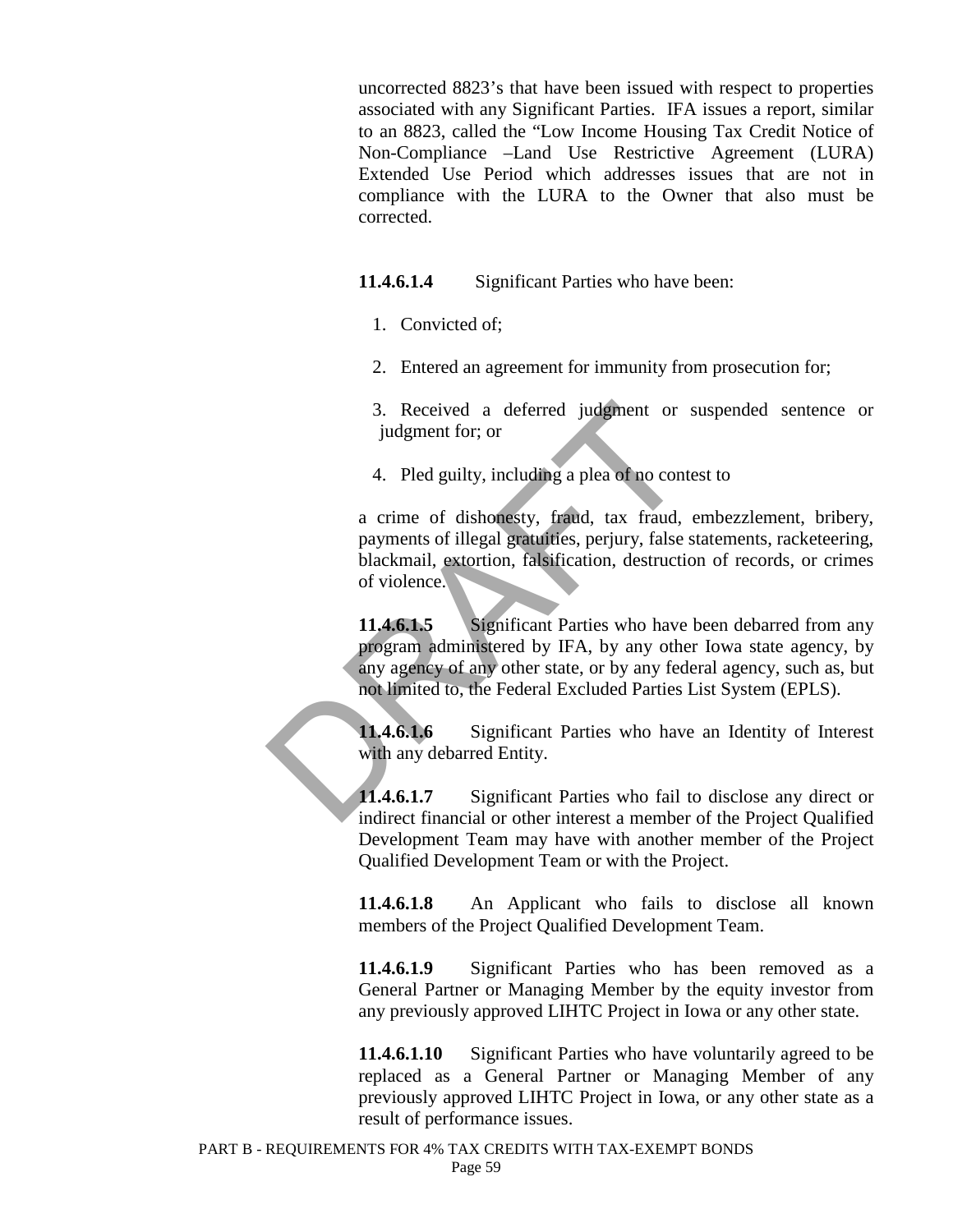uncorrected 8823's that have been issued with respect to properties associated with any Significant Parties. IFA issues a report, similar to an 8823, called the "Low Income Housing Tax Credit Notice of Non-Compliance –Land Use Restrictive Agreement (LURA) Extended Use Period which addresses issues that are not in compliance with the LURA to the Owner that also must be corrected.

**11.4.6.1.4** Significant Parties who have been:

1. Convicted of;
2. Entered an agreement for immunity from prosecution for;
3. Received a deferred judgment or suspended sentence or judgment for; or
4. Pled guilty, including a plea of no contest to

a crime of dishonesty, fraud, tax fraud, embezzlement, bribery, payments of illegal gratuities, perjury, false statements, racketeering, blackmail, extortion, falsification, destruction of records, or crimes of violence.

**11.4.6.1.5** Significant Parties who have been debarred from any program administered by IFA, by any other Iowa state agency, by any agency of any other state, or by any federal agency, such as, but not limited to, the Federal Excluded Parties List System (EPLS).

**11.4.6.1.6** Significant Parties who have an Identity of Interest with any debarred Entity.

**11.4.6.1.7** Significant Parties who fail to disclose any direct or indirect financial or other interest a member of the Project Qualified Development Team may have with another member of the Project Qualified Development Team or with the Project.

**11.4.6.1.8** An Applicant who fails to disclose all known members of the Project Qualified Development Team.

**11.4.6.1.9** Significant Parties who has been removed as a General Partner or Managing Member by the equity investor from any previously approved LIHTC Project in Iowa or any other state.

**11.4.6.1.10** Significant Parties who have voluntarily agreed to be replaced as a General Partner or Managing Member of any previously approved LIHTC Project in Iowa, or any other state as a result of performance issues.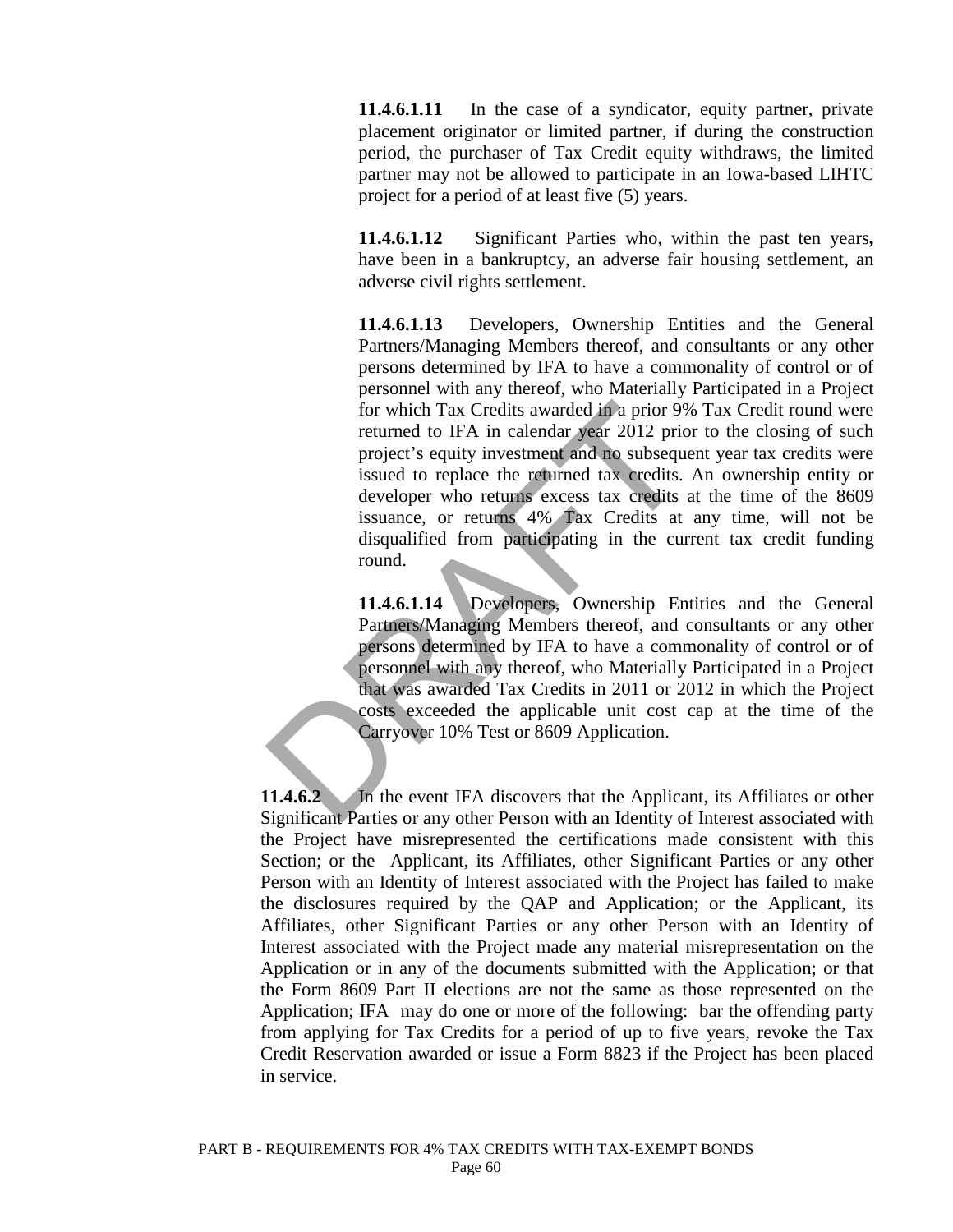**11.4.6.1.11** In the case of a syndicator, equity partner, private placement originator or limited partner, if during the construction period, the purchaser of Tax Credit equity withdraws, the limited partner may not be allowed to participate in an Iowa-based LIHTC project for a period of at least five (5) years.

**11.4.6.1.12** Significant Parties who, within the past ten years**,** have been in a bankruptcy, an adverse fair housing settlement, an adverse civil rights settlement.

**11.4.6.1.13** Developers, Ownership Entities and the General Partners/Managing Members thereof, and consultants or any other persons determined by IFA to have a commonality of control or of personnel with any thereof, who Materially Participated in a Project for which Tax Credits awarded in a prior 9% Tax Credit round were returned to IFA in calendar year 2012 prior to the closing of such project's equity investment and no subsequent year tax credits were issued to replace the returned tax credits. An ownership entity or developer who returns excess tax credits at the time of the 8609 issuance, or returns 4% Tax Credits at any time, will not be disqualified from participating in the current tax credit funding round.

**11.4.6.1.14** Developers, Ownership Entities and the General Partners/Managing Members thereof, and consultants or any other persons determined by IFA to have a commonality of control or of personnel with any thereof, who Materially Participated in a Project that was awarded Tax Credits in 2011 or 2012 in which the Project costs exceeded the applicable unit cost cap at the time of the Carryover 10% Test or 8609 Application.

**11.4.6.2** In the event IFA discovers that the Applicant, its Affiliates or other Significant Parties or any other Person with an Identity of Interest associated with the Project have misrepresented the certifications made consistent with this Section; or the Applicant, its Affiliates, other Significant Parties or any other Person with an Identity of Interest associated with the Project has failed to make the disclosures required by the QAP and Application; or the Applicant, its Affiliates, other Significant Parties or any other Person with an Identity of Interest associated with the Project made any material misrepresentation on the Application or in any of the documents submitted with the Application; or that the Form 8609 Part II elections are not the same as those represented on the Application; IFA may do one or more of the following: bar the offending party from applying for Tax Credits for a period of up to five years, revoke the Tax Credit Reservation awarded or issue a Form 8823 if the Project has been placed in service.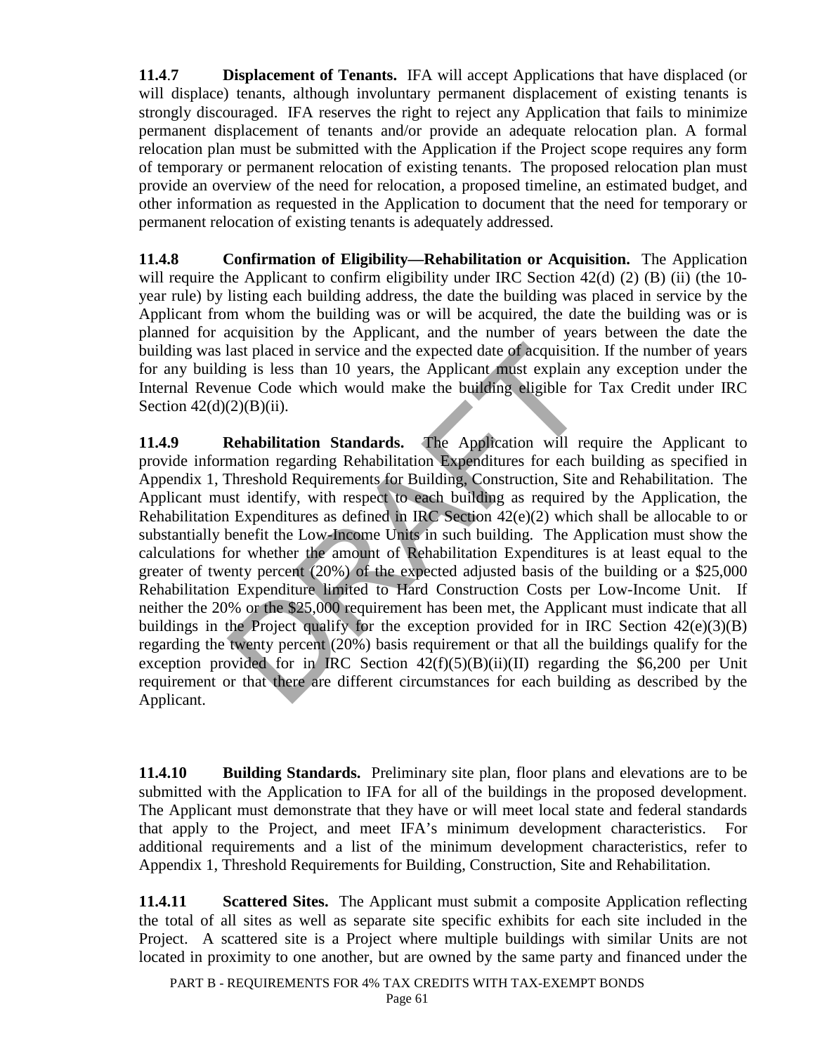**11.4.7 Displacement of Tenants.** IFA will accept Applications that have displaced (or will displace) tenants, although involuntary permanent displacement of existing tenants is strongly discouraged. IFA reserves the right to reject any Application that fails to minimize permanent displacement of tenants and/or provide an adequate relocation plan. A formal relocation plan must be submitted with the Application if the Project scope requires any form of temporary or permanent relocation of existing tenants. The proposed relocation plan must provide an overview of the need for relocation, a proposed timeline, an estimated budget, and other information as requested in the Application to document that the need for temporary or permanent relocation of existing tenants is adequately addressed.

**11.4.8 Confirmation of Eligibility—Rehabilitation or Acquisition.** The Application will require the Applicant to confirm eligibility under IRC Section 42(d) (2) (B) (ii) (the 10-year rule) by listing each building address, the date the building was placed in service by the Applicant from whom the building was or will be acquired, the date the building was or is planned for acquisition by the Applicant, and the number of years between the date the building was last placed in service and the expected date of acquisition. If the number of years for any building is less than 10 years, the Applicant must explain any exception under the Internal Revenue Code which would make the building eligible for Tax Credit under IRC Section 42(d)(2)(B)(ii).

**11.4.9 Rehabilitation Standards.** The Application will require the Applicant to provide information regarding Rehabilitation Expenditures for each building as specified in Appendix 1, Threshold Requirements for Building, Construction, Site and Rehabilitation. The Applicant must identify, with respect to each building as required by the Application, the Rehabilitation Expenditures as defined in IRC Section 42(e)(2) which shall be allocable to or substantially benefit the Low-Income Units in such building. The Application must show the calculations for whether the amount of Rehabilitation Expenditures is at least equal to the greater of twenty percent (20%) of the expected adjusted basis of the building or a $25,000 Rehabilitation Expenditure limited to Hard Construction Costs per Low-Income Unit. If neither the 20% or the $25,000 requirement has been met, the Applicant must indicate that all buildings in the Project qualify for the exception provided for in IRC Section 42(e)(3)(B) regarding the twenty percent (20%) basis requirement or that all the buildings qualify for the exception provided for in IRC Section 42(f)(5)(B)(ii)(II) regarding the $6,200 per Unit requirement or that there are different circumstances for each building as described by the Applicant.

**11.4.10 Building Standards.** Preliminary site plan, floor plans and elevations are to be submitted with the Application to IFA for all of the buildings in the proposed development. The Applicant must demonstrate that they have or will meet local state and federal standards that apply to the Project, and meet IFA's minimum development characteristics. For additional requirements and a list of the minimum development characteristics, refer to Appendix 1, Threshold Requirements for Building, Construction, Site and Rehabilitation.

**11.4.11 Scattered Sites.** The Applicant must submit a composite Application reflecting the total of all sites as well as separate site specific exhibits for each site included in the Project. A scattered site is a Project where multiple buildings with similar Units are not located in proximity to one another, but are owned by the same party and financed under the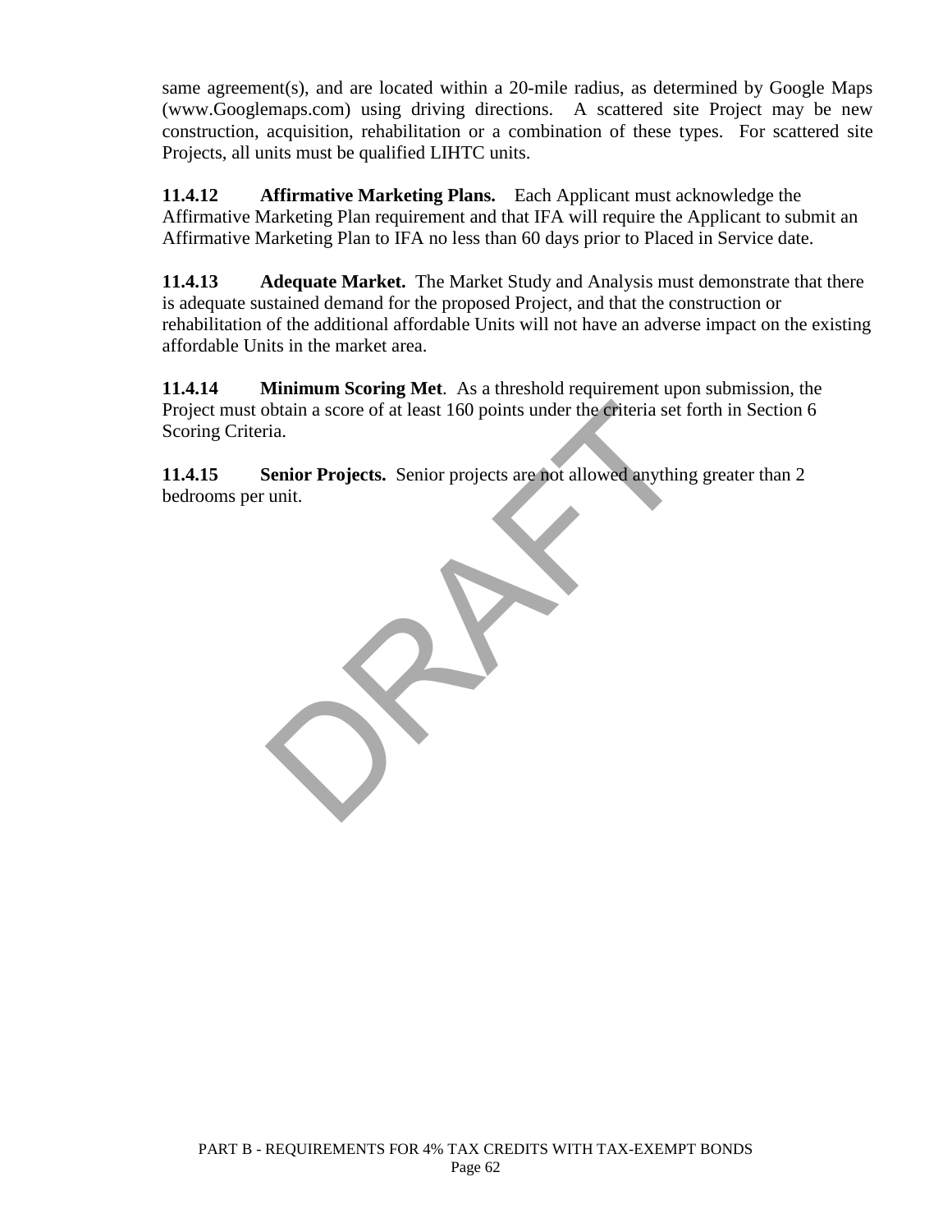same agreement(s), and are located within a 20-mile radius, as determined by Google Maps (www.Googlemaps.com) using driving directions. A scattered site Project may be new construction, acquisition, rehabilitation or a combination of these types. For scattered site Projects, all units must be qualified LIHTC units.

**11.4.12 Affirmative Marketing Plans.** Each Applicant must acknowledge the Affirmative Marketing Plan requirement and that IFA will require the Applicant to submit an Affirmative Marketing Plan to IFA no less than 60 days prior to Placed in Service date.

**11.4.13 Adequate Market.** The Market Study and Analysis must demonstrate that there is adequate sustained demand for the proposed Project, and that the construction or rehabilitation of the additional affordable Units will not have an adverse impact on the existing affordable Units in the market area.

**11.4.14 Minimum Scoring Met**. As a threshold requirement upon submission, the Project must obtain a score of at least 160 points under the criteria set forth in Section 6 Scoring Criteria.

**11.4.15 Senior Projects.** Senior projects are not allowed anything greater than 2 bedrooms per unit.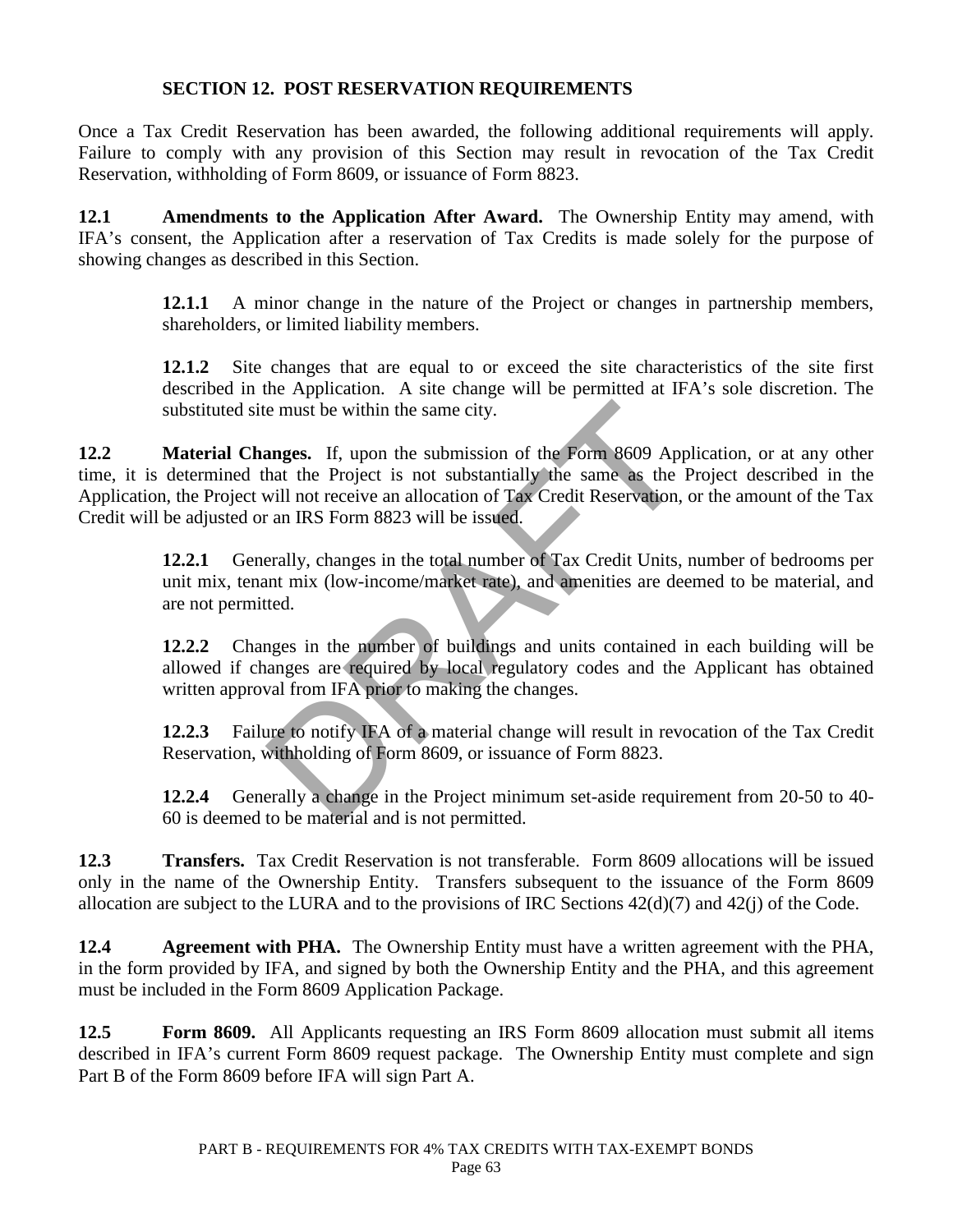## SECTION 12. POST RESERVATION REQUIREMENTS

Once a Tax Credit Reservation has been awarded, the following additional requirements will apply. Failure to comply with any provision of this Section may result in revocation of the Tax Credit Reservation, withholding of Form 8609, or issuance of Form 8823.

**12.1 Amendments to the Application After Award.** The Ownership Entity may amend, with IFA's consent, the Application after a reservation of Tax Credits is made solely for the purpose of showing changes as described in this Section.

> **12.1.1** A minor change in the nature of the Project or changes in partnership members, shareholders, or limited liability members.
>
> **12.1.2** Site changes that are equal to or exceed the site characteristics of the site first described in the Application. A site change will be permitted at IFA's sole discretion. The substituted site must be within the same city.

**12.2 Material Changes.** If, upon the submission of the Form 8609 Application, or at any other time, it is determined that the Project is not substantially the same as the Project described in the Application, the Project will not receive an allocation of Tax Credit Reservation, or the amount of the Tax Credit will be adjusted or an IRS Form 8823 will be issued.

> **12.2.1** Generally, changes in the total number of Tax Credit Units, number of bedrooms per unit mix, tenant mix (low-income/market rate), and amenities are deemed to be material, and are not permitted.
>
> **12.2.2** Changes in the number of buildings and units contained in each building will be allowed if changes are required by local regulatory codes and the Applicant has obtained written approval from IFA prior to making the changes.
>
> **12.2.3** Failure to notify IFA of a material change will result in revocation of the Tax Credit Reservation, withholding of Form 8609, or issuance of Form 8823.
>
> **12.2.4** Generally a change in the Project minimum set-aside requirement from 20-50 to 40-60 is deemed to be material and is not permitted.

**12.3 Transfers.** Tax Credit Reservation is not transferable. Form 8609 allocations will be issued only in the name of the Ownership Entity. Transfers subsequent to the issuance of the Form 8609 allocation are subject to the LURA and to the provisions of IRC Sections 42(d)(7) and 42(j) of the Code.

**12.4 Agreement with PHA.** The Ownership Entity must have a written agreement with the PHA, in the form provided by IFA, and signed by both the Ownership Entity and the PHA, and this agreement must be included in the Form 8609 Application Package.

**12.5 Form 8609.** All Applicants requesting an IRS Form 8609 allocation must submit all items described in IFA's current Form 8609 request package. The Ownership Entity must complete and sign Part B of the Form 8609 before IFA will sign Part A.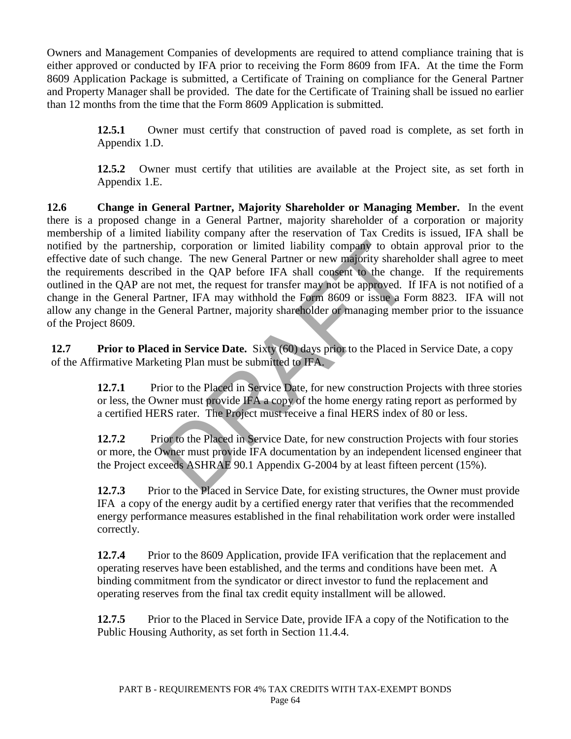Owners and Management Companies of developments are required to attend compliance training that is either approved or conducted by IFA prior to receiving the Form 8609 from IFA. At the time the Form 8609 Application Package is submitted, a Certificate of Training on compliance for the General Partner and Property Manager shall be provided. The date for the Certificate of Training shall be issued no earlier than 12 months from the time that the Form 8609 Application is submitted.

> **12.5.1** Owner must certify that construction of paved road is complete, as set forth in Appendix 1.D.
>
> **12.5.2** Owner must certify that utilities are available at the Project site, as set forth in Appendix 1.E.

**12.6 Change in General Partner, Majority Shareholder or Managing Member.** In the event there is a proposed change in a General Partner, majority shareholder of a corporation or majority membership of a limited liability company after the reservation of Tax Credits is issued, IFA shall be notified by the partnership, corporation or limited liability company to obtain approval prior to the effective date of such change. The new General Partner or new majority shareholder shall agree to meet the requirements described in the QAP before IFA shall consent to the change. If the requirements outlined in the QAP are not met, the request for transfer may not be approved. If IFA is not notified of a change in the General Partner, IFA may withhold the Form 8609 or issue a Form 8823. IFA will not allow any change in the General Partner, majority shareholder or managing member prior to the issuance of the Project 8609.

**12.7 Prior to Placed in Service Date.** Sixty (60) days prior to the Placed in Service Date, a copy of the Affirmative Marketing Plan must be submitted to IFA.

> **12.7.1** Prior to the Placed in Service Date, for new construction Projects with three stories or less, the Owner must provide IFA a copy of the home energy rating report as performed by a certified HERS rater. The Project must receive a final HERS index of 80 or less.
>
> **12.7.2** Prior to the Placed in Service Date, for new construction Projects with four stories or more, the Owner must provide IFA documentation by an independent licensed engineer that the Project exceeds ASHRAE 90.1 Appendix G-2004 by at least fifteen percent (15%).
>
> **12.7.3** Prior to the Placed in Service Date, for existing structures, the Owner must provide IFA a copy of the energy audit by a certified energy rater that verifies that the recommended energy performance measures established in the final rehabilitation work order were installed correctly.
>
> **12.7.4** Prior to the 8609 Application, provide IFA verification that the replacement and operating reserves have been established, and the terms and conditions have been met. A binding commitment from the syndicator or direct investor to fund the replacement and operating reserves from the final tax credit equity installment will be allowed.
>
> **12.7.5** Prior to the Placed in Service Date, provide IFA a copy of the Notification to the Public Housing Authority, as set forth in Section 11.4.4.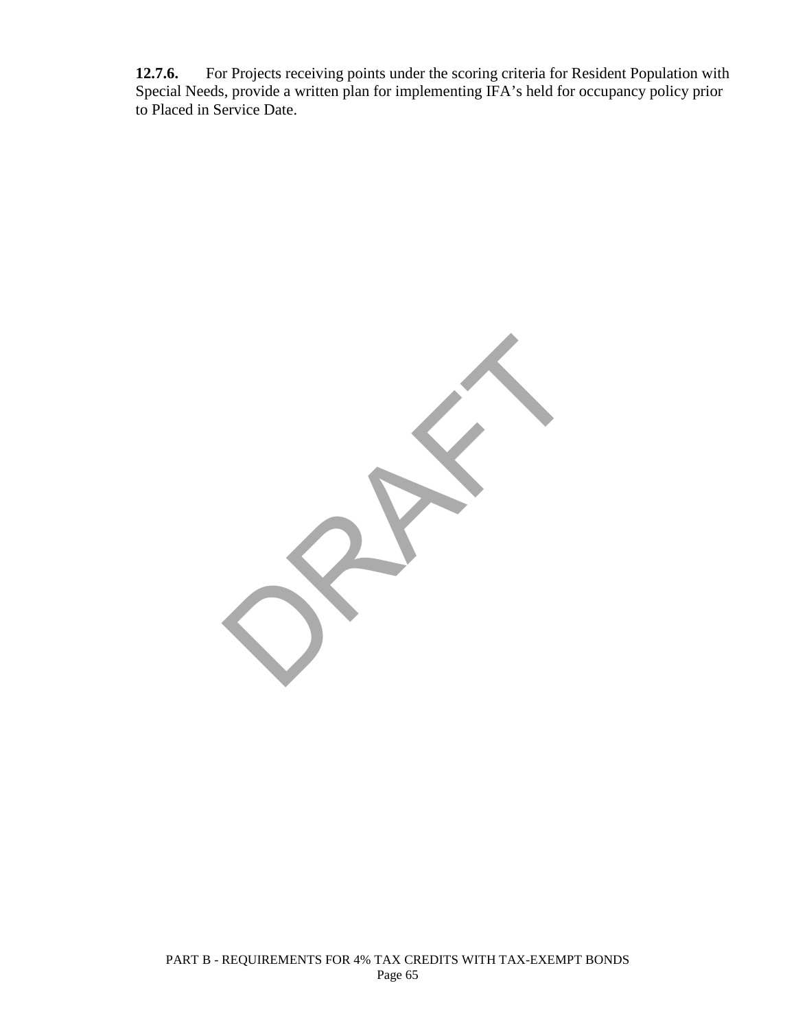**12.7.6.** For Projects receiving points under the scoring criteria for Resident Population with Special Needs, provide a written plan for implementing IFA's held for occupancy policy prior to Placed in Service Date.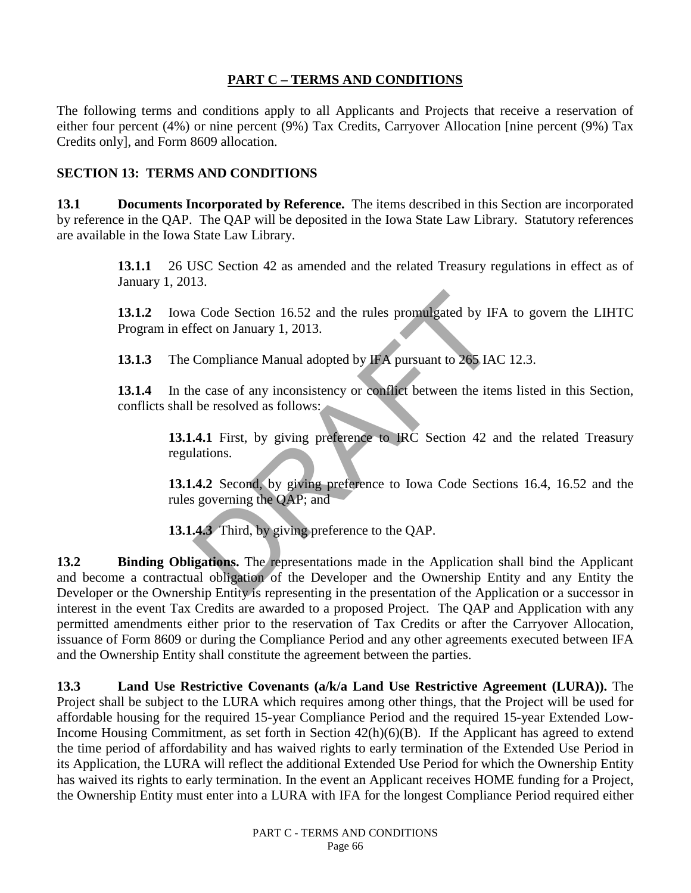## PART C – TERMS AND CONDITIONS

The following terms and conditions apply to all Applicants and Projects that receive a reservation of either four percent (4%) or nine percent (9%) Tax Credits, Carryover Allocation [nine percent (9%) Tax Credits only], and Form 8609 allocation.

### SECTION 13: TERMS AND CONDITIONS

**13.1 Documents Incorporated by Reference.** The items described in this Section are incorporated by reference in the QAP. The QAP will be deposited in the Iowa State Law Library. Statutory references are available in the Iowa State Law Library.

> **13.1.1** 26 USC Section 42 as amended and the related Treasury regulations in effect as of January 1, 2013.
>
> **13.1.2** Iowa Code Section 16.52 and the rules promulgated by IFA to govern the LIHTC Program in effect on January 1, 2013.
>
> **13.1.3** The Compliance Manual adopted by IFA pursuant to 265 IAC 12.3.
>
> **13.1.4** In the case of any inconsistency or conflict between the items listed in this Section, conflicts shall be resolved as follows:
>
> > **13.1.4.1** First, by giving preference to IRC Section 42 and the related Treasury regulations.
> >
> > **13.1.4.2** Second, by giving preference to Iowa Code Sections 16.4, 16.52 and the rules governing the QAP; and
> >
> > **13.1.4.3** Third, by giving preference to the QAP.

**13.2 Binding Obligations.** The representations made in the Application shall bind the Applicant and become a contractual obligation of the Developer and the Ownership Entity and any Entity the Developer or the Ownership Entity is representing in the presentation of the Application or a successor in interest in the event Tax Credits are awarded to a proposed Project. The QAP and Application with any permitted amendments either prior to the reservation of Tax Credits or after the Carryover Allocation, issuance of Form 8609 or during the Compliance Period and any other agreements executed between IFA and the Ownership Entity shall constitute the agreement between the parties.

**13.3 Land Use Restrictive Covenants (a/k/a Land Use Restrictive Agreement (LURA)).** The Project shall be subject to the LURA which requires among other things, that the Project will be used for affordable housing for the required 15-year Compliance Period and the required 15-year Extended Low-Income Housing Commitment, as set forth in Section 42(h)(6)(B). If the Applicant has agreed to extend the time period of affordability and has waived rights to early termination of the Extended Use Period in its Application, the LURA will reflect the additional Extended Use Period for which the Ownership Entity has waived its rights to early termination. In the event an Applicant receives HOME funding for a Project, the Ownership Entity must enter into a LURA with IFA for the longest Compliance Period required either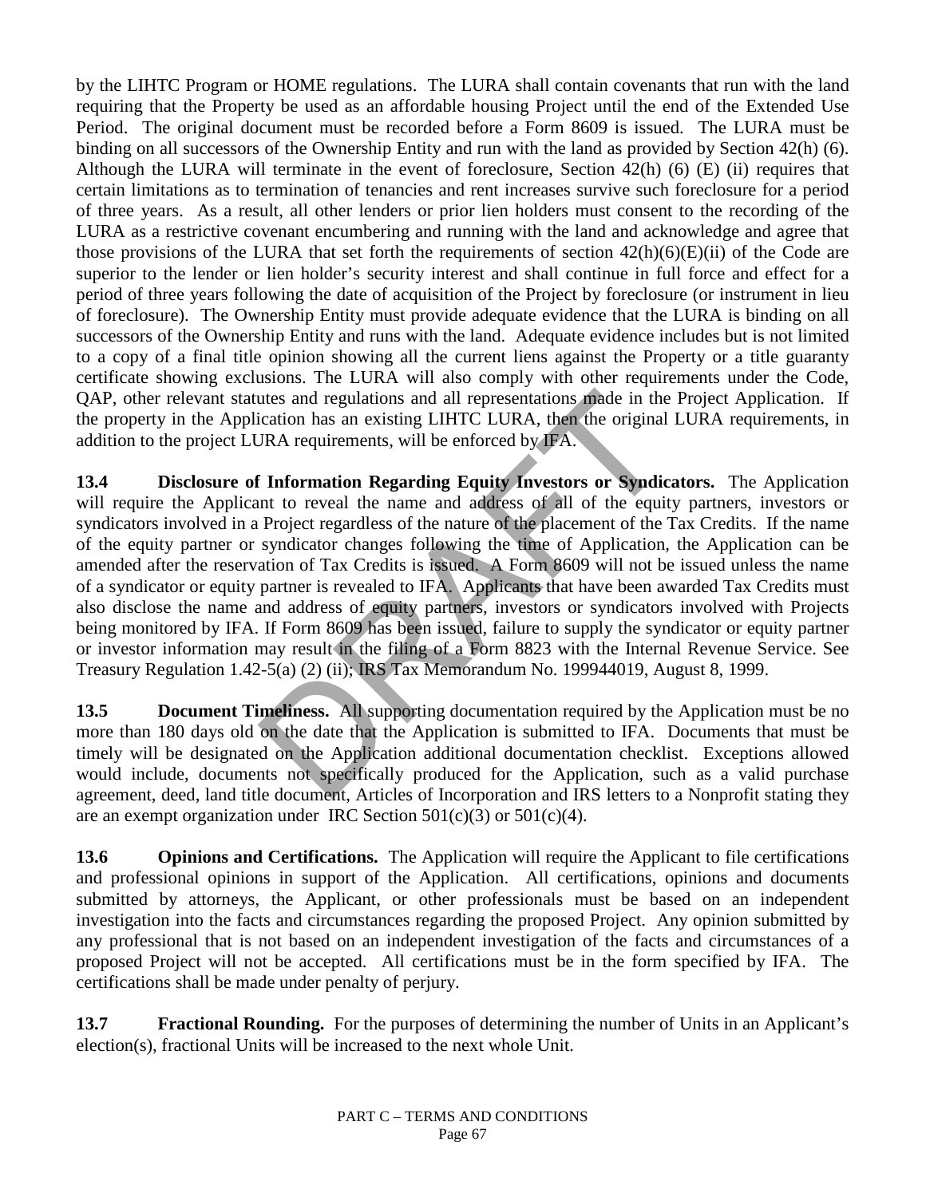by the LIHTC Program or HOME regulations. The LURA shall contain covenants that run with the land requiring that the Property be used as an affordable housing Project until the end of the Extended Use Period. The original document must be recorded before a Form 8609 is issued. The LURA must be binding on all successors of the Ownership Entity and run with the land as provided by Section 42(h) (6). Although the LURA will terminate in the event of foreclosure, Section 42(h) (6) (E) (ii) requires that certain limitations as to termination of tenancies and rent increases survive such foreclosure for a period of three years. As a result, all other lenders or prior lien holders must consent to the recording of the LURA as a restrictive covenant encumbering and running with the land and acknowledge and agree that those provisions of the LURA that set forth the requirements of section 42(h)(6)(E)(ii) of the Code are superior to the lender or lien holder's security interest and shall continue in full force and effect for a period of three years following the date of acquisition of the Project by foreclosure (or instrument in lieu of foreclosure). The Ownership Entity must provide adequate evidence that the LURA is binding on all successors of the Ownership Entity and runs with the land. Adequate evidence includes but is not limited to a copy of a final title opinion showing all the current liens against the Property or a title guaranty certificate showing exclusions. The LURA will also comply with other requirements under the Code, QAP, other relevant statutes and regulations and all representations made in the Project Application. If the property in the Application has an existing LIHTC LURA, then the original LURA requirements, in addition to the project LURA requirements, will be enforced by IFA.

**13.4 Disclosure of Information Regarding Equity Investors or Syndicators.** The Application will require the Applicant to reveal the name and address of all of the equity partners, investors or syndicators involved in a Project regardless of the nature of the placement of the Tax Credits. If the name of the equity partner or syndicator changes following the time of Application, the Application can be amended after the reservation of Tax Credits is issued. A Form 8609 will not be issued unless the name of a syndicator or equity partner is revealed to IFA. Applicants that have been awarded Tax Credits must also disclose the name and address of equity partners, investors or syndicators involved with Projects being monitored by IFA. If Form 8609 has been issued, failure to supply the syndicator or equity partner or investor information may result in the filing of a Form 8823 with the Internal Revenue Service. See Treasury Regulation 1.42-5(a) (2) (ii); IRS Tax Memorandum No. 199944019, August 8, 1999.

**13.5 Document Timeliness.** All supporting documentation required by the Application must be no more than 180 days old on the date that the Application is submitted to IFA. Documents that must be timely will be designated on the Application additional documentation checklist. Exceptions allowed would include, documents not specifically produced for the Application, such as a valid purchase agreement, deed, land title document, Articles of Incorporation and IRS letters to a Nonprofit stating they are an exempt organization under IRC Section 501(c)(3) or 501(c)(4).

**13.6 Opinions and Certifications.** The Application will require the Applicant to file certifications and professional opinions in support of the Application. All certifications, opinions and documents submitted by attorneys, the Applicant, or other professionals must be based on an independent investigation into the facts and circumstances regarding the proposed Project. Any opinion submitted by any professional that is not based on an independent investigation of the facts and circumstances of a proposed Project will not be accepted. All certifications must be in the form specified by IFA. The certifications shall be made under penalty of perjury.

**13.7 Fractional Rounding.** For the purposes of determining the number of Units in an Applicant's election(s), fractional Units will be increased to the next whole Unit.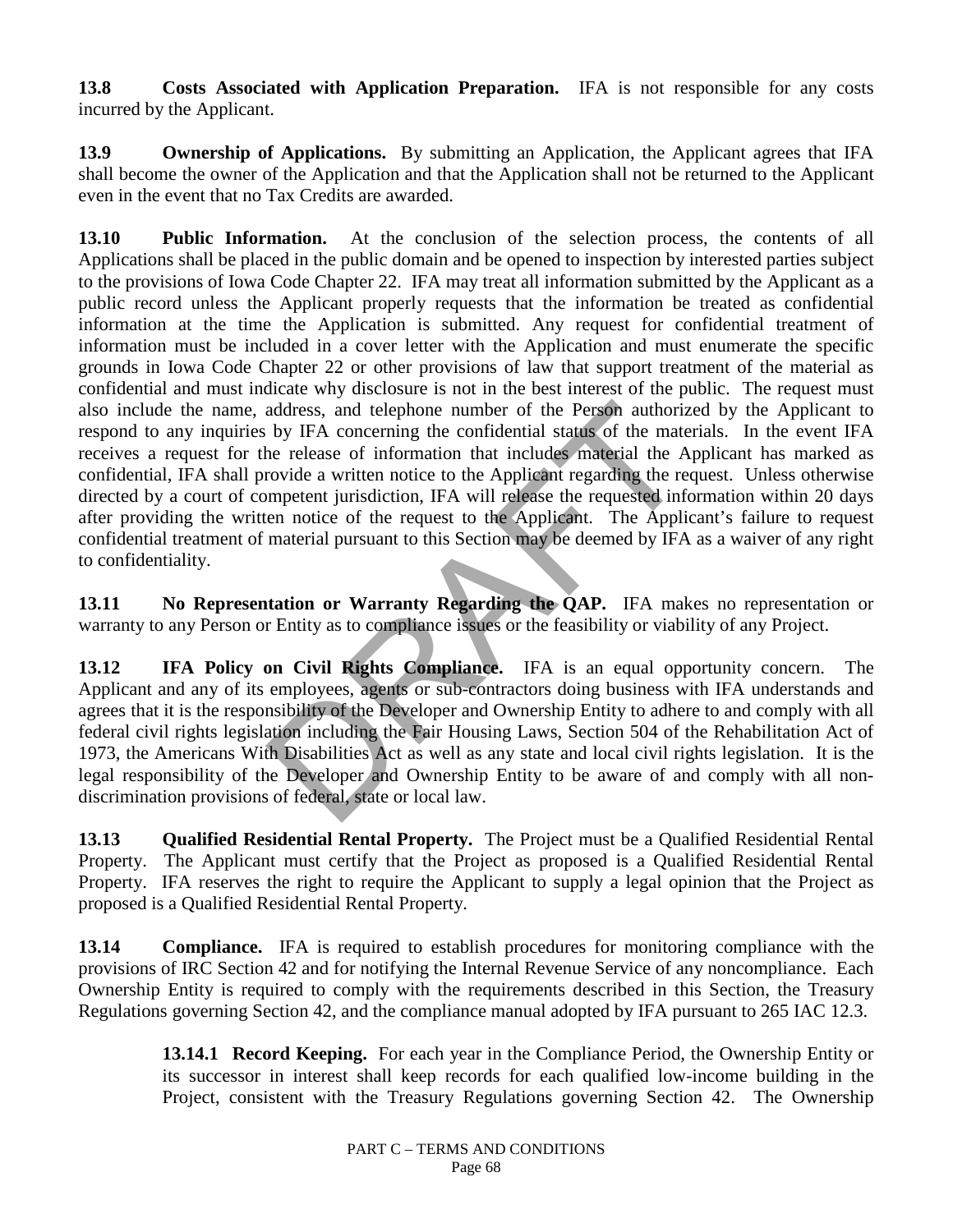**13.8 Costs Associated with Application Preparation.** IFA is not responsible for any costs incurred by the Applicant.

**13.9 Ownership of Applications.** By submitting an Application, the Applicant agrees that IFA shall become the owner of the Application and that the Application shall not be returned to the Applicant even in the event that no Tax Credits are awarded.

**13.10 Public Information.** At the conclusion of the selection process, the contents of all Applications shall be placed in the public domain and be opened to inspection by interested parties subject to the provisions of Iowa Code Chapter 22. IFA may treat all information submitted by the Applicant as a public record unless the Applicant properly requests that the information be treated as confidential information at the time the Application is submitted. Any request for confidential treatment of information must be included in a cover letter with the Application and must enumerate the specific grounds in Iowa Code Chapter 22 or other provisions of law that support treatment of the material as confidential and must indicate why disclosure is not in the best interest of the public. The request must also include the name, address, and telephone number of the Person authorized by the Applicant to respond to any inquiries by IFA concerning the confidential status of the materials. In the event IFA receives a request for the release of information that includes material the Applicant has marked as confidential, IFA shall provide a written notice to the Applicant regarding the request. Unless otherwise directed by a court of competent jurisdiction, IFA will release the requested information within 20 days after providing the written notice of the request to the Applicant. The Applicant's failure to request confidential treatment of material pursuant to this Section may be deemed by IFA as a waiver of any right to confidentiality.

**13.11 No Representation or Warranty Regarding the QAP.** IFA makes no representation or warranty to any Person or Entity as to compliance issues or the feasibility or viability of any Project.

**13.12 IFA Policy on Civil Rights Compliance.** IFA is an equal opportunity concern. The Applicant and any of its employees, agents or sub-contractors doing business with IFA understands and agrees that it is the responsibility of the Developer and Ownership Entity to adhere to and comply with all federal civil rights legislation including the Fair Housing Laws, Section 504 of the Rehabilitation Act of 1973, the Americans With Disabilities Act as well as any state and local civil rights legislation. It is the legal responsibility of the Developer and Ownership Entity to be aware of and comply with all non-discrimination provisions of federal, state or local law.

**13.13 Qualified Residential Rental Property.** The Project must be a Qualified Residential Rental Property. The Applicant must certify that the Project as proposed is a Qualified Residential Rental Property. IFA reserves the right to require the Applicant to supply a legal opinion that the Project as proposed is a Qualified Residential Rental Property.

**13.14 Compliance.** IFA is required to establish procedures for monitoring compliance with the provisions of IRC Section 42 and for notifying the Internal Revenue Service of any noncompliance. Each Ownership Entity is required to comply with the requirements described in this Section, the Treasury Regulations governing Section 42, and the compliance manual adopted by IFA pursuant to 265 IAC 12.3.

> **13.14.1 Record Keeping.** For each year in the Compliance Period, the Ownership Entity or its successor in interest shall keep records for each qualified low-income building in the Project, consistent with the Treasury Regulations governing Section 42. The Ownership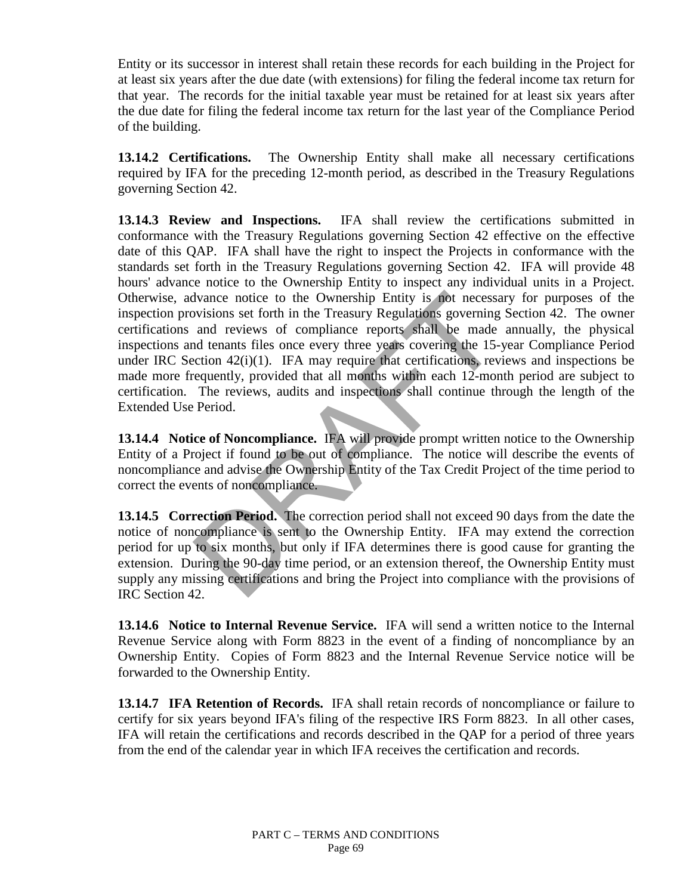Entity or its successor in interest shall retain these records for each building in the Project for at least six years after the due date (with extensions) for filing the federal income tax return for that year. The records for the initial taxable year must be retained for at least six years after the due date for filing the federal income tax return for the last year of the Compliance Period of the building.

**13.14.2 Certifications.** The Ownership Entity shall make all necessary certifications required by IFA for the preceding 12-month period, as described in the Treasury Regulations governing Section 42.

**13.14.3 Review and Inspections.** IFA shall review the certifications submitted in conformance with the Treasury Regulations governing Section 42 effective on the effective date of this QAP. IFA shall have the right to inspect the Projects in conformance with the standards set forth in the Treasury Regulations governing Section 42. IFA will provide 48 hours' advance notice to the Ownership Entity to inspect any individual units in a Project. Otherwise, advance notice to the Ownership Entity is not necessary for purposes of the inspection provisions set forth in the Treasury Regulations governing Section 42. The owner certifications and reviews of compliance reports shall be made annually, the physical inspections and tenants files once every three years covering the 15-year Compliance Period under IRC Section 42(i)(1). IFA may require that certifications, reviews and inspections be made more frequently, provided that all months within each 12-month period are subject to certification. The reviews, audits and inspections shall continue through the length of the Extended Use Period.

**13.14.4 Notice of Noncompliance.** IFA will provide prompt written notice to the Ownership Entity of a Project if found to be out of compliance. The notice will describe the events of noncompliance and advise the Ownership Entity of the Tax Credit Project of the time period to correct the events of noncompliance.

**13.14.5 Correction Period.** The correction period shall not exceed 90 days from the date the notice of noncompliance is sent to the Ownership Entity. IFA may extend the correction period for up to six months, but only if IFA determines there is good cause for granting the extension. During the 90-day time period, or an extension thereof, the Ownership Entity must supply any missing certifications and bring the Project into compliance with the provisions of IRC Section 42.

**13.14.6 Notice to Internal Revenue Service.** IFA will send a written notice to the Internal Revenue Service along with Form 8823 in the event of a finding of noncompliance by an Ownership Entity. Copies of Form 8823 and the Internal Revenue Service notice will be forwarded to the Ownership Entity.

**13.14.7 IFA Retention of Records.** IFA shall retain records of noncompliance or failure to certify for six years beyond IFA's filing of the respective IRS Form 8823. In all other cases, IFA will retain the certifications and records described in the QAP for a period of three years from the end of the calendar year in which IFA receives the certification and records.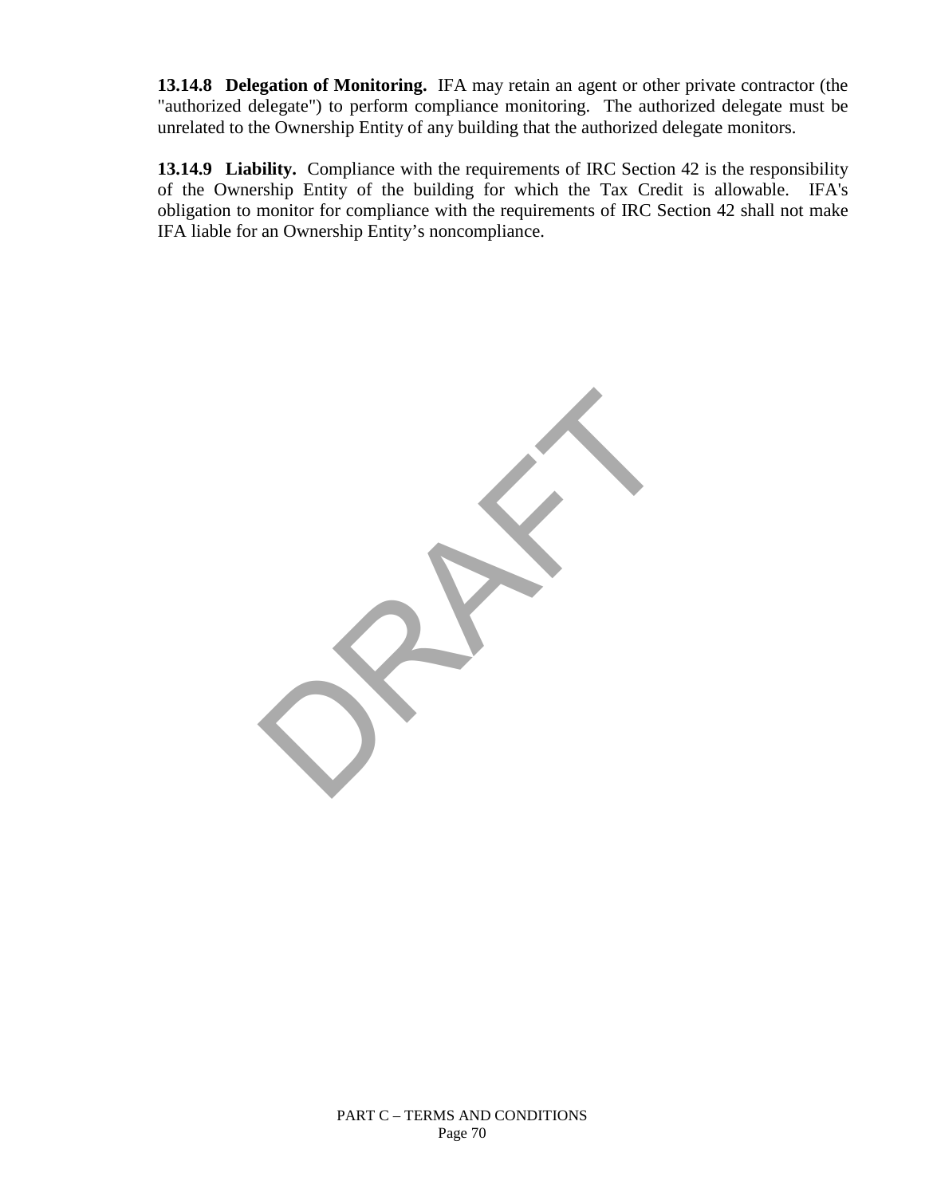**13.14.8 Delegation of Monitoring.** IFA may retain an agent or other private contractor (the "authorized delegate") to perform compliance monitoring. The authorized delegate must be unrelated to the Ownership Entity of any building that the authorized delegate monitors.

**13.14.9 Liability.** Compliance with the requirements of IRC Section 42 is the responsibility of the Ownership Entity of the building for which the Tax Credit is allowable. IFA's obligation to monitor for compliance with the requirements of IRC Section 42 shall not make IFA liable for an Ownership Entity's noncompliance.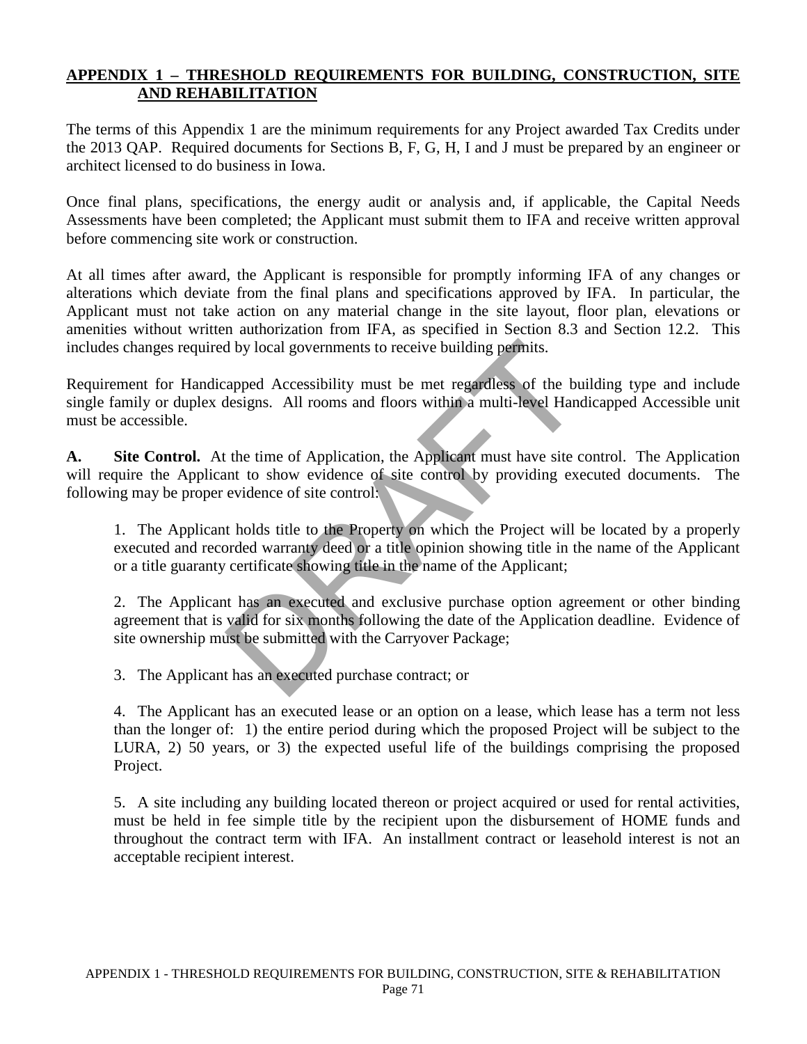## APPENDIX 1 – THRESHOLD REQUIREMENTS FOR BUILDING, CONSTRUCTION, SITE AND REHABILITATION

The terms of this Appendix 1 are the minimum requirements for any Project awarded Tax Credits under the 2013 QAP. Required documents for Sections B, F, G, H, I and J must be prepared by an engineer or architect licensed to do business in Iowa.

Once final plans, specifications, the energy audit or analysis and, if applicable, the Capital Needs Assessments have been completed; the Applicant must submit them to IFA and receive written approval before commencing site work or construction.

At all times after award, the Applicant is responsible for promptly informing IFA of any changes or alterations which deviate from the final plans and specifications approved by IFA. In particular, the Applicant must not take action on any material change in the site layout, floor plan, elevations or amenities without written authorization from IFA, as specified in Section 8.3 and Section 12.2. This includes changes required by local governments to receive building permits.

Requirement for Handicapped Accessibility must be met regardless of the building type and include single family or duplex designs. All rooms and floors within a multi-level Handicapped Accessible unit must be accessible.

**A. Site Control.** At the time of Application, the Applicant must have site control. The Application will require the Applicant to show evidence of site control by providing executed documents. The following may be proper evidence of site control:

1. The Applicant holds title to the Property on which the Project will be located by a properly executed and recorded warranty deed or a title opinion showing title in the name of the Applicant or a title guaranty certificate showing title in the name of the Applicant;

2. The Applicant has an executed and exclusive purchase option agreement or other binding agreement that is valid for six months following the date of the Application deadline. Evidence of site ownership must be submitted with the Carryover Package;

3. The Applicant has an executed purchase contract; or

4. The Applicant has an executed lease or an option on a lease, which lease has a term not less than the longer of: 1) the entire period during which the proposed Project will be subject to the LURA, 2) 50 years, or 3) the expected useful life of the buildings comprising the proposed Project.

5. A site including any building located thereon or project acquired or used for rental activities, must be held in fee simple title by the recipient upon the disbursement of HOME funds and throughout the contract term with IFA. An installment contract or leasehold interest is not an acceptable recipient interest.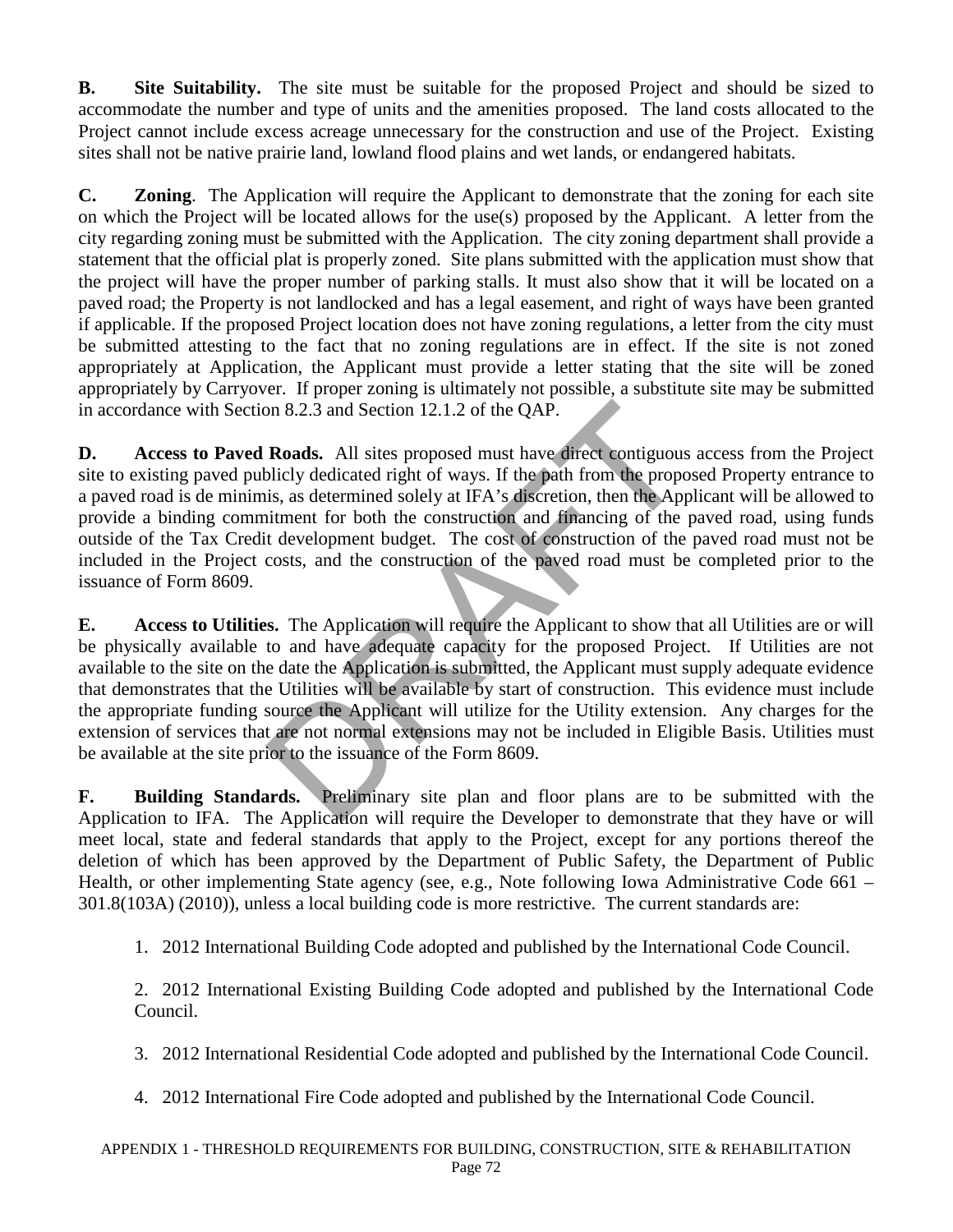**B. Site Suitability.** The site must be suitable for the proposed Project and should be sized to accommodate the number and type of units and the amenities proposed. The land costs allocated to the Project cannot include excess acreage unnecessary for the construction and use of the Project. Existing sites shall not be native prairie land, lowland flood plains and wet lands, or endangered habitats.

**C. Zoning**. The Application will require the Applicant to demonstrate that the zoning for each site on which the Project will be located allows for the use(s) proposed by the Applicant. A letter from the city regarding zoning must be submitted with the Application. The city zoning department shall provide a statement that the official plat is properly zoned. Site plans submitted with the application must show that the project will have the proper number of parking stalls. It must also show that it will be located on a paved road; the Property is not landlocked and has a legal easement, and right of ways have been granted if applicable. If the proposed Project location does not have zoning regulations, a letter from the city must be submitted attesting to the fact that no zoning regulations are in effect. If the site is not zoned appropriately at Application, the Applicant must provide a letter stating that the site will be zoned appropriately by Carryover. If proper zoning is ultimately not possible, a substitute site may be submitted in accordance with Section 8.2.3 and Section 12.1.2 of the QAP.

**D. Access to Paved Roads.** All sites proposed must have direct contiguous access from the Project site to existing paved publicly dedicated right of ways. If the path from the proposed Property entrance to a paved road is de minimis, as determined solely at IFA's discretion, then the Applicant will be allowed to provide a binding commitment for both the construction and financing of the paved road, using funds outside of the Tax Credit development budget. The cost of construction of the paved road must not be included in the Project costs, and the construction of the paved road must be completed prior to the issuance of Form 8609.

**E. Access to Utilities.** The Application will require the Applicant to show that all Utilities are or will be physically available to and have adequate capacity for the proposed Project. If Utilities are not available to the site on the date the Application is submitted, the Applicant must supply adequate evidence that demonstrates that the Utilities will be available by start of construction. This evidence must include the appropriate funding source the Applicant will utilize for the Utility extension. Any charges for the extension of services that are not normal extensions may not be included in Eligible Basis. Utilities must be available at the site prior to the issuance of the Form 8609.

**F. Building Standards.** Preliminary site plan and floor plans are to be submitted with the Application to IFA. The Application will require the Developer to demonstrate that they have or will meet local, state and federal standards that apply to the Project, except for any portions thereof the deletion of which has been approved by the Department of Public Safety, the Department of Public Health, or other implementing State agency (see, e.g., Note following Iowa Administrative Code 661 – 301.8(103A) (2010)), unless a local building code is more restrictive. The current standards are:

1. 2012 International Building Code adopted and published by the International Code Council.

2. 2012 International Existing Building Code adopted and published by the International Code Council.

3. 2012 International Residential Code adopted and published by the International Code Council.

4. 2012 International Fire Code adopted and published by the International Code Council.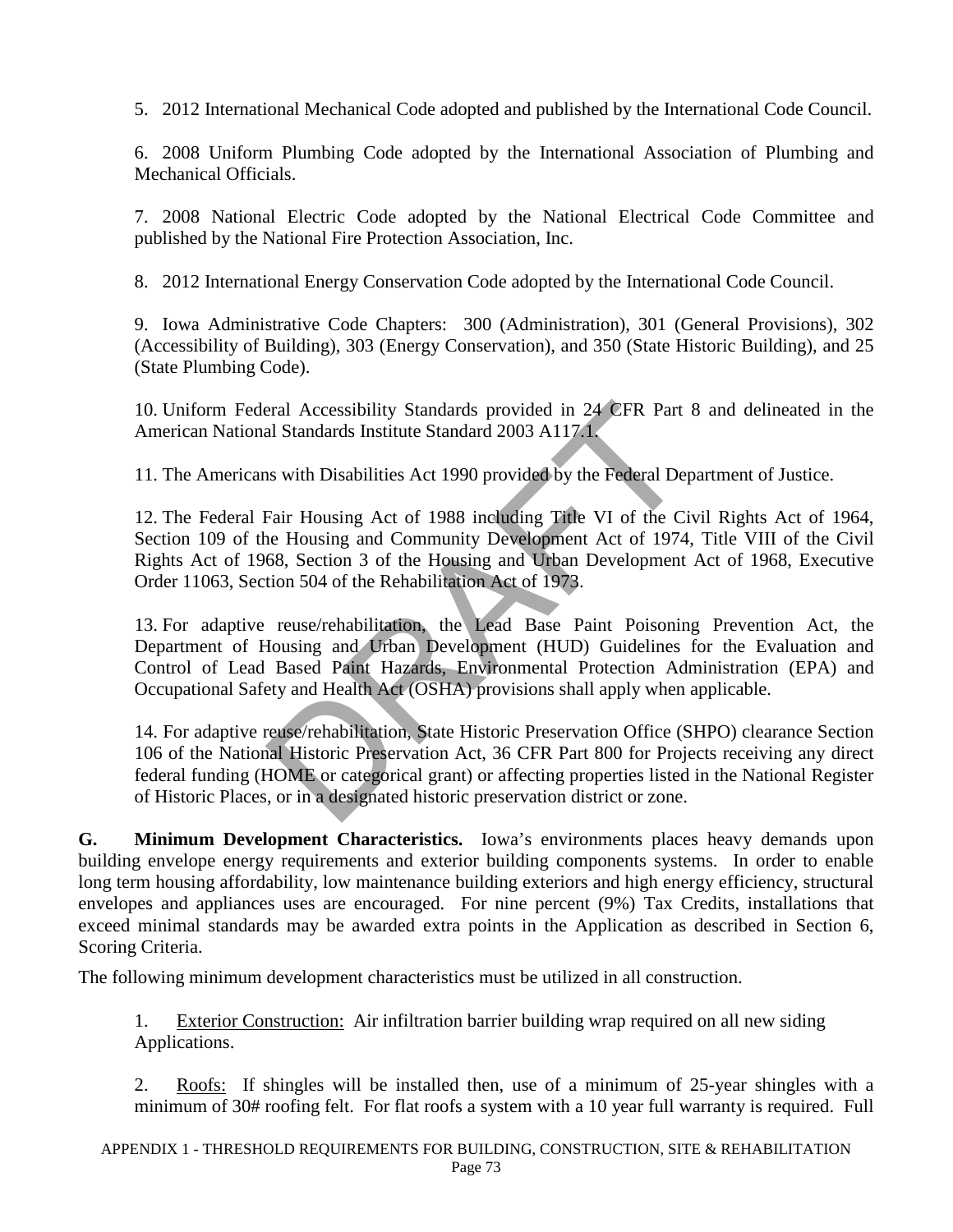5. 2012 International Mechanical Code adopted and published by the International Code Council.

6. 2008 Uniform Plumbing Code adopted by the International Association of Plumbing and Mechanical Officials.

7. 2008 National Electric Code adopted by the National Electrical Code Committee and published by the National Fire Protection Association, Inc.

8. 2012 International Energy Conservation Code adopted by the International Code Council.

9. Iowa Administrative Code Chapters: 300 (Administration), 301 (General Provisions), 302 (Accessibility of Building), 303 (Energy Conservation), and 350 (State Historic Building), and 25 (State Plumbing Code).

10. Uniform Federal Accessibility Standards provided in 24 CFR Part 8 and delineated in the American National Standards Institute Standard 2003 A117.1.

11. The Americans with Disabilities Act 1990 provided by the Federal Department of Justice.

12. The Federal Fair Housing Act of 1988 including Title VI of the Civil Rights Act of 1964, Section 109 of the Housing and Community Development Act of 1974, Title VIII of the Civil Rights Act of 1968, Section 3 of the Housing and Urban Development Act of 1968, Executive Order 11063, Section 504 of the Rehabilitation Act of 1973.

13. For adaptive reuse/rehabilitation, the Lead Base Paint Poisoning Prevention Act, the Department of Housing and Urban Development (HUD) Guidelines for the Evaluation and Control of Lead Based Paint Hazards, Environmental Protection Administration (EPA) and Occupational Safety and Health Act (OSHA) provisions shall apply when applicable.

14. For adaptive reuse/rehabilitation, State Historic Preservation Office (SHPO) clearance Section 106 of the National Historic Preservation Act, 36 CFR Part 800 for Projects receiving any direct federal funding (HOME or categorical grant) or affecting properties listed in the National Register of Historic Places, or in a designated historic preservation district or zone.

**G. Minimum Development Characteristics.** Iowa's environments places heavy demands upon building envelope energy requirements and exterior building components systems. In order to enable long term housing affordability, low maintenance building exteriors and high energy efficiency, structural envelopes and appliances uses are encouraged. For nine percent (9%) Tax Credits, installations that exceed minimal standards may be awarded extra points in the Application as described in Section 6, Scoring Criteria.

The following minimum development characteristics must be utilized in all construction.

1. Exterior Construction: Air infiltration barrier building wrap required on all new siding Applications.

2. Roofs: If shingles will be installed then, use of a minimum of 25-year shingles with a minimum of 30# roofing felt. For flat roofs a system with a 10 year full warranty is required. Full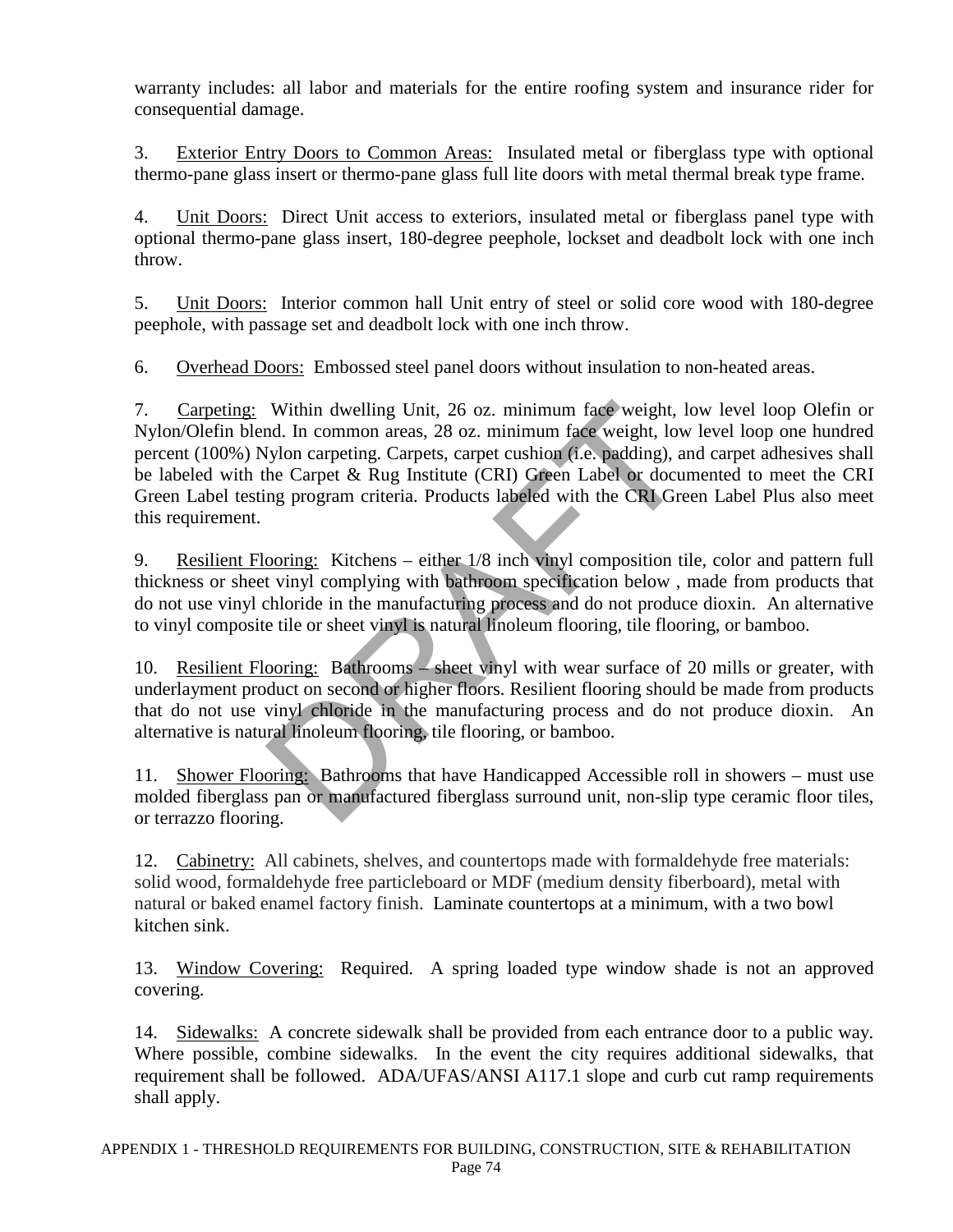warranty includes: all labor and materials for the entire roofing system and insurance rider for consequential damage.

3. Exterior Entry Doors to Common Areas: Insulated metal or fiberglass type with optional thermo-pane glass insert or thermo-pane glass full lite doors with metal thermal break type frame.

4. Unit Doors: Direct Unit access to exteriors, insulated metal or fiberglass panel type with optional thermo-pane glass insert, 180-degree peephole, lockset and deadbolt lock with one inch throw.

5. Unit Doors: Interior common hall Unit entry of steel or solid core wood with 180-degree peephole, with passage set and deadbolt lock with one inch throw.

6. Overhead Doors: Embossed steel panel doors without insulation to non-heated areas.

7. Carpeting: Within dwelling Unit, 26 oz. minimum face weight, low level loop Olefin or Nylon/Olefin blend. In common areas, 28 oz. minimum face weight, low level loop one hundred percent (100%) Nylon carpeting. Carpets, carpet cushion (i.e. padding), and carpet adhesives shall be labeled with the Carpet & Rug Institute (CRI) Green Label or documented to meet the CRI Green Label testing program criteria. Products labeled with the CRI Green Label Plus also meet this requirement.

9. Resilient Flooring: Kitchens – either 1/8 inch vinyl composition tile, color and pattern full thickness or sheet vinyl complying with bathroom specification below , made from products that do not use vinyl chloride in the manufacturing process and do not produce dioxin. An alternative to vinyl composite tile or sheet vinyl is natural linoleum flooring, tile flooring, or bamboo.

10. Resilient Flooring: Bathrooms – sheet vinyl with wear surface of 20 mills or greater, with underlayment product on second or higher floors. Resilient flooring should be made from products that do not use vinyl chloride in the manufacturing process and do not produce dioxin. An alternative is natural linoleum flooring, tile flooring, or bamboo.

11. Shower Flooring: Bathrooms that have Handicapped Accessible roll in showers – must use molded fiberglass pan or manufactured fiberglass surround unit, non-slip type ceramic floor tiles, or terrazzo flooring.

12. Cabinetry: All cabinets, shelves, and countertops made with formaldehyde free materials: solid wood, formaldehyde free particleboard or MDF (medium density fiberboard), metal with natural or baked enamel factory finish. Laminate countertops at a minimum, with a two bowl kitchen sink.

13. Window Covering: Required. A spring loaded type window shade is not an approved covering.

14. Sidewalks: A concrete sidewalk shall be provided from each entrance door to a public way. Where possible, combine sidewalks. In the event the city requires additional sidewalks, that requirement shall be followed. ADA/UFAS/ANSI A117.1 slope and curb cut ramp requirements shall apply.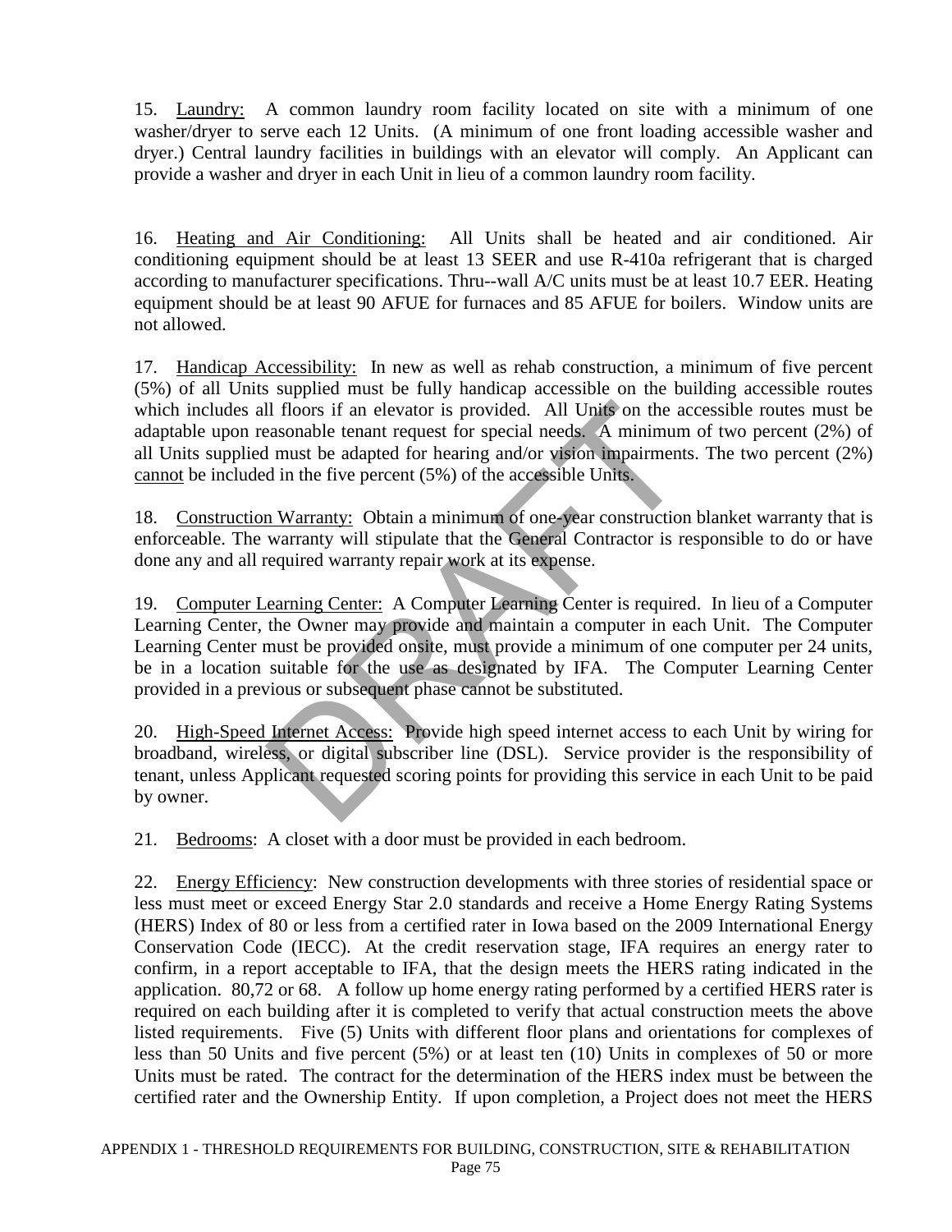15. Laundry: A common laundry room facility located on site with a minimum of one washer/dryer to serve each 12 Units. (A minimum of one front loading accessible washer and dryer.) Central laundry facilities in buildings with an elevator will comply. An Applicant can provide a washer and dryer in each Unit in lieu of a common laundry room facility.

16. Heating and Air Conditioning: All Units shall be heated and air conditioned. Air conditioning equipment should be at least 13 SEER and use R-410a refrigerant that is charged according to manufacturer specifications. Thru--wall A/C units must be at least 10.7 EER. Heating equipment should be at least 90 AFUE for furnaces and 85 AFUE for boilers. Window units are not allowed.

17. Handicap Accessibility: In new as well as rehab construction, a minimum of five percent (5%) of all Units supplied must be fully handicap accessible on the building accessible routes which includes all floors if an elevator is provided. All Units on the accessible routes must be adaptable upon reasonable tenant request for special needs. A minimum of two percent (2%) of all Units supplied must be adapted for hearing and/or vision impairments. The two percent (2%) cannot be included in the five percent (5%) of the accessible Units.

18. Construction Warranty: Obtain a minimum of one-year construction blanket warranty that is enforceable. The warranty will stipulate that the General Contractor is responsible to do or have done any and all required warranty repair work at its expense.

19. Computer Learning Center: A Computer Learning Center is required. In lieu of a Computer Learning Center, the Owner may provide and maintain a computer in each Unit. The Computer Learning Center must be provided onsite, must provide a minimum of one computer per 24 units, be in a location suitable for the use as designated by IFA. The Computer Learning Center provided in a previous or subsequent phase cannot be substituted.

20. High-Speed Internet Access: Provide high speed internet access to each Unit by wiring for broadband, wireless, or digital subscriber line (DSL). Service provider is the responsibility of tenant, unless Applicant requested scoring points for providing this service in each Unit to be paid by owner.

21. Bedrooms: A closet with a door must be provided in each bedroom.

22. Energy Efficiency: New construction developments with three stories of residential space or less must meet or exceed Energy Star 2.0 standards and receive a Home Energy Rating Systems (HERS) Index of 80 or less from a certified rater in Iowa based on the 2009 International Energy Conservation Code (IECC). At the credit reservation stage, IFA requires an energy rater to confirm, in a report acceptable to IFA, that the design meets the HERS rating indicated in the application. 80,72 or 68. A follow up home energy rating performed by a certified HERS rater is required on each building after it is completed to verify that actual construction meets the above listed requirements. Five (5) Units with different floor plans and orientations for complexes of less than 50 Units and five percent (5%) or at least ten (10) Units in complexes of 50 or more Units must be rated. The contract for the determination of the HERS index must be between the certified rater and the Ownership Entity. If upon completion, a Project does not meet the HERS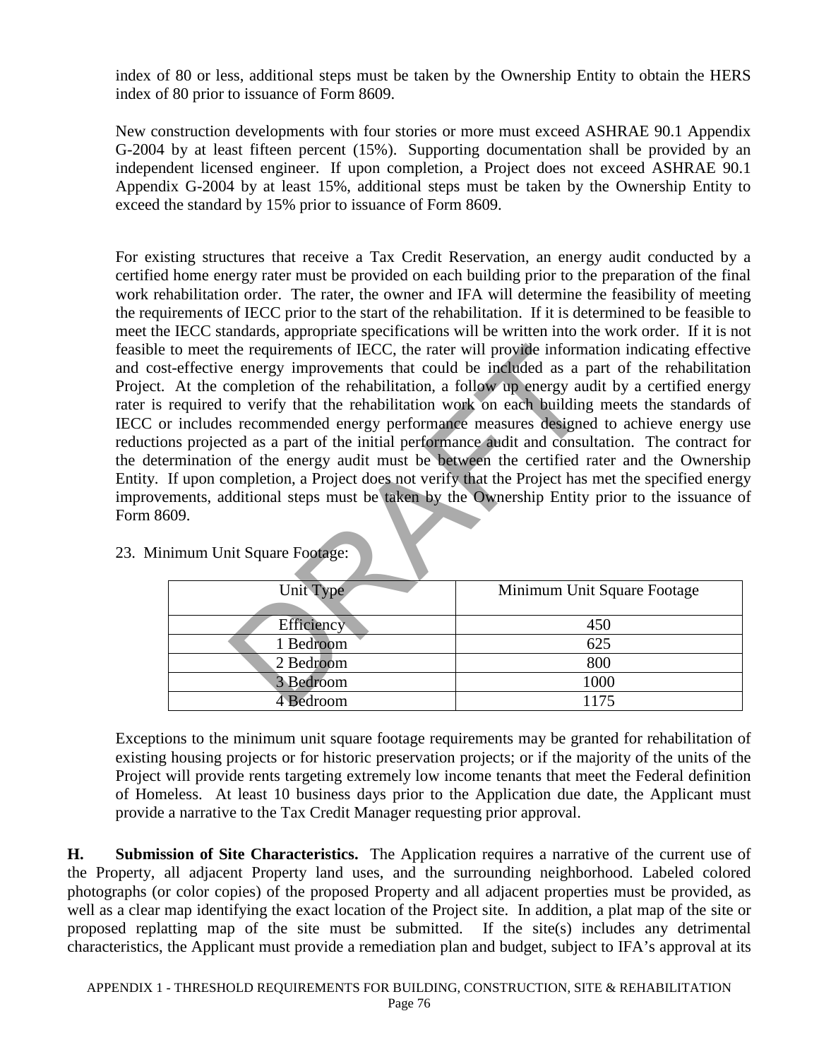index of 80 or less, additional steps must be taken by the Ownership Entity to obtain the HERS index of 80 prior to issuance of Form 8609.

New construction developments with four stories or more must exceed ASHRAE 90.1 Appendix G-2004 by at least fifteen percent (15%). Supporting documentation shall be provided by an independent licensed engineer. If upon completion, a Project does not exceed ASHRAE 90.1 Appendix G-2004 by at least 15%, additional steps must be taken by the Ownership Entity to exceed the standard by 15% prior to issuance of Form 8609.

For existing structures that receive a Tax Credit Reservation, an energy audit conducted by a certified home energy rater must be provided on each building prior to the preparation of the final work rehabilitation order. The rater, the owner and IFA will determine the feasibility of meeting the requirements of IECC prior to the start of the rehabilitation. If it is determined to be feasible to meet the IECC standards, appropriate specifications will be written into the work order. If it is not feasible to meet the requirements of IECC, the rater will provide information indicating effective and cost-effective energy improvements that could be included as a part of the rehabilitation Project. At the completion of the rehabilitation, a follow up energy audit by a certified energy rater is required to verify that the rehabilitation work on each building meets the standards of IECC or includes recommended energy performance measures designed to achieve energy use reductions projected as a part of the initial performance audit and consultation. The contract for the determination of the energy audit must be between the certified rater and the Ownership Entity. If upon completion, a Project does not verify that the Project has met the specified energy improvements, additional steps must be taken by the Ownership Entity prior to the issuance of Form 8609.

23. Minimum Unit Square Footage:

| Unit Type | Minimum Unit Square Footage |
|---|---|
| Efficiency | 450 |
| 1 Bedroom | 625 |
| 2 Bedroom | 800 |
| 3 Bedroom | 1000 |
| 4 Bedroom | 1175 |

Exceptions to the minimum unit square footage requirements may be granted for rehabilitation of existing housing projects or for historic preservation projects; or if the majority of the units of the Project will provide rents targeting extremely low income tenants that meet the Federal definition of Homeless. At least 10 business days prior to the Application due date, the Applicant must provide a narrative to the Tax Credit Manager requesting prior approval.

**H. Submission of Site Characteristics.** The Application requires a narrative of the current use of the Property, all adjacent Property land uses, and the surrounding neighborhood. Labeled colored photographs (or color copies) of the proposed Property and all adjacent properties must be provided, as well as a clear map identifying the exact location of the Project site. In addition, a plat map of the site or proposed replatting map of the site must be submitted. If the site(s) includes any detrimental characteristics, the Applicant must provide a remediation plan and budget, subject to IFA's approval at its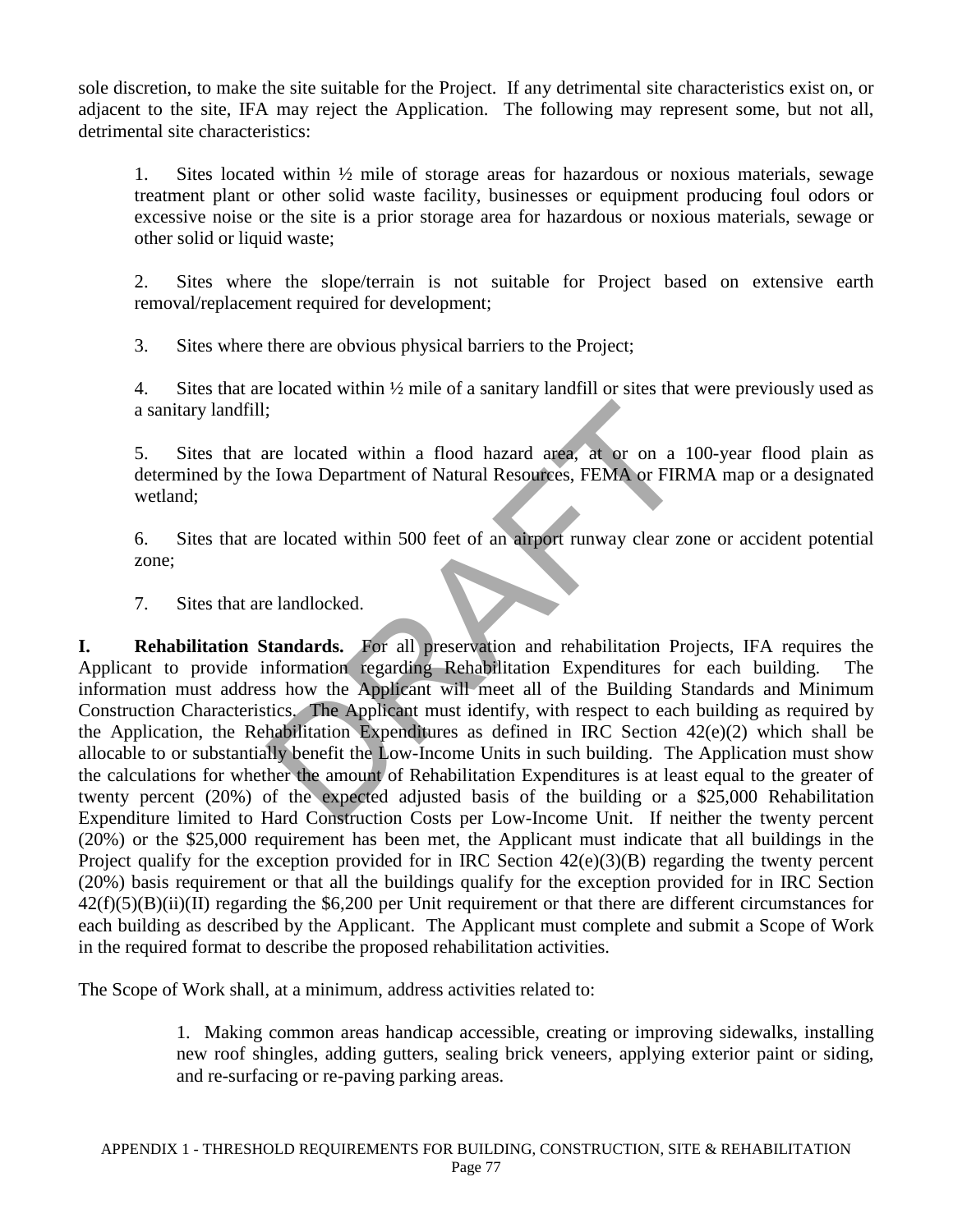sole discretion, to make the site suitable for the Project. If any detrimental site characteristics exist on, or adjacent to the site, IFA may reject the Application. The following may represent some, but not all, detrimental site characteristics:

1. Sites located within ½ mile of storage areas for hazardous or noxious materials, sewage treatment plant or other solid waste facility, businesses or equipment producing foul odors or excessive noise or the site is a prior storage area for hazardous or noxious materials, sewage or other solid or liquid waste;

2. Sites where the slope/terrain is not suitable for Project based on extensive earth removal/replacement required for development;

3. Sites where there are obvious physical barriers to the Project;

4. Sites that are located within ½ mile of a sanitary landfill or sites that were previously used as a sanitary landfill;

5. Sites that are located within a flood hazard area, at or on a 100-year flood plain as determined by the Iowa Department of Natural Resources, FEMA or FIRMA map or a designated wetland;

6. Sites that are located within 500 feet of an airport runway clear zone or accident potential zone;

7. Sites that are landlocked.

**I. Rehabilitation Standards.** For all preservation and rehabilitation Projects, IFA requires the Applicant to provide information regarding Rehabilitation Expenditures for each building. The information must address how the Applicant will meet all of the Building Standards and Minimum Construction Characteristics. The Applicant must identify, with respect to each building as required by the Application, the Rehabilitation Expenditures as defined in IRC Section 42(e)(2) which shall be allocable to or substantially benefit the Low-Income Units in such building. The Application must show the calculations for whether the amount of Rehabilitation Expenditures is at least equal to the greater of twenty percent (20%) of the expected adjusted basis of the building or a $25,000 Rehabilitation Expenditure limited to Hard Construction Costs per Low-Income Unit. If neither the twenty percent (20%) or the $25,000 requirement has been met, the Applicant must indicate that all buildings in the Project qualify for the exception provided for in IRC Section 42(e)(3)(B) regarding the twenty percent (20%) basis requirement or that all the buildings qualify for the exception provided for in IRC Section 42(f)(5)(B)(ii)(II) regarding the $6,200 per Unit requirement or that there are different circumstances for each building as described by the Applicant. The Applicant must complete and submit a Scope of Work in the required format to describe the proposed rehabilitation activities.

The Scope of Work shall, at a minimum, address activities related to:

1. Making common areas handicap accessible, creating or improving sidewalks, installing new roof shingles, adding gutters, sealing brick veneers, applying exterior paint or siding, and re-surfacing or re-paving parking areas.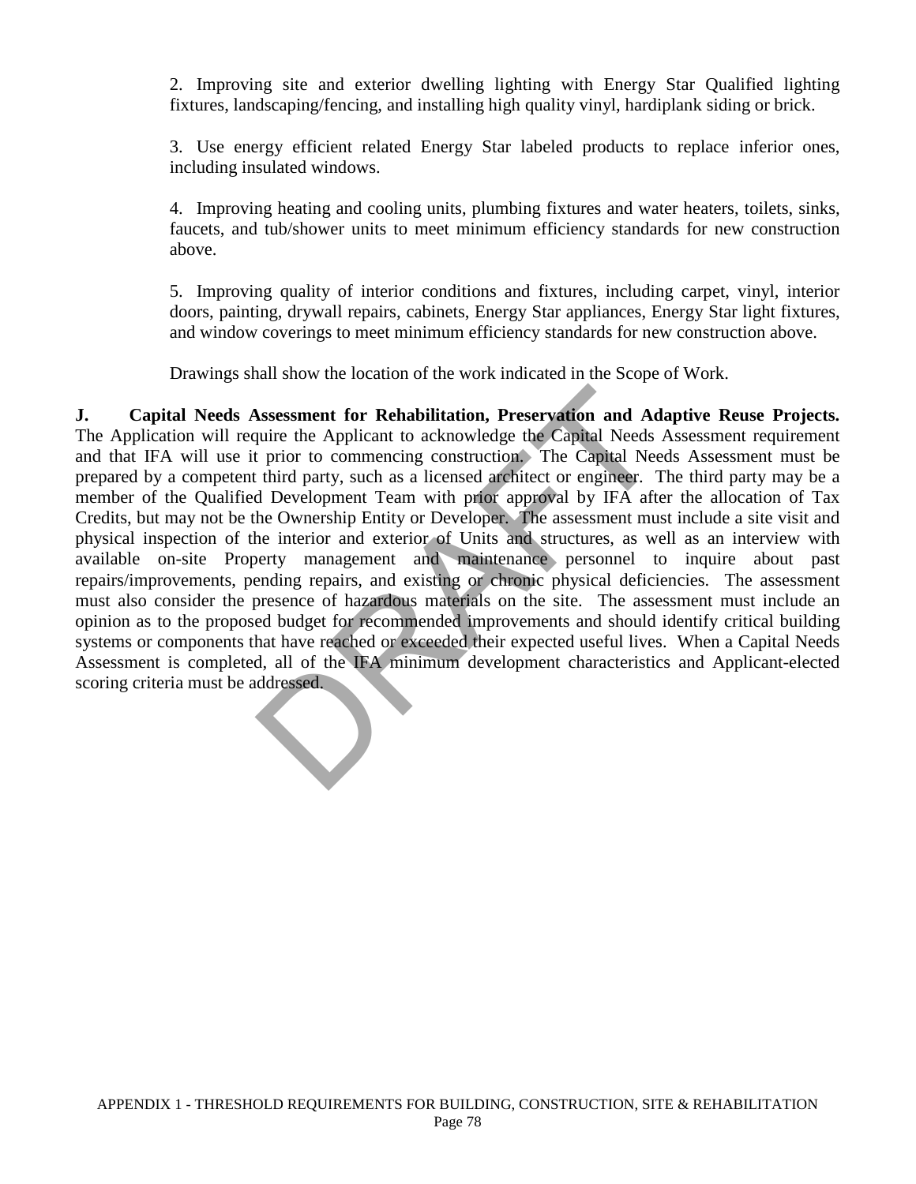2. Improving site and exterior dwelling lighting with Energy Star Qualified lighting fixtures, landscaping/fencing, and installing high quality vinyl, hardiplank siding or brick.

3. Use energy efficient related Energy Star labeled products to replace inferior ones, including insulated windows.

4. Improving heating and cooling units, plumbing fixtures and water heaters, toilets, sinks, faucets, and tub/shower units to meet minimum efficiency standards for new construction above.

5. Improving quality of interior conditions and fixtures, including carpet, vinyl, interior doors, painting, drywall repairs, cabinets, Energy Star appliances, Energy Star light fixtures, and window coverings to meet minimum efficiency standards for new construction above.

Drawings shall show the location of the work indicated in the Scope of Work.

**J. Capital Needs Assessment for Rehabilitation, Preservation and Adaptive Reuse Projects.** The Application will require the Applicant to acknowledge the Capital Needs Assessment requirement and that IFA will use it prior to commencing construction. The Capital Needs Assessment must be prepared by a competent third party, such as a licensed architect or engineer. The third party may be a member of the Qualified Development Team with prior approval by IFA after the allocation of Tax Credits, but may not be the Ownership Entity or Developer. The assessment must include a site visit and physical inspection of the interior and exterior of Units and structures, as well as an interview with available on-site Property management and maintenance personnel to inquire about past repairs/improvements, pending repairs, and existing or chronic physical deficiencies. The assessment must also consider the presence of hazardous materials on the site. The assessment must include an opinion as to the proposed budget for recommended improvements and should identify critical building systems or components that have reached or exceeded their expected useful lives. When a Capital Needs Assessment is completed, all of the IFA minimum development characteristics and Applicant-elected scoring criteria must be addressed.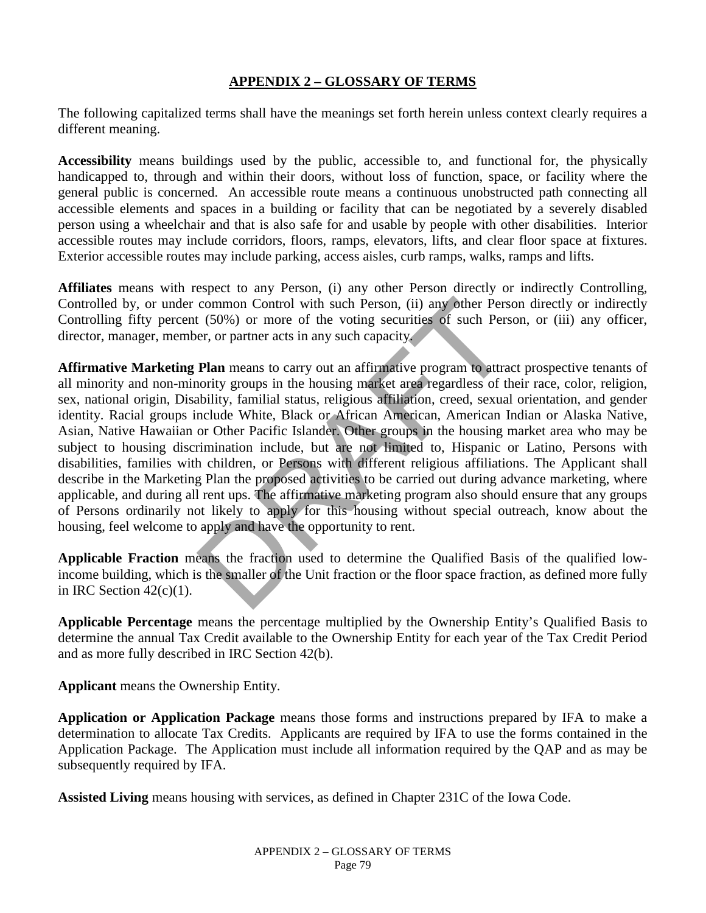## APPENDIX 2 – GLOSSARY OF TERMS

The following capitalized terms shall have the meanings set forth herein unless context clearly requires a different meaning.

**Accessibility** means buildings used by the public, accessible to, and functional for, the physically handicapped to, through and within their doors, without loss of function, space, or facility where the general public is concerned. An accessible route means a continuous unobstructed path connecting all accessible elements and spaces in a building or facility that can be negotiated by a severely disabled person using a wheelchair and that is also safe for and usable by people with other disabilities. Interior accessible routes may include corridors, floors, ramps, elevators, lifts, and clear floor space at fixtures. Exterior accessible routes may include parking, access aisles, curb ramps, walks, ramps and lifts.

**Affiliates** means with respect to any Person, (i) any other Person directly or indirectly Controlling, Controlled by, or under common Control with such Person, (ii) any other Person directly or indirectly Controlling fifty percent (50%) or more of the voting securities of such Person, or (iii) any officer, director, manager, member, or partner acts in any such capacity.

**Affirmative Marketing Plan** means to carry out an affirmative program to attract prospective tenants of all minority and non-minority groups in the housing market area regardless of their race, color, religion, sex, national origin, Disability, familial status, religious affiliation, creed, sexual orientation, and gender identity. Racial groups include White, Black or African American, American Indian or Alaska Native, Asian, Native Hawaiian or Other Pacific Islander. Other groups in the housing market area who may be subject to housing discrimination include, but are not limited to, Hispanic or Latino, Persons with disabilities, families with children, or Persons with different religious affiliations. The Applicant shall describe in the Marketing Plan the proposed activities to be carried out during advance marketing, where applicable, and during all rent ups. The affirmative marketing program also should ensure that any groups of Persons ordinarily not likely to apply for this housing without special outreach, know about the housing, feel welcome to apply and have the opportunity to rent.

**Applicable Fraction** means the fraction used to determine the Qualified Basis of the qualified low-income building, which is the smaller of the Unit fraction or the floor space fraction, as defined more fully in IRC Section 42(c)(1).

**Applicable Percentage** means the percentage multiplied by the Ownership Entity's Qualified Basis to determine the annual Tax Credit available to the Ownership Entity for each year of the Tax Credit Period and as more fully described in IRC Section 42(b).

**Applicant** means the Ownership Entity.

**Application or Application Package** means those forms and instructions prepared by IFA to make a determination to allocate Tax Credits. Applicants are required by IFA to use the forms contained in the Application Package. The Application must include all information required by the QAP and as may be subsequently required by IFA.

**Assisted Living** means housing with services, as defined in Chapter 231C of the Iowa Code.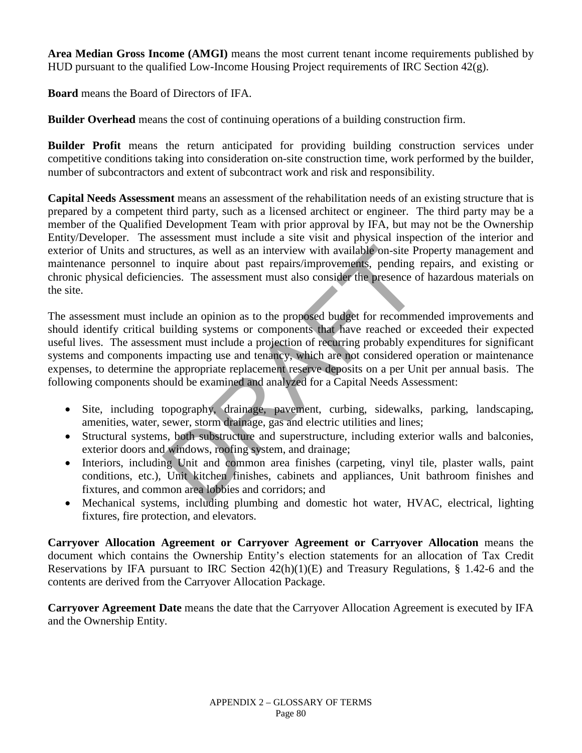**Area Median Gross Income (AMGI)** means the most current tenant income requirements published by HUD pursuant to the qualified Low-Income Housing Project requirements of IRC Section 42(g).

**Board** means the Board of Directors of IFA.

**Builder Overhead** means the cost of continuing operations of a building construction firm.

**Builder Profit** means the return anticipated for providing building construction services under competitive conditions taking into consideration on-site construction time, work performed by the builder, number of subcontractors and extent of subcontract work and risk and responsibility.

**Capital Needs Assessment** means an assessment of the rehabilitation needs of an existing structure that is prepared by a competent third party, such as a licensed architect or engineer. The third party may be a member of the Qualified Development Team with prior approval by IFA, but may not be the Ownership Entity/Developer. The assessment must include a site visit and physical inspection of the interior and exterior of Units and structures, as well as an interview with available on-site Property management and maintenance personnel to inquire about past repairs/improvements, pending repairs, and existing or chronic physical deficiencies. The assessment must also consider the presence of hazardous materials on the site.

The assessment must include an opinion as to the proposed budget for recommended improvements and should identify critical building systems or components that have reached or exceeded their expected useful lives. The assessment must include a projection of recurring probably expenditures for significant systems and components impacting use and tenancy, which are not considered operation or maintenance expenses, to determine the appropriate replacement reserve deposits on a per Unit per annual basis. The following components should be examined and analyzed for a Capital Needs Assessment:

- Site, including topography, drainage, pavement, curbing, sidewalks, parking, landscaping, amenities, water, sewer, storm drainage, gas and electric utilities and lines;
- Structural systems, both substructure and superstructure, including exterior walls and balconies, exterior doors and windows, roofing system, and drainage;
- Interiors, including Unit and common area finishes (carpeting, vinyl tile, plaster walls, paint conditions, etc.), Unit kitchen finishes, cabinets and appliances, Unit bathroom finishes and fixtures, and common area lobbies and corridors; and
- Mechanical systems, including plumbing and domestic hot water, HVAC, electrical, lighting fixtures, fire protection, and elevators.

**Carryover Allocation Agreement or Carryover Agreement or Carryover Allocation** means the document which contains the Ownership Entity's election statements for an allocation of Tax Credit Reservations by IFA pursuant to IRC Section 42(h)(1)(E) and Treasury Regulations, § 1.42-6 and the contents are derived from the Carryover Allocation Package.

**Carryover Agreement Date** means the date that the Carryover Allocation Agreement is executed by IFA and the Ownership Entity.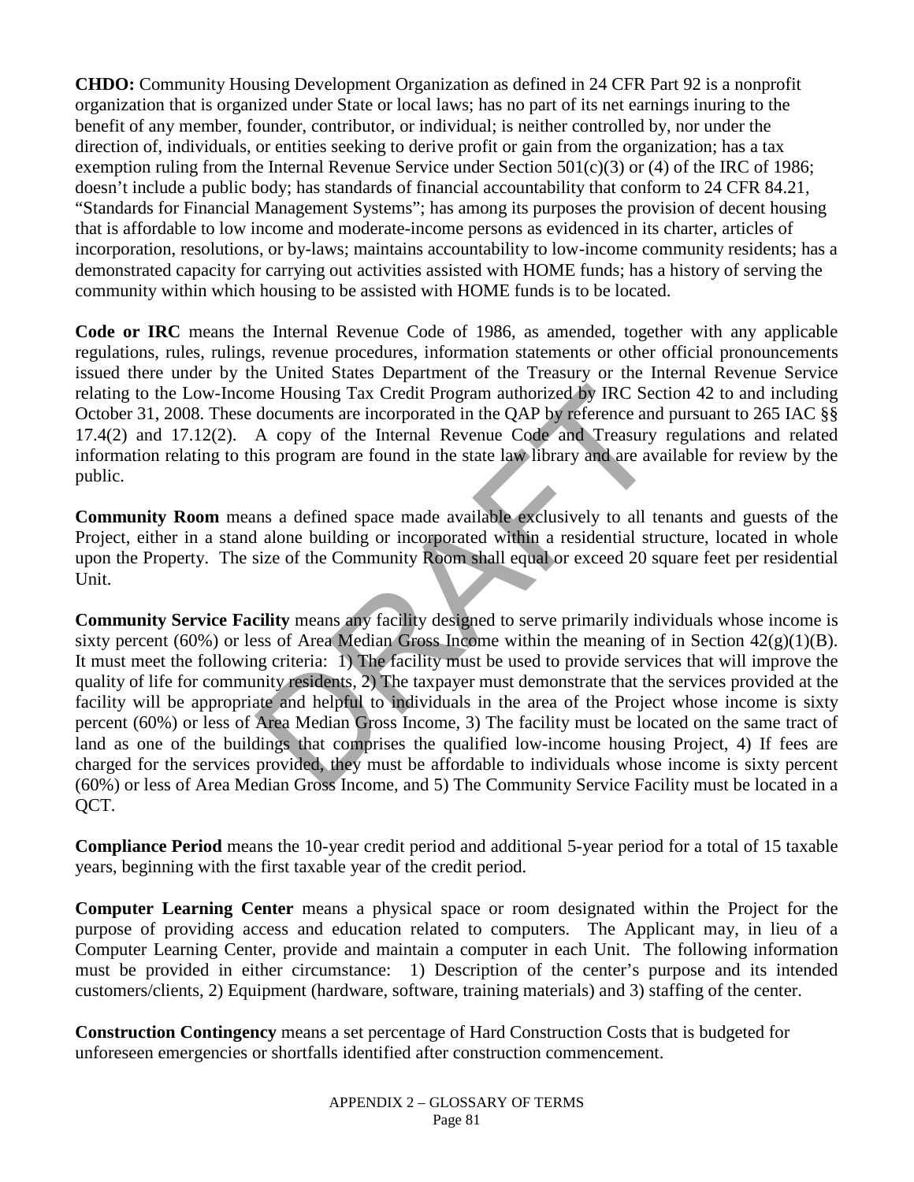**CHDO:** Community Housing Development Organization as defined in 24 CFR Part 92 is a nonprofit organization that is organized under State or local laws; has no part of its net earnings inuring to the benefit of any member, founder, contributor, or individual; is neither controlled by, nor under the direction of, individuals, or entities seeking to derive profit or gain from the organization; has a tax exemption ruling from the Internal Revenue Service under Section 501(c)(3) or (4) of the IRC of 1986; doesn't include a public body; has standards of financial accountability that conform to 24 CFR 84.21, "Standards for Financial Management Systems"; has among its purposes the provision of decent housing that is affordable to low income and moderate-income persons as evidenced in its charter, articles of incorporation, resolutions, or by-laws; maintains accountability to low-income community residents; has a demonstrated capacity for carrying out activities assisted with HOME funds; has a history of serving the community within which housing to be assisted with HOME funds is to be located.

**Code or IRC** means the Internal Revenue Code of 1986, as amended, together with any applicable regulations, rules, rulings, revenue procedures, information statements or other official pronouncements issued there under by the United States Department of the Treasury or the Internal Revenue Service relating to the Low-Income Housing Tax Credit Program authorized by IRC Section 42 to and including October 31, 2008. These documents are incorporated in the QAP by reference and pursuant to 265 IAC §§ 17.4(2) and 17.12(2). A copy of the Internal Revenue Code and Treasury regulations and related information relating to this program are found in the state law library and are available for review by the public.

**Community Room** means a defined space made available exclusively to all tenants and guests of the Project, either in a stand alone building or incorporated within a residential structure, located in whole upon the Property. The size of the Community Room shall equal or exceed 20 square feet per residential Unit.

**Community Service Facility** means any facility designed to serve primarily individuals whose income is sixty percent (60%) or less of Area Median Gross Income within the meaning of in Section 42(g)(1)(B). It must meet the following criteria: 1) The facility must be used to provide services that will improve the quality of life for community residents, 2) The taxpayer must demonstrate that the services provided at the facility will be appropriate and helpful to individuals in the area of the Project whose income is sixty percent (60%) or less of Area Median Gross Income, 3) The facility must be located on the same tract of land as one of the buildings that comprises the qualified low-income housing Project, 4) If fees are charged for the services provided, they must be affordable to individuals whose income is sixty percent (60%) or less of Area Median Gross Income, and 5) The Community Service Facility must be located in a QCT.

**Compliance Period** means the 10-year credit period and additional 5-year period for a total of 15 taxable years, beginning with the first taxable year of the credit period.

**Computer Learning Center** means a physical space or room designated within the Project for the purpose of providing access and education related to computers. The Applicant may, in lieu of a Computer Learning Center, provide and maintain a computer in each Unit. The following information must be provided in either circumstance: 1) Description of the center's purpose and its intended customers/clients, 2) Equipment (hardware, software, training materials) and 3) staffing of the center.

**Construction Contingency** means a set percentage of Hard Construction Costs that is budgeted for unforeseen emergencies or shortfalls identified after construction commencement.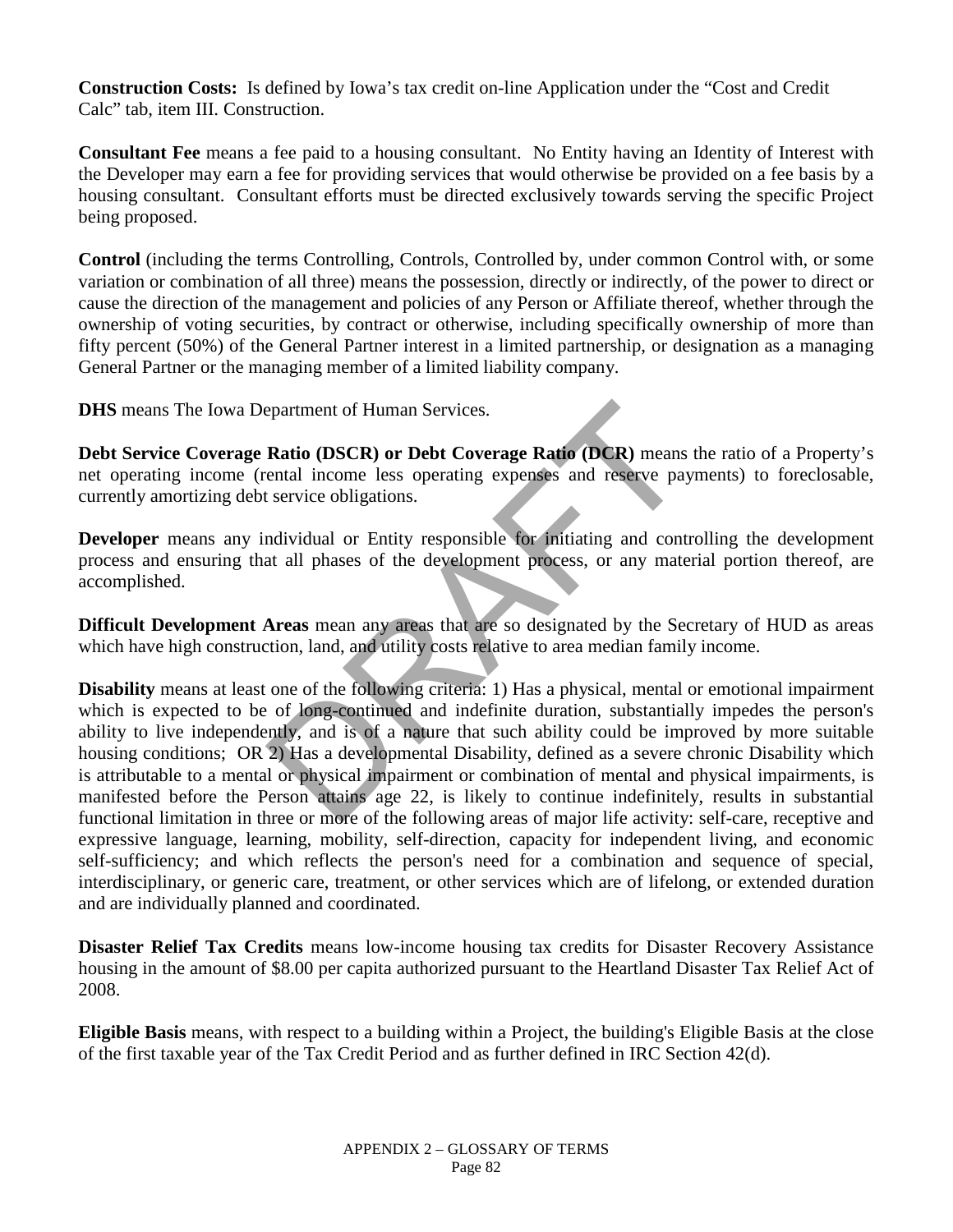**Construction Costs:** Is defined by Iowa's tax credit on-line Application under the "Cost and Credit Calc" tab, item III. Construction.

**Consultant Fee** means a fee paid to a housing consultant. No Entity having an Identity of Interest with the Developer may earn a fee for providing services that would otherwise be provided on a fee basis by a housing consultant. Consultant efforts must be directed exclusively towards serving the specific Project being proposed.

**Control** (including the terms Controlling, Controls, Controlled by, under common Control with, or some variation or combination of all three) means the possession, directly or indirectly, of the power to direct or cause the direction of the management and policies of any Person or Affiliate thereof, whether through the ownership of voting securities, by contract or otherwise, including specifically ownership of more than fifty percent (50%) of the General Partner interest in a limited partnership, or designation as a managing General Partner or the managing member of a limited liability company.

**DHS** means The Iowa Department of Human Services.

**Debt Service Coverage Ratio (DSCR) or Debt Coverage Ratio (DCR)** means the ratio of a Property's net operating income (rental income less operating expenses and reserve payments) to foreclosable, currently amortizing debt service obligations.

**Developer** means any individual or Entity responsible for initiating and controlling the development process and ensuring that all phases of the development process, or any material portion thereof, are accomplished.

**Difficult Development Areas** mean any areas that are so designated by the Secretary of HUD as areas which have high construction, land, and utility costs relative to area median family income.

**Disability** means at least one of the following criteria: 1) Has a physical, mental or emotional impairment which is expected to be of long-continued and indefinite duration, substantially impedes the person's ability to live independently, and is of a nature that such ability could be improved by more suitable housing conditions; OR 2) Has a developmental Disability, defined as a severe chronic Disability which is attributable to a mental or physical impairment or combination of mental and physical impairments, is manifested before the Person attains age 22, is likely to continue indefinitely, results in substantial functional limitation in three or more of the following areas of major life activity: self-care, receptive and expressive language, learning, mobility, self-direction, capacity for independent living, and economic self-sufficiency; and which reflects the person's need for a combination and sequence of special, interdisciplinary, or generic care, treatment, or other services which are of lifelong, or extended duration and are individually planned and coordinated.

**Disaster Relief Tax Credits** means low-income housing tax credits for Disaster Recovery Assistance housing in the amount of $8.00 per capita authorized pursuant to the Heartland Disaster Tax Relief Act of 2008.

**Eligible Basis** means, with respect to a building within a Project, the building's Eligible Basis at the close of the first taxable year of the Tax Credit Period and as further defined in IRC Section 42(d).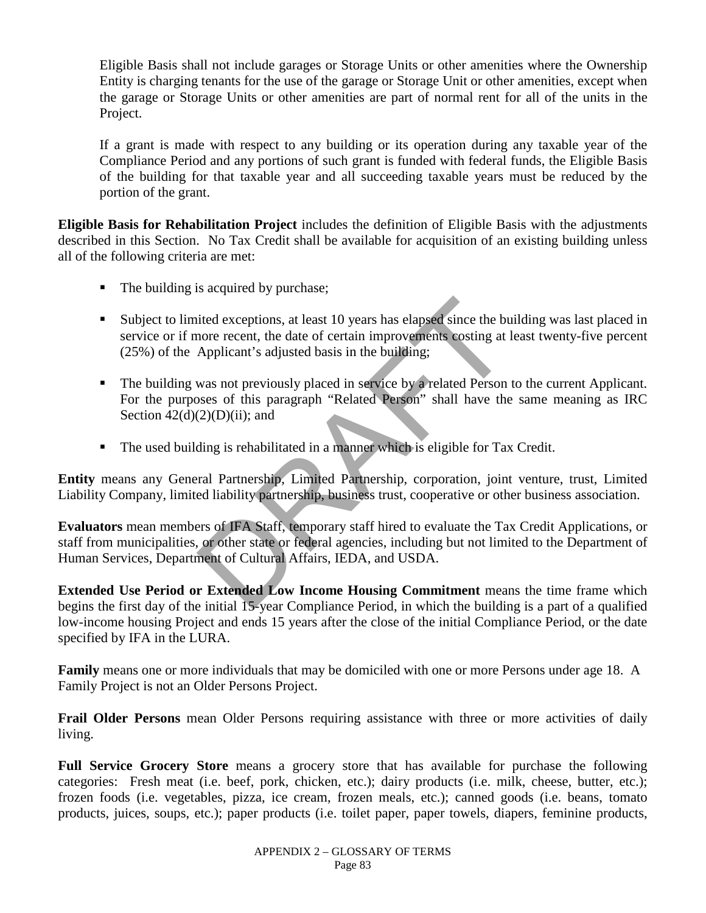Eligible Basis shall not include garages or Storage Units or other amenities where the Ownership Entity is charging tenants for the use of the garage or Storage Unit or other amenities, except when the garage or Storage Units or other amenities are part of normal rent for all of the units in the Project.

If a grant is made with respect to any building or its operation during any taxable year of the Compliance Period and any portions of such grant is funded with federal funds, the Eligible Basis of the building for that taxable year and all succeeding taxable years must be reduced by the portion of the grant.

**Eligible Basis for Rehabilitation Project** includes the definition of Eligible Basis with the adjustments described in this Section. No Tax Credit shall be available for acquisition of an existing building unless all of the following criteria are met:

- The building is acquired by purchase;
- Subject to limited exceptions, at least 10 years has elapsed since the building was last placed in service or if more recent, the date of certain improvements costing at least twenty-five percent (25%) of the Applicant's adjusted basis in the building;
- The building was not previously placed in service by a related Person to the current Applicant. For the purposes of this paragraph "Related Person" shall have the same meaning as IRC Section 42(d)(2)(D)(ii); and
- The used building is rehabilitated in a manner which is eligible for Tax Credit.

**Entity** means any General Partnership, Limited Partnership, corporation, joint venture, trust, Limited Liability Company, limited liability partnership, business trust, cooperative or other business association.

**Evaluators** mean members of IFA Staff, temporary staff hired to evaluate the Tax Credit Applications, or staff from municipalities, or other state or federal agencies, including but not limited to the Department of Human Services, Department of Cultural Affairs, IEDA, and USDA.

**Extended Use Period or Extended Low Income Housing Commitment** means the time frame which begins the first day of the initial 15-year Compliance Period, in which the building is a part of a qualified low-income housing Project and ends 15 years after the close of the initial Compliance Period, or the date specified by IFA in the LURA.

**Family** means one or more individuals that may be domiciled with one or more Persons under age 18. A Family Project is not an Older Persons Project.

**Frail Older Persons** mean Older Persons requiring assistance with three or more activities of daily living.

**Full Service Grocery Store** means a grocery store that has available for purchase the following categories: Fresh meat (i.e. beef, pork, chicken, etc.); dairy products (i.e. milk, cheese, butter, etc.); frozen foods (i.e. vegetables, pizza, ice cream, frozen meals, etc.); canned goods (i.e. beans, tomato products, juices, soups, etc.); paper products (i.e. toilet paper, paper towels, diapers, feminine products,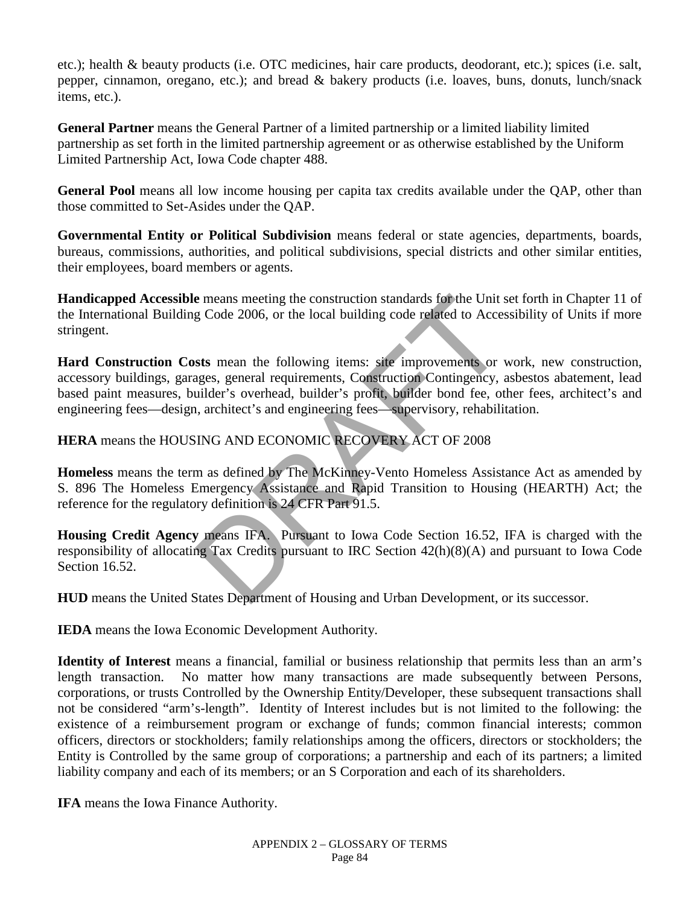etc.); health & beauty products (i.e. OTC medicines, hair care products, deodorant, etc.); spices (i.e. salt, pepper, cinnamon, oregano, etc.); and bread & bakery products (i.e. loaves, buns, donuts, lunch/snack items, etc.).

**General Partner** means the General Partner of a limited partnership or a limited liability limited partnership as set forth in the limited partnership agreement or as otherwise established by the Uniform Limited Partnership Act, Iowa Code chapter 488.

**General Pool** means all low income housing per capita tax credits available under the QAP, other than those committed to Set-Asides under the QAP.

**Governmental Entity or Political Subdivision** means federal or state agencies, departments, boards, bureaus, commissions, authorities, and political subdivisions, special districts and other similar entities, their employees, board members or agents.

**Handicapped Accessible** means meeting the construction standards for the Unit set forth in Chapter 11 of the International Building Code 2006, or the local building code related to Accessibility of Units if more stringent.

**Hard Construction Costs** mean the following items: site improvements or work, new construction, accessory buildings, garages, general requirements, Construction Contingency, asbestos abatement, lead based paint measures, builder's overhead, builder's profit, builder bond fee, other fees, architect's and engineering fees—design, architect's and engineering fees—supervisory, rehabilitation.

**HERA** means the HOUSING AND ECONOMIC RECOVERY ACT OF 2008

**Homeless** means the term as defined by The McKinney-Vento Homeless Assistance Act as amended by S. 896 The Homeless Emergency Assistance and Rapid Transition to Housing (HEARTH) Act; the reference for the regulatory definition is 24 CFR Part 91.5.

**Housing Credit Agency** means IFA. Pursuant to Iowa Code Section 16.52, IFA is charged with the responsibility of allocating Tax Credits pursuant to IRC Section 42(h)(8)(A) and pursuant to Iowa Code Section 16.52.

**HUD** means the United States Department of Housing and Urban Development, or its successor.

**IEDA** means the Iowa Economic Development Authority.

**Identity of Interest** means a financial, familial or business relationship that permits less than an arm's length transaction. No matter how many transactions are made subsequently between Persons, corporations, or trusts Controlled by the Ownership Entity/Developer, these subsequent transactions shall not be considered "arm's-length". Identity of Interest includes but is not limited to the following: the existence of a reimbursement program or exchange of funds; common financial interests; common officers, directors or stockholders; family relationships among the officers, directors or stockholders; the Entity is Controlled by the same group of corporations; a partnership and each of its partners; a limited liability company and each of its members; or an S Corporation and each of its shareholders.

**IFA** means the Iowa Finance Authority.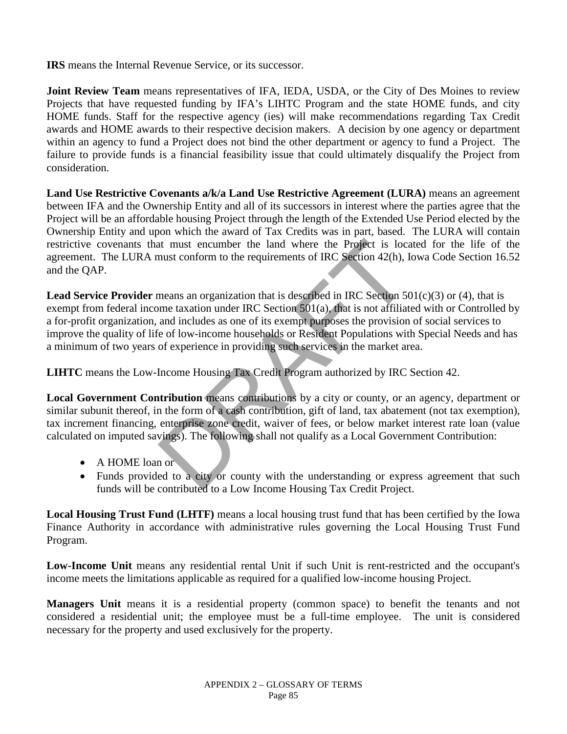**IRS** means the Internal Revenue Service, or its successor.

**Joint Review Team** means representatives of IFA, IEDA, USDA, or the City of Des Moines to review Projects that have requested funding by IFA's LIHTC Program and the state HOME funds, and city HOME funds. Staff for the respective agency (ies) will make recommendations regarding Tax Credit awards and HOME awards to their respective decision makers. A decision by one agency or department within an agency to fund a Project does not bind the other department or agency to fund a Project. The failure to provide funds is a financial feasibility issue that could ultimately disqualify the Project from consideration.

**Land Use Restrictive Covenants a/k/a Land Use Restrictive Agreement (LURA)** means an agreement between IFA and the Ownership Entity and all of its successors in interest where the parties agree that the Project will be an affordable housing Project through the length of the Extended Use Period elected by the Ownership Entity and upon which the award of Tax Credits was in part, based. The LURA will contain restrictive covenants that must encumber the land where the Project is located for the life of the agreement. The LURA must conform to the requirements of IRC Section 42(h), Iowa Code Section 16.52 and the QAP.

**Lead Service Provider** means an organization that is described in IRC Section 501(c)(3) or (4), that is exempt from federal income taxation under IRC Section 501(a), that is not affiliated with or Controlled by a for-profit organization, and includes as one of its exempt purposes the provision of social services to improve the quality of life of low-income households or Resident Populations with Special Needs and has a minimum of two years of experience in providing such services in the market area.

**LIHTC** means the Low-Income Housing Tax Credit Program authorized by IRC Section 42.

**Local Government Contribution** means contributions by a city or county, or an agency, department or similar subunit thereof, in the form of a cash contribution, gift of land, tax abatement (not tax exemption), tax increment financing, enterprise zone credit, waiver of fees, or below market interest rate loan (value calculated on imputed savings). The following shall not qualify as a Local Government Contribution:

- A HOME loan or
- Funds provided to a city or county with the understanding or express agreement that such funds will be contributed to a Low Income Housing Tax Credit Project.

**Local Housing Trust Fund (LHTF)** means a local housing trust fund that has been certified by the Iowa Finance Authority in accordance with administrative rules governing the Local Housing Trust Fund Program.

**Low-Income Unit** means any residential rental Unit if such Unit is rent-restricted and the occupant's income meets the limitations applicable as required for a qualified low-income housing Project.

**Managers Unit** means it is a residential property (common space) to benefit the tenants and not considered a residential unit; the employee must be a full-time employee. The unit is considered necessary for the property and used exclusively for the property.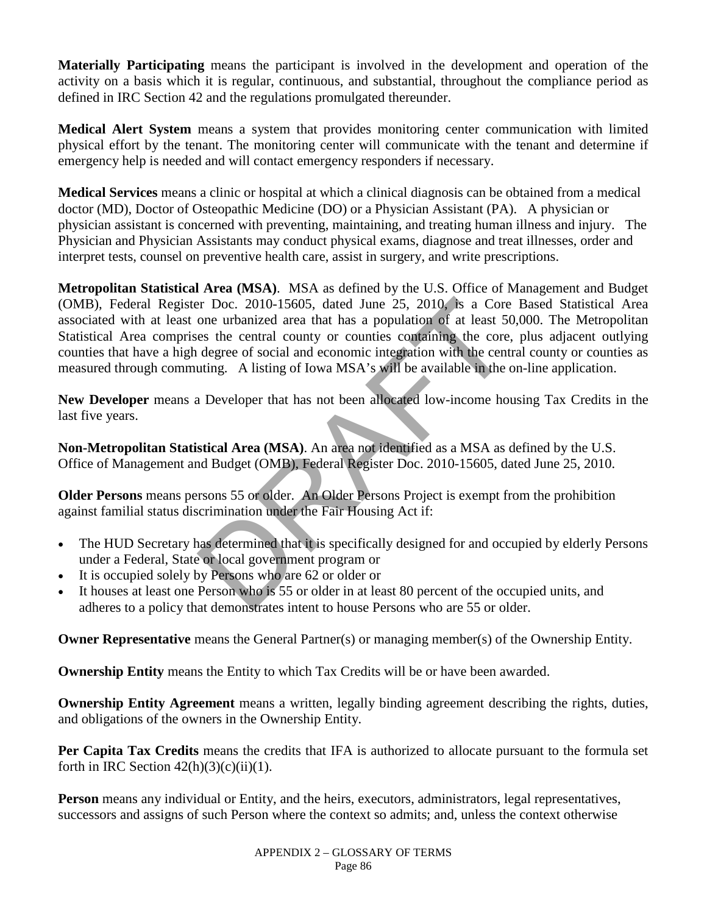**Materially Participating** means the participant is involved in the development and operation of the activity on a basis which it is regular, continuous, and substantial, throughout the compliance period as defined in IRC Section 42 and the regulations promulgated thereunder.

**Medical Alert System** means a system that provides monitoring center communication with limited physical effort by the tenant. The monitoring center will communicate with the tenant and determine if emergency help is needed and will contact emergency responders if necessary.

**Medical Services** means a clinic or hospital at which a clinical diagnosis can be obtained from a medical doctor (MD), Doctor of Osteopathic Medicine (DO) or a Physician Assistant (PA). A physician or physician assistant is concerned with preventing, maintaining, and treating human illness and injury. The Physician and Physician Assistants may conduct physical exams, diagnose and treat illnesses, order and interpret tests, counsel on preventive health care, assist in surgery, and write prescriptions.

**Metropolitan Statistical Area (MSA)**. MSA as defined by the U.S. Office of Management and Budget (OMB), Federal Register Doc. 2010-15605, dated June 25, 2010, is a Core Based Statistical Area associated with at least one urbanized area that has a population of at least 50,000. The Metropolitan Statistical Area comprises the central county or counties containing the core, plus adjacent outlying counties that have a high degree of social and economic integration with the central county or counties as measured through commuting. A listing of Iowa MSA's will be available in the on-line application.

**New Developer** means a Developer that has not been allocated low-income housing Tax Credits in the last five years.

**Non-Metropolitan Statistical Area (MSA)**. An area not identified as a MSA as defined by the U.S. Office of Management and Budget (OMB), Federal Register Doc. 2010-15605, dated June 25, 2010.

**Older Persons** means persons 55 or older. An Older Persons Project is exempt from the prohibition against familial status discrimination under the Fair Housing Act if:

- The HUD Secretary has determined that it is specifically designed for and occupied by elderly Persons under a Federal, State or local government program or
- It is occupied solely by Persons who are 62 or older or
- It houses at least one Person who is 55 or older in at least 80 percent of the occupied units, and adheres to a policy that demonstrates intent to house Persons who are 55 or older.

**Owner Representative** means the General Partner(s) or managing member(s) of the Ownership Entity.

**Ownership Entity** means the Entity to which Tax Credits will be or have been awarded.

**Ownership Entity Agreement** means a written, legally binding agreement describing the rights, duties, and obligations of the owners in the Ownership Entity.

**Per Capita Tax Credits** means the credits that IFA is authorized to allocate pursuant to the formula set forth in IRC Section 42(h)(3)(c)(ii)(1).

**Person** means any individual or Entity, and the heirs, executors, administrators, legal representatives, successors and assigns of such Person where the context so admits; and, unless the context otherwise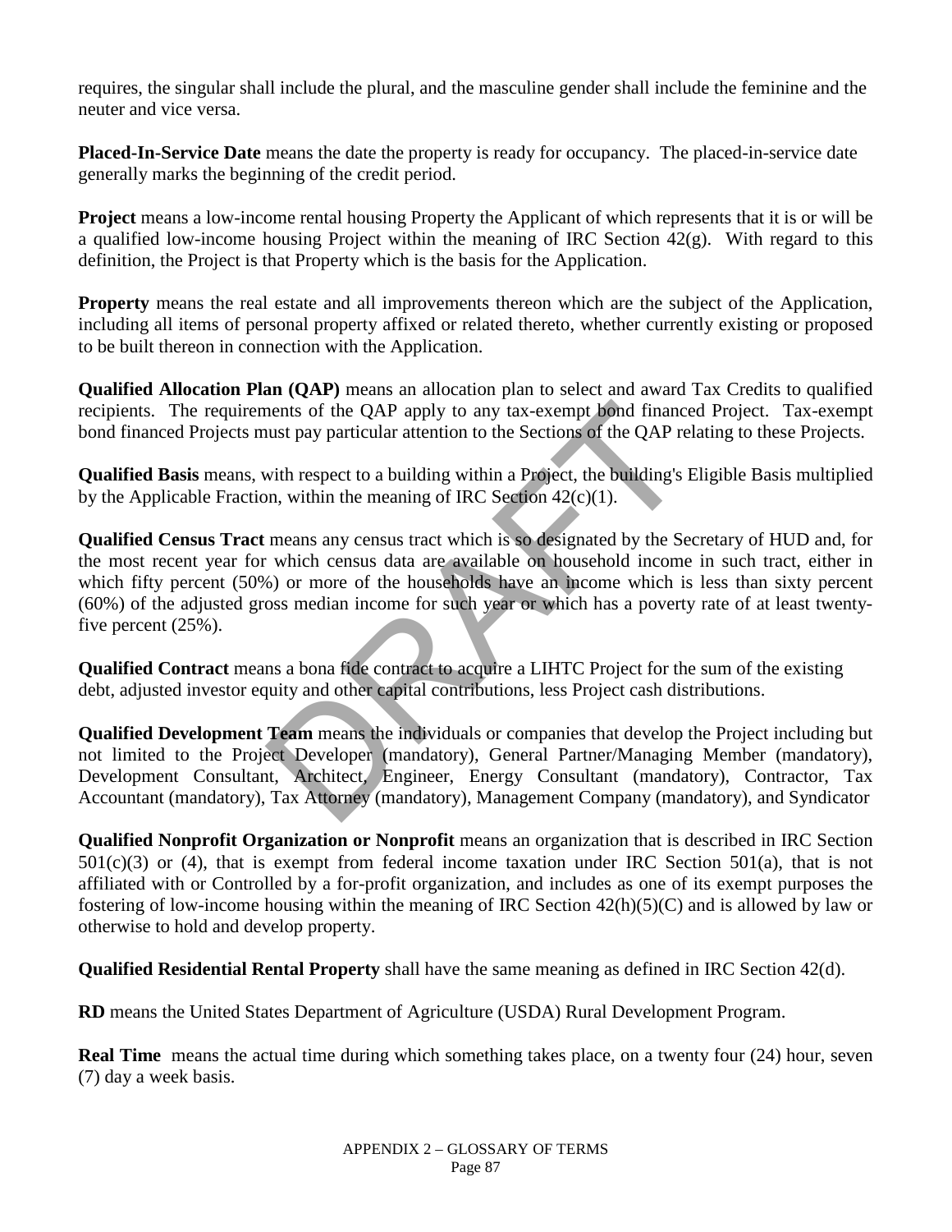requires, the singular shall include the plural, and the masculine gender shall include the feminine and the neuter and vice versa.

**Placed-In-Service Date** means the date the property is ready for occupancy. The placed-in-service date generally marks the beginning of the credit period.

**Project** means a low-income rental housing Property the Applicant of which represents that it is or will be a qualified low-income housing Project within the meaning of IRC Section 42(g). With regard to this definition, the Project is that Property which is the basis for the Application.

**Property** means the real estate and all improvements thereon which are the subject of the Application, including all items of personal property affixed or related thereto, whether currently existing or proposed to be built thereon in connection with the Application.

**Qualified Allocation Plan (QAP)** means an allocation plan to select and award Tax Credits to qualified recipients. The requirements of the QAP apply to any tax-exempt bond financed Project. Tax-exempt bond financed Projects must pay particular attention to the Sections of the QAP relating to these Projects.

**Qualified Basis** means, with respect to a building within a Project, the building's Eligible Basis multiplied by the Applicable Fraction, within the meaning of IRC Section 42(c)(1).

**Qualified Census Tract** means any census tract which is so designated by the Secretary of HUD and, for the most recent year for which census data are available on household income in such tract, either in which fifty percent (50%) or more of the households have an income which is less than sixty percent (60%) of the adjusted gross median income for such year or which has a poverty rate of at least twenty-five percent (25%).

**Qualified Contract** means a bona fide contract to acquire a LIHTC Project for the sum of the existing debt, adjusted investor equity and other capital contributions, less Project cash distributions.

**Qualified Development Team** means the individuals or companies that develop the Project including but not limited to the Project Developer (mandatory), General Partner/Managing Member (mandatory), Development Consultant, Architect, Engineer, Energy Consultant (mandatory), Contractor, Tax Accountant (mandatory), Tax Attorney (mandatory), Management Company (mandatory), and Syndicator

**Qualified Nonprofit Organization or Nonprofit** means an organization that is described in IRC Section 501(c)(3) or (4), that is exempt from federal income taxation under IRC Section 501(a), that is not affiliated with or Controlled by a for-profit organization, and includes as one of its exempt purposes the fostering of low-income housing within the meaning of IRC Section 42(h)(5)(C) and is allowed by law or otherwise to hold and develop property.

**Qualified Residential Rental Property** shall have the same meaning as defined in IRC Section 42(d).

**RD** means the United States Department of Agriculture (USDA) Rural Development Program.

**Real Time** means the actual time during which something takes place, on a twenty four (24) hour, seven (7) day a week basis.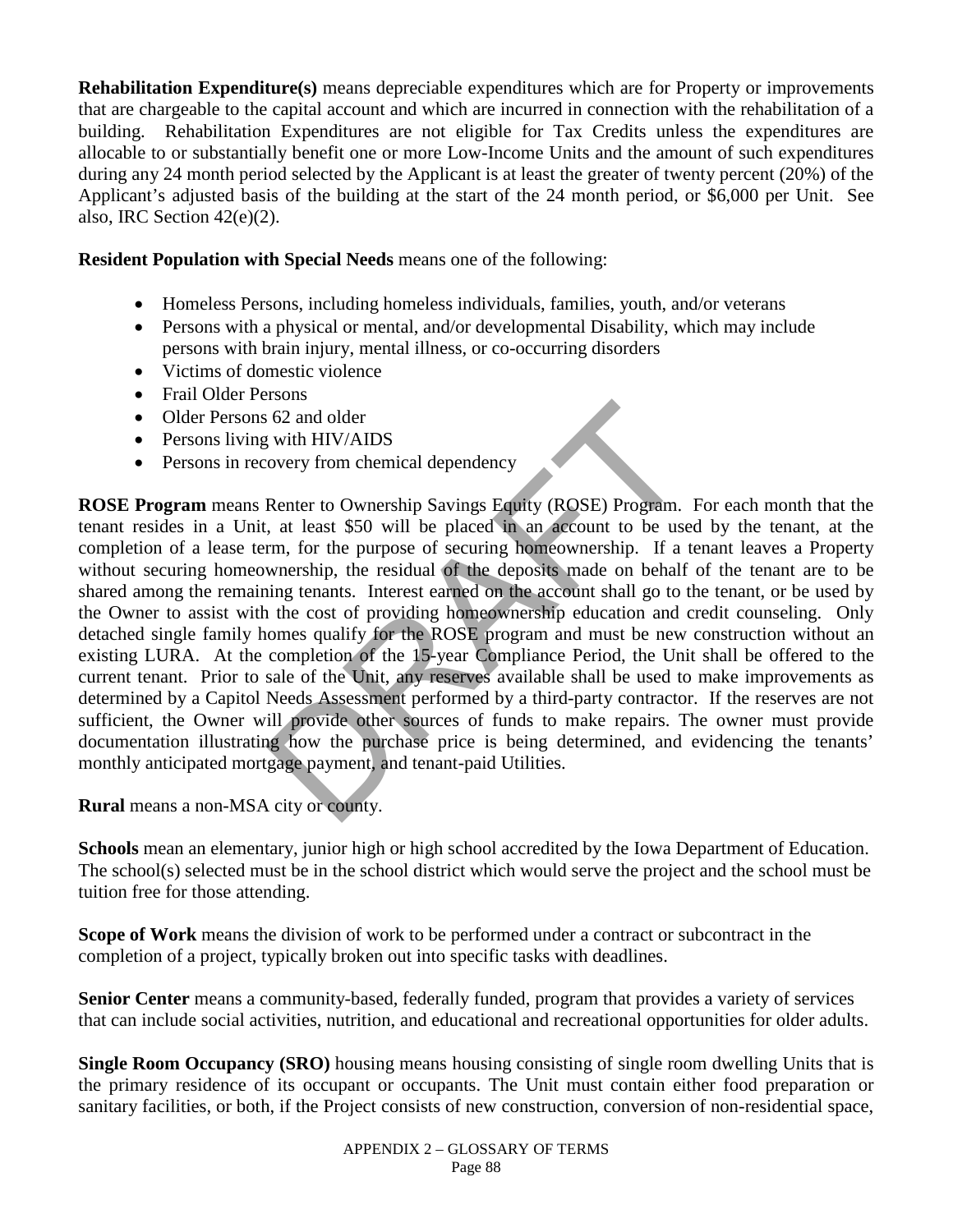**Rehabilitation Expenditure(s)** means depreciable expenditures which are for Property or improvements that are chargeable to the capital account and which are incurred in connection with the rehabilitation of a building. Rehabilitation Expenditures are not eligible for Tax Credits unless the expenditures are allocable to or substantially benefit one or more Low-Income Units and the amount of such expenditures during any 24 month period selected by the Applicant is at least the greater of twenty percent (20%) of the Applicant's adjusted basis of the building at the start of the 24 month period, or $6,000 per Unit. See also, IRC Section 42(e)(2).

**Resident Population with Special Needs** means one of the following:

- Homeless Persons, including homeless individuals, families, youth, and/or veterans
- Persons with a physical or mental, and/or developmental Disability, which may include persons with brain injury, mental illness, or co-occurring disorders
- Victims of domestic violence
- Frail Older Persons
- Older Persons 62 and older
- Persons living with HIV/AIDS
- Persons in recovery from chemical dependency

**ROSE Program** means Renter to Ownership Savings Equity (ROSE) Program. For each month that the tenant resides in a Unit, at least $50 will be placed in an account to be used by the tenant, at the completion of a lease term, for the purpose of securing homeownership. If a tenant leaves a Property without securing homeownership, the residual of the deposits made on behalf of the tenant are to be shared among the remaining tenants. Interest earned on the account shall go to the tenant, or be used by the Owner to assist with the cost of providing homeownership education and credit counseling. Only detached single family homes qualify for the ROSE program and must be new construction without an existing LURA. At the completion of the 15-year Compliance Period, the Unit shall be offered to the current tenant. Prior to sale of the Unit, any reserves available shall be used to make improvements as determined by a Capitol Needs Assessment performed by a third-party contractor. If the reserves are not sufficient, the Owner will provide other sources of funds to make repairs. The owner must provide documentation illustrating how the purchase price is being determined, and evidencing the tenants' monthly anticipated mortgage payment, and tenant-paid Utilities.

**Rural** means a non-MSA city or county.

**Schools** mean an elementary, junior high or high school accredited by the Iowa Department of Education. The school(s) selected must be in the school district which would serve the project and the school must be tuition free for those attending.

**Scope of Work** means the division of work to be performed under a contract or subcontract in the completion of a project, typically broken out into specific tasks with deadlines.

**Senior Center** means a community-based, federally funded, program that provides a variety of services that can include social activities, nutrition, and educational and recreational opportunities for older adults.

**Single Room Occupancy (SRO)** housing means housing consisting of single room dwelling Units that is the primary residence of its occupant or occupants. The Unit must contain either food preparation or sanitary facilities, or both, if the Project consists of new construction, conversion of non-residential space,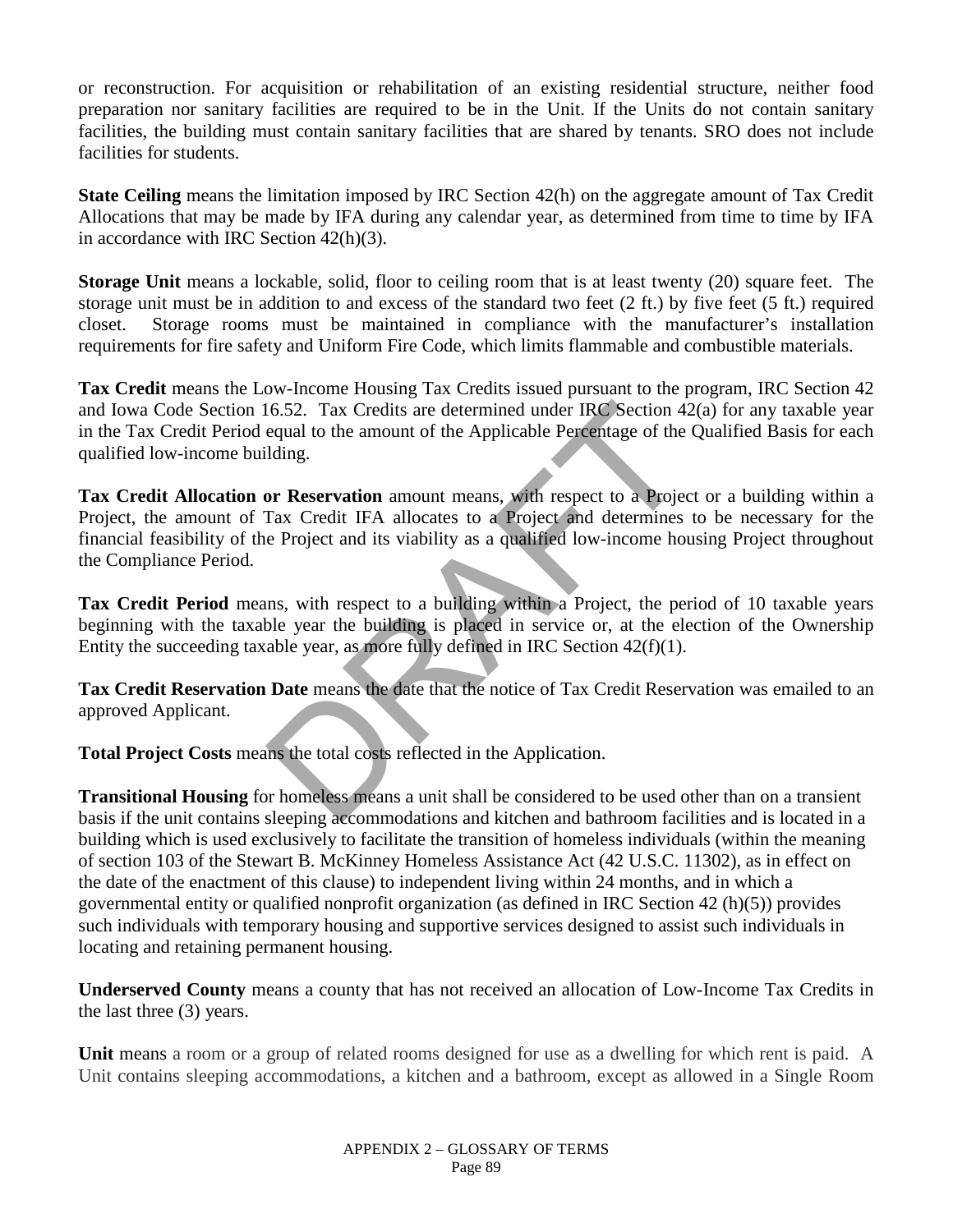or reconstruction. For acquisition or rehabilitation of an existing residential structure, neither food preparation nor sanitary facilities are required to be in the Unit. If the Units do not contain sanitary facilities, the building must contain sanitary facilities that are shared by tenants. SRO does not include facilities for students.

**State Ceiling** means the limitation imposed by IRC Section 42(h) on the aggregate amount of Tax Credit Allocations that may be made by IFA during any calendar year, as determined from time to time by IFA in accordance with IRC Section 42(h)(3).

**Storage Unit** means a lockable, solid, floor to ceiling room that is at least twenty (20) square feet. The storage unit must be in addition to and excess of the standard two feet (2 ft.) by five feet (5 ft.) required closet. Storage rooms must be maintained in compliance with the manufacturer's installation requirements for fire safety and Uniform Fire Code, which limits flammable and combustible materials.

**Tax Credit** means the Low-Income Housing Tax Credits issued pursuant to the program, IRC Section 42 and Iowa Code Section 16.52. Tax Credits are determined under IRC Section 42(a) for any taxable year in the Tax Credit Period equal to the amount of the Applicable Percentage of the Qualified Basis for each qualified low-income building.

**Tax Credit Allocation or Reservation** amount means, with respect to a Project or a building within a Project, the amount of Tax Credit IFA allocates to a Project and determines to be necessary for the financial feasibility of the Project and its viability as a qualified low-income housing Project throughout the Compliance Period.

**Tax Credit Period** means, with respect to a building within a Project, the period of 10 taxable years beginning with the taxable year the building is placed in service or, at the election of the Ownership Entity the succeeding taxable year, as more fully defined in IRC Section 42(f)(1).

**Tax Credit Reservation Date** means the date that the notice of Tax Credit Reservation was emailed to an approved Applicant.

**Total Project Costs** means the total costs reflected in the Application.

**Transitional Housing** for homeless means a unit shall be considered to be used other than on a transient basis if the unit contains sleeping accommodations and kitchen and bathroom facilities and is located in a building which is used exclusively to facilitate the transition of homeless individuals (within the meaning of section 103 of the Stewart B. McKinney Homeless Assistance Act (42 U.S.C. 11302), as in effect on the date of the enactment of this clause) to independent living within 24 months, and in which a governmental entity or qualified nonprofit organization (as defined in IRC Section 42 (h)(5)) provides such individuals with temporary housing and supportive services designed to assist such individuals in locating and retaining permanent housing.

**Underserved County** means a county that has not received an allocation of Low-Income Tax Credits in the last three (3) years.

**Unit** means a room or a group of related rooms designed for use as a dwelling for which rent is paid. A Unit contains sleeping accommodations, a kitchen and a bathroom, except as allowed in a Single Room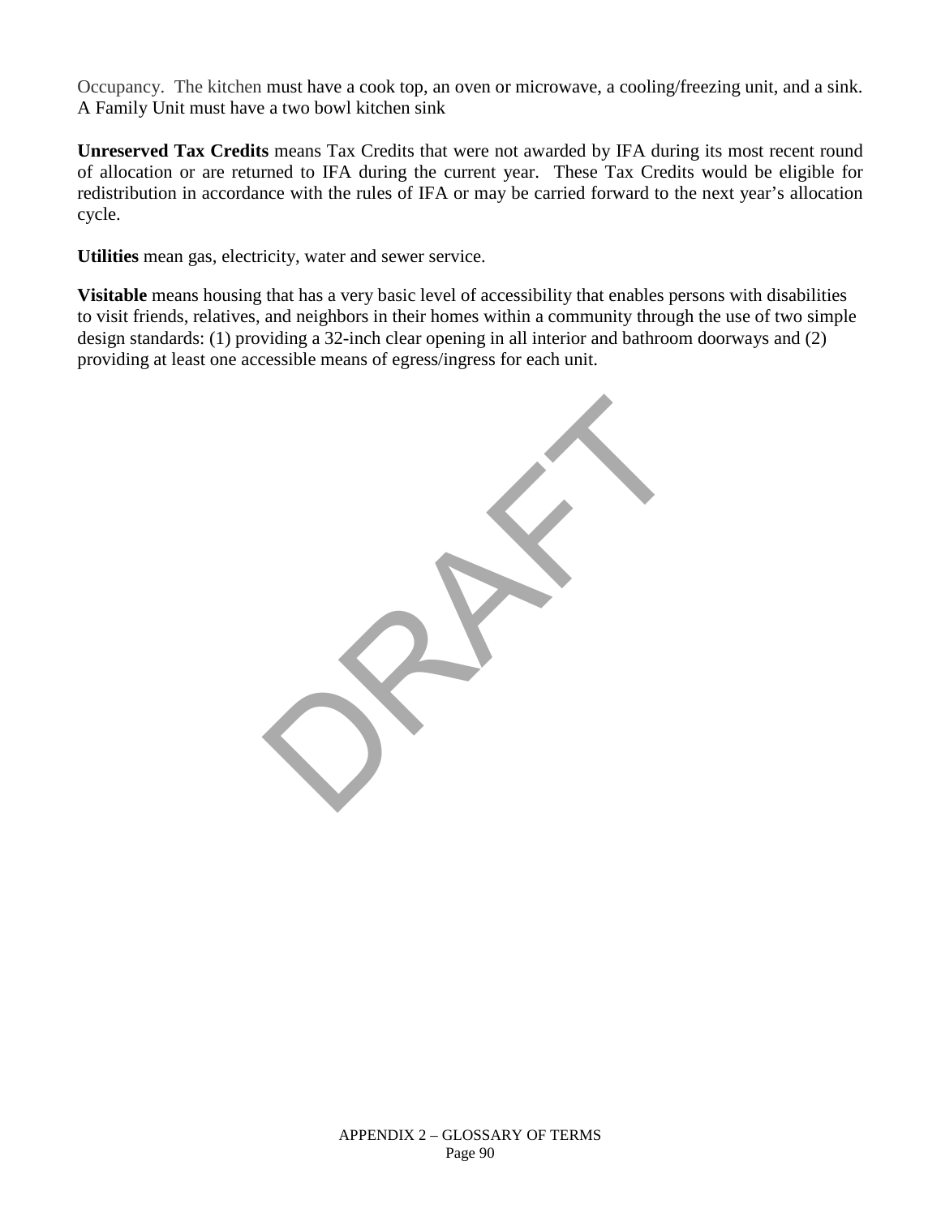Occupancy. The kitchen must have a cook top, an oven or microwave, a cooling/freezing unit, and a sink. A Family Unit must have a two bowl kitchen sink

**Unreserved Tax Credits** means Tax Credits that were not awarded by IFA during its most recent round of allocation or are returned to IFA during the current year. These Tax Credits would be eligible for redistribution in accordance with the rules of IFA or may be carried forward to the next year's allocation cycle.

**Utilities** mean gas, electricity, water and sewer service.

**Visitable** means housing that has a very basic level of accessibility that enables persons with disabilities to visit friends, relatives, and neighbors in their homes within a community through the use of two simple design standards: (1) providing a 32-inch clear opening in all interior and bathroom doorways and (2) providing at least one accessible means of egress/ingress for each unit.